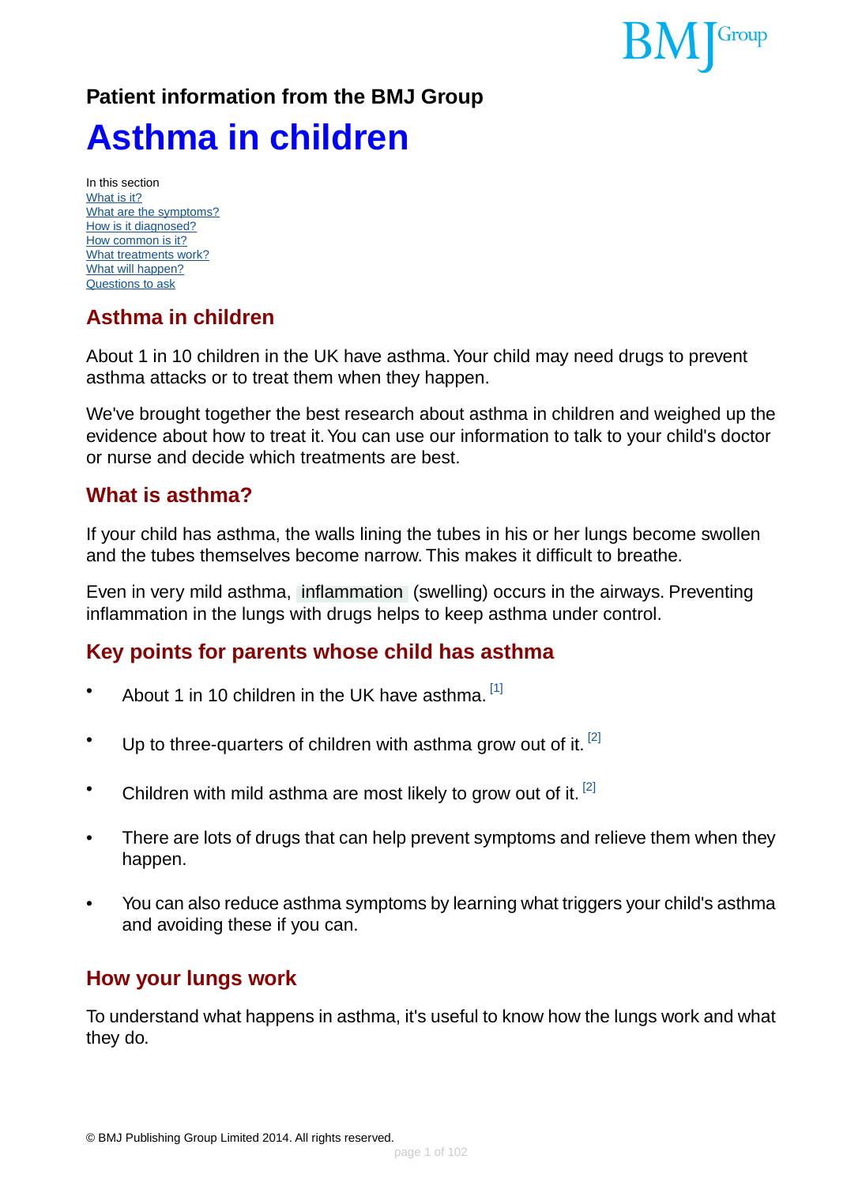**Patient information from the BMJ Group**

# Asthma in children

In this section
[What is it?](#)
[What are the symptoms?](#)
[How is it diagnosed?](#)
[How common is it?](#)
[What treatments work?](#)
[What will happen?](#)
[Questions to ask](#)

## Asthma in children

About 1 in 10 children in the UK have asthma. Your child may need drugs to prevent asthma attacks or to treat them when they happen.

We've brought together the best research about asthma in children and weighed up the evidence about how to treat it. You can use our information to talk to your child's doctor or nurse and decide which treatments are best.

## What is asthma?

If your child has asthma, the walls lining the tubes in his or her lungs become swollen and the tubes themselves become narrow. This makes it difficult to breathe.

Even in very mild asthma, inflammation (swelling) occurs in the airways. Preventing inflammation in the lungs with drugs helps to keep asthma under control.

## Key points for parents whose child has asthma

- About 1 in 10 children in the UK have asthma. [1]
- Up to three-quarters of children with asthma grow out of it. [2]
- Children with mild asthma are most likely to grow out of it. [2]
- There are lots of drugs that can help prevent symptoms and relieve them when they happen.
- You can also reduce asthma symptoms by learning what triggers your child's asthma and avoiding these if you can.

## How your lungs work

To understand what happens in asthma, it's useful to know how the lungs work and what they do.

© BMJ Publishing Group Limited 2014. All rights reserved.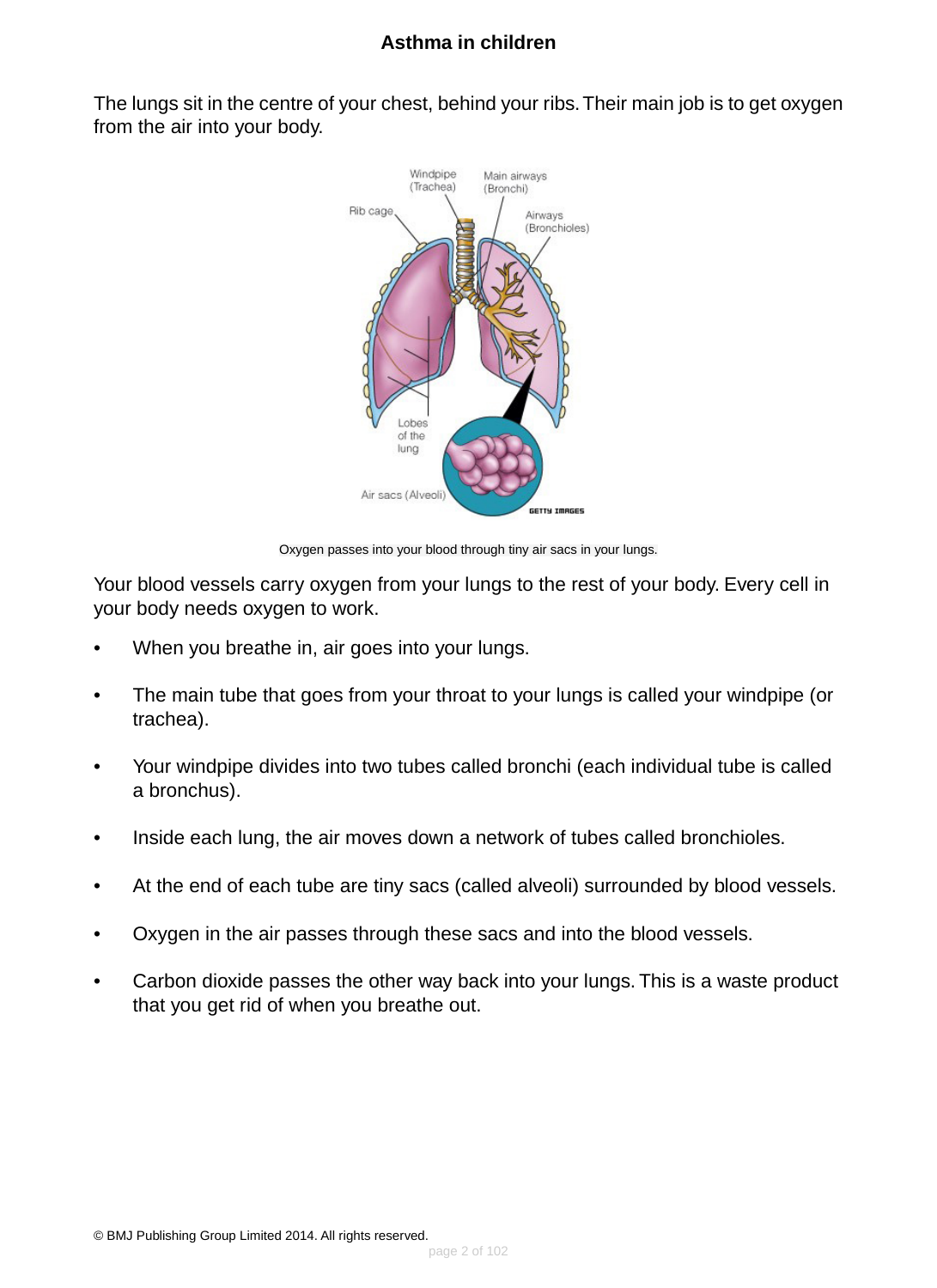The lungs sit in the centre of your chest, behind your ribs. Their main job is to get oxygen from the air into your body.

Oxygen passes into your blood through tiny air sacs in your lungs.

Your blood vessels carry oxygen from your lungs to the rest of your body. Every cell in your body needs oxygen to work.

- When you breathe in, air goes into your lungs.
- The main tube that goes from your throat to your lungs is called your windpipe (or trachea).
- Your windpipe divides into two tubes called bronchi (each individual tube is called a bronchus).
- Inside each lung, the air moves down a network of tubes called bronchioles.
- At the end of each tube are tiny sacs (called alveoli) surrounded by blood vessels.
- Oxygen in the air passes through these sacs and into the blood vessels.
- Carbon dioxide passes the other way back into your lungs. This is a waste product that you get rid of when you breathe out.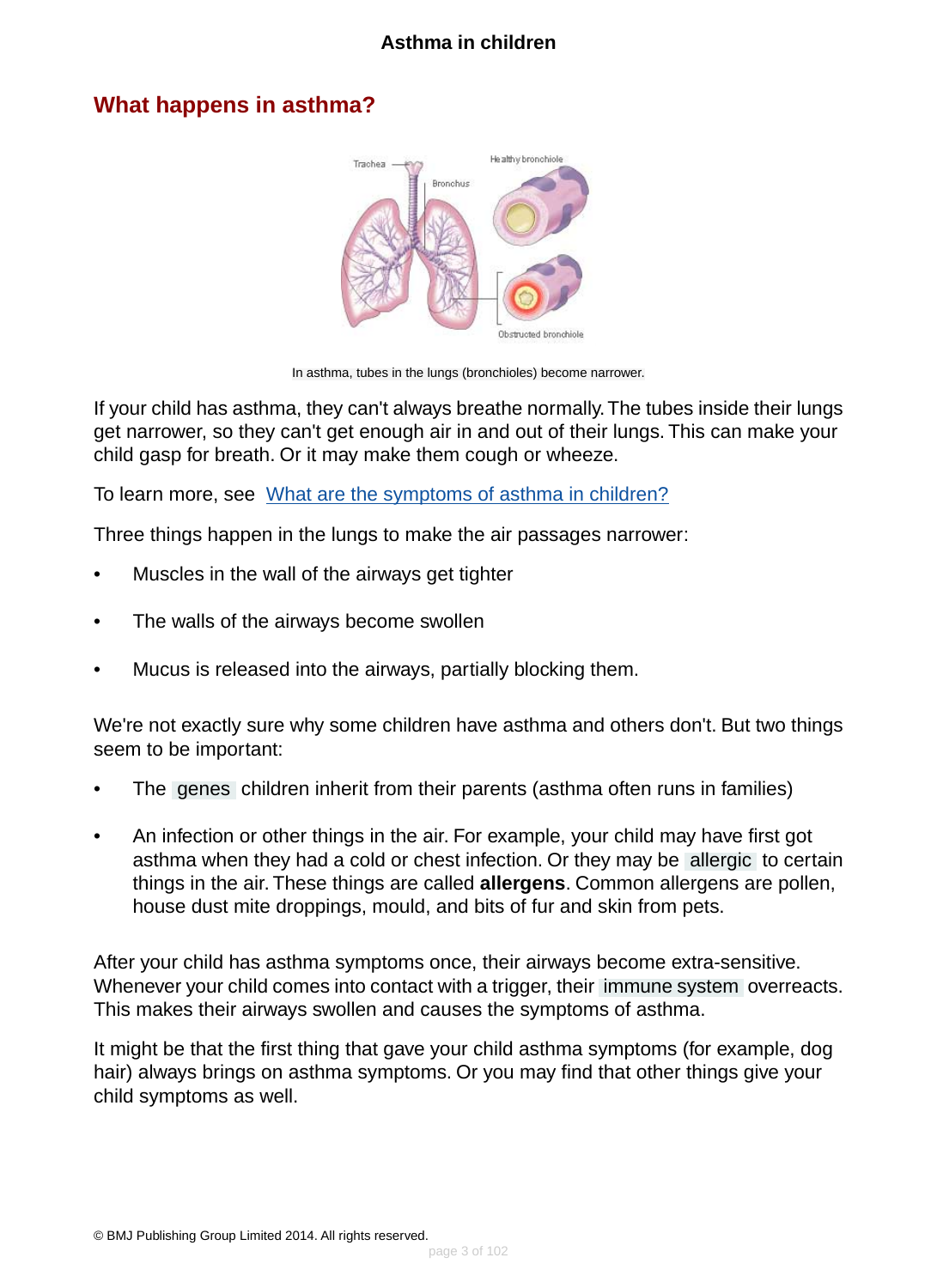## What happens in asthma?

In asthma, tubes in the lungs (bronchioles) become narrower.

If your child has asthma, they can't always breathe normally. The tubes inside their lungs get narrower, so they can't get enough air in and out of their lungs. This can make your child gasp for breath. Or it may make them cough or wheeze.

To learn more, see [What are the symptoms of asthma in children?]

Three things happen in the lungs to make the air passages narrower:

- Muscles in the wall of the airways get tighter
- The walls of the airways become swollen
- Mucus is released into the airways, partially blocking them.

We're not exactly sure why some children have asthma and others don't. But two things seem to be important:

- The genes children inherit from their parents (asthma often runs in families)
- An infection or other things in the air. For example, your child may have first got asthma when they had a cold or chest infection. Or they may be allergic to certain things in the air. These things are called **allergens**. Common allergens are pollen, house dust mite droppings, mould, and bits of fur and skin from pets.

After your child has asthma symptoms once, their airways become extra-sensitive. Whenever your child comes into contact with a trigger, their immune system overreacts. This makes their airways swollen and causes the symptoms of asthma.

It might be that the first thing that gave your child asthma symptoms (for example, dog hair) always brings on asthma symptoms. Or you may find that other things give your child symptoms as well.

© BMJ Publishing Group Limited 2014. All rights reserved.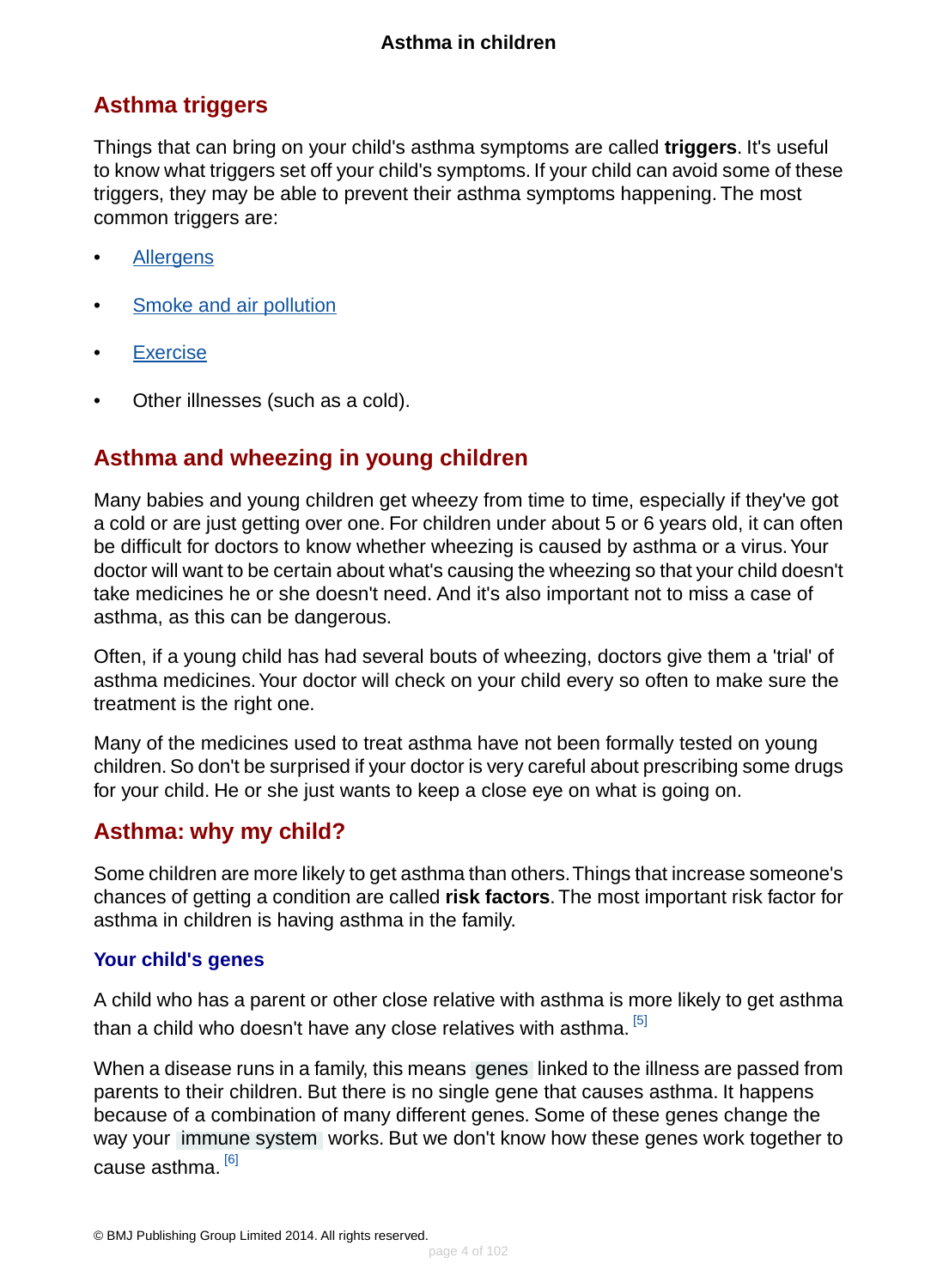## Asthma triggers

Things that can bring on your child's asthma symptoms are called **triggers**. It's useful to know what triggers set off your child's symptoms. If your child can avoid some of these triggers, they may be able to prevent their asthma symptoms happening. The most common triggers are:

- Allergens
- Smoke and air pollution
- Exercise
- Other illnesses (such as a cold).

## Asthma and wheezing in young children

Many babies and young children get wheezy from time to time, especially if they've got a cold or are just getting over one. For children under about 5 or 6 years old, it can often be difficult for doctors to know whether wheezing is caused by asthma or a virus. Your doctor will want to be certain about what's causing the wheezing so that your child doesn't take medicines he or she doesn't need. And it's also important not to miss a case of asthma, as this can be dangerous.

Often, if a young child has had several bouts of wheezing, doctors give them a 'trial' of asthma medicines. Your doctor will check on your child every so often to make sure the treatment is the right one.

Many of the medicines used to treat asthma have not been formally tested on young children. So don't be surprised if your doctor is very careful about prescribing some drugs for your child. He or she just wants to keep a close eye on what is going on.

## Asthma: why my child?

Some children are more likely to get asthma than others. Things that increase someone's chances of getting a condition are called **risk factors**. The most important risk factor for asthma in children is having asthma in the family.

### Your child's genes

A child who has a parent or other close relative with asthma is more likely to get asthma than a child who doesn't have any close relatives with asthma. [5]

When a disease runs in a family, this means genes linked to the illness are passed from parents to their children. But there is no single gene that causes asthma. It happens because of a combination of many different genes. Some of these genes change the way your immune system works. But we don't know how these genes work together to cause asthma. [6]

© BMJ Publishing Group Limited 2014. All rights reserved.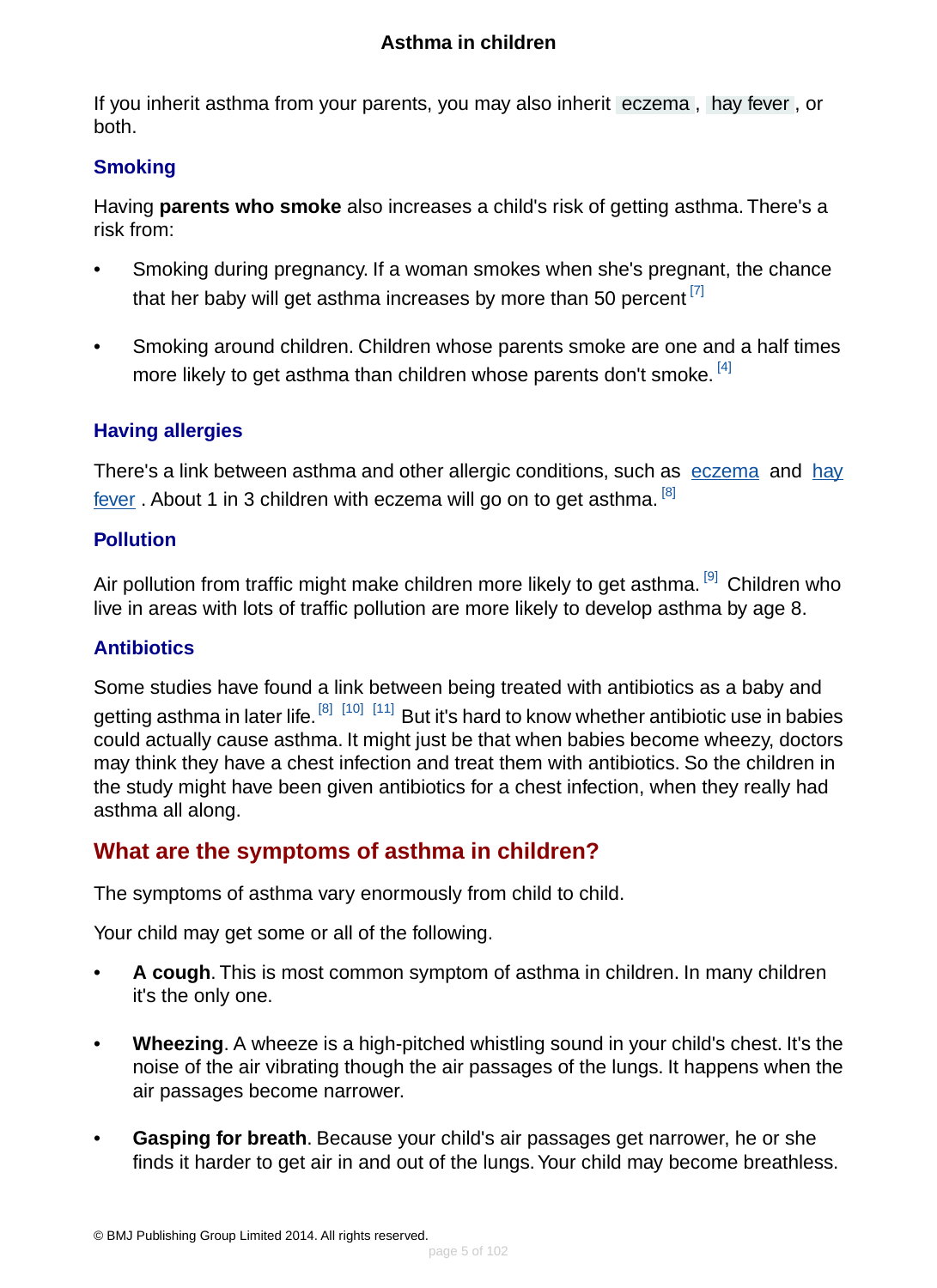If you inherit asthma from your parents, you may also inherit eczema, hay fever, or both.

### Smoking

Having **parents who smoke** also increases a child's risk of getting asthma. There's a risk from:

- Smoking during pregnancy. If a woman smokes when she's pregnant, the chance that her baby will get asthma increases by more than 50 percent [7]
- Smoking around children. Children whose parents smoke are one and a half times more likely to get asthma than children whose parents don't smoke. [4]

### Having allergies

There's a link between asthma and other allergic conditions, such as eczema and hay fever. About 1 in 3 children with eczema will go on to get asthma. [8]

### Pollution

Air pollution from traffic might make children more likely to get asthma. [9] Children who live in areas with lots of traffic pollution are more likely to develop asthma by age 8.

### Antibiotics

Some studies have found a link between being treated with antibiotics as a baby and getting asthma in later life. [8] [10] [11] But it's hard to know whether antibiotic use in babies could actually cause asthma. It might just be that when babies become wheezy, doctors may think they have a chest infection and treat them with antibiotics. So the children in the study might have been given antibiotics for a chest infection, when they really had asthma all along.

## What are the symptoms of asthma in children?

The symptoms of asthma vary enormously from child to child.

Your child may get some or all of the following.

- **A cough**. This is most common symptom of asthma in children. In many children it's the only one.
- **Wheezing**. A wheeze is a high-pitched whistling sound in your child's chest. It's the noise of the air vibrating though the air passages of the lungs. It happens when the air passages become narrower.
- **Gasping for breath**. Because your child's air passages get narrower, he or she finds it harder to get air in and out of the lungs. Your child may become breathless.

© BMJ Publishing Group Limited 2014. All rights reserved.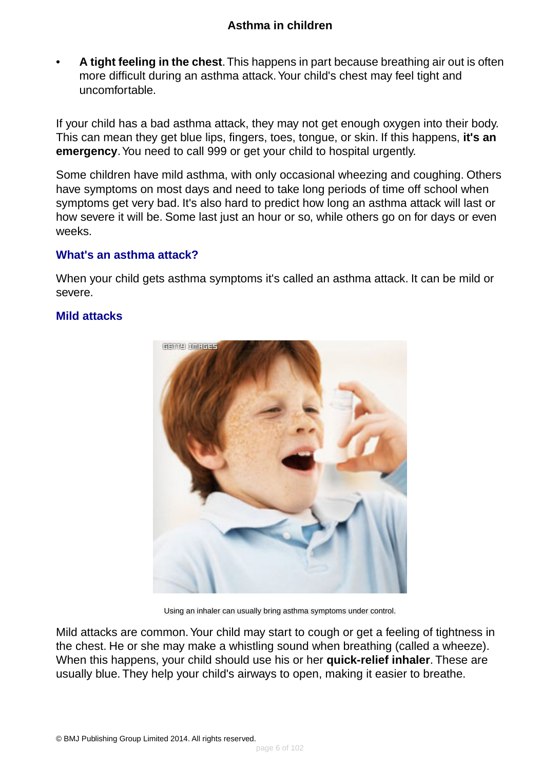- **A tight feeling in the chest**. This happens in part because breathing air out is often more difficult during an asthma attack. Your child's chest may feel tight and uncomfortable.

If your child has a bad asthma attack, they may not get enough oxygen into their body. This can mean they get blue lips, fingers, toes, tongue, or skin. If this happens, **it's an emergency**. You need to call 999 or get your child to hospital urgently.

Some children have mild asthma, with only occasional wheezing and coughing. Others have symptoms on most days and need to take long periods of time off school when symptoms get very bad. It's also hard to predict how long an asthma attack will last or how severe it will be. Some last just an hour or so, while others go on for days or even weeks.

## What's an asthma attack?

When your child gets asthma symptoms it's called an asthma attack. It can be mild or severe.

### Mild attacks

Using an inhaler can usually bring asthma symptoms under control.

Mild attacks are common. Your child may start to cough or get a feeling of tightness in the chest. He or she may make a whistling sound when breathing (called a wheeze). When this happens, your child should use his or her **quick-relief inhaler**. These are usually blue. They help your child's airways to open, making it easier to breathe.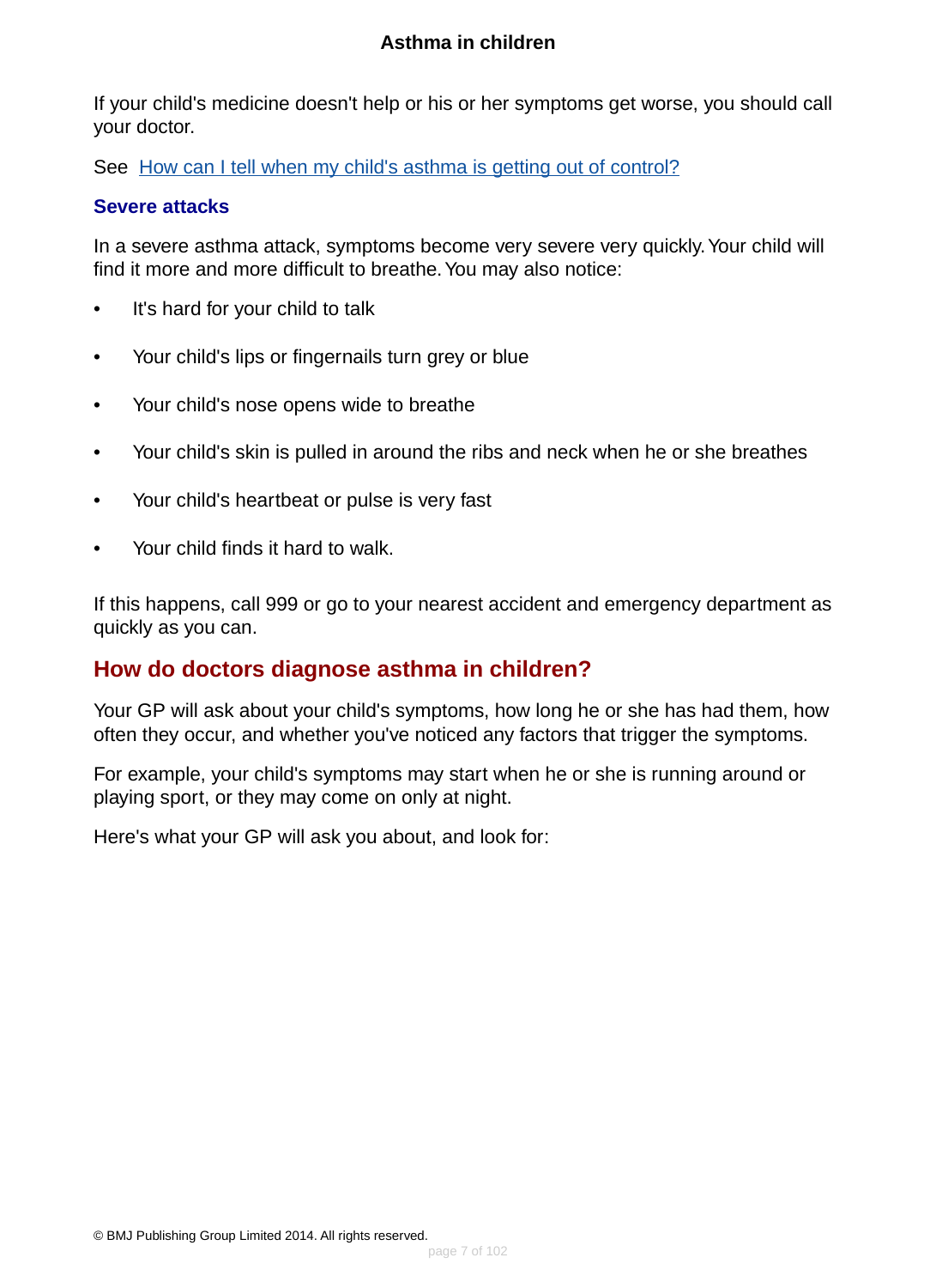If your child's medicine doesn't help or his or her symptoms get worse, you should call your doctor.

See [How can I tell when my child's asthma is getting out of control?]

### Severe attacks

In a severe asthma attack, symptoms become very severe very quickly. Your child will find it more and more difficult to breathe. You may also notice:

- It's hard for your child to talk
- Your child's lips or fingernails turn grey or blue
- Your child's nose opens wide to breathe
- Your child's skin is pulled in around the ribs and neck when he or she breathes
- Your child's heartbeat or pulse is very fast
- Your child finds it hard to walk.

If this happens, call 999 or go to your nearest accident and emergency department as quickly as you can.

## How do doctors diagnose asthma in children?

Your GP will ask about your child's symptoms, how long he or she has had them, how often they occur, and whether you've noticed any factors that trigger the symptoms.

For example, your child's symptoms may start when he or she is running around or playing sport, or they may come on only at night.

Here's what your GP will ask you about, and look for: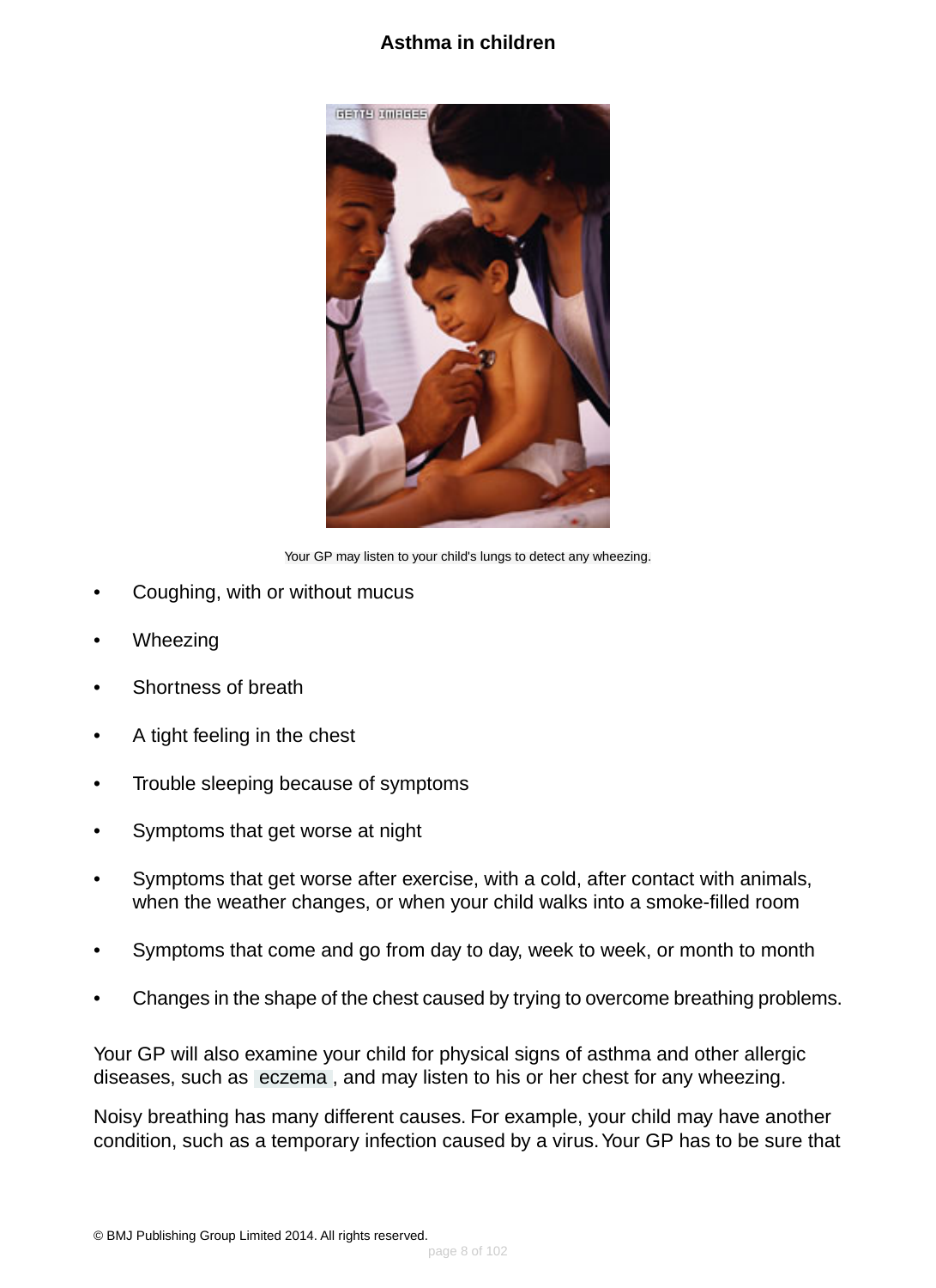Your GP may listen to your child's lungs to detect any wheezing.

- Coughing, with or without mucus
- Wheezing
- Shortness of breath
- A tight feeling in the chest
- Trouble sleeping because of symptoms
- Symptoms that get worse at night
- Symptoms that get worse after exercise, with a cold, after contact with animals, when the weather changes, or when your child walks into a smoke-filled room
- Symptoms that come and go from day to day, week to week, or month to month
- Changes in the shape of the chest caused by trying to overcome breathing problems.

Your GP will also examine your child for physical signs of asthma and other allergic diseases, such as eczema, and may listen to his or her chest for any wheezing.

Noisy breathing has many different causes. For example, your child may have another condition, such as a temporary infection caused by a virus. Your GP has to be sure that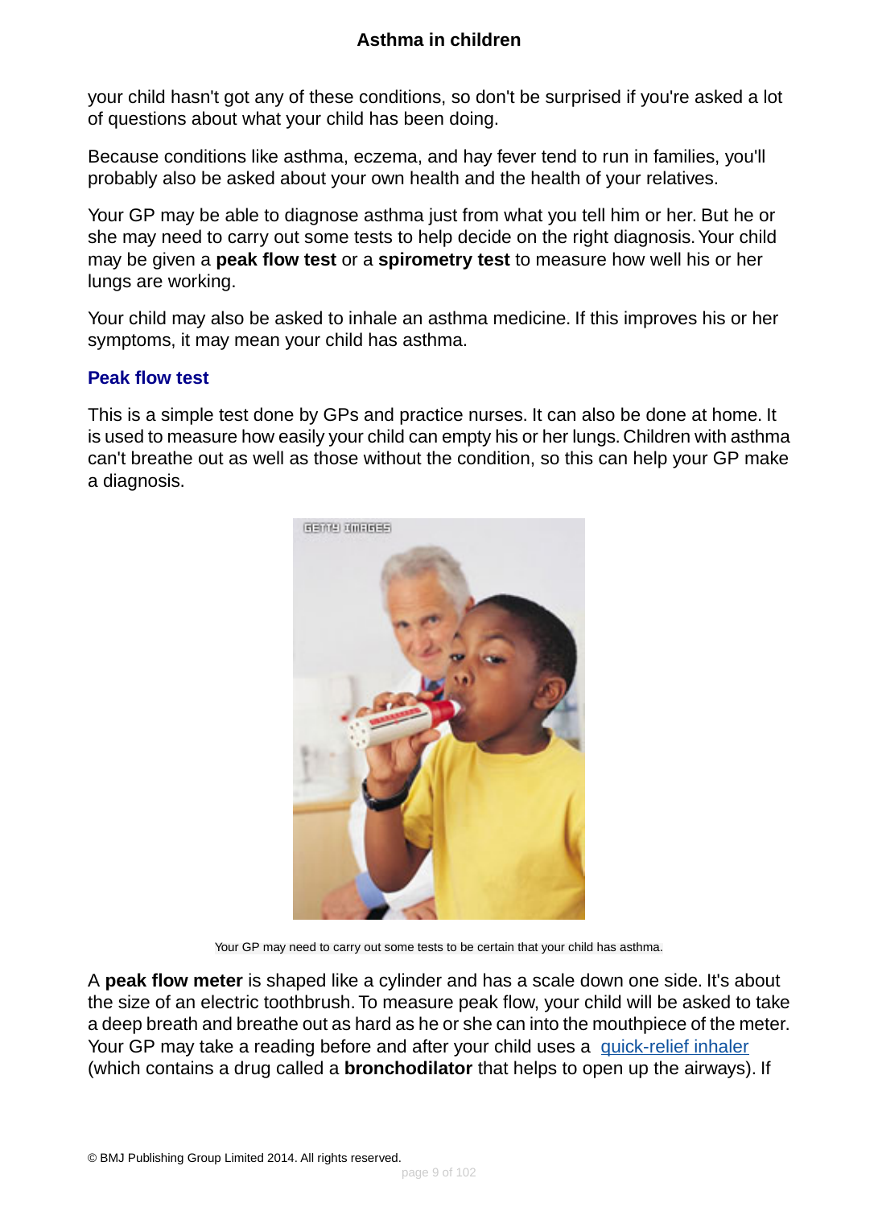your child hasn't got any of these conditions, so don't be surprised if you're asked a lot of questions about what your child has been doing.

Because conditions like asthma, eczema, and hay fever tend to run in families, you'll probably also be asked about your own health and the health of your relatives.

Your GP may be able to diagnose asthma just from what you tell him or her. But he or she may need to carry out some tests to help decide on the right diagnosis. Your child may be given a **peak flow test** or a **spirometry test** to measure how well his or her lungs are working.

Your child may also be asked to inhale an asthma medicine. If this improves his or her symptoms, it may mean your child has asthma.

### Peak flow test

This is a simple test done by GPs and practice nurses. It can also be done at home. It is used to measure how easily your child can empty his or her lungs. Children with asthma can't breathe out as well as those without the condition, so this can help your GP make a diagnosis.

Your GP may need to carry out some tests to be certain that your child has asthma.

A **peak flow meter** is shaped like a cylinder and has a scale down one side. It's about the size of an electric toothbrush. To measure peak flow, your child will be asked to take a deep breath and breathe out as hard as he or she can into the mouthpiece of the meter. Your GP may take a reading before and after your child uses a quick-relief inhaler (which contains a drug called a **bronchodilator** that helps to open up the airways). If

© BMJ Publishing Group Limited 2014. All rights reserved.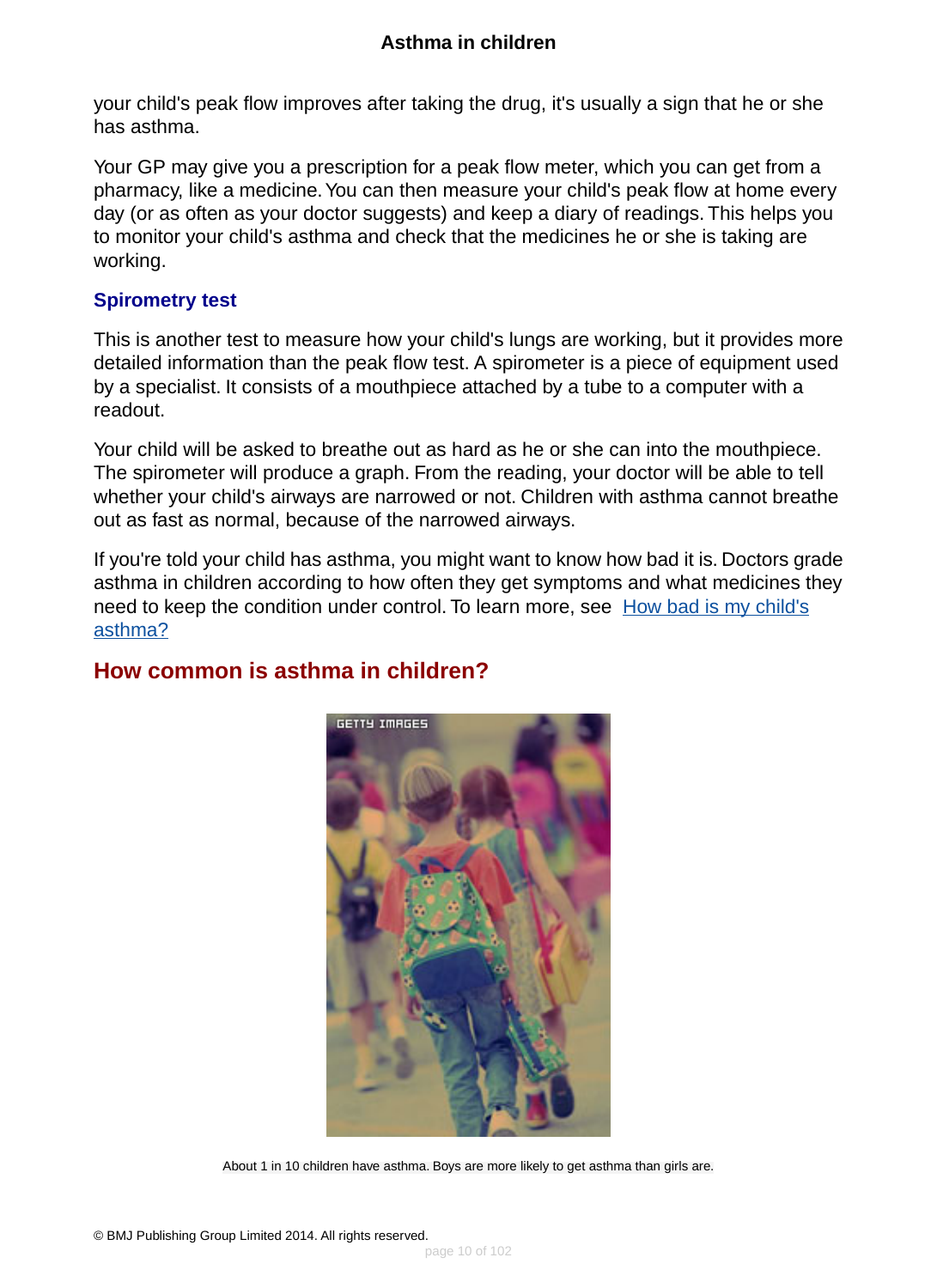your child's peak flow improves after taking the drug, it's usually a sign that he or she has asthma.

Your GP may give you a prescription for a peak flow meter, which you can get from a pharmacy, like a medicine. You can then measure your child's peak flow at home every day (or as often as your doctor suggests) and keep a diary of readings. This helps you to monitor your child's asthma and check that the medicines he or she is taking are working.

### Spirometry test

This is another test to measure how your child's lungs are working, but it provides more detailed information than the peak flow test. A spirometer is a piece of equipment used by a specialist. It consists of a mouthpiece attached by a tube to a computer with a readout.

Your child will be asked to breathe out as hard as he or she can into the mouthpiece. The spirometer will produce a graph. From the reading, your doctor will be able to tell whether your child's airways are narrowed or not. Children with asthma cannot breathe out as fast as normal, because of the narrowed airways.

If you're told your child has asthma, you might want to know how bad it is. Doctors grade asthma in children according to how often they get symptoms and what medicines they need to keep the condition under control. To learn more, see How bad is my child's asthma?

## How common is asthma in children?

About 1 in 10 children have asthma. Boys are more likely to get asthma than girls are.

© BMJ Publishing Group Limited 2014. All rights reserved.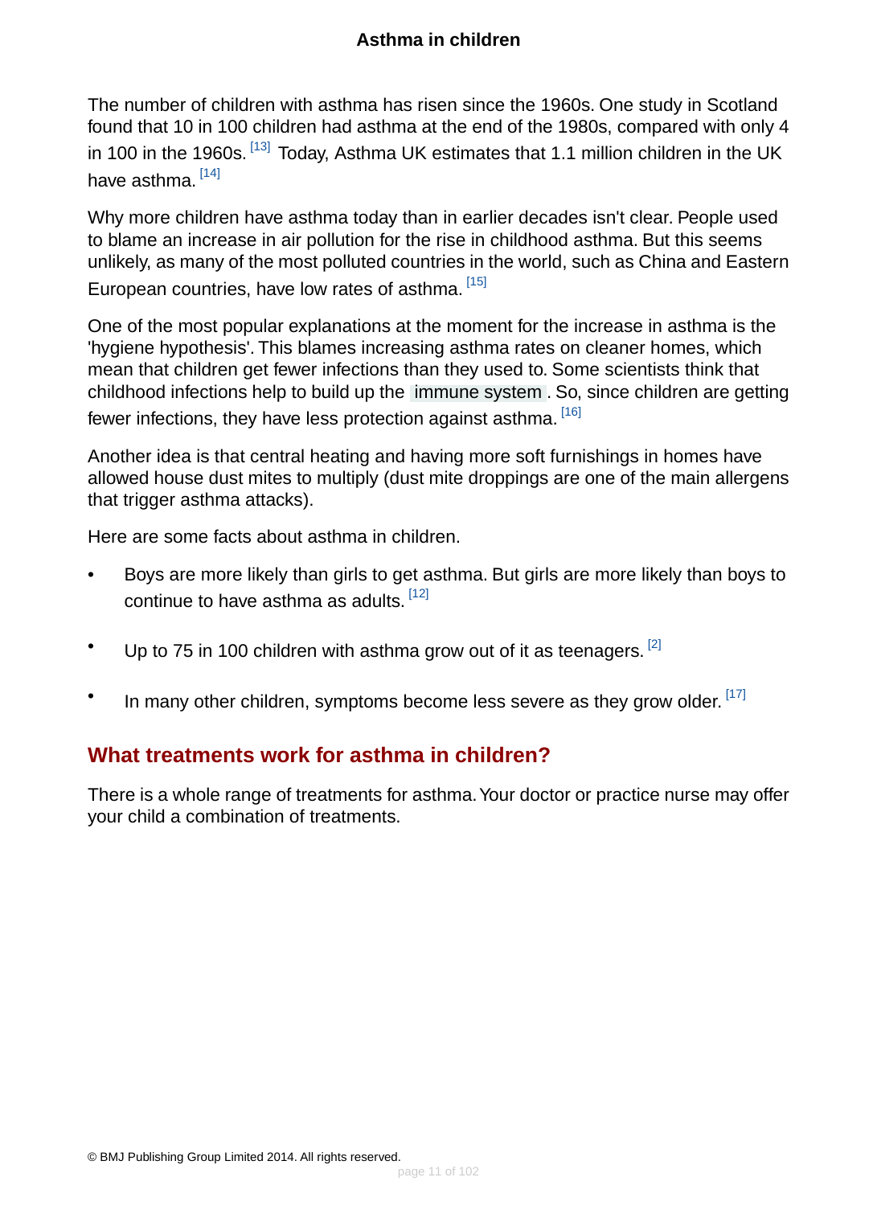The number of children with asthma has risen since the 1960s. One study in Scotland found that 10 in 100 children had asthma at the end of the 1980s, compared with only 4 in 100 in the 1960s. [13] Today, Asthma UK estimates that 1.1 million children in the UK have asthma. [14]

Why more children have asthma today than in earlier decades isn't clear. People used to blame an increase in air pollution for the rise in childhood asthma. But this seems unlikely, as many of the most polluted countries in the world, such as China and Eastern European countries, have low rates of asthma. [15]

One of the most popular explanations at the moment for the increase in asthma is the 'hygiene hypothesis'. This blames increasing asthma rates on cleaner homes, which mean that children get fewer infections than they used to. Some scientists think that childhood infections help to build up the immune system. So, since children are getting fewer infections, they have less protection against asthma. [16]

Another idea is that central heating and having more soft furnishings in homes have allowed house dust mites to multiply (dust mite droppings are one of the main allergens that trigger asthma attacks).

Here are some facts about asthma in children.

- Boys are more likely than girls to get asthma. But girls are more likely than boys to continue to have asthma as adults. [12]
- Up to 75 in 100 children with asthma grow out of it as teenagers. [2]
- In many other children, symptoms become less severe as they grow older. [17]

## What treatments work for asthma in children?

There is a whole range of treatments for asthma. Your doctor or practice nurse may offer your child a combination of treatments.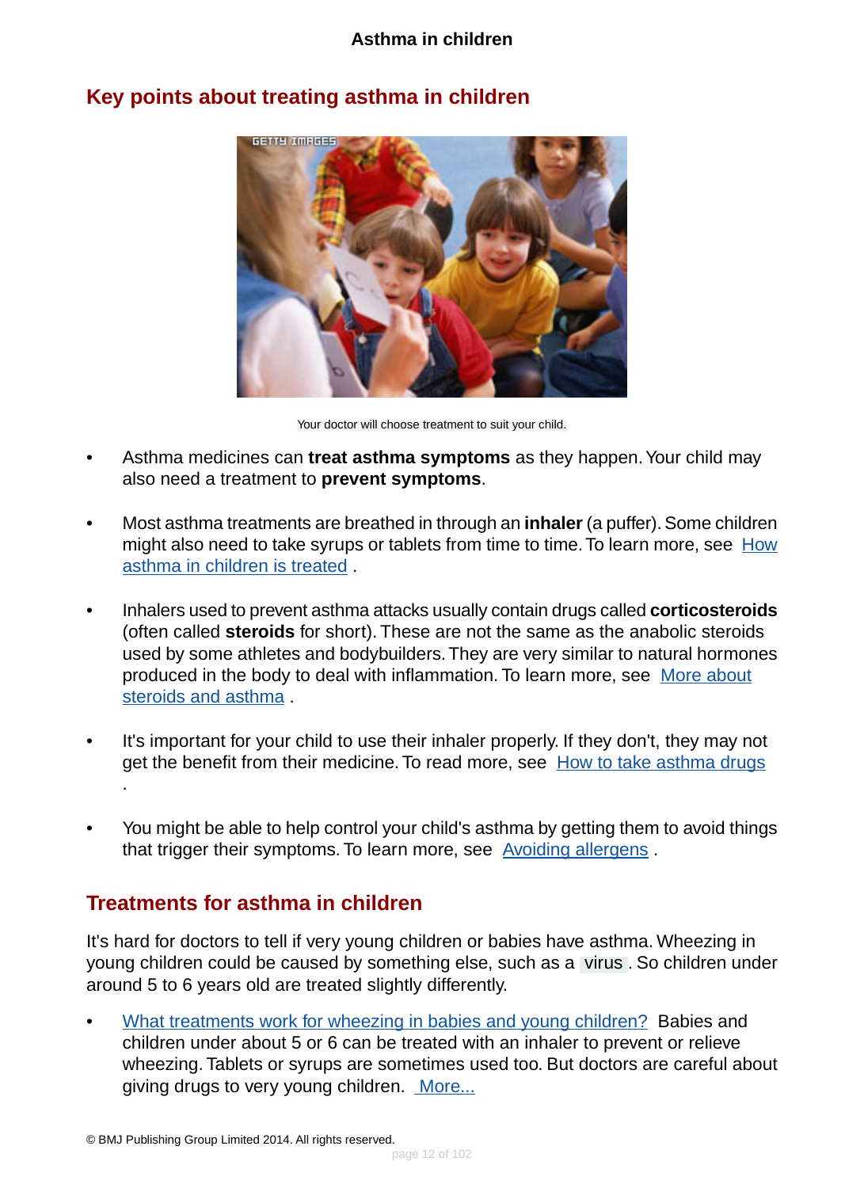## Key points about treating asthma in children

Your doctor will choose treatment to suit your child.

- Asthma medicines can **treat asthma symptoms** as they happen. Your child may also need a treatment to **prevent symptoms**.

- Most asthma treatments are breathed in through an **inhaler** (a puffer). Some children might also need to take syrups or tablets from time to time. To learn more, see How asthma in children is treated .

- Inhalers used to prevent asthma attacks usually contain drugs called **corticosteroids** (often called **steroids** for short). These are not the same as the anabolic steroids used by some athletes and bodybuilders. They are very similar to natural hormones produced in the body to deal with inflammation. To learn more, see More about steroids and asthma .

- It's important for your child to use their inhaler properly. If they don't, they may not get the benefit from their medicine. To read more, see How to take asthma drugs .

- You might be able to help control your child's asthma by getting them to avoid things that trigger their symptoms. To learn more, see Avoiding allergens .

## Treatments for asthma in children

It's hard for doctors to tell if very young children or babies have asthma. Wheezing in young children could be caused by something else, such as a virus . So children under around 5 to 6 years old are treated slightly differently.

- What treatments work for wheezing in babies and young children? Babies and children under about 5 or 6 can be treated with an inhaler to prevent or relieve wheezing. Tablets or syrups are sometimes used too. But doctors are careful about giving drugs to very young children. More...

© BMJ Publishing Group Limited 2014. All rights reserved.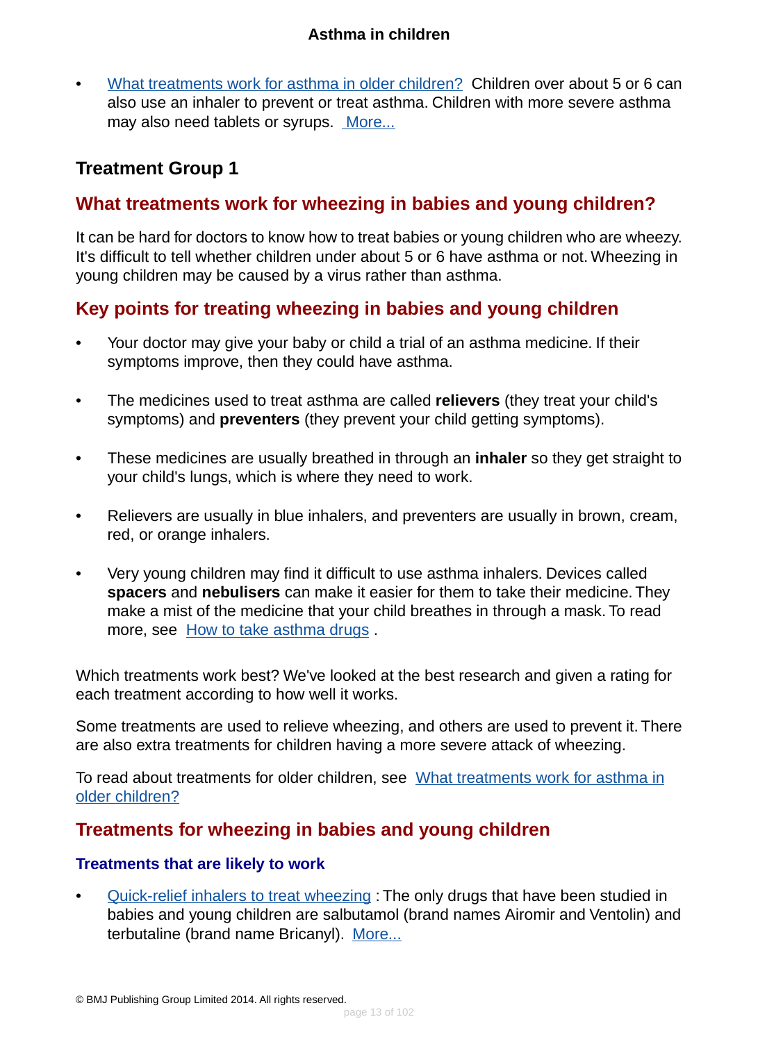- What treatments work for asthma in older children? Children over about 5 or 6 can also use an inhaler to prevent or treat asthma. Children with more severe asthma may also need tablets or syrups. More...

## Treatment Group 1

## What treatments work for wheezing in babies and young children?

It can be hard for doctors to know how to treat babies or young children who are wheezy. It's difficult to tell whether children under about 5 or 6 have asthma or not. Wheezing in young children may be caused by a virus rather than asthma.

## Key points for treating wheezing in babies and young children

- Your doctor may give your baby or child a trial of an asthma medicine. If their symptoms improve, then they could have asthma.
- The medicines used to treat asthma are called **relievers** (they treat your child's symptoms) and **preventers** (they prevent your child getting symptoms).
- These medicines are usually breathed in through an **inhaler** so they get straight to your child's lungs, which is where they need to work.
- Relievers are usually in blue inhalers, and preventers are usually in brown, cream, red, or orange inhalers.
- Very young children may find it difficult to use asthma inhalers. Devices called **spacers** and **nebulisers** can make it easier for them to take their medicine. They make a mist of the medicine that your child breathes in through a mask. To read more, see How to take asthma drugs .

Which treatments work best? We've looked at the best research and given a rating for each treatment according to how well it works.

Some treatments are used to relieve wheezing, and others are used to prevent it. There are also extra treatments for children having a more severe attack of wheezing.

To read about treatments for older children, see What treatments work for asthma in older children?

## Treatments for wheezing in babies and young children

### Treatments that are likely to work

- Quick-relief inhalers to treat wheezing : The only drugs that have been studied in babies and young children are salbutamol (brand names Airomir and Ventolin) and terbutaline (brand name Bricanyl). More...

© BMJ Publishing Group Limited 2014. All rights reserved.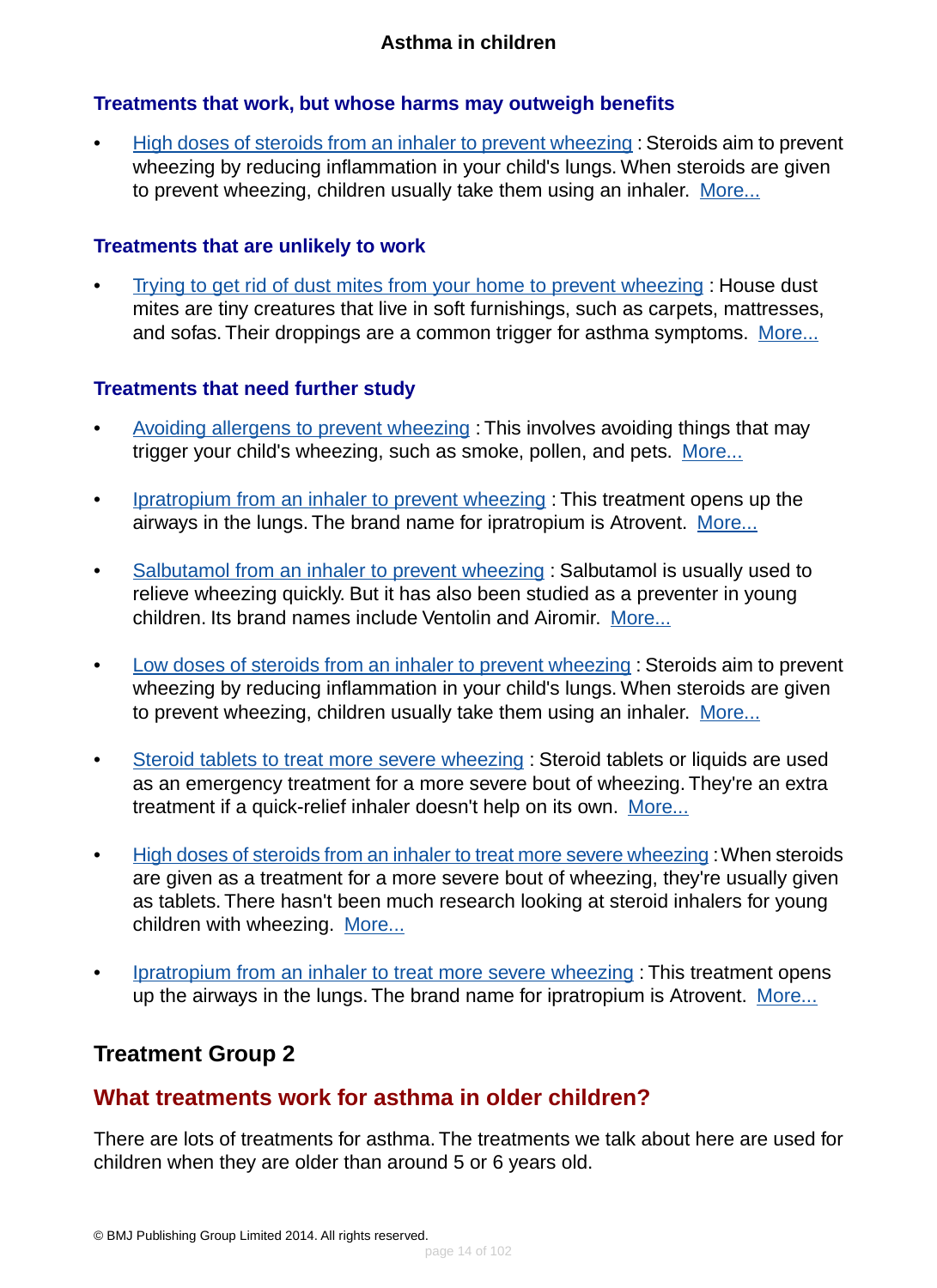### Treatments that work, but whose harms may outweigh benefits

- High doses of steroids from an inhaler to prevent wheezing : Steroids aim to prevent wheezing by reducing inflammation in your child's lungs. When steroids are given to prevent wheezing, children usually take them using an inhaler. More...

### Treatments that are unlikely to work

- Trying to get rid of dust mites from your home to prevent wheezing : House dust mites are tiny creatures that live in soft furnishings, such as carpets, mattresses, and sofas. Their droppings are a common trigger for asthma symptoms. More...

### Treatments that need further study

- Avoiding allergens to prevent wheezing : This involves avoiding things that may trigger your child's wheezing, such as smoke, pollen, and pets. More...
- Ipratropium from an inhaler to prevent wheezing : This treatment opens up the airways in the lungs. The brand name for ipratropium is Atrovent. More...
- Salbutamol from an inhaler to prevent wheezing : Salbutamol is usually used to relieve wheezing quickly. But it has also been studied as a preventer in young children. Its brand names include Ventolin and Airomir. More...
- Low doses of steroids from an inhaler to prevent wheezing : Steroids aim to prevent wheezing by reducing inflammation in your child's lungs. When steroids are given to prevent wheezing, children usually take them using an inhaler. More...
- Steroid tablets to treat more severe wheezing : Steroid tablets or liquids are used as an emergency treatment for a more severe bout of wheezing. They're an extra treatment if a quick-relief inhaler doesn't help on its own. More...
- High doses of steroids from an inhaler to treat more severe wheezing : When steroids are given as a treatment for a more severe bout of wheezing, they're usually given as tablets. There hasn't been much research looking at steroid inhalers for young children with wheezing. More...
- Ipratropium from an inhaler to treat more severe wheezing : This treatment opens up the airways in the lungs. The brand name for ipratropium is Atrovent. More...

## Treatment Group 2

## What treatments work for asthma in older children?

There are lots of treatments for asthma. The treatments we talk about here are used for children when they are older than around 5 or 6 years old.

© BMJ Publishing Group Limited 2014. All rights reserved.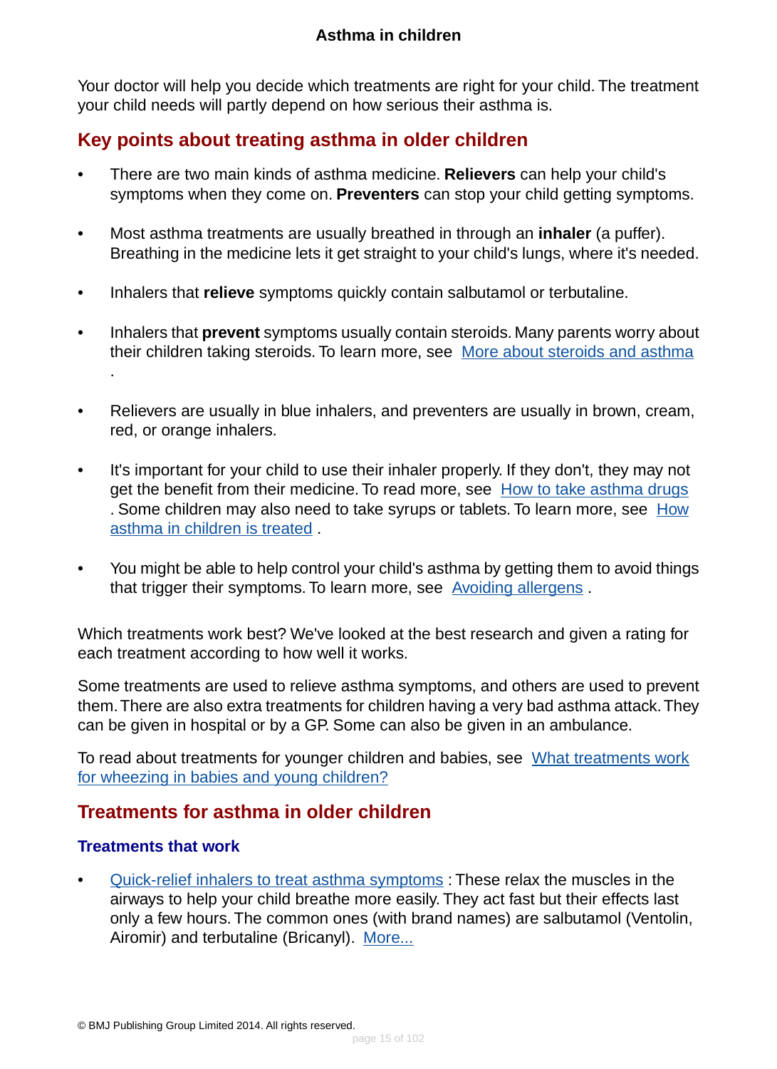Your doctor will help you decide which treatments are right for your child. The treatment your child needs will partly depend on how serious their asthma is.

## Key points about treating asthma in older children

- There are two main kinds of asthma medicine. **Relievers** can help your child's symptoms when they come on. **Preventers** can stop your child getting symptoms.
- Most asthma treatments are usually breathed in through an **inhaler** (a puffer). Breathing in the medicine lets it get straight to your child's lungs, where it's needed.
- Inhalers that **relieve** symptoms quickly contain salbutamol or terbutaline.
- Inhalers that **prevent** symptoms usually contain steroids. Many parents worry about their children taking steroids. To learn more, see More about steroids and asthma .
- Relievers are usually in blue inhalers, and preventers are usually in brown, cream, red, or orange inhalers.
- It's important for your child to use their inhaler properly. If they don't, they may not get the benefit from their medicine. To read more, see How to take asthma drugs . Some children may also need to take syrups or tablets. To learn more, see How asthma in children is treated .
- You might be able to help control your child's asthma by getting them to avoid things that trigger their symptoms. To learn more, see Avoiding allergens .

Which treatments work best? We've looked at the best research and given a rating for each treatment according to how well it works.

Some treatments are used to relieve asthma symptoms, and others are used to prevent them. There are also extra treatments for children having a very bad asthma attack. They can be given in hospital or by a GP. Some can also be given in an ambulance.

To read about treatments for younger children and babies, see What treatments work for wheezing in babies and young children?

## Treatments for asthma in older children

### Treatments that work

- Quick-relief inhalers to treat asthma symptoms : These relax the muscles in the airways to help your child breathe more easily. They act fast but their effects last only a few hours. The common ones (with brand names) are salbutamol (Ventolin, Airomir) and terbutaline (Bricanyl). More...

© BMJ Publishing Group Limited 2014. All rights reserved.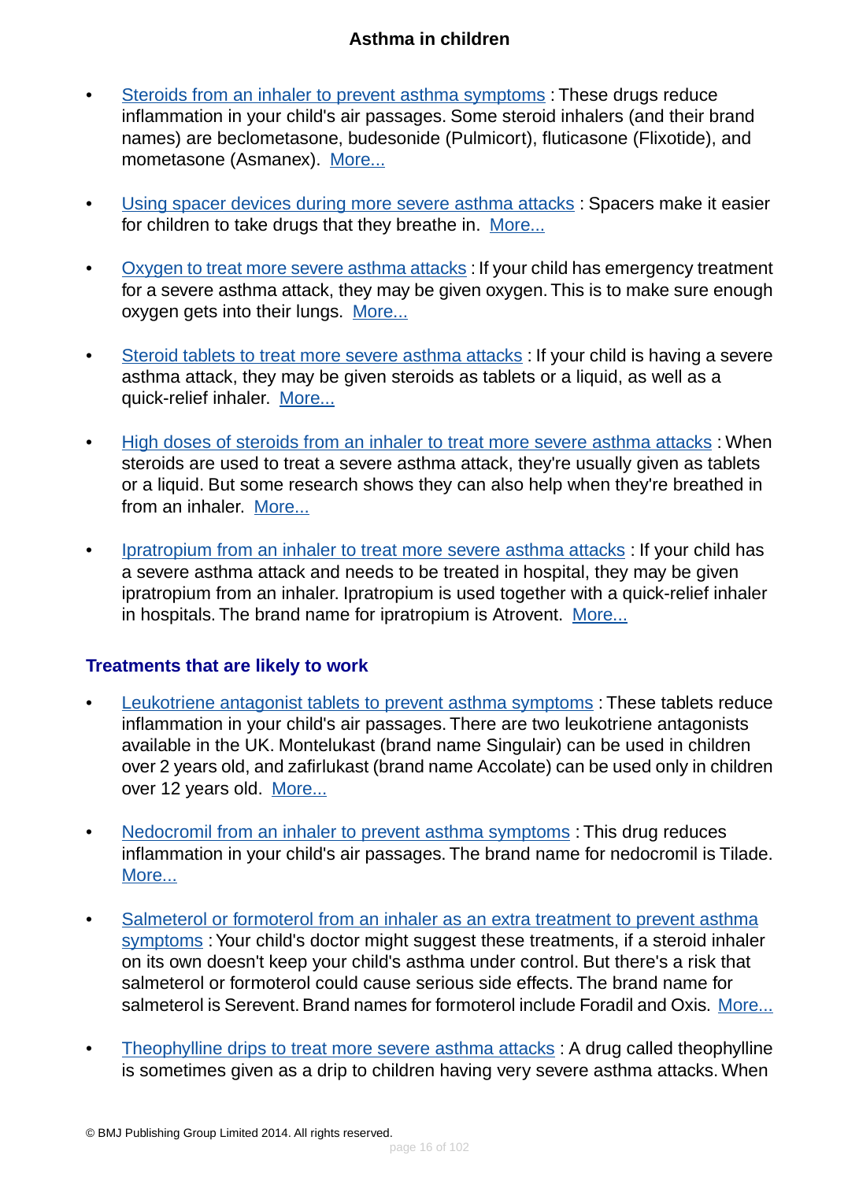- Steroids from an inhaler to prevent asthma symptoms : These drugs reduce inflammation in your child's air passages. Some steroid inhalers (and their brand names) are beclometasone, budesonide (Pulmicort), fluticasone (Flixotide), and mometasone (Asmanex). More...

- Using spacer devices during more severe asthma attacks : Spacers make it easier for children to take drugs that they breathe in. More...

- Oxygen to treat more severe asthma attacks : If your child has emergency treatment for a severe asthma attack, they may be given oxygen. This is to make sure enough oxygen gets into their lungs. More...

- Steroid tablets to treat more severe asthma attacks : If your child is having a severe asthma attack, they may be given steroids as tablets or a liquid, as well as a quick-relief inhaler. More...

- High doses of steroids from an inhaler to treat more severe asthma attacks : When steroids are used to treat a severe asthma attack, they're usually given as tablets or a liquid. But some research shows they can also help when they're breathed in from an inhaler. More...

- Ipratropium from an inhaler to treat more severe asthma attacks : If your child has a severe asthma attack and needs to be treated in hospital, they may be given ipratropium from an inhaler. Ipratropium is used together with a quick-relief inhaler in hospitals. The brand name for ipratropium is Atrovent. More...

### Treatments that are likely to work

- Leukotriene antagonist tablets to prevent asthma symptoms : These tablets reduce inflammation in your child's air passages. There are two leukotriene antagonists available in the UK. Montelukast (brand name Singulair) can be used in children over 2 years old, and zafirlukast (brand name Accolate) can be used only in children over 12 years old. More...

- Nedocromil from an inhaler to prevent asthma symptoms : This drug reduces inflammation in your child's air passages. The brand name for nedocromil is Tilade. More...

- Salmeterol or formoterol from an inhaler as an extra treatment to prevent asthma symptoms : Your child's doctor might suggest these treatments, if a steroid inhaler on its own doesn't keep your child's asthma under control. But there's a risk that salmeterol or formoterol could cause serious side effects. The brand name for salmeterol is Serevent. Brand names for formoterol include Foradil and Oxis. More...

- Theophylline drips to treat more severe asthma attacks : A drug called theophylline is sometimes given as a drip to children having very severe asthma attacks. When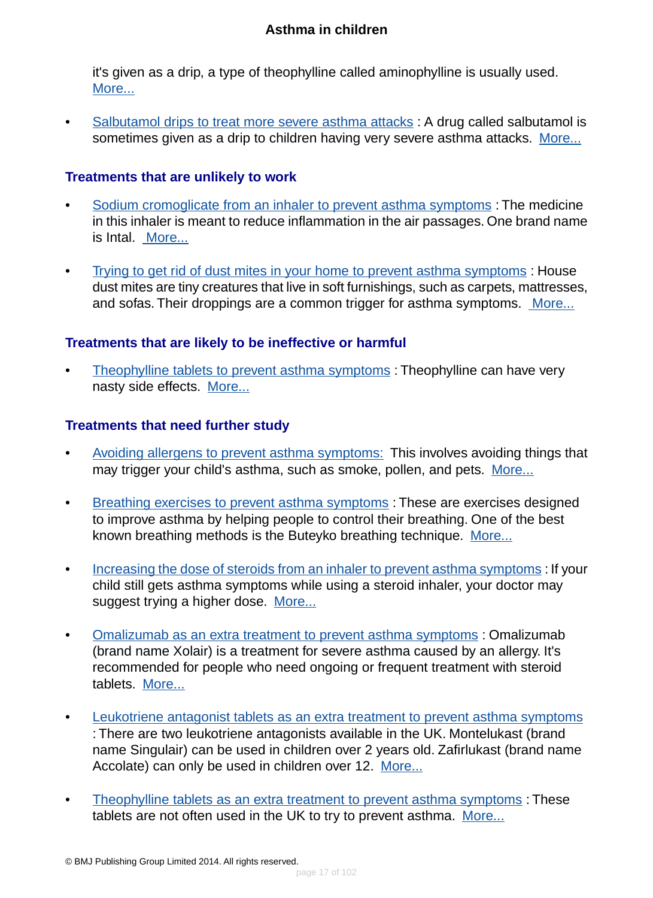it's given as a drip, a type of theophylline called aminophylline is usually used. More...

- Salbutamol drips to treat more severe asthma attacks : A drug called salbutamol is sometimes given as a drip to children having very severe asthma attacks. More...

### Treatments that are unlikely to work

- Sodium cromoglicate from an inhaler to prevent asthma symptoms : The medicine in this inhaler is meant to reduce inflammation in the air passages. One brand name is Intal. More...

- Trying to get rid of dust mites in your home to prevent asthma symptoms : House dust mites are tiny creatures that live in soft furnishings, such as carpets, mattresses, and sofas. Their droppings are a common trigger for asthma symptoms. More...

### Treatments that are likely to be ineffective or harmful

- Theophylline tablets to prevent asthma symptoms : Theophylline can have very nasty side effects. More...

### Treatments that need further study

- Avoiding allergens to prevent asthma symptoms: This involves avoiding things that may trigger your child's asthma, such as smoke, pollen, and pets. More...

- Breathing exercises to prevent asthma symptoms : These are exercises designed to improve asthma by helping people to control their breathing. One of the best known breathing methods is the Buteyko breathing technique. More...

- Increasing the dose of steroids from an inhaler to prevent asthma symptoms : If your child still gets asthma symptoms while using a steroid inhaler, your doctor may suggest trying a higher dose. More...

- Omalizumab as an extra treatment to prevent asthma symptoms : Omalizumab (brand name Xolair) is a treatment for severe asthma caused by an allergy. It's recommended for people who need ongoing or frequent treatment with steroid tablets. More...

- Leukotriene antagonist tablets as an extra treatment to prevent asthma symptoms : There are two leukotriene antagonists available in the UK. Montelukast (brand name Singulair) can be used in children over 2 years old. Zafirlukast (brand name Accolate) can only be used in children over 12. More...

- Theophylline tablets as an extra treatment to prevent asthma symptoms : These tablets are not often used in the UK to try to prevent asthma. More...

© BMJ Publishing Group Limited 2014. All rights reserved.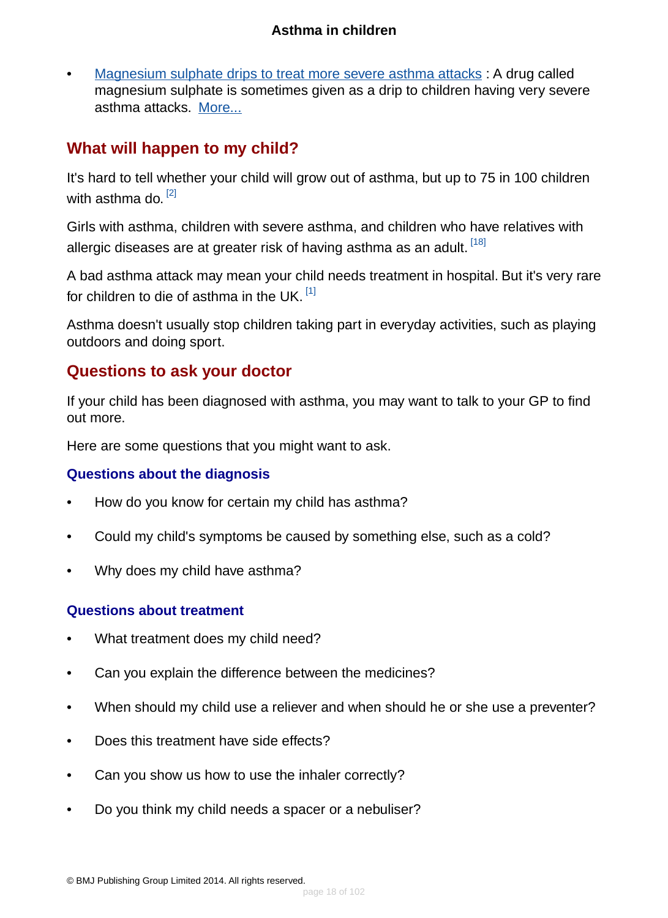- Magnesium sulphate drips to treat more severe asthma attacks : A drug called magnesium sulphate is sometimes given as a drip to children having very severe asthma attacks. More...

## What will happen to my child?

It's hard to tell whether your child will grow out of asthma, but up to 75 in 100 children with asthma do. [2]

Girls with asthma, children with severe asthma, and children who have relatives with allergic diseases are at greater risk of having asthma as an adult. [18]

A bad asthma attack may mean your child needs treatment in hospital. But it's very rare for children to die of asthma in the UK. [1]

Asthma doesn't usually stop children taking part in everyday activities, such as playing outdoors and doing sport.

## Questions to ask your doctor

If your child has been diagnosed with asthma, you may want to talk to your GP to find out more.

Here are some questions that you might want to ask.

### Questions about the diagnosis

- How do you know for certain my child has asthma?
- Could my child's symptoms be caused by something else, such as a cold?
- Why does my child have asthma?

### Questions about treatment

- What treatment does my child need?
- Can you explain the difference between the medicines?
- When should my child use a reliever and when should he or she use a preventer?
- Does this treatment have side effects?
- Can you show us how to use the inhaler correctly?
- Do you think my child needs a spacer or a nebuliser?

© BMJ Publishing Group Limited 2014. All rights reserved.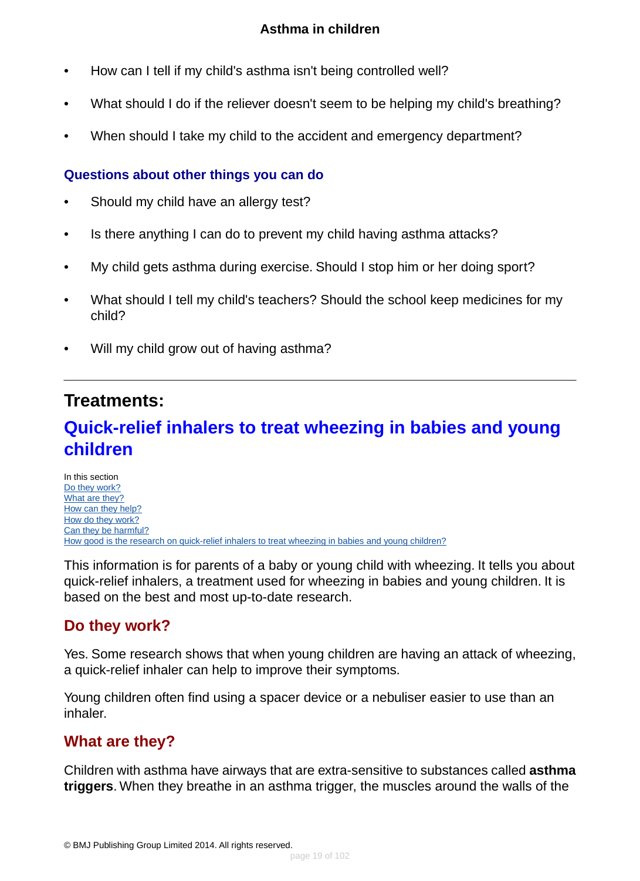- How can I tell if my child's asthma isn't being controlled well?
- What should I do if the reliever doesn't seem to be helping my child's breathing?
- When should I take my child to the accident and emergency department?

### Questions about other things you can do

- Should my child have an allergy test?
- Is there anything I can do to prevent my child having asthma attacks?
- My child gets asthma during exercise. Should I stop him or her doing sport?
- What should I tell my child's teachers? Should the school keep medicines for my child?
- Will my child grow out of having asthma?

---

## Treatments:

# Quick-relief inhalers to treat wheezing in babies and young children

In this section
Do they work?
What are they?
How can they help?
How do they work?
Can they be harmful?
How good is the research on quick-relief inhalers to treat wheezing in babies and young children?

This information is for parents of a baby or young child with wheezing. It tells you about quick-relief inhalers, a treatment used for wheezing in babies and young children. It is based on the best and most up-to-date research.

## Do they work?

Yes. Some research shows that when young children are having an attack of wheezing, a quick-relief inhaler can help to improve their symptoms.

Young children often find using a spacer device or a nebuliser easier to use than an inhaler.

## What are they?

Children with asthma have airways that are extra-sensitive to substances called **asthma triggers**. When they breathe in an asthma trigger, the muscles around the walls of the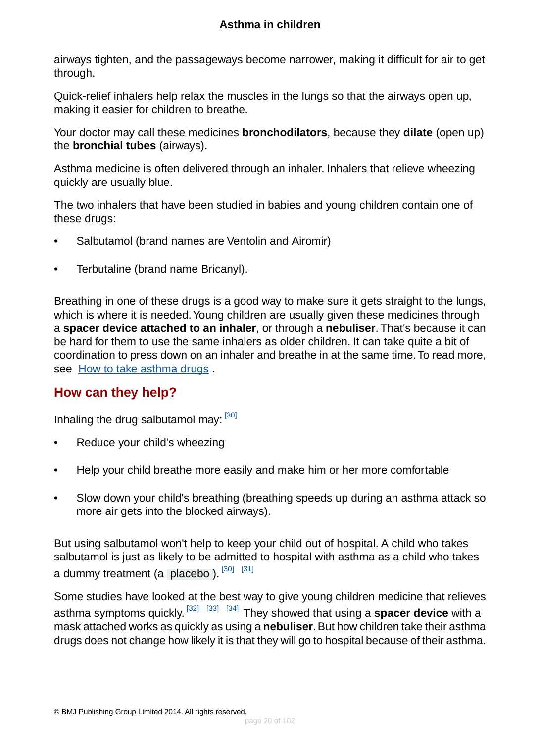airways tighten, and the passageways become narrower, making it difficult for air to get through.

Quick-relief inhalers help relax the muscles in the lungs so that the airways open up, making it easier for children to breathe.

Your doctor may call these medicines **bronchodilators**, because they **dilate** (open up) the **bronchial tubes** (airways).

Asthma medicine is often delivered through an inhaler. Inhalers that relieve wheezing quickly are usually blue.

The two inhalers that have been studied in babies and young children contain one of these drugs:

- Salbutamol (brand names are Ventolin and Airomir)
- Terbutaline (brand name Bricanyl).

Breathing in one of these drugs is a good way to make sure it gets straight to the lungs, which is where it is needed. Young children are usually given these medicines through a **spacer device attached to an inhaler**, or through a **nebuliser**. That's because it can be hard for them to use the same inhalers as older children. It can take quite a bit of coordination to press down on an inhaler and breathe in at the same time. To read more, see How to take asthma drugs .

## How can they help?

Inhaling the drug salbutamol may: [30]

- Reduce your child's wheezing
- Help your child breathe more easily and make him or her more comfortable
- Slow down your child's breathing (breathing speeds up during an asthma attack so more air gets into the blocked airways).

But using salbutamol won't help to keep your child out of hospital. A child who takes salbutamol is just as likely to be admitted to hospital with asthma as a child who takes a dummy treatment (a placebo ). [30] [31]

Some studies have looked at the best way to give young children medicine that relieves asthma symptoms quickly. [32] [33] [34] They showed that using a **spacer device** with a mask attached works as quickly as using a **nebuliser**. But how children take their asthma drugs does not change how likely it is that they will go to hospital because of their asthma.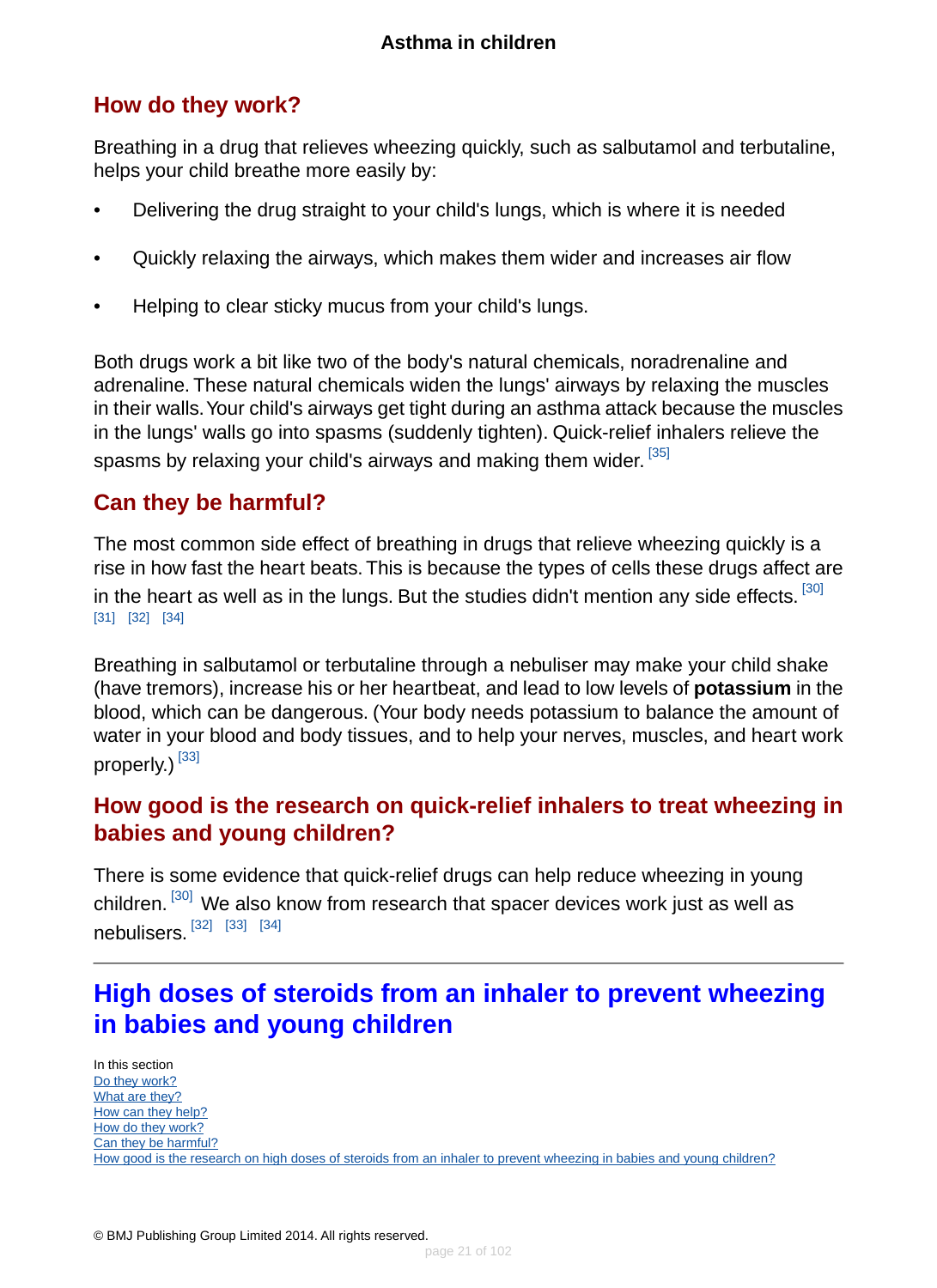## How do they work?

Breathing in a drug that relieves wheezing quickly, such as salbutamol and terbutaline, helps your child breathe more easily by:

- Delivering the drug straight to your child's lungs, which is where it is needed
- Quickly relaxing the airways, which makes them wider and increases air flow
- Helping to clear sticky mucus from your child's lungs.

Both drugs work a bit like two of the body's natural chemicals, noradrenaline and adrenaline. These natural chemicals widen the lungs' airways by relaxing the muscles in their walls. Your child's airways get tight during an asthma attack because the muscles in the lungs' walls go into spasms (suddenly tighten). Quick-relief inhalers relieve the spasms by relaxing your child's airways and making them wider. [35]

## Can they be harmful?

The most common side effect of breathing in drugs that relieve wheezing quickly is a rise in how fast the heart beats. This is because the types of cells these drugs affect are in the heart as well as in the lungs. But the studies didn't mention any side effects. [30] [31] [32] [34]

Breathing in salbutamol or terbutaline through a nebuliser may make your child shake (have tremors), increase his or her heartbeat, and lead to low levels of **potassium** in the blood, which can be dangerous. (Your body needs potassium to balance the amount of water in your blood and body tissues, and to help your nerves, muscles, and heart work properly.) [33]

## How good is the research on quick-relief inhalers to treat wheezing in babies and young children?

There is some evidence that quick-relief drugs can help reduce wheezing in young children. [30] We also know from research that spacer devices work just as well as nebulisers. [32] [33] [34]

---

# High doses of steroids from an inhaler to prevent wheezing in babies and young children

In this section
- Do they work?
- What are they?
- How can they help?
- How do they work?
- Can they be harmful?
- How good is the research on high doses of steroids from an inhaler to prevent wheezing in babies and young children?

© BMJ Publishing Group Limited 2014. All rights reserved.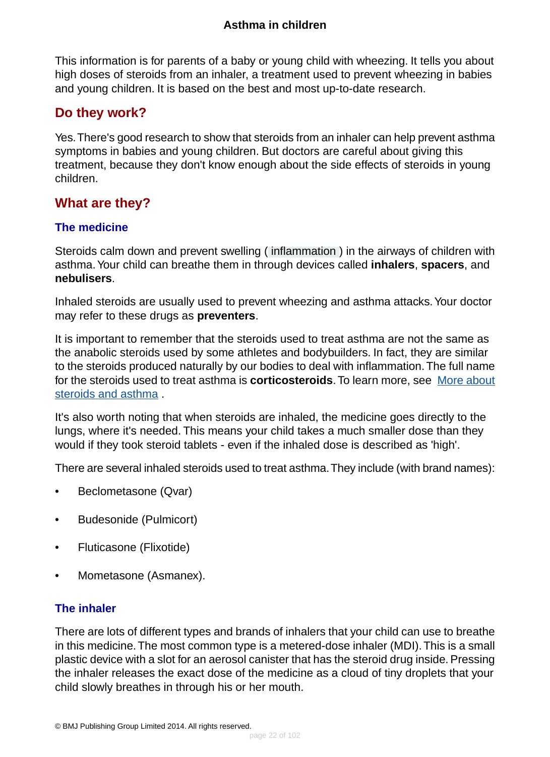# Asthma in children

This information is for parents of a baby or young child with wheezing. It tells you about high doses of steroids from an inhaler, a treatment used to prevent wheezing in babies and young children. It is based on the best and most up-to-date research.

## Do they work?

Yes. There's good research to show that steroids from an inhaler can help prevent asthma symptoms in babies and young children. But doctors are careful about giving this treatment, because they don't know enough about the side effects of steroids in young children.

## What are they?

### The medicine

Steroids calm down and prevent swelling ( inflammation ) in the airways of children with asthma. Your child can breathe them in through devices called **inhalers**, **spacers**, and **nebulisers**.

Inhaled steroids are usually used to prevent wheezing and asthma attacks. Your doctor may refer to these drugs as **preventers**.

It is important to remember that the steroids used to treat asthma are not the same as the anabolic steroids used by some athletes and bodybuilders. In fact, they are similar to the steroids produced naturally by our bodies to deal with inflammation. The full name for the steroids used to treat asthma is **corticosteroids**. To learn more, see More about steroids and asthma .

It's also worth noting that when steroids are inhaled, the medicine goes directly to the lungs, where it's needed. This means your child takes a much smaller dose than they would if they took steroid tablets - even if the inhaled dose is described as 'high'.

There are several inhaled steroids used to treat asthma. They include (with brand names):

- Beclometasone (Qvar)
- Budesonide (Pulmicort)
- Fluticasone (Flixotide)
- Mometasone (Asmanex).

### The inhaler

There are lots of different types and brands of inhalers that your child can use to breathe in this medicine. The most common type is a metered-dose inhaler (MDI). This is a small plastic device with a slot for an aerosol canister that has the steroid drug inside. Pressing the inhaler releases the exact dose of the medicine as a cloud of tiny droplets that your child slowly breathes in through his or her mouth.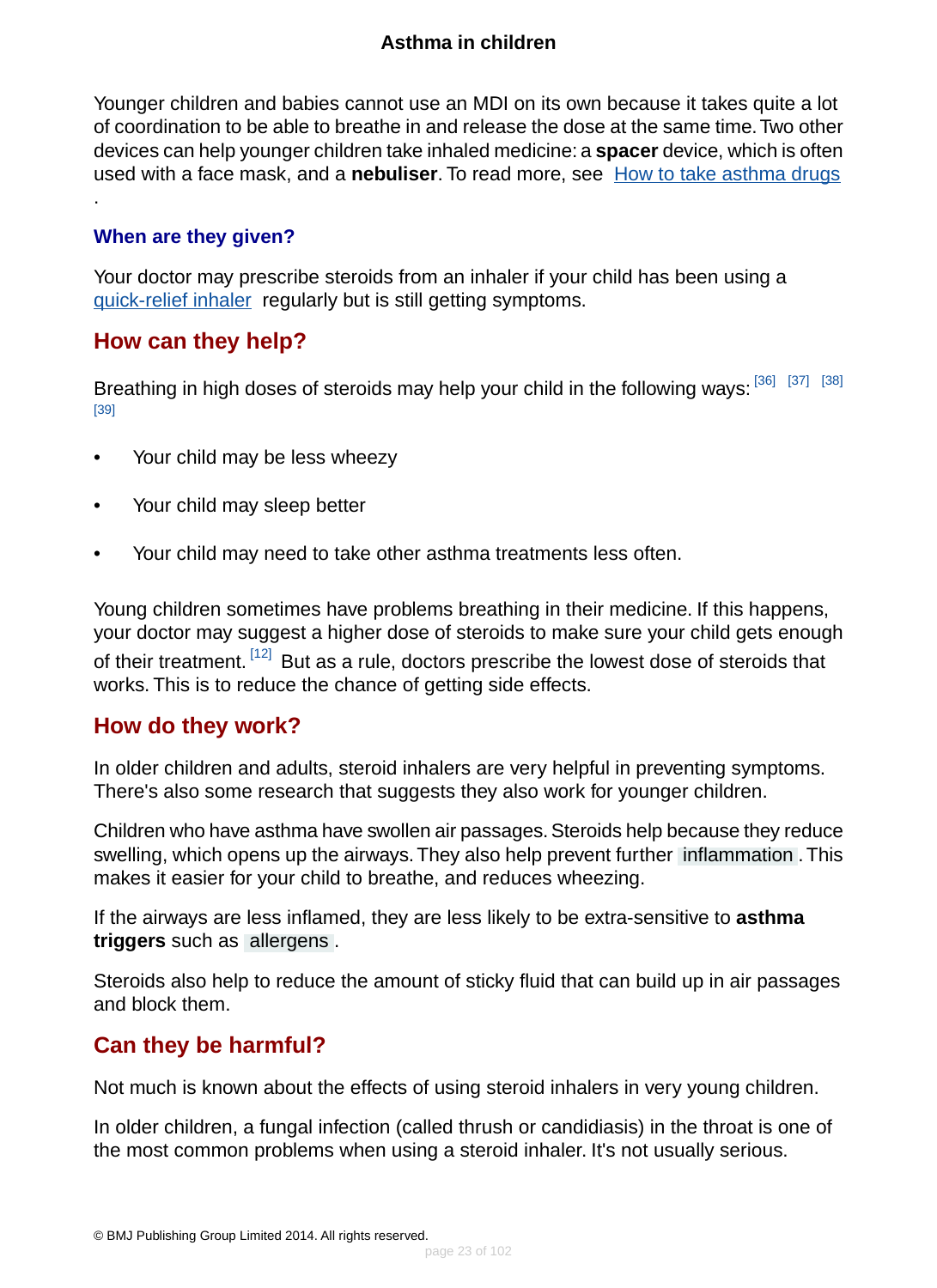Younger children and babies cannot use an MDI on its own because it takes quite a lot of coordination to be able to breathe in and release the dose at the same time. Two other devices can help younger children take inhaled medicine: a **spacer** device, which is often used with a face mask, and a **nebuliser**. To read more, see How to take asthma drugs .

### When are they given?

Your doctor may prescribe steroids from an inhaler if your child has been using a quick-relief inhaler regularly but is still getting symptoms.

## How can they help?

Breathing in high doses of steroids may help your child in the following ways: [36] [37] [38] [39]

- Your child may be less wheezy
- Your child may sleep better
- Your child may need to take other asthma treatments less often.

Young children sometimes have problems breathing in their medicine. If this happens, your doctor may suggest a higher dose of steroids to make sure your child gets enough of their treatment. [12] But as a rule, doctors prescribe the lowest dose of steroids that works. This is to reduce the chance of getting side effects.

## How do they work?

In older children and adults, steroid inhalers are very helpful in preventing symptoms. There's also some research that suggests they also work for younger children.

Children who have asthma have swollen air passages. Steroids help because they reduce swelling, which opens up the airways. They also help prevent further inflammation . This makes it easier for your child to breathe, and reduces wheezing.

If the airways are less inflamed, they are less likely to be extra-sensitive to **asthma triggers** such as allergens .

Steroids also help to reduce the amount of sticky fluid that can build up in air passages and block them.

## Can they be harmful?

Not much is known about the effects of using steroid inhalers in very young children.

In older children, a fungal infection (called thrush or candidiasis) in the throat is one of the most common problems when using a steroid inhaler. It's not usually serious.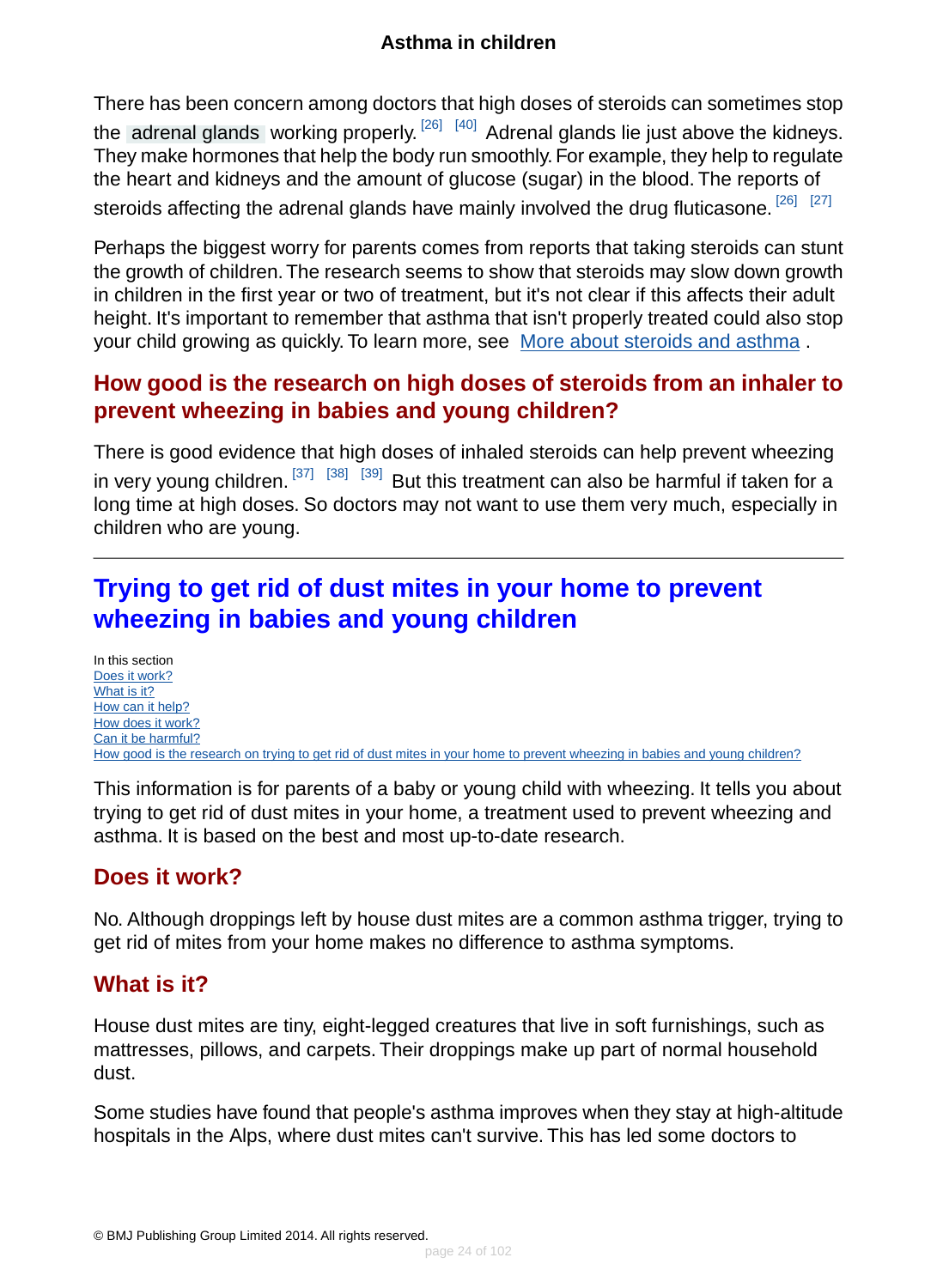There has been concern among doctors that high doses of steroids can sometimes stop the adrenal glands working properly. [26] [40] Adrenal glands lie just above the kidneys. They make hormones that help the body run smoothly. For example, they help to regulate the heart and kidneys and the amount of glucose (sugar) in the blood. The reports of steroids affecting the adrenal glands have mainly involved the drug fluticasone. [26] [27]

Perhaps the biggest worry for parents comes from reports that taking steroids can stunt the growth of children. The research seems to show that steroids may slow down growth in children in the first year or two of treatment, but it's not clear if this affects their adult height. It's important to remember that asthma that isn't properly treated could also stop your child growing as quickly. To learn more, see More about steroids and asthma .

### How good is the research on high doses of steroids from an inhaler to prevent wheezing in babies and young children?

There is good evidence that high doses of inhaled steroids can help prevent wheezing in very young children. [37] [38] [39] But this treatment can also be harmful if taken for a long time at high doses. So doctors may not want to use them very much, especially in children who are young.

---

## Trying to get rid of dust mites in your home to prevent wheezing in babies and young children

In this section
- Does it work?
- What is it?
- How can it help?
- How does it work?
- Can it be harmful?
- How good is the research on trying to get rid of dust mites in your home to prevent wheezing in babies and young children?

This information is for parents of a baby or young child with wheezing. It tells you about trying to get rid of dust mites in your home, a treatment used to prevent wheezing and asthma. It is based on the best and most up-to-date research.

### Does it work?

No. Although droppings left by house dust mites are a common asthma trigger, trying to get rid of mites from your home makes no difference to asthma symptoms.

### What is it?

House dust mites are tiny, eight-legged creatures that live in soft furnishings, such as mattresses, pillows, and carpets. Their droppings make up part of normal household dust.

Some studies have found that people's asthma improves when they stay at high-altitude hospitals in the Alps, where dust mites can't survive. This has led some doctors to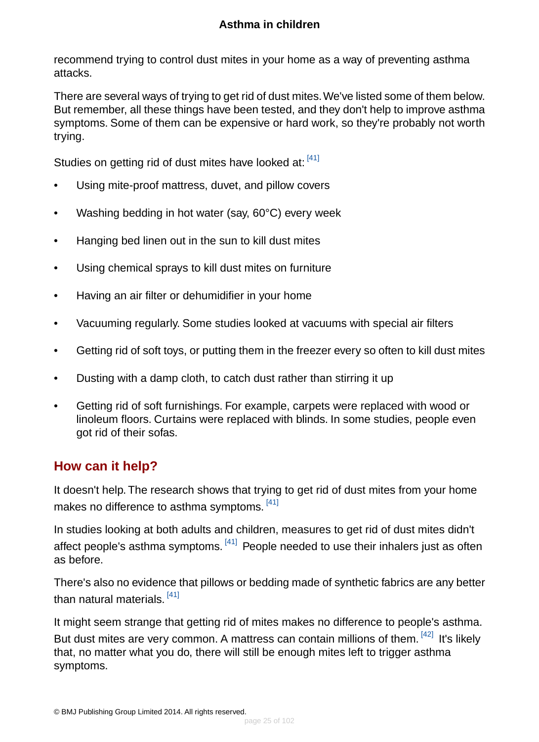recommend trying to control dust mites in your home as a way of preventing asthma attacks.

There are several ways of trying to get rid of dust mites. We've listed some of them below. But remember, all these things have been tested, and they don't help to improve asthma symptoms. Some of them can be expensive or hard work, so they're probably not worth trying.

Studies on getting rid of dust mites have looked at: [41]

- Using mite-proof mattress, duvet, and pillow covers
- Washing bedding in hot water (say, 60°C) every week
- Hanging bed linen out in the sun to kill dust mites
- Using chemical sprays to kill dust mites on furniture
- Having an air filter or dehumidifier in your home
- Vacuuming regularly. Some studies looked at vacuums with special air filters
- Getting rid of soft toys, or putting them in the freezer every so often to kill dust mites
- Dusting with a damp cloth, to catch dust rather than stirring it up
- Getting rid of soft furnishings. For example, carpets were replaced with wood or linoleum floors. Curtains were replaced with blinds. In some studies, people even got rid of their sofas.

## How can it help?

It doesn't help. The research shows that trying to get rid of dust mites from your home makes no difference to asthma symptoms. [41]

In studies looking at both adults and children, measures to get rid of dust mites didn't affect people's asthma symptoms. [41] People needed to use their inhalers just as often as before.

There's also no evidence that pillows or bedding made of synthetic fabrics are any better than natural materials. [41]

It might seem strange that getting rid of mites makes no difference to people's asthma. But dust mites are very common. A mattress can contain millions of them. [42] It's likely that, no matter what you do, there will still be enough mites left to trigger asthma symptoms.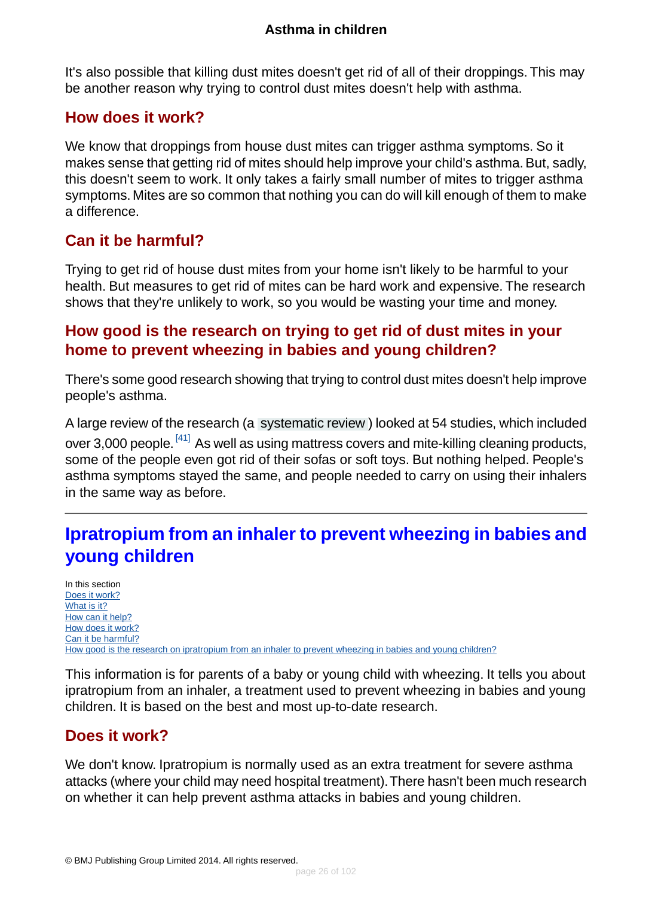It's also possible that killing dust mites doesn't get rid of all of their droppings. This may be another reason why trying to control dust mites doesn't help with asthma.

## How does it work?

We know that droppings from house dust mites can trigger asthma symptoms. So it makes sense that getting rid of mites should help improve your child's asthma. But, sadly, this doesn't seem to work. It only takes a fairly small number of mites to trigger asthma symptoms. Mites are so common that nothing you can do will kill enough of them to make a difference.

## Can it be harmful?

Trying to get rid of house dust mites from your home isn't likely to be harmful to your health. But measures to get rid of mites can be hard work and expensive. The research shows that they're unlikely to work, so you would be wasting your time and money.

## How good is the research on trying to get rid of dust mites in your home to prevent wheezing in babies and young children?

There's some good research showing that trying to control dust mites doesn't help improve people's asthma.

A large review of the research (a systematic review) looked at 54 studies, which included over 3,000 people.[41] As well as using mattress covers and mite-killing cleaning products, some of the people even got rid of their sofas or soft toys. But nothing helped. People's asthma symptoms stayed the same, and people needed to carry on using their inhalers in the same way as before.

---

# Ipratropium from an inhaler to prevent wheezing in babies and young children

In this section
- Does it work?
- What is it?
- How can it help?
- How does it work?
- Can it be harmful?
- How good is the research on ipratropium from an inhaler to prevent wheezing in babies and young children?

This information is for parents of a baby or young child with wheezing. It tells you about ipratropium from an inhaler, a treatment used to prevent wheezing in babies and young children. It is based on the best and most up-to-date research.

## Does it work?

We don't know. Ipratropium is normally used as an extra treatment for severe asthma attacks (where your child may need hospital treatment). There hasn't been much research on whether it can help prevent asthma attacks in babies and young children.

© BMJ Publishing Group Limited 2014. All rights reserved.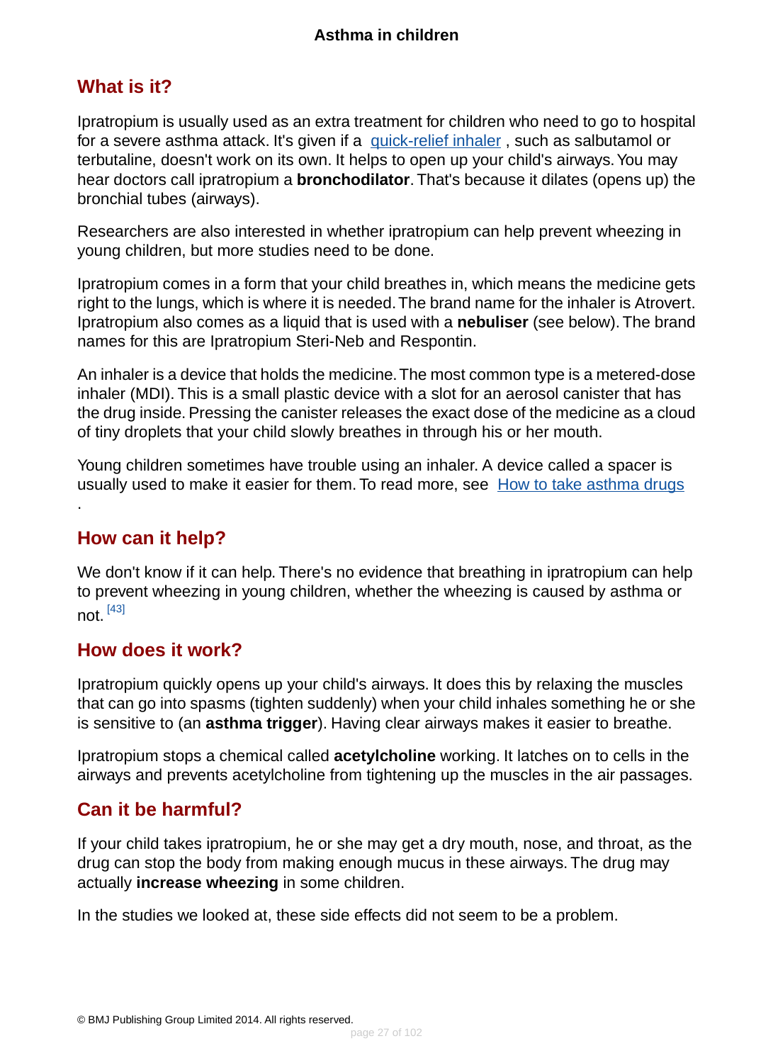## What is it?

Ipratropium is usually used as an extra treatment for children who need to go to hospital for a severe asthma attack. It's given if a quick-relief inhaler , such as salbutamol or terbutaline, doesn't work on its own. It helps to open up your child's airways. You may hear doctors call ipratropium a **bronchodilator**. That's because it dilates (opens up) the bronchial tubes (airways).

Researchers are also interested in whether ipratropium can help prevent wheezing in young children, but more studies need to be done.

Ipratropium comes in a form that your child breathes in, which means the medicine gets right to the lungs, which is where it is needed. The brand name for the inhaler is Atrovert. Ipratropium also comes as a liquid that is used with a **nebuliser** (see below). The brand names for this are Ipratropium Steri-Neb and Respontin.

An inhaler is a device that holds the medicine. The most common type is a metered-dose inhaler (MDI). This is a small plastic device with a slot for an aerosol canister that has the drug inside. Pressing the canister releases the exact dose of the medicine as a cloud of tiny droplets that your child slowly breathes in through his or her mouth.

Young children sometimes have trouble using an inhaler. A device called a spacer is usually used to make it easier for them. To read more, see How to take asthma drugs .

## How can it help?

We don't know if it can help. There's no evidence that breathing in ipratropium can help to prevent wheezing in young children, whether the wheezing is caused by asthma or not. [43]

## How does it work?

Ipratropium quickly opens up your child's airways. It does this by relaxing the muscles that can go into spasms (tighten suddenly) when your child inhales something he or she is sensitive to (an **asthma trigger**). Having clear airways makes it easier to breathe.

Ipratropium stops a chemical called **acetylcholine** working. It latches on to cells in the airways and prevents acetylcholine from tightening up the muscles in the air passages.

## Can it be harmful?

If your child takes ipratropium, he or she may get a dry mouth, nose, and throat, as the drug can stop the body from making enough mucus in these airways. The drug may actually **increase wheezing** in some children.

In the studies we looked at, these side effects did not seem to be a problem.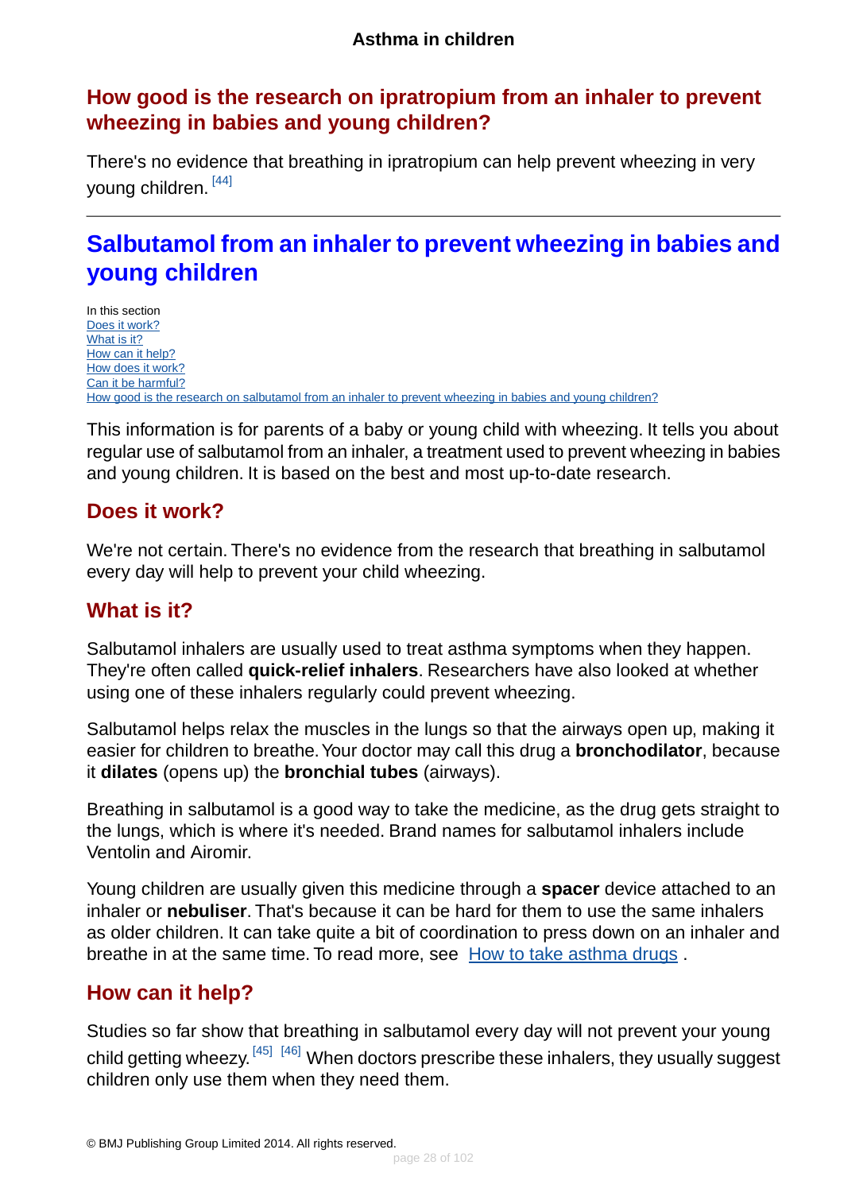## How good is the research on ipratropium from an inhaler to prevent wheezing in babies and young children?

There's no evidence that breathing in ipratropium can help prevent wheezing in very young children. [44]

---

# Salbutamol from an inhaler to prevent wheezing in babies and young children

In this section
Does it work?
What is it?
How can it help?
How does it work?
Can it be harmful?
How good is the research on salbutamol from an inhaler to prevent wheezing in babies and young children?

This information is for parents of a baby or young child with wheezing. It tells you about regular use of salbutamol from an inhaler, a treatment used to prevent wheezing in babies and young children. It is based on the best and most up-to-date research.

## Does it work?

We're not certain. There's no evidence from the research that breathing in salbutamol every day will help to prevent your child wheezing.

## What is it?

Salbutamol inhalers are usually used to treat asthma symptoms when they happen. They're often called **quick-relief inhalers**. Researchers have also looked at whether using one of these inhalers regularly could prevent wheezing.

Salbutamol helps relax the muscles in the lungs so that the airways open up, making it easier for children to breathe. Your doctor may call this drug a **bronchodilator**, because it **dilates** (opens up) the **bronchial tubes** (airways).

Breathing in salbutamol is a good way to take the medicine, as the drug gets straight to the lungs, which is where it's needed. Brand names for salbutamol inhalers include Ventolin and Airomir.

Young children are usually given this medicine through a **spacer** device attached to an inhaler or **nebuliser**. That's because it can be hard for them to use the same inhalers as older children. It can take quite a bit of coordination to press down on an inhaler and breathe in at the same time. To read more, see How to take asthma drugs .

## How can it help?

Studies so far show that breathing in salbutamol every day will not prevent your young child getting wheezy. [45] [46] When doctors prescribe these inhalers, they usually suggest children only use them when they need them.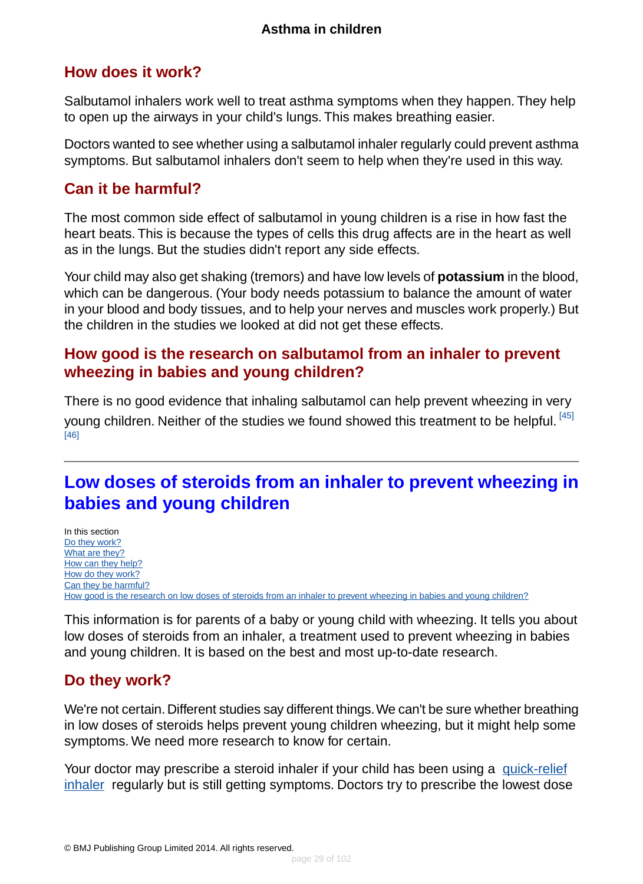## How does it work?

Salbutamol inhalers work well to treat asthma symptoms when they happen. They help to open up the airways in your child's lungs. This makes breathing easier.

Doctors wanted to see whether using a salbutamol inhaler regularly could prevent asthma symptoms. But salbutamol inhalers don't seem to help when they're used in this way.

## Can it be harmful?

The most common side effect of salbutamol in young children is a rise in how fast the heart beats. This is because the types of cells this drug affects are in the heart as well as in the lungs. But the studies didn't report any side effects.

Your child may also get shaking (tremors) and have low levels of **potassium** in the blood, which can be dangerous. (Your body needs potassium to balance the amount of water in your blood and body tissues, and to help your nerves and muscles work properly.) But the children in the studies we looked at did not get these effects.

## How good is the research on salbutamol from an inhaler to prevent wheezing in babies and young children?

There is no good evidence that inhaling salbutamol can help prevent wheezing in very young children. Neither of the studies we found showed this treatment to be helpful. [45] [46]

---

# Low doses of steroids from an inhaler to prevent wheezing in babies and young children

In this section
- Do they work?
- What are they?
- How can they help?
- How do they work?
- Can they be harmful?
- How good is the research on low doses of steroids from an inhaler to prevent wheezing in babies and young children?

This information is for parents of a baby or young child with wheezing. It tells you about low doses of steroids from an inhaler, a treatment used to prevent wheezing in babies and young children. It is based on the best and most up-to-date research.

## Do they work?

We're not certain. Different studies say different things. We can't be sure whether breathing in low doses of steroids helps prevent young children wheezing, but it might help some symptoms. We need more research to know for certain.

Your doctor may prescribe a steroid inhaler if your child has been using a quick-relief inhaler regularly but is still getting symptoms. Doctors try to prescribe the lowest dose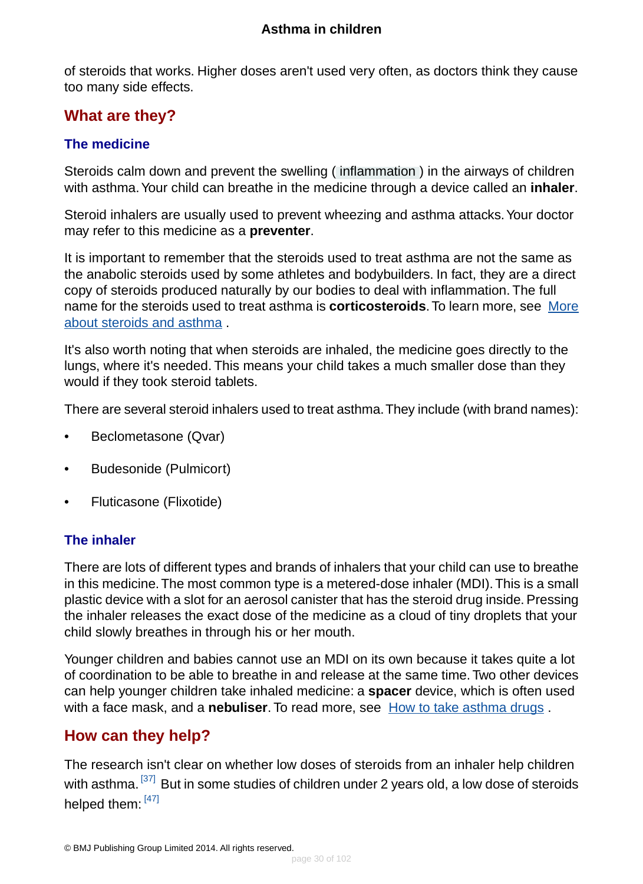of steroids that works. Higher doses aren't used very often, as doctors think they cause too many side effects.

## What are they?

### The medicine

Steroids calm down and prevent the swelling ( inflammation ) in the airways of children with asthma. Your child can breathe in the medicine through a device called an **inhaler**.

Steroid inhalers are usually used to prevent wheezing and asthma attacks. Your doctor may refer to this medicine as a **preventer**.

It is important to remember that the steroids used to treat asthma are not the same as the anabolic steroids used by some athletes and bodybuilders. In fact, they are a direct copy of steroids produced naturally by our bodies to deal with inflammation. The full name for the steroids used to treat asthma is **corticosteroids**. To learn more, see More about steroids and asthma .

It's also worth noting that when steroids are inhaled, the medicine goes directly to the lungs, where it's needed. This means your child takes a much smaller dose than they would if they took steroid tablets.

There are several steroid inhalers used to treat asthma. They include (with brand names):

- Beclometasone (Qvar)
- Budesonide (Pulmicort)
- Fluticasone (Flixotide)

### The inhaler

There are lots of different types and brands of inhalers that your child can use to breathe in this medicine. The most common type is a metered-dose inhaler (MDI). This is a small plastic device with a slot for an aerosol canister that has the steroid drug inside. Pressing the inhaler releases the exact dose of the medicine as a cloud of tiny droplets that your child slowly breathes in through his or her mouth.

Younger children and babies cannot use an MDI on its own because it takes quite a lot of coordination to be able to breathe in and release at the same time. Two other devices can help younger children take inhaled medicine: a **spacer** device, which is often used with a face mask, and a **nebuliser**. To read more, see How to take asthma drugs .

## How can they help?

The research isn't clear on whether low doses of steroids from an inhaler help children with asthma. [37] But in some studies of children under 2 years old, a low dose of steroids helped them: [47]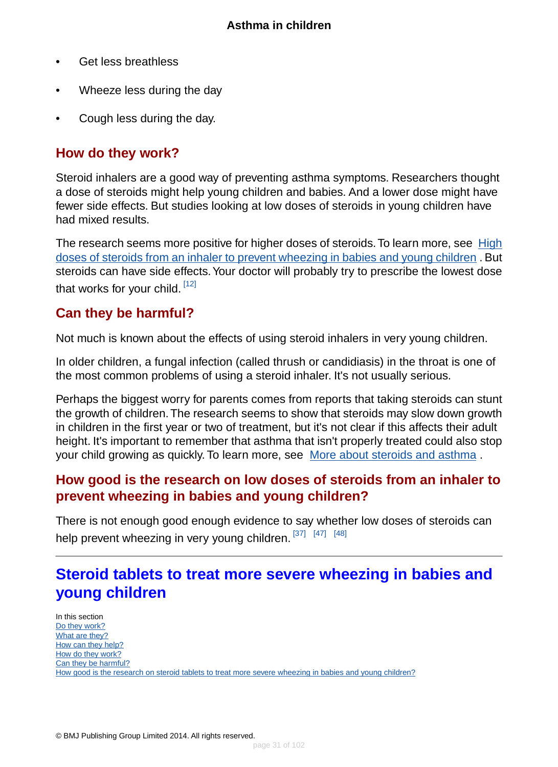- Get less breathless
- Wheeze less during the day
- Cough less during the day.

## How do they work?

Steroid inhalers are a good way of preventing asthma symptoms. Researchers thought a dose of steroids might help young children and babies. And a lower dose might have fewer side effects. But studies looking at low doses of steroids in young children have had mixed results.

The research seems more positive for higher doses of steroids. To learn more, see High doses of steroids from an inhaler to prevent wheezing in babies and young children . But steroids can have side effects. Your doctor will probably try to prescribe the lowest dose that works for your child. [12]

## Can they be harmful?

Not much is known about the effects of using steroid inhalers in very young children.

In older children, a fungal infection (called thrush or candidiasis) in the throat is one of the most common problems of using a steroid inhaler. It's not usually serious.

Perhaps the biggest worry for parents comes from reports that taking steroids can stunt the growth of children. The research seems to show that steroids may slow down growth in children in the first year or two of treatment, but it's not clear if this affects their adult height. It's important to remember that asthma that isn't properly treated could also stop your child growing as quickly. To learn more, see More about steroids and asthma .

## How good is the research on low doses of steroids from an inhaler to prevent wheezing in babies and young children?

There is not enough good enough evidence to say whether low doses of steroids can help prevent wheezing in very young children. [37] [47] [48]

---

# Steroid tablets to treat more severe wheezing in babies and young children

In this section
Do they work?
What are they?
How can they help?
How do they work?
Can they be harmful?
How good is the research on steroid tablets to treat more severe wheezing in babies and young children?

© BMJ Publishing Group Limited 2014. All rights reserved.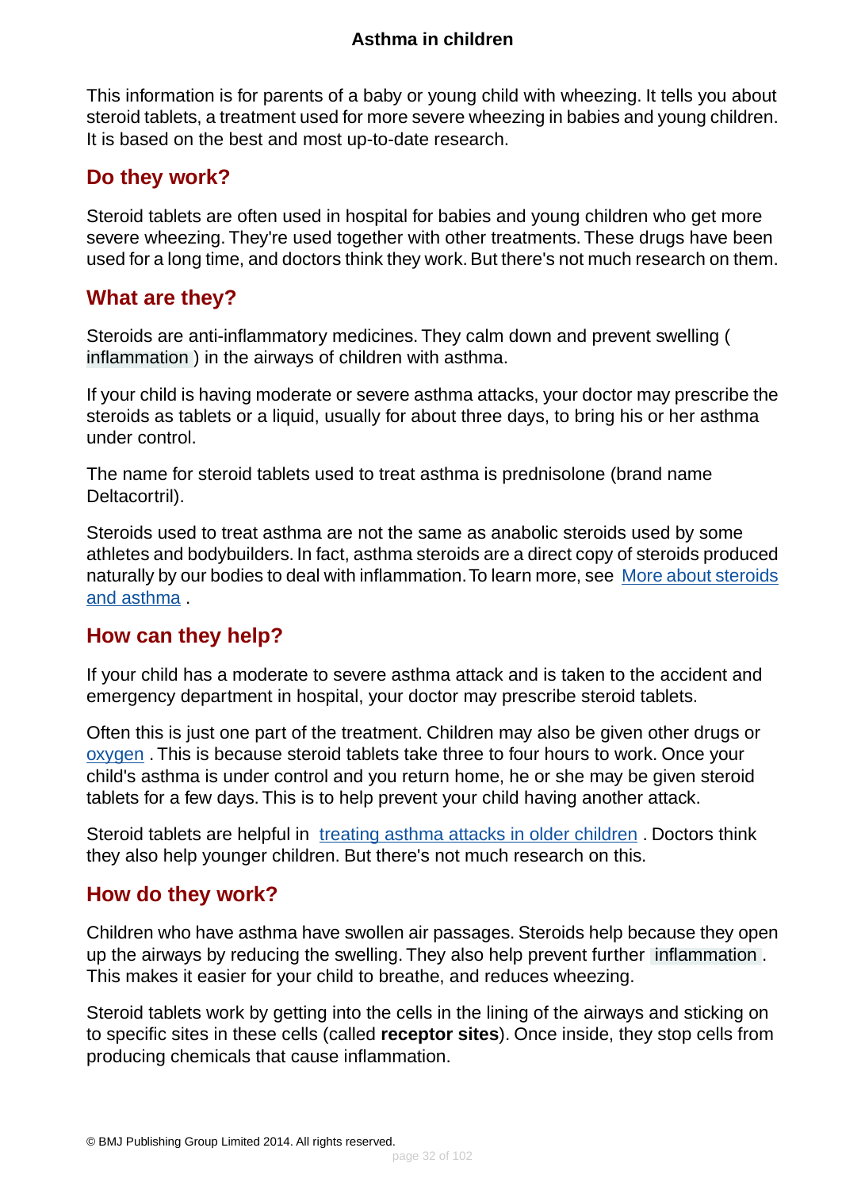# Asthma in children

This information is for parents of a baby or young child with wheezing. It tells you about steroid tablets, a treatment used for more severe wheezing in babies and young children. It is based on the best and most up-to-date research.

## Do they work?

Steroid tablets are often used in hospital for babies and young children who get more severe wheezing. They're used together with other treatments. These drugs have been used for a long time, and doctors think they work. But there's not much research on them.

## What are they?

Steroids are anti-inflammatory medicines. They calm down and prevent swelling ( inflammation ) in the airways of children with asthma.

If your child is having moderate or severe asthma attacks, your doctor may prescribe the steroids as tablets or a liquid, usually for about three days, to bring his or her asthma under control.

The name for steroid tablets used to treat asthma is prednisolone (brand name Deltacortril).

Steroids used to treat asthma are not the same as anabolic steroids used by some athletes and bodybuilders. In fact, asthma steroids are a direct copy of steroids produced naturally by our bodies to deal with inflammation. To learn more, see More about steroids and asthma .

## How can they help?

If your child has a moderate to severe asthma attack and is taken to the accident and emergency department in hospital, your doctor may prescribe steroid tablets.

Often this is just one part of the treatment. Children may also be given other drugs or oxygen . This is because steroid tablets take three to four hours to work. Once your child's asthma is under control and you return home, he or she may be given steroid tablets for a few days. This is to help prevent your child having another attack.

Steroid tablets are helpful in treating asthma attacks in older children . Doctors think they also help younger children. But there's not much research on this.

## How do they work?

Children who have asthma have swollen air passages. Steroids help because they open up the airways by reducing the swelling. They also help prevent further inflammation . This makes it easier for your child to breathe, and reduces wheezing.

Steroid tablets work by getting into the cells in the lining of the airways and sticking on to specific sites in these cells (called **receptor sites**). Once inside, they stop cells from producing chemicals that cause inflammation.

© BMJ Publishing Group Limited 2014. All rights reserved.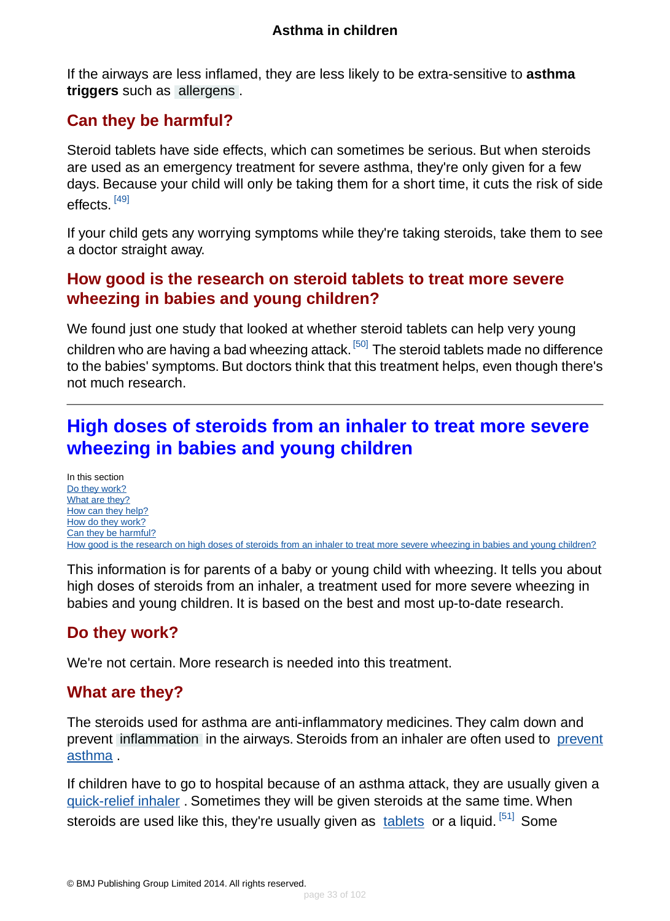If the airways are less inflamed, they are less likely to be extra-sensitive to **asthma triggers** such as allergens.

### Can they be harmful?

Steroid tablets have side effects, which can sometimes be serious. But when steroids are used as an emergency treatment for severe asthma, they're only given for a few days. Because your child will only be taking them for a short time, it cuts the risk of side effects. [49]

If your child gets any worrying symptoms while they're taking steroids, take them to see a doctor straight away.

### How good is the research on steroid tablets to treat more severe wheezing in babies and young children?

We found just one study that looked at whether steroid tablets can help very young children who are having a bad wheezing attack. [50] The steroid tablets made no difference to the babies' symptoms. But doctors think that this treatment helps, even though there's not much research.

---

## High doses of steroids from an inhaler to treat more severe wheezing in babies and young children

In this section
Do they work?
What are they?
How can they help?
How do they work?
Can they be harmful?
How good is the research on high doses of steroids from an inhaler to treat more severe wheezing in babies and young children?

This information is for parents of a baby or young child with wheezing. It tells you about high doses of steroids from an inhaler, a treatment used for more severe wheezing in babies and young children. It is based on the best and most up-to-date research.

### Do they work?

We're not certain. More research is needed into this treatment.

### What are they?

The steroids used for asthma are anti-inflammatory medicines. They calm down and prevent inflammation in the airways. Steroids from an inhaler are often used to prevent asthma.

If children have to go to hospital because of an asthma attack, they are usually given a quick-relief inhaler. Sometimes they will be given steroids at the same time. When steroids are used like this, they're usually given as tablets or a liquid. [51] Some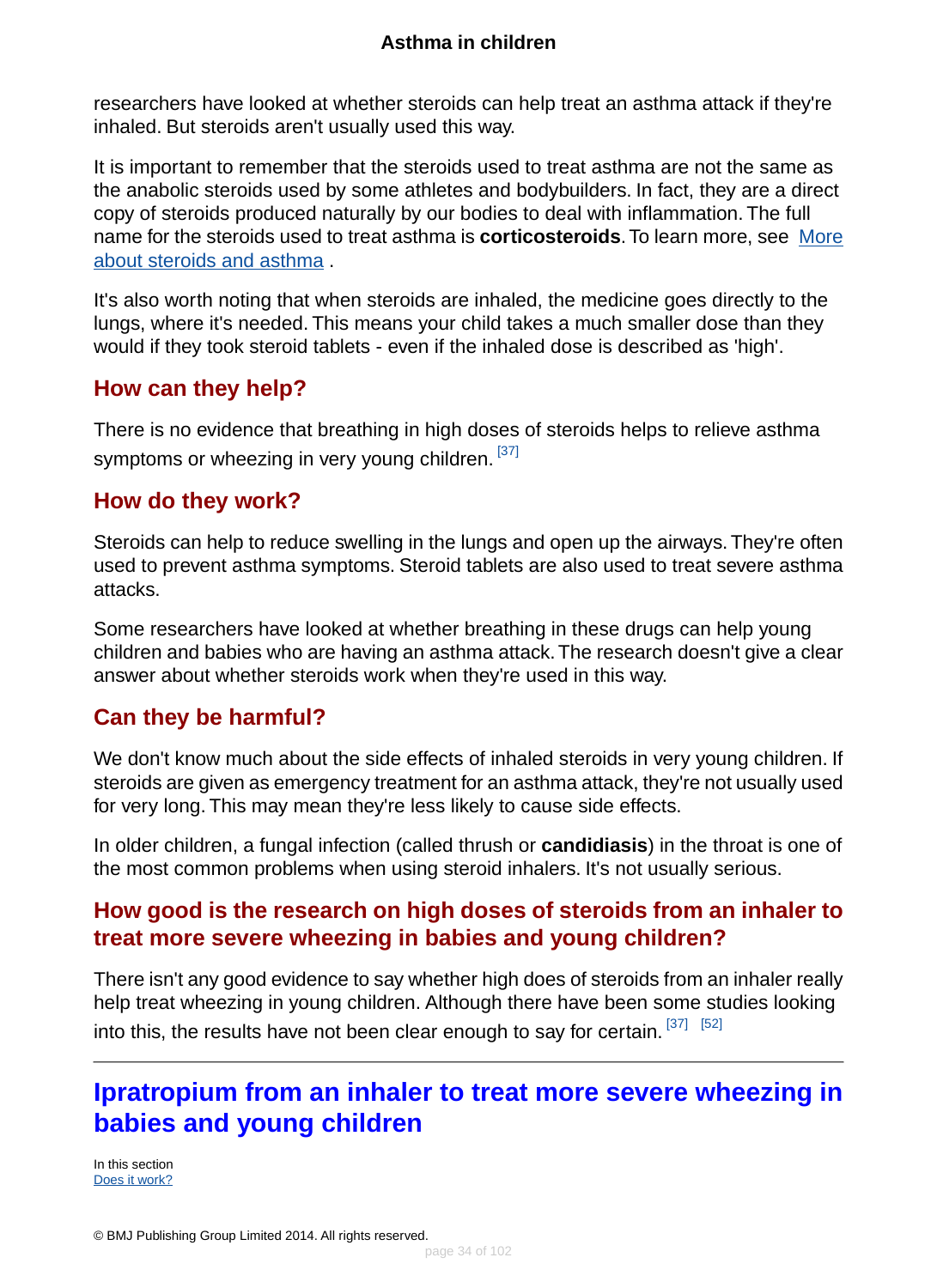researchers have looked at whether steroids can help treat an asthma attack if they're inhaled. But steroids aren't usually used this way.

It is important to remember that the steroids used to treat asthma are not the same as the anabolic steroids used by some athletes and bodybuilders. In fact, they are a direct copy of steroids produced naturally by our bodies to deal with inflammation. The full name for the steroids used to treat asthma is **corticosteroids**. To learn more, see More about steroids and asthma .

It's also worth noting that when steroids are inhaled, the medicine goes directly to the lungs, where it's needed. This means your child takes a much smaller dose than they would if they took steroid tablets - even if the inhaled dose is described as 'high'.

## How can they help?

There is no evidence that breathing in high doses of steroids helps to relieve asthma symptoms or wheezing in very young children. [37]

## How do they work?

Steroids can help to reduce swelling in the lungs and open up the airways. They're often used to prevent asthma symptoms. Steroid tablets are also used to treat severe asthma attacks.

Some researchers have looked at whether breathing in these drugs can help young children and babies who are having an asthma attack. The research doesn't give a clear answer about whether steroids work when they're used in this way.

## Can they be harmful?

We don't know much about the side effects of inhaled steroids in very young children. If steroids are given as emergency treatment for an asthma attack, they're not usually used for very long. This may mean they're less likely to cause side effects.

In older children, a fungal infection (called thrush or **candidiasis**) in the throat is one of the most common problems when using steroid inhalers. It's not usually serious.

## How good is the research on high doses of steroids from an inhaler to treat more severe wheezing in babies and young children?

There isn't any good evidence to say whether high does of steroids from an inhaler really help treat wheezing in young children. Although there have been some studies looking into this, the results have not been clear enough to say for certain. [37] [52]

---

# Ipratropium from an inhaler to treat more severe wheezing in babies and young children

In this section
Does it work?

© BMJ Publishing Group Limited 2014. All rights reserved.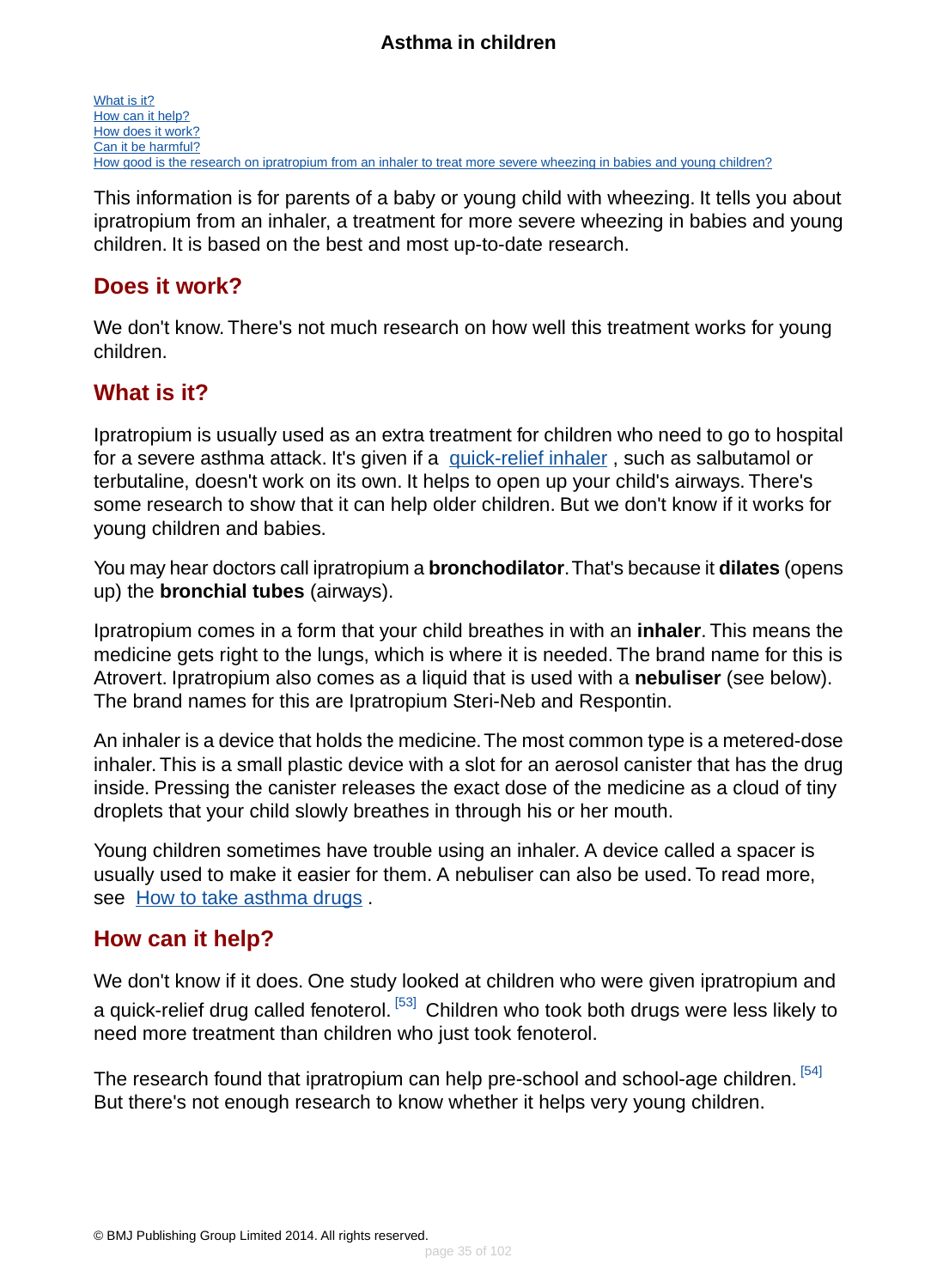# Asthma in children

[What is it?](#)
[How can it help?](#)
[How does it work?](#)
[Can it be harmful?](#)
[How good is the research on ipratropium from an inhaler to treat more severe wheezing in babies and young children?](#)

This information is for parents of a baby or young child with wheezing. It tells you about ipratropium from an inhaler, a treatment for more severe wheezing in babies and young children. It is based on the best and most up-to-date research.

## Does it work?

We don't know. There's not much research on how well this treatment works for young children.

## What is it?

Ipratropium is usually used as an extra treatment for children who need to go to hospital for a severe asthma attack. It's given if a [quick-relief inhaler](#), such as salbutamol or terbutaline, doesn't work on its own. It helps to open up your child's airways. There's some research to show that it can help older children. But we don't know if it works for young children and babies.

You may hear doctors call ipratropium a **bronchodilator**. That's because it **dilates** (opens up) the **bronchial tubes** (airways).

Ipratropium comes in a form that your child breathes in with an **inhaler**. This means the medicine gets right to the lungs, which is where it is needed. The brand name for this is Atrovert. Ipratropium also comes as a liquid that is used with a **nebuliser** (see below). The brand names for this are Ipratropium Steri-Neb and Respontin.

An inhaler is a device that holds the medicine. The most common type is a metered-dose inhaler. This is a small plastic device with a slot for an aerosol canister that has the drug inside. Pressing the canister releases the exact dose of the medicine as a cloud of tiny droplets that your child slowly breathes in through his or her mouth.

Young children sometimes have trouble using an inhaler. A device called a spacer is usually used to make it easier for them. A nebuliser can also be used. To read more, see [How to take asthma drugs](#).

## How can it help?

We don't know if it does. One study looked at children who were given ipratropium and a quick-relief drug called fenoterol.[53] Children who took both drugs were less likely to need more treatment than children who just took fenoterol.

The research found that ipratropium can help pre-school and school-age children.[54] But there's not enough research to know whether it helps very young children.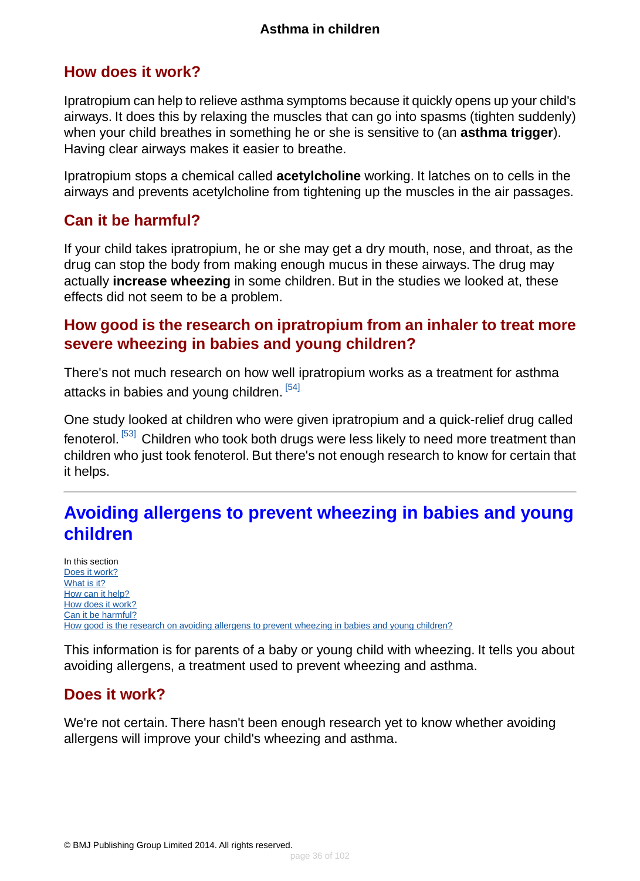## How does it work?

Ipratropium can help to relieve asthma symptoms because it quickly opens up your child's airways. It does this by relaxing the muscles that can go into spasms (tighten suddenly) when your child breathes in something he or she is sensitive to (an **asthma trigger**). Having clear airways makes it easier to breathe.

Ipratropium stops a chemical called **acetylcholine** working. It latches on to cells in the airways and prevents acetylcholine from tightening up the muscles in the air passages.

## Can it be harmful?

If your child takes ipratropium, he or she may get a dry mouth, nose, and throat, as the drug can stop the body from making enough mucus in these airways. The drug may actually **increase wheezing** in some children. But in the studies we looked at, these effects did not seem to be a problem.

## How good is the research on ipratropium from an inhaler to treat more severe wheezing in babies and young children?

There's not much research on how well ipratropium works as a treatment for asthma attacks in babies and young children. [54]

One study looked at children who were given ipratropium and a quick-relief drug called fenoterol. [53] Children who took both drugs were less likely to need more treatment than children who just took fenoterol. But there's not enough research to know for certain that it helps.

---

# Avoiding allergens to prevent wheezing in babies and young children

In this section
- Does it work?
- What is it?
- How can it help?
- How does it work?
- Can it be harmful?
- How good is the research on avoiding allergens to prevent wheezing in babies and young children?

This information is for parents of a baby or young child with wheezing. It tells you about avoiding allergens, a treatment used to prevent wheezing and asthma.

## Does it work?

We're not certain. There hasn't been enough research yet to know whether avoiding allergens will improve your child's wheezing and asthma.

© BMJ Publishing Group Limited 2014. All rights reserved.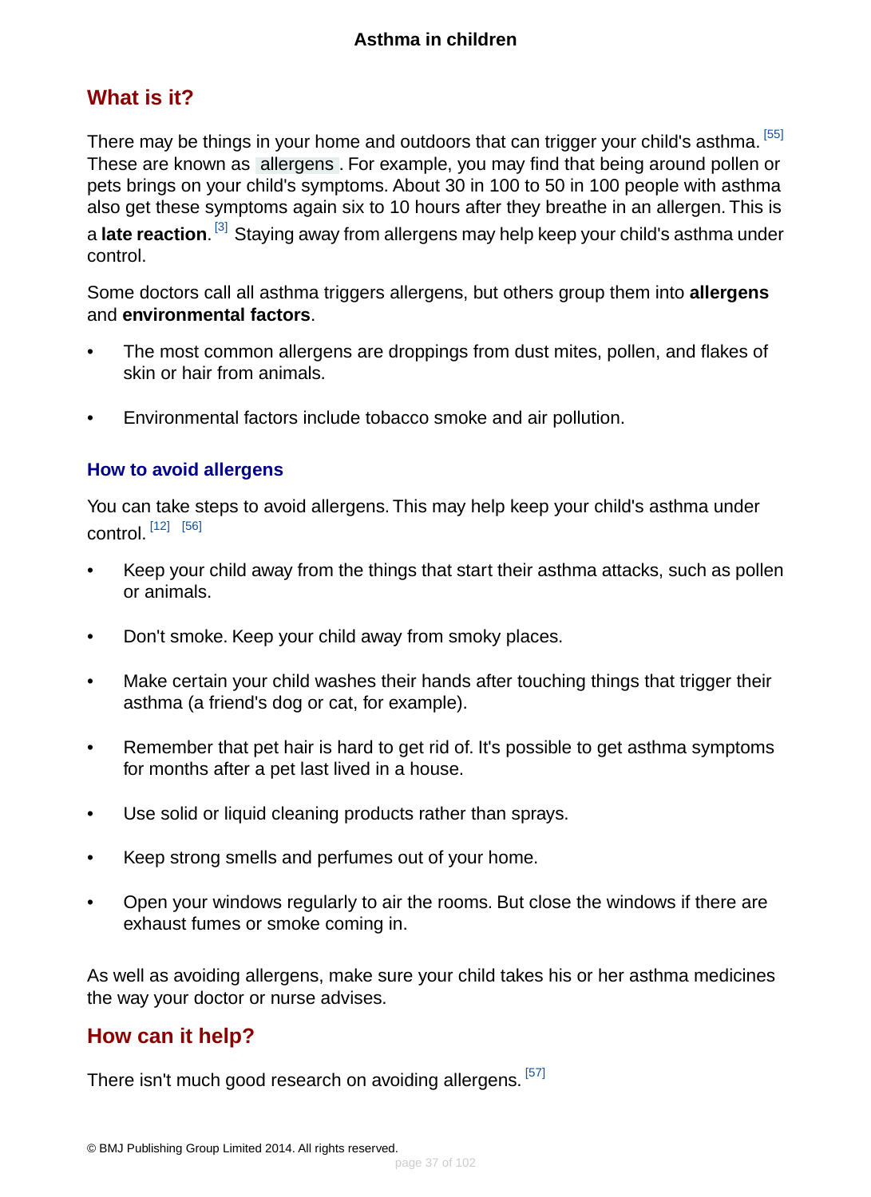## What is it?

There may be things in your home and outdoors that can trigger your child's asthma. [55] These are known as allergens. For example, you may find that being around pollen or pets brings on your child's symptoms. About 30 in 100 to 50 in 100 people with asthma also get these symptoms again six to 10 hours after they breathe in an allergen. This is a **late reaction**. [3] Staying away from allergens may help keep your child's asthma under control.

Some doctors call all asthma triggers allergens, but others group them into **allergens** and **environmental factors**.

- The most common allergens are droppings from dust mites, pollen, and flakes of skin or hair from animals.
- Environmental factors include tobacco smoke and air pollution.

### How to avoid allergens

You can take steps to avoid allergens. This may help keep your child's asthma under control. [12] [56]

- Keep your child away from the things that start their asthma attacks, such as pollen or animals.
- Don't smoke. Keep your child away from smoky places.
- Make certain your child washes their hands after touching things that trigger their asthma (a friend's dog or cat, for example).
- Remember that pet hair is hard to get rid of. It's possible to get asthma symptoms for months after a pet last lived in a house.
- Use solid or liquid cleaning products rather than sprays.
- Keep strong smells and perfumes out of your home.
- Open your windows regularly to air the rooms. But close the windows if there are exhaust fumes or smoke coming in.

As well as avoiding allergens, make sure your child takes his or her asthma medicines the way your doctor or nurse advises.

## How can it help?

There isn't much good research on avoiding allergens. [57]

© BMJ Publishing Group Limited 2014. All rights reserved.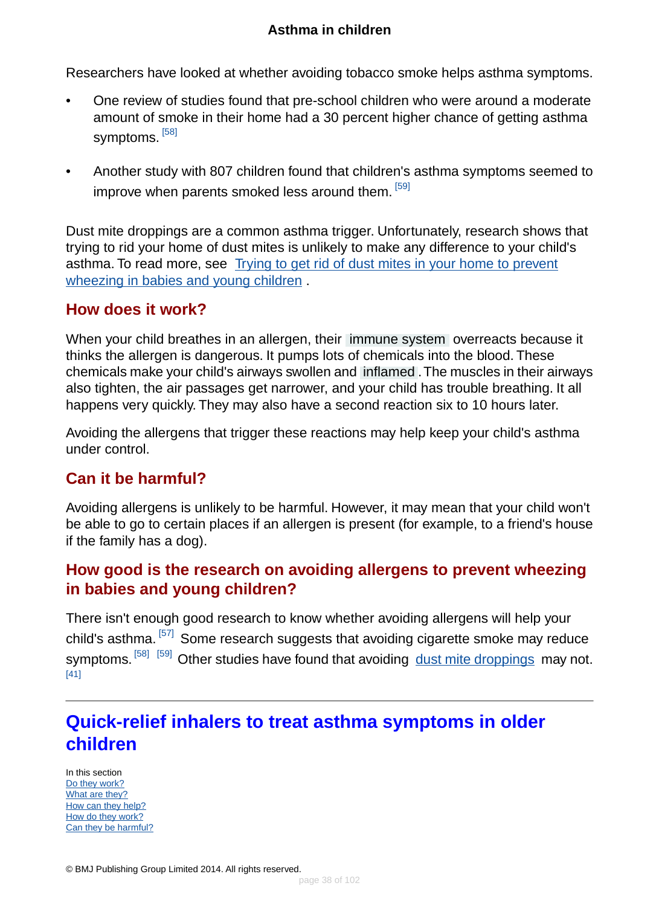Researchers have looked at whether avoiding tobacco smoke helps asthma symptoms.

- One review of studies found that pre-school children who were around a moderate amount of smoke in their home had a 30 percent higher chance of getting asthma symptoms. [58]
- Another study with 807 children found that children's asthma symptoms seemed to improve when parents smoked less around them. [59]

Dust mite droppings are a common asthma trigger. Unfortunately, research shows that trying to rid your home of dust mites is unlikely to make any difference to your child's asthma. To read more, see Trying to get rid of dust mites in your home to prevent wheezing in babies and young children .

## How does it work?

When your child breathes in an allergen, their immune system overreacts because it thinks the allergen is dangerous. It pumps lots of chemicals into the blood. These chemicals make your child's airways swollen and inflamed . The muscles in their airways also tighten, the air passages get narrower, and your child has trouble breathing. It all happens very quickly. They may also have a second reaction six to 10 hours later.

Avoiding the allergens that trigger these reactions may help keep your child's asthma under control.

## Can it be harmful?

Avoiding allergens is unlikely to be harmful. However, it may mean that your child won't be able to go to certain places if an allergen is present (for example, to a friend's house if the family has a dog).

## How good is the research on avoiding allergens to prevent wheezing in babies and young children?

There isn't enough good research to know whether avoiding allergens will help your child's asthma. [57] Some research suggests that avoiding cigarette smoke may reduce symptoms. [58] [59] Other studies have found that avoiding dust mite droppings may not. [41]

---

# Quick-relief inhalers to treat asthma symptoms in older children

In this section
Do they work?
What are they?
How can they help?
How do they work?
Can they be harmful?

© BMJ Publishing Group Limited 2014. All rights reserved.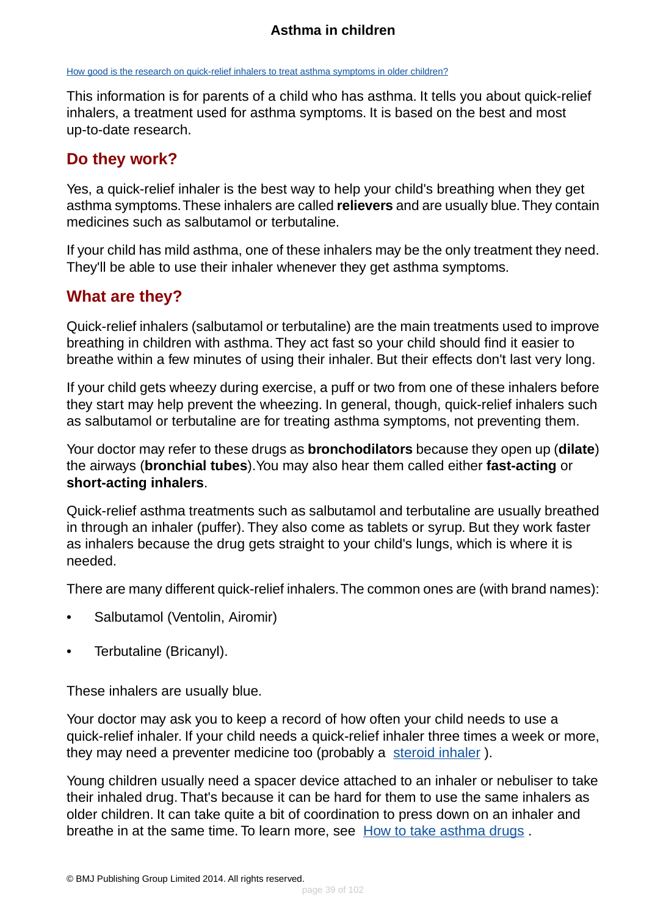How good is the research on quick-relief inhalers to treat asthma symptoms in older children?

This information is for parents of a child who has asthma. It tells you about quick-relief inhalers, a treatment used for asthma symptoms. It is based on the best and most up-to-date research.

## Do they work?

Yes, a quick-relief inhaler is the best way to help your child's breathing when they get asthma symptoms. These inhalers are called **relievers** and are usually blue. They contain medicines such as salbutamol or terbutaline.

If your child has mild asthma, one of these inhalers may be the only treatment they need. They'll be able to use their inhaler whenever they get asthma symptoms.

## What are they?

Quick-relief inhalers (salbutamol or terbutaline) are the main treatments used to improve breathing in children with asthma. They act fast so your child should find it easier to breathe within a few minutes of using their inhaler. But their effects don't last very long.

If your child gets wheezy during exercise, a puff or two from one of these inhalers before they start may help prevent the wheezing. In general, though, quick-relief inhalers such as salbutamol or terbutaline are for treating asthma symptoms, not preventing them.

Your doctor may refer to these drugs as **bronchodilators** because they open up (**dilate**) the airways (**bronchial tubes**). You may also hear them called either **fast-acting** or **short-acting inhalers**.

Quick-relief asthma treatments such as salbutamol and terbutaline are usually breathed in through an inhaler (puffer). They also come as tablets or syrup. But they work faster as inhalers because the drug gets straight to your child's lungs, which is where it is needed.

There are many different quick-relief inhalers. The common ones are (with brand names):

- Salbutamol (Ventolin, Airomir)
- Terbutaline (Bricanyl).

These inhalers are usually blue.

Your doctor may ask you to keep a record of how often your child needs to use a quick-relief inhaler. If your child needs a quick-relief inhaler three times a week or more, they may need a preventer medicine too (probably a steroid inhaler ).

Young children usually need a spacer device attached to an inhaler or nebuliser to take their inhaled drug. That's because it can be hard for them to use the same inhalers as older children. It can take quite a bit of coordination to press down on an inhaler and breathe in at the same time. To learn more, see How to take asthma drugs .

© BMJ Publishing Group Limited 2014. All rights reserved.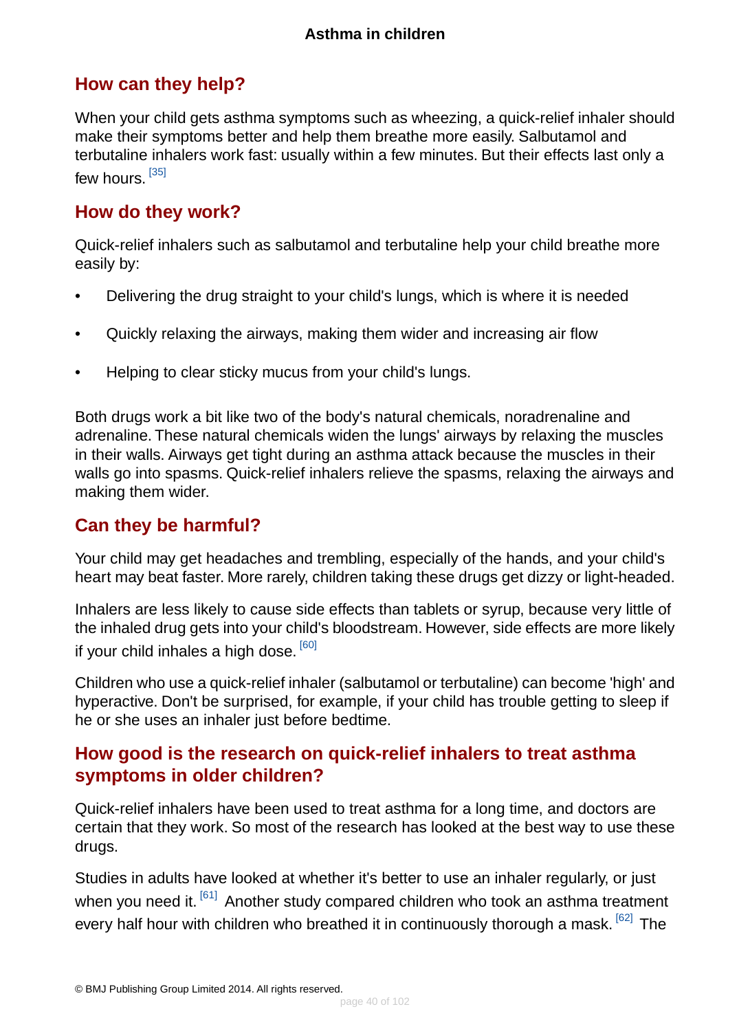## How can they help?

When your child gets asthma symptoms such as wheezing, a quick-relief inhaler should make their symptoms better and help them breathe more easily. Salbutamol and terbutaline inhalers work fast: usually within a few minutes. But their effects last only a few hours. [35]

## How do they work?

Quick-relief inhalers such as salbutamol and terbutaline help your child breathe more easily by:

- Delivering the drug straight to your child's lungs, which is where it is needed
- Quickly relaxing the airways, making them wider and increasing air flow
- Helping to clear sticky mucus from your child's lungs.

Both drugs work a bit like two of the body's natural chemicals, noradrenaline and adrenaline. These natural chemicals widen the lungs' airways by relaxing the muscles in their walls. Airways get tight during an asthma attack because the muscles in their walls go into spasms. Quick-relief inhalers relieve the spasms, relaxing the airways and making them wider.

## Can they be harmful?

Your child may get headaches and trembling, especially of the hands, and your child's heart may beat faster. More rarely, children taking these drugs get dizzy or light-headed.

Inhalers are less likely to cause side effects than tablets or syrup, because very little of the inhaled drug gets into your child's bloodstream. However, side effects are more likely if your child inhales a high dose. [60]

Children who use a quick-relief inhaler (salbutamol or terbutaline) can become 'high' and hyperactive. Don't be surprised, for example, if your child has trouble getting to sleep if he or she uses an inhaler just before bedtime.

## How good is the research on quick-relief inhalers to treat asthma symptoms in older children?

Quick-relief inhalers have been used to treat asthma for a long time, and doctors are certain that they work. So most of the research has looked at the best way to use these drugs.

Studies in adults have looked at whether it's better to use an inhaler regularly, or just when you need it. [61] Another study compared children who took an asthma treatment every half hour with children who breathed it in continuously thorough a mask. [62] The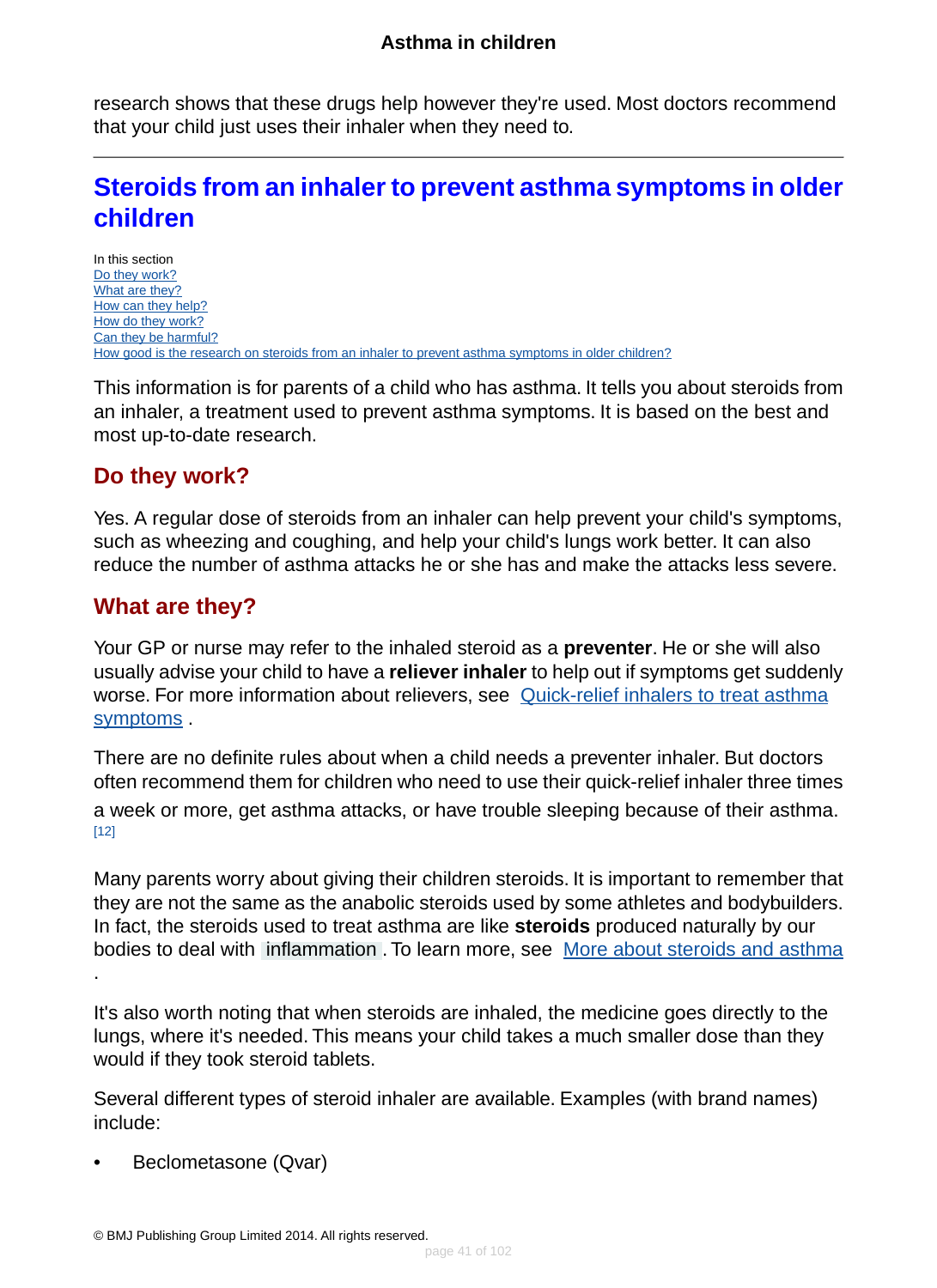research shows that these drugs help however they're used. Most doctors recommend that your child just uses their inhaler when they need to.

---

## Steroids from an inhaler to prevent asthma symptoms in older children

In this section
Do they work?
What are they?
How can they help?
How do they work?
Can they be harmful?
How good is the research on steroids from an inhaler to prevent asthma symptoms in older children?

This information is for parents of a child who has asthma. It tells you about steroids from an inhaler, a treatment used to prevent asthma symptoms. It is based on the best and most up-to-date research.

### Do they work?

Yes. A regular dose of steroids from an inhaler can help prevent your child's symptoms, such as wheezing and coughing, and help your child's lungs work better. It can also reduce the number of asthma attacks he or she has and make the attacks less severe.

### What are they?

Your GP or nurse may refer to the inhaled steroid as a **preventer**. He or she will also usually advise your child to have a **reliever inhaler** to help out if symptoms get suddenly worse. For more information about relievers, see Quick-relief inhalers to treat asthma symptoms .

There are no definite rules about when a child needs a preventer inhaler. But doctors often recommend them for children who need to use their quick-relief inhaler three times a week or more, get asthma attacks, or have trouble sleeping because of their asthma. [12]

Many parents worry about giving their children steroids. It is important to remember that they are not the same as the anabolic steroids used by some athletes and bodybuilders. In fact, the steroids used to treat asthma are like **steroids** produced naturally by our bodies to deal with inflammation . To learn more, see More about steroids and asthma .

It's also worth noting that when steroids are inhaled, the medicine goes directly to the lungs, where it's needed. This means your child takes a much smaller dose than they would if they took steroid tablets.

Several different types of steroid inhaler are available. Examples (with brand names) include:

- Beclometasone (Qvar)

© BMJ Publishing Group Limited 2014. All rights reserved.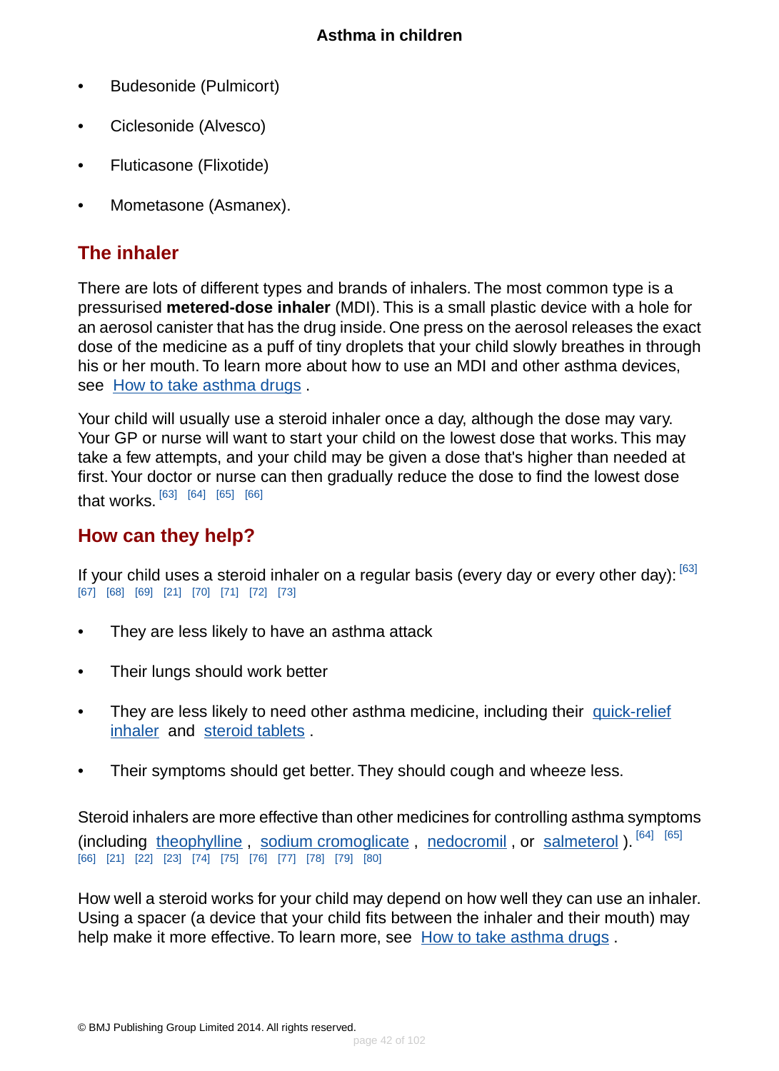- Budesonide (Pulmicort)
- Ciclesonide (Alvesco)
- Fluticasone (Flixotide)
- Mometasone (Asmanex).

## The inhaler

There are lots of different types and brands of inhalers. The most common type is a pressurised **metered-dose inhaler** (MDI). This is a small plastic device with a hole for an aerosol canister that has the drug inside. One press on the aerosol releases the exact dose of the medicine as a puff of tiny droplets that your child slowly breathes in through his or her mouth. To learn more about how to use an MDI and other asthma devices, see How to take asthma drugs .

Your child will usually use a steroid inhaler once a day, although the dose may vary. Your GP or nurse will want to start your child on the lowest dose that works. This may take a few attempts, and your child may be given a dose that's higher than needed at first. Your doctor or nurse can then gradually reduce the dose to find the lowest dose that works. [63] [64] [65] [66]

## How can they help?

If your child uses a steroid inhaler on a regular basis (every day or every other day): [63] [67] [68] [69] [21] [70] [71] [72] [73]

- They are less likely to have an asthma attack
- Their lungs should work better
- They are less likely to need other asthma medicine, including their quick-relief inhaler and steroid tablets .
- Their symptoms should get better. They should cough and wheeze less.

Steroid inhalers are more effective than other medicines for controlling asthma symptoms (including theophylline , sodium cromoglicate , nedocromil , or salmeterol ). [64] [65] [66] [21] [22] [23] [74] [75] [76] [77] [78] [79] [80]

How well a steroid works for your child may depend on how well they can use an inhaler. Using a spacer (a device that your child fits between the inhaler and their mouth) may help make it more effective. To learn more, see How to take asthma drugs .

© BMJ Publishing Group Limited 2014. All rights reserved.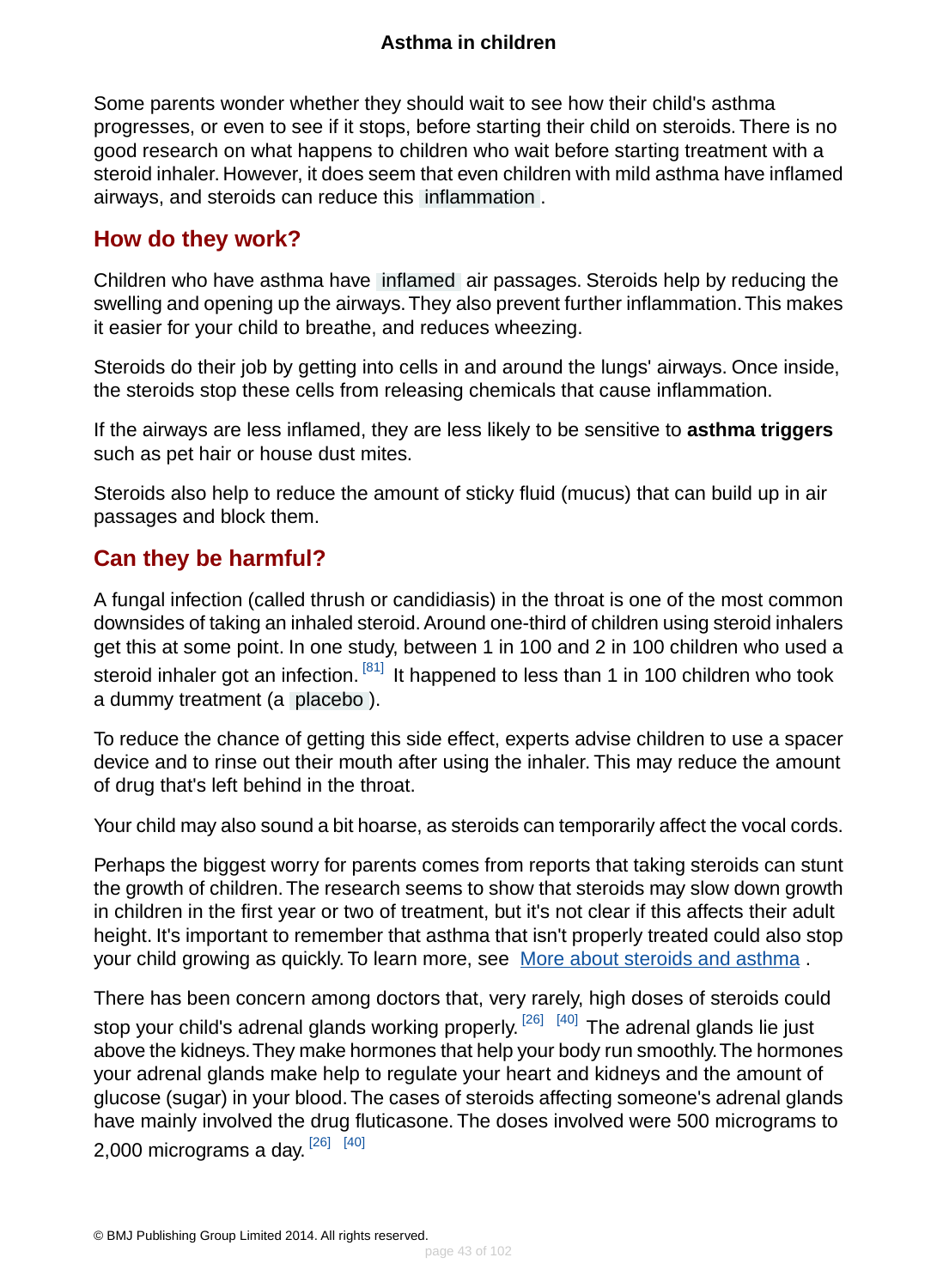Some parents wonder whether they should wait to see how their child's asthma progresses, or even to see if it stops, before starting their child on steroids. There is no good research on what happens to children who wait before starting treatment with a steroid inhaler. However, it does seem that even children with mild asthma have inflamed airways, and steroids can reduce this inflammation.

## How do they work?

Children who have asthma have inflamed air passages. Steroids help by reducing the swelling and opening up the airways. They also prevent further inflammation. This makes it easier for your child to breathe, and reduces wheezing.

Steroids do their job by getting into cells in and around the lungs' airways. Once inside, the steroids stop these cells from releasing chemicals that cause inflammation.

If the airways are less inflamed, they are less likely to be sensitive to **asthma triggers** such as pet hair or house dust mites.

Steroids also help to reduce the amount of sticky fluid (mucus) that can build up in air passages and block them.

## Can they be harmful?

A fungal infection (called thrush or candidiasis) in the throat is one of the most common downsides of taking an inhaled steroid. Around one-third of children using steroid inhalers get this at some point. In one study, between 1 in 100 and 2 in 100 children who used a steroid inhaler got an infection. [81] It happened to less than 1 in 100 children who took a dummy treatment (a placebo).

To reduce the chance of getting this side effect, experts advise children to use a spacer device and to rinse out their mouth after using the inhaler. This may reduce the amount of drug that's left behind in the throat.

Your child may also sound a bit hoarse, as steroids can temporarily affect the vocal cords.

Perhaps the biggest worry for parents comes from reports that taking steroids can stunt the growth of children. The research seems to show that steroids may slow down growth in children in the first year or two of treatment, but it's not clear if this affects their adult height. It's important to remember that asthma that isn't properly treated could also stop your child growing as quickly. To learn more, see More about steroids and asthma.

There has been concern among doctors that, very rarely, high doses of steroids could stop your child's adrenal glands working properly. [26] [40] The adrenal glands lie just above the kidneys. They make hormones that help your body run smoothly. The hormones your adrenal glands make help to regulate your heart and kidneys and the amount of glucose (sugar) in your blood. The cases of steroids affecting someone's adrenal glands have mainly involved the drug fluticasone. The doses involved were 500 micrograms to 2,000 micrograms a day. [26] [40]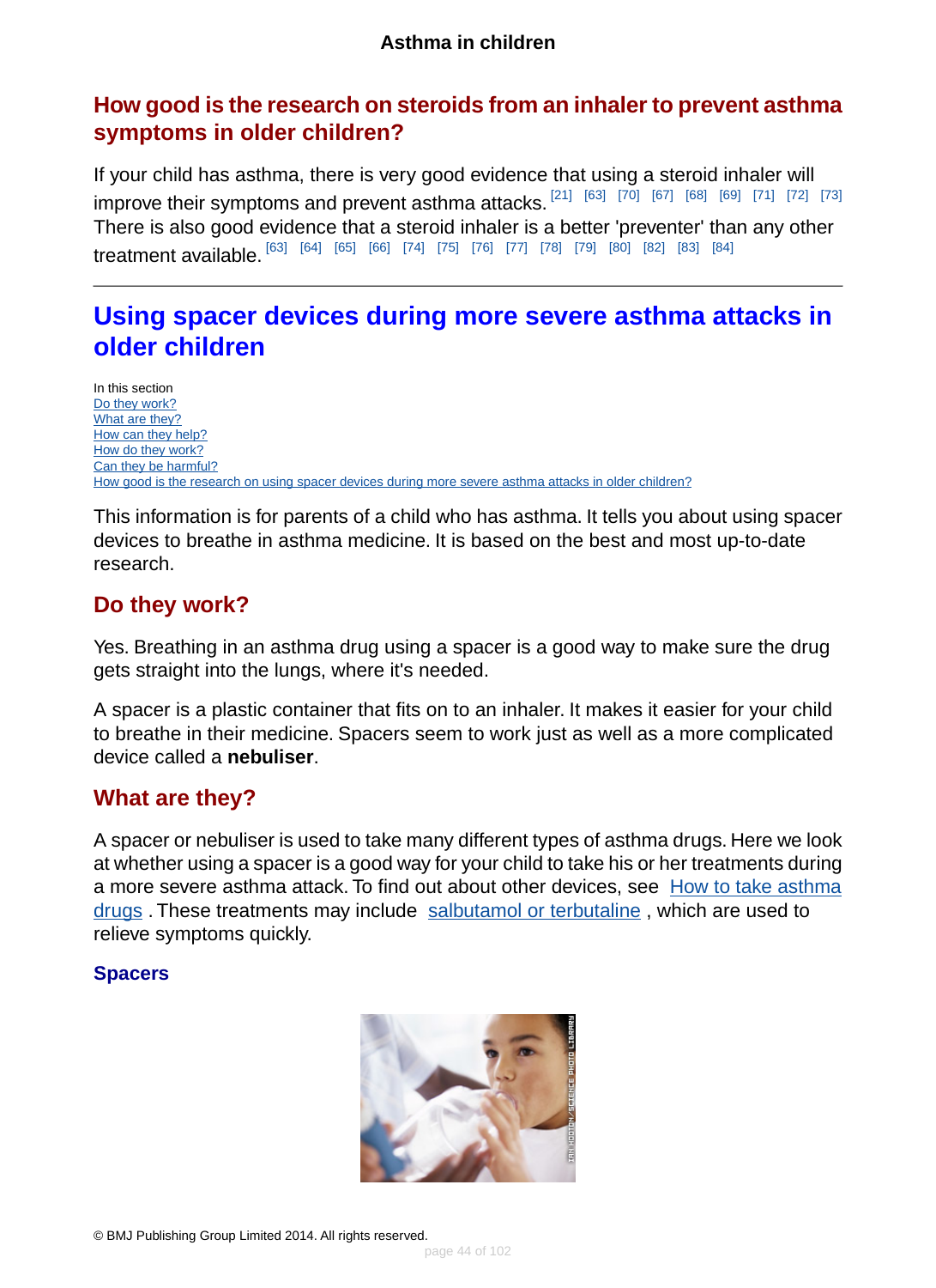## How good is the research on steroids from an inhaler to prevent asthma symptoms in older children?

If your child has asthma, there is very good evidence that using a steroid inhaler will improve their symptoms and prevent asthma attacks. [21] [63] [70] [67] [68] [69] [71] [72] [73] There is also good evidence that a steroid inhaler is a better 'preventer' than any other treatment available. [63] [64] [65] [66] [74] [75] [76] [77] [78] [79] [80] [82] [83] [84]

---

# Using spacer devices during more severe asthma attacks in older children

In this section
Do they work?
What are they?
How can they help?
How do they work?
Can they be harmful?
How good is the research on using spacer devices during more severe asthma attacks in older children?

This information is for parents of a child who has asthma. It tells you about using spacer devices to breathe in asthma medicine. It is based on the best and most up-to-date research.

## Do they work?

Yes. Breathing in an asthma drug using a spacer is a good way to make sure the drug gets straight into the lungs, where it's needed.

A spacer is a plastic container that fits on to an inhaler. It makes it easier for your child to breathe in their medicine. Spacers seem to work just as well as a more complicated device called a **nebuliser**.

## What are they?

A spacer or nebuliser is used to take many different types of asthma drugs. Here we look at whether using a spacer is a good way for your child to take his or her treatments during a more severe asthma attack. To find out about other devices, see How to take asthma drugs . These treatments may include salbutamol or terbutaline , which are used to relieve symptoms quickly.

### Spacers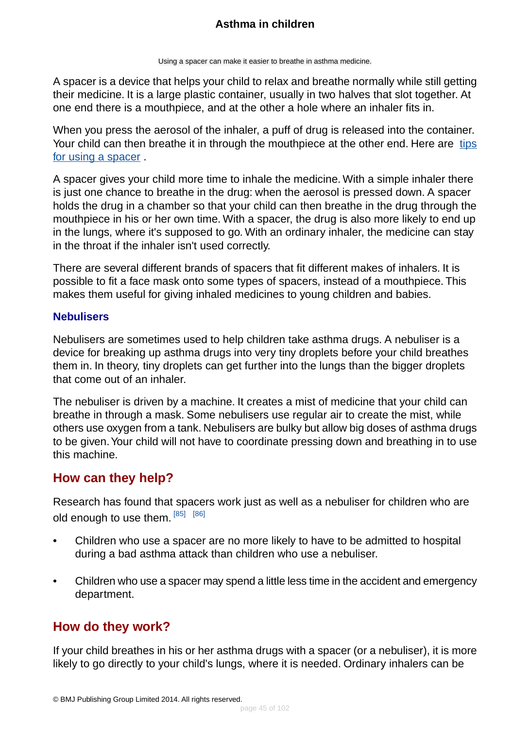Using a spacer can make it easier to breathe in asthma medicine.

A spacer is a device that helps your child to relax and breathe normally while still getting their medicine. It is a large plastic container, usually in two halves that slot together. At one end there is a mouthpiece, and at the other a hole where an inhaler fits in.

When you press the aerosol of the inhaler, a puff of drug is released into the container. Your child can then breathe it in through the mouthpiece at the other end. Here are tips for using a spacer .

A spacer gives your child more time to inhale the medicine. With a simple inhaler there is just one chance to breathe in the drug: when the aerosol is pressed down. A spacer holds the drug in a chamber so that your child can then breathe in the drug through the mouthpiece in his or her own time. With a spacer, the drug is also more likely to end up in the lungs, where it's supposed to go. With an ordinary inhaler, the medicine can stay in the throat if the inhaler isn't used correctly.

There are several different brands of spacers that fit different makes of inhalers. It is possible to fit a face mask onto some types of spacers, instead of a mouthpiece. This makes them useful for giving inhaled medicines to young children and babies.

### Nebulisers

Nebulisers are sometimes used to help children take asthma drugs. A nebuliser is a device for breaking up asthma drugs into very tiny droplets before your child breathes them in. In theory, tiny droplets can get further into the lungs than the bigger droplets that come out of an inhaler.

The nebuliser is driven by a machine. It creates a mist of medicine that your child can breathe in through a mask. Some nebulisers use regular air to create the mist, while others use oxygen from a tank. Nebulisers are bulky but allow big doses of asthma drugs to be given. Your child will not have to coordinate pressing down and breathing in to use this machine.

## How can they help?

Research has found that spacers work just as well as a nebuliser for children who are old enough to use them. [85] [86]

- Children who use a spacer are no more likely to have to be admitted to hospital during a bad asthma attack than children who use a nebuliser.
- Children who use a spacer may spend a little less time in the accident and emergency department.

## How do they work?

If your child breathes in his or her asthma drugs with a spacer (or a nebuliser), it is more likely to go directly to your child's lungs, where it is needed. Ordinary inhalers can be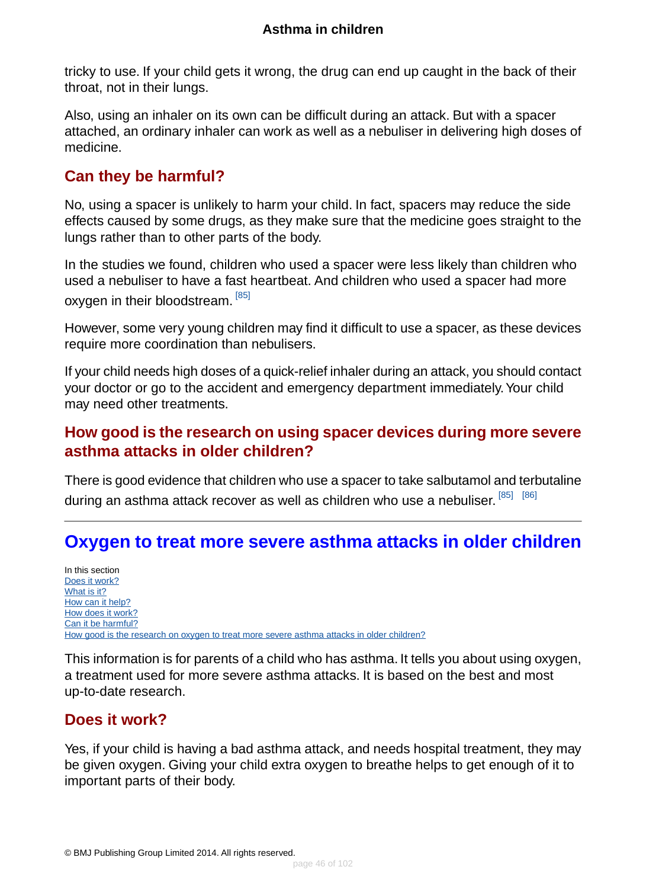tricky to use. If your child gets it wrong, the drug can end up caught in the back of their throat, not in their lungs.

Also, using an inhaler on its own can be difficult during an attack. But with a spacer attached, an ordinary inhaler can work as well as a nebuliser in delivering high doses of medicine.

### Can they be harmful?

No, using a spacer is unlikely to harm your child. In fact, spacers may reduce the side effects caused by some drugs, as they make sure that the medicine goes straight to the lungs rather than to other parts of the body.

In the studies we found, children who used a spacer were less likely than children who used a nebuliser to have a fast heartbeat. And children who used a spacer had more oxygen in their bloodstream. [85]

However, some very young children may find it difficult to use a spacer, as these devices require more coordination than nebulisers.

If your child needs high doses of a quick-relief inhaler during an attack, you should contact your doctor or go to the accident and emergency department immediately. Your child may need other treatments.

### How good is the research on using spacer devices during more severe asthma attacks in older children?

There is good evidence that children who use a spacer to take salbutamol and terbutaline during an asthma attack recover as well as children who use a nebuliser. [85] [86]

---

## Oxygen to treat more severe asthma attacks in older children

In this section
- Does it work?
- What is it?
- How can it help?
- How does it work?
- Can it be harmful?
- How good is the research on oxygen to treat more severe asthma attacks in older children?

This information is for parents of a child who has asthma. It tells you about using oxygen, a treatment used for more severe asthma attacks. It is based on the best and most up-to-date research.

### Does it work?

Yes, if your child is having a bad asthma attack, and needs hospital treatment, they may be given oxygen. Giving your child extra oxygen to breathe helps to get enough of it to important parts of their body.

© BMJ Publishing Group Limited 2014. All rights reserved.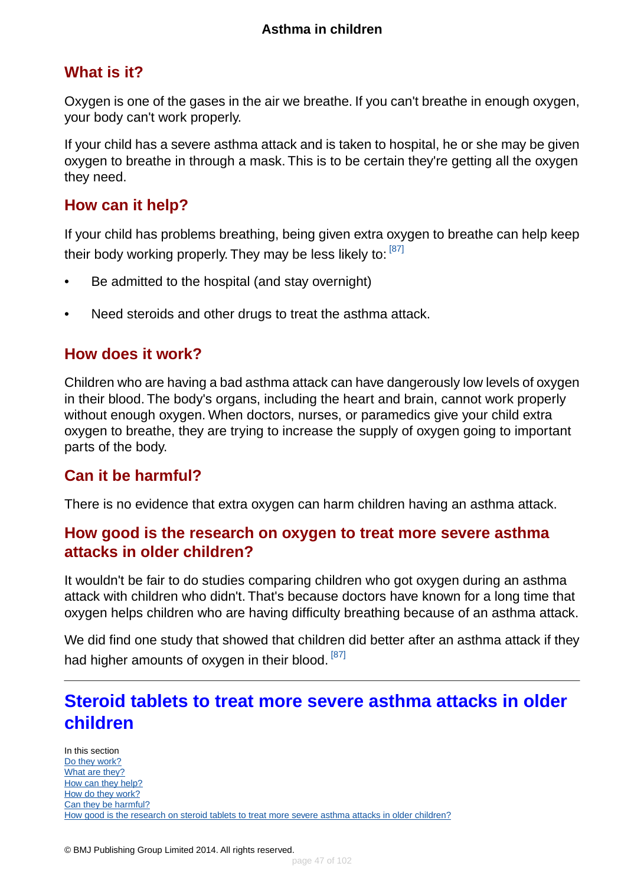## What is it?

Oxygen is one of the gases in the air we breathe. If you can't breathe in enough oxygen, your body can't work properly.

If your child has a severe asthma attack and is taken to hospital, he or she may be given oxygen to breathe in through a mask. This is to be certain they're getting all the oxygen they need.

## How can it help?

If your child has problems breathing, being given extra oxygen to breathe can help keep their body working properly. They may be less likely to: [87]

- Be admitted to the hospital (and stay overnight)
- Need steroids and other drugs to treat the asthma attack.

## How does it work?

Children who are having a bad asthma attack can have dangerously low levels of oxygen in their blood. The body's organs, including the heart and brain, cannot work properly without enough oxygen. When doctors, nurses, or paramedics give your child extra oxygen to breathe, they are trying to increase the supply of oxygen going to important parts of the body.

## Can it be harmful?

There is no evidence that extra oxygen can harm children having an asthma attack.

## How good is the research on oxygen to treat more severe asthma attacks in older children?

It wouldn't be fair to do studies comparing children who got oxygen during an asthma attack with children who didn't. That's because doctors have known for a long time that oxygen helps children who are having difficulty breathing because of an asthma attack.

We did find one study that showed that children did better after an asthma attack if they had higher amounts of oxygen in their blood. [87]

---

# Steroid tablets to treat more severe asthma attacks in older children

In this section
- Do they work?
- What are they?
- How can they help?
- How do they work?
- Can they be harmful?
- How good is the research on steroid tablets to treat more severe asthma attacks in older children?

© BMJ Publishing Group Limited 2014. All rights reserved.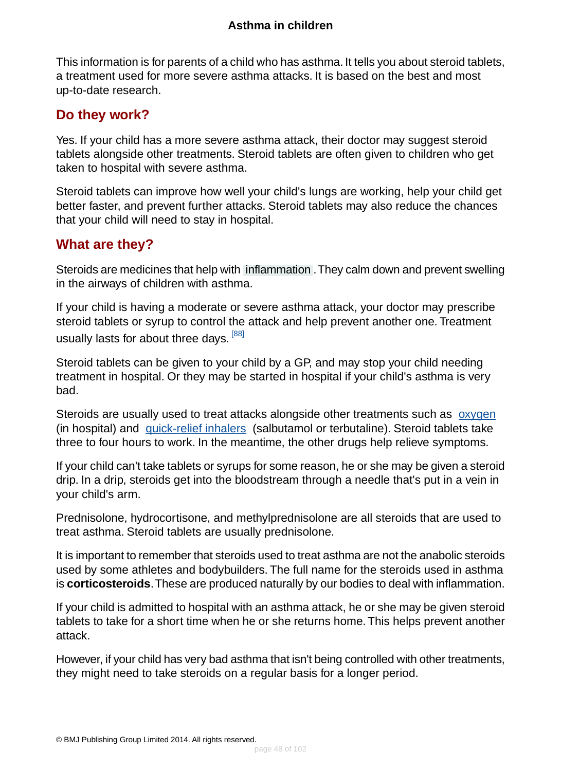This information is for parents of a child who has asthma. It tells you about steroid tablets, a treatment used for more severe asthma attacks. It is based on the best and most up-to-date research.

## Do they work?

Yes. If your child has a more severe asthma attack, their doctor may suggest steroid tablets alongside other treatments. Steroid tablets are often given to children who get taken to hospital with severe asthma.

Steroid tablets can improve how well your child's lungs are working, help your child get better faster, and prevent further attacks. Steroid tablets may also reduce the chances that your child will need to stay in hospital.

## What are they?

Steroids are medicines that help with inflammation. They calm down and prevent swelling in the airways of children with asthma.

If your child is having a moderate or severe asthma attack, your doctor may prescribe steroid tablets or syrup to control the attack and help prevent another one. Treatment usually lasts for about three days. [88]

Steroid tablets can be given to your child by a GP, and may stop your child needing treatment in hospital. Or they may be started in hospital if your child's asthma is very bad.

Steroids are usually used to treat attacks alongside other treatments such as oxygen (in hospital) and quick-relief inhalers (salbutamol or terbutaline). Steroid tablets take three to four hours to work. In the meantime, the other drugs help relieve symptoms.

If your child can't take tablets or syrups for some reason, he or she may be given a steroid drip. In a drip, steroids get into the bloodstream through a needle that's put in a vein in your child's arm.

Prednisolone, hydrocortisone, and methylprednisolone are all steroids that are used to treat asthma. Steroid tablets are usually prednisolone.

It is important to remember that steroids used to treat asthma are not the anabolic steroids used by some athletes and bodybuilders. The full name for the steroids used in asthma is **corticosteroids**. These are produced naturally by our bodies to deal with inflammation.

If your child is admitted to hospital with an asthma attack, he or she may be given steroid tablets to take for a short time when he or she returns home. This helps prevent another attack.

However, if your child has very bad asthma that isn't being controlled with other treatments, they might need to take steroids on a regular basis for a longer period.

© BMJ Publishing Group Limited 2014. All rights reserved.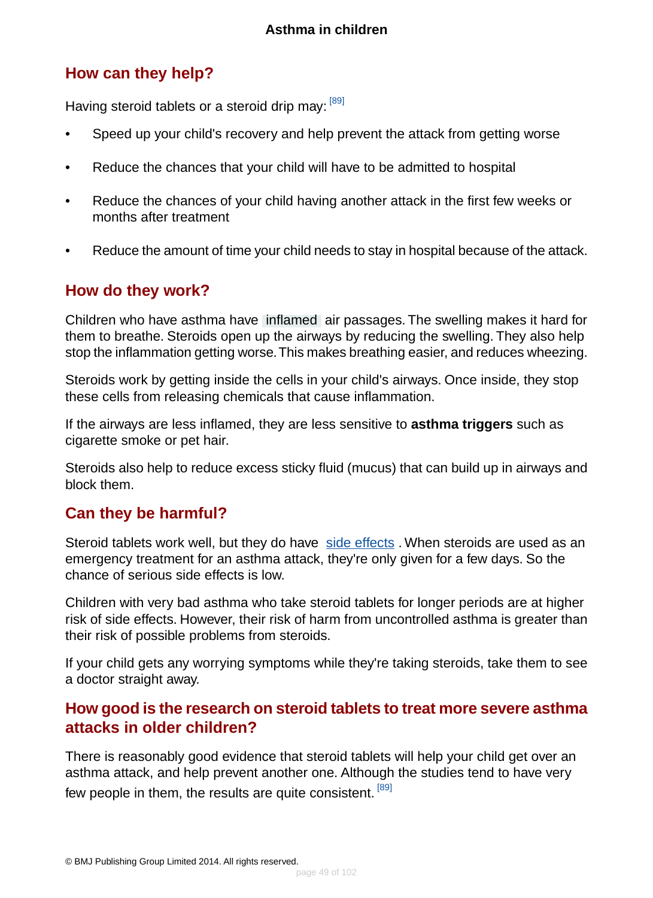## How can they help?

Having steroid tablets or a steroid drip may: [89]

- Speed up your child's recovery and help prevent the attack from getting worse
- Reduce the chances that your child will have to be admitted to hospital
- Reduce the chances of your child having another attack in the first few weeks or months after treatment
- Reduce the amount of time your child needs to stay in hospital because of the attack.

## How do they work?

Children who have asthma have inflamed air passages. The swelling makes it hard for them to breathe. Steroids open up the airways by reducing the swelling. They also help stop the inflammation getting worse. This makes breathing easier, and reduces wheezing.

Steroids work by getting inside the cells in your child's airways. Once inside, they stop these cells from releasing chemicals that cause inflammation.

If the airways are less inflamed, they are less sensitive to **asthma triggers** such as cigarette smoke or pet hair.

Steroids also help to reduce excess sticky fluid (mucus) that can build up in airways and block them.

## Can they be harmful?

Steroid tablets work well, but they do have side effects . When steroids are used as an emergency treatment for an asthma attack, they're only given for a few days. So the chance of serious side effects is low.

Children with very bad asthma who take steroid tablets for longer periods are at higher risk of side effects. However, their risk of harm from uncontrolled asthma is greater than their risk of possible problems from steroids.

If your child gets any worrying symptoms while they're taking steroids, take them to see a doctor straight away.

## How good is the research on steroid tablets to treat more severe asthma attacks in older children?

There is reasonably good evidence that steroid tablets will help your child get over an asthma attack, and help prevent another one. Although the studies tend to have very few people in them, the results are quite consistent. [89]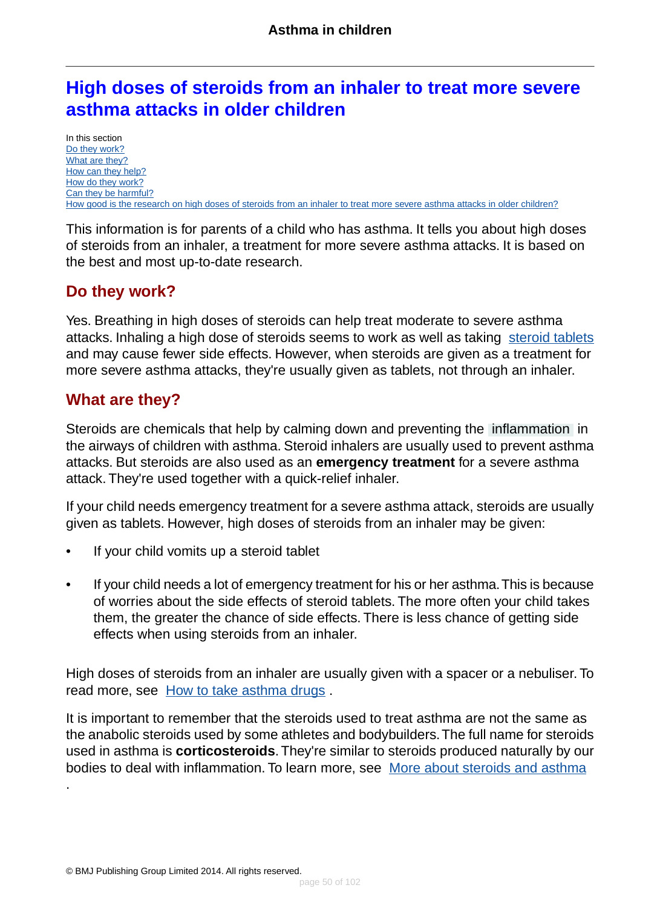# High doses of steroids from an inhaler to treat more severe asthma attacks in older children

In this section
Do they work?
What are they?
How can they help?
How do they work?
Can they be harmful?
How good is the research on high doses of steroids from an inhaler to treat more severe asthma attacks in older children?

This information is for parents of a child who has asthma. It tells you about high doses of steroids from an inhaler, a treatment for more severe asthma attacks. It is based on the best and most up-to-date research.

## Do they work?

Yes. Breathing in high doses of steroids can help treat moderate to severe asthma attacks. Inhaling a high dose of steroids seems to work as well as taking steroid tablets and may cause fewer side effects. However, when steroids are given as a treatment for more severe asthma attacks, they're usually given as tablets, not through an inhaler.

## What are they?

Steroids are chemicals that help by calming down and preventing the inflammation in the airways of children with asthma. Steroid inhalers are usually used to prevent asthma attacks. But steroids are also used as an **emergency treatment** for a severe asthma attack. They're used together with a quick-relief inhaler.

If your child needs emergency treatment for a severe asthma attack, steroids are usually given as tablets. However, high doses of steroids from an inhaler may be given:

- If your child vomits up a steroid tablet
- If your child needs a lot of emergency treatment for his or her asthma. This is because of worries about the side effects of steroid tablets. The more often your child takes them, the greater the chance of side effects. There is less chance of getting side effects when using steroids from an inhaler.

High doses of steroids from an inhaler are usually given with a spacer or a nebuliser. To read more, see How to take asthma drugs .

It is important to remember that the steroids used to treat asthma are not the same as the anabolic steroids used by some athletes and bodybuilders. The full name for steroids used in asthma is **corticosteroids**. They're similar to steroids produced naturally by our bodies to deal with inflammation. To learn more, see More about steroids and asthma .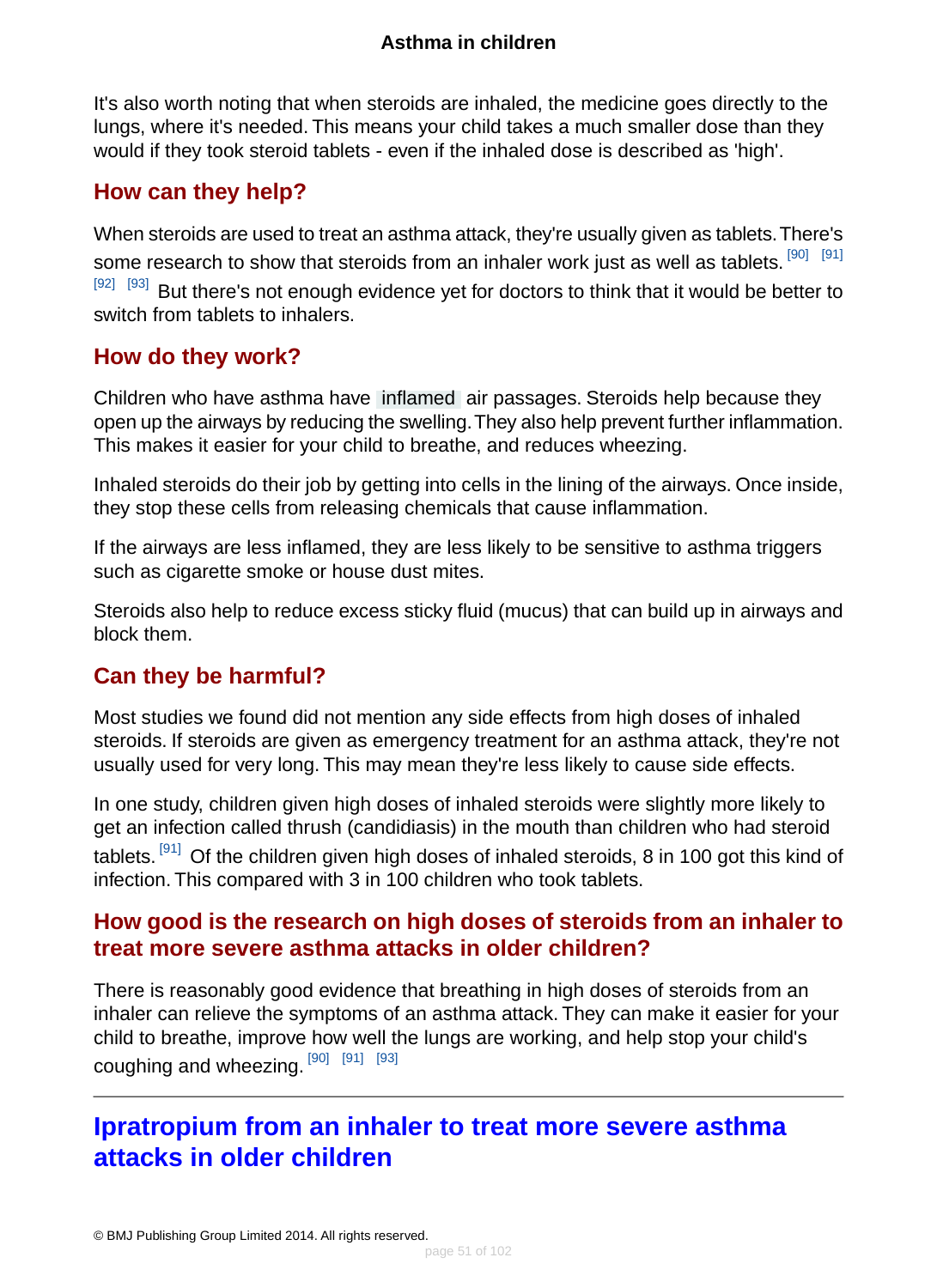It's also worth noting that when steroids are inhaled, the medicine goes directly to the lungs, where it's needed. This means your child takes a much smaller dose than they would if they took steroid tablets - even if the inhaled dose is described as 'high'.

## How can they help?

When steroids are used to treat an asthma attack, they're usually given as tablets. There's some research to show that steroids from an inhaler work just as well as tablets. [90] [91] [92] [93] But there's not enough evidence yet for doctors to think that it would be better to switch from tablets to inhalers.

## How do they work?

Children who have asthma have inflamed air passages. Steroids help because they open up the airways by reducing the swelling. They also help prevent further inflammation. This makes it easier for your child to breathe, and reduces wheezing.

Inhaled steroids do their job by getting into cells in the lining of the airways. Once inside, they stop these cells from releasing chemicals that cause inflammation.

If the airways are less inflamed, they are less likely to be sensitive to asthma triggers such as cigarette smoke or house dust mites.

Steroids also help to reduce excess sticky fluid (mucus) that can build up in airways and block them.

## Can they be harmful?

Most studies we found did not mention any side effects from high doses of inhaled steroids. If steroids are given as emergency treatment for an asthma attack, they're not usually used for very long. This may mean they're less likely to cause side effects.

In one study, children given high doses of inhaled steroids were slightly more likely to get an infection called thrush (candidiasis) in the mouth than children who had steroid tablets. [91] Of the children given high doses of inhaled steroids, 8 in 100 got this kind of infection. This compared with 3 in 100 children who took tablets.

## How good is the research on high doses of steroids from an inhaler to treat more severe asthma attacks in older children?

There is reasonably good evidence that breathing in high doses of steroids from an inhaler can relieve the symptoms of an asthma attack. They can make it easier for your child to breathe, improve how well the lungs are working, and help stop your child's coughing and wheezing. [90] [91] [93]

---

# Ipratropium from an inhaler to treat more severe asthma attacks in older children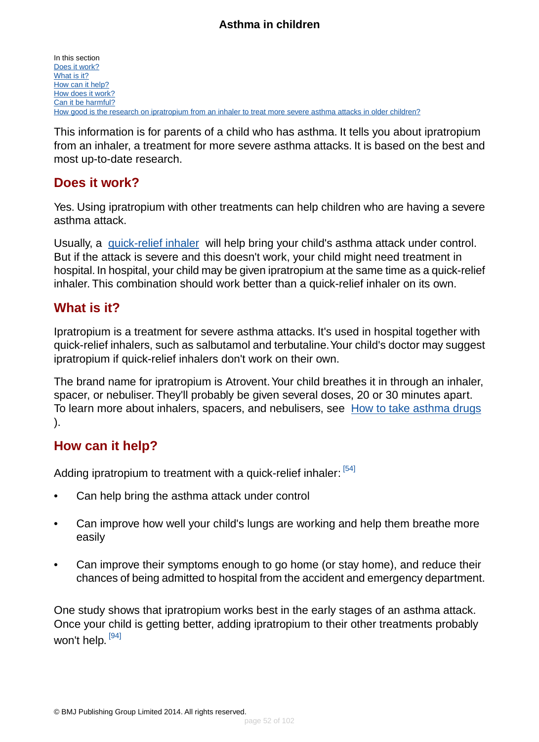# Asthma in children

In this section
Does it work?
What is it?
How can it help?
How does it work?
Can it be harmful?
How good is the research on ipratropium from an inhaler to treat more severe asthma attacks in older children?

This information is for parents of a child who has asthma. It tells you about ipratropium from an inhaler, a treatment for more severe asthma attacks. It is based on the best and most up-to-date research.

## Does it work?

Yes. Using ipratropium with other treatments can help children who are having a severe asthma attack.

Usually, a quick-relief inhaler will help bring your child's asthma attack under control. But if the attack is severe and this doesn't work, your child might need treatment in hospital. In hospital, your child may be given ipratropium at the same time as a quick-relief inhaler. This combination should work better than a quick-relief inhaler on its own.

## What is it?

Ipratropium is a treatment for severe asthma attacks. It's used in hospital together with quick-relief inhalers, such as salbutamol and terbutaline. Your child's doctor may suggest ipratropium if quick-relief inhalers don't work on their own.

The brand name for ipratropium is Atrovent. Your child breathes it in through an inhaler, spacer, or nebuliser. They'll probably be given several doses, 20 or 30 minutes apart. To learn more about inhalers, spacers, and nebulisers, see How to take asthma drugs ).

## How can it help?

Adding ipratropium to treatment with a quick-relief inhaler: [54]

- Can help bring the asthma attack under control
- Can improve how well your child's lungs are working and help them breathe more easily
- Can improve their symptoms enough to go home (or stay home), and reduce their chances of being admitted to hospital from the accident and emergency department.

One study shows that ipratropium works best in the early stages of an asthma attack. Once your child is getting better, adding ipratropium to their other treatments probably won't help. [94]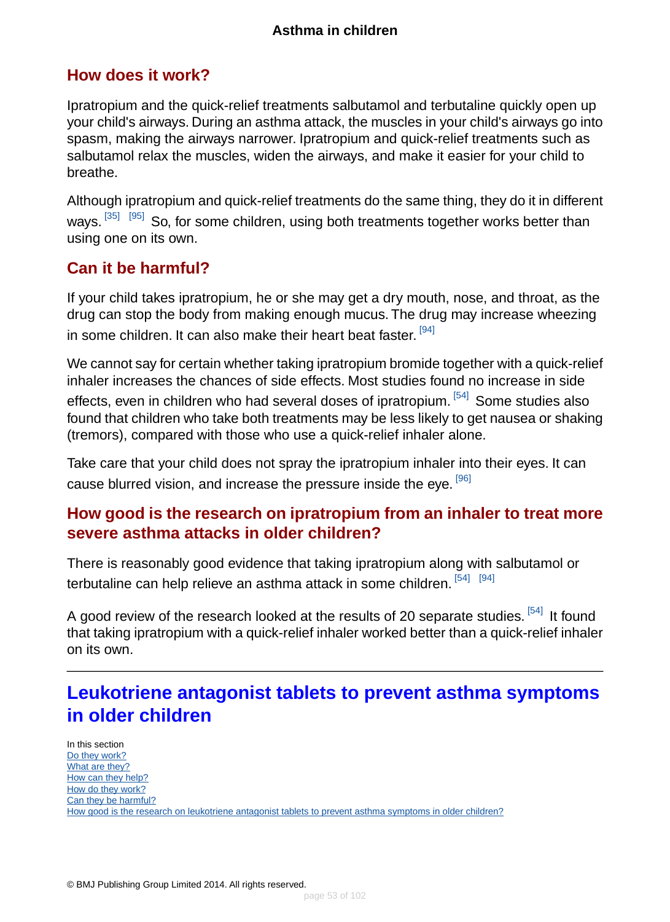## How does it work?

Ipratropium and the quick-relief treatments salbutamol and terbutaline quickly open up your child's airways. During an asthma attack, the muscles in your child's airways go into spasm, making the airways narrower. Ipratropium and quick-relief treatments such as salbutamol relax the muscles, widen the airways, and make it easier for your child to breathe.

Although ipratropium and quick-relief treatments do the same thing, they do it in different ways.[35] [95] So, for some children, using both treatments together works better than using one on its own.

## Can it be harmful?

If your child takes ipratropium, he or she may get a dry mouth, nose, and throat, as the drug can stop the body from making enough mucus. The drug may increase wheezing in some children. It can also make their heart beat faster.[94]

We cannot say for certain whether taking ipratropium bromide together with a quick-relief inhaler increases the chances of side effects. Most studies found no increase in side effects, even in children who had several doses of ipratropium.[54] Some studies also found that children who take both treatments may be less likely to get nausea or shaking (tremors), compared with those who use a quick-relief inhaler alone.

Take care that your child does not spray the ipratropium inhaler into their eyes. It can cause blurred vision, and increase the pressure inside the eye.[96]

## How good is the research on ipratropium from an inhaler to treat more severe asthma attacks in older children?

There is reasonably good evidence that taking ipratropium along with salbutamol or terbutaline can help relieve an asthma attack in some children.[54] [94]

A good review of the research looked at the results of 20 separate studies.[54] It found that taking ipratropium with a quick-relief inhaler worked better than a quick-relief inhaler on its own.

---

# Leukotriene antagonist tablets to prevent asthma symptoms in older children

In this section
- Do they work?
- What are they?
- How can they help?
- How do they work?
- Can they be harmful?
- How good is the research on leukotriene antagonist tablets to prevent asthma symptoms in older children?

© BMJ Publishing Group Limited 2014. All rights reserved.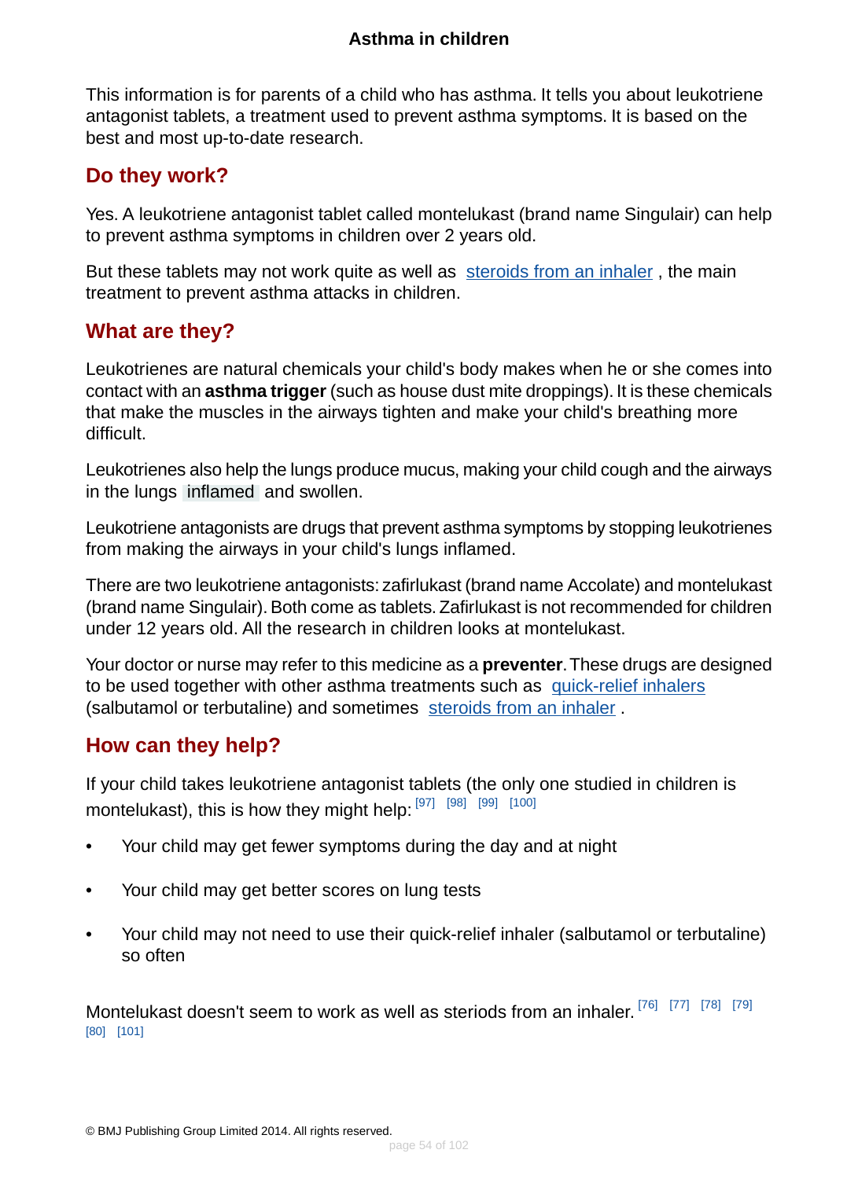# Asthma in children

This information is for parents of a child who has asthma. It tells you about leukotriene antagonist tablets, a treatment used to prevent asthma symptoms. It is based on the best and most up-to-date research.

## Do they work?

Yes. A leukotriene antagonist tablet called montelukast (brand name Singulair) can help to prevent asthma symptoms in children over 2 years old.

But these tablets may not work quite as well as steroids from an inhaler , the main treatment to prevent asthma attacks in children.

## What are they?

Leukotrienes are natural chemicals your child's body makes when he or she comes into contact with an **asthma trigger** (such as house dust mite droppings). It is these chemicals that make the muscles in the airways tighten and make your child's breathing more difficult.

Leukotrienes also help the lungs produce mucus, making your child cough and the airways in the lungs inflamed and swollen.

Leukotriene antagonists are drugs that prevent asthma symptoms by stopping leukotrienes from making the airways in your child's lungs inflamed.

There are two leukotriene antagonists: zafirlukast (brand name Accolate) and montelukast (brand name Singulair). Both come as tablets. Zafirlukast is not recommended for children under 12 years old. All the research in children looks at montelukast.

Your doctor or nurse may refer to this medicine as a **preventer**. These drugs are designed to be used together with other asthma treatments such as quick-relief inhalers (salbutamol or terbutaline) and sometimes steroids from an inhaler .

## How can they help?

If your child takes leukotriene antagonist tablets (the only one studied in children is montelukast), this is how they might help: [97] [98] [99] [100]

- Your child may get fewer symptoms during the day and at night
- Your child may get better scores on lung tests
- Your child may not need to use their quick-relief inhaler (salbutamol or terbutaline) so often

Montelukast doesn't seem to work as well as steriods from an inhaler. [76] [77] [78] [79] [80] [101]

© BMJ Publishing Group Limited 2014. All rights reserved.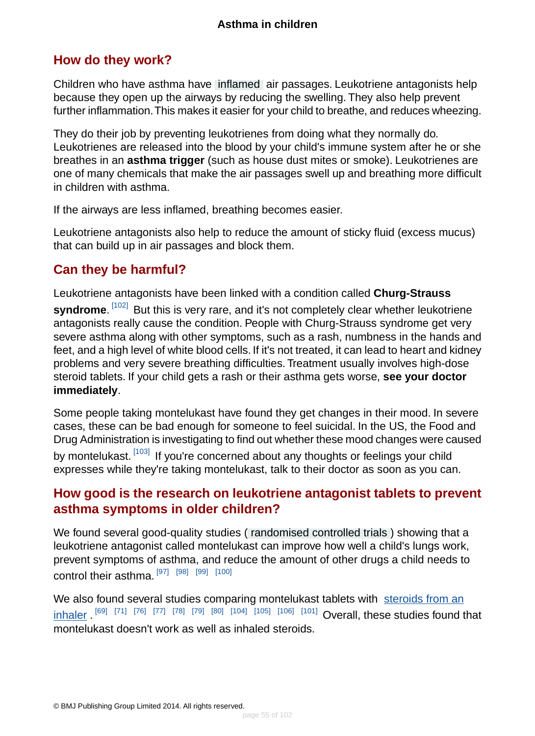## How do they work?

Children who have asthma have inflamed air passages. Leukotriene antagonists help because they open up the airways by reducing the swelling. They also help prevent further inflammation. This makes it easier for your child to breathe, and reduces wheezing.

They do their job by preventing leukotrienes from doing what they normally do. Leukotrienes are released into the blood by your child's immune system after he or she breathes in an **asthma trigger** (such as house dust mites or smoke). Leukotrienes are one of many chemicals that make the air passages swell up and breathing more difficult in children with asthma.

If the airways are less inflamed, breathing becomes easier.

Leukotriene antagonists also help to reduce the amount of sticky fluid (excess mucus) that can build up in air passages and block them.

## Can they be harmful?

Leukotriene antagonists have been linked with a condition called **Churg-Strauss syndrome**. [102] But this is very rare, and it's not completely clear whether leukotriene antagonists really cause the condition. People with Churg-Strauss syndrome get very severe asthma along with other symptoms, such as a rash, numbness in the hands and feet, and a high level of white blood cells. If it's not treated, it can lead to heart and kidney problems and very severe breathing difficulties. Treatment usually involves high-dose steroid tablets. If your child gets a rash or their asthma gets worse, **see your doctor immediately**.

Some people taking montelukast have found they get changes in their mood. In severe cases, these can be bad enough for someone to feel suicidal. In the US, the Food and Drug Administration is investigating to find out whether these mood changes were caused by montelukast. [103] If you're concerned about any thoughts or feelings your child expresses while they're taking montelukast, talk to their doctor as soon as you can.

## How good is the research on leukotriene antagonist tablets to prevent asthma symptoms in older children?

We found several good-quality studies ( randomised controlled trials ) showing that a leukotriene antagonist called montelukast can improve how well a child's lungs work, prevent symptoms of asthma, and reduce the amount of other drugs a child needs to control their asthma. [97] [98] [99] [100]

We also found several studies comparing montelukast tablets with steroids from an inhaler . [69] [71] [76] [77] [78] [79] [80] [104] [105] [106] [101] Overall, these studies found that montelukast doesn't work as well as inhaled steroids.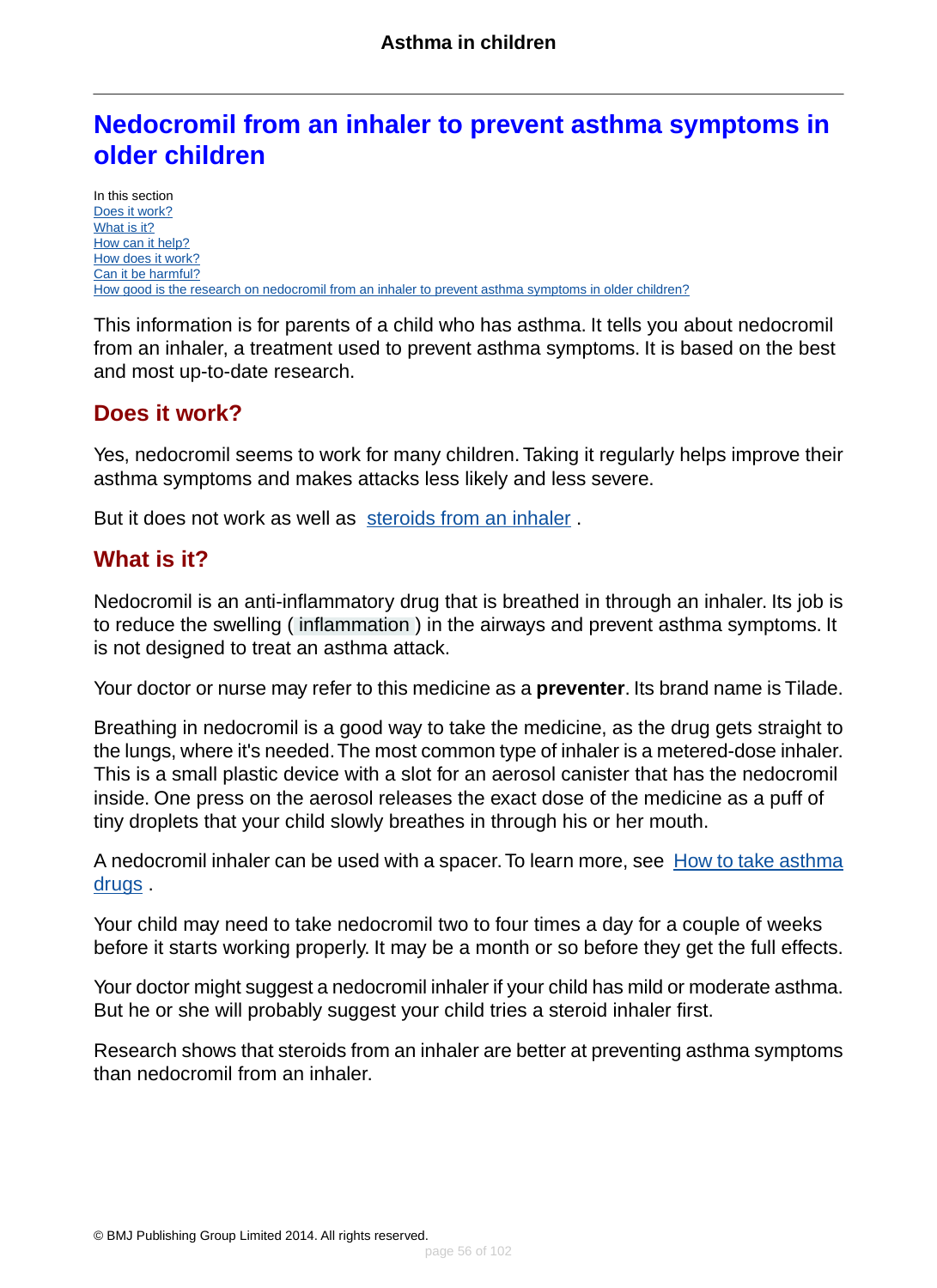# Nedocromil from an inhaler to prevent asthma symptoms in older children

In this section
Does it work?
What is it?
How can it help?
How does it work?
Can it be harmful?
How good is the research on nedocromil from an inhaler to prevent asthma symptoms in older children?

This information is for parents of a child who has asthma. It tells you about nedocromil from an inhaler, a treatment used to prevent asthma symptoms. It is based on the best and most up-to-date research.

## Does it work?

Yes, nedocromil seems to work for many children. Taking it regularly helps improve their asthma symptoms and makes attacks less likely and less severe.

But it does not work as well as steroids from an inhaler .

## What is it?

Nedocromil is an anti-inflammatory drug that is breathed in through an inhaler. Its job is to reduce the swelling ( inflammation ) in the airways and prevent asthma symptoms. It is not designed to treat an asthma attack.

Your doctor or nurse may refer to this medicine as a **preventer**. Its brand name is Tilade.

Breathing in nedocromil is a good way to take the medicine, as the drug gets straight to the lungs, where it's needed. The most common type of inhaler is a metered-dose inhaler. This is a small plastic device with a slot for an aerosol canister that has the nedocromil inside. One press on the aerosol releases the exact dose of the medicine as a puff of tiny droplets that your child slowly breathes in through his or her mouth.

A nedocromil inhaler can be used with a spacer. To learn more, see How to take asthma drugs .

Your child may need to take nedocromil two to four times a day for a couple of weeks before it starts working properly. It may be a month or so before they get the full effects.

Your doctor might suggest a nedocromil inhaler if your child has mild or moderate asthma. But he or she will probably suggest your child tries a steroid inhaler first.

Research shows that steroids from an inhaler are better at preventing asthma symptoms than nedocromil from an inhaler.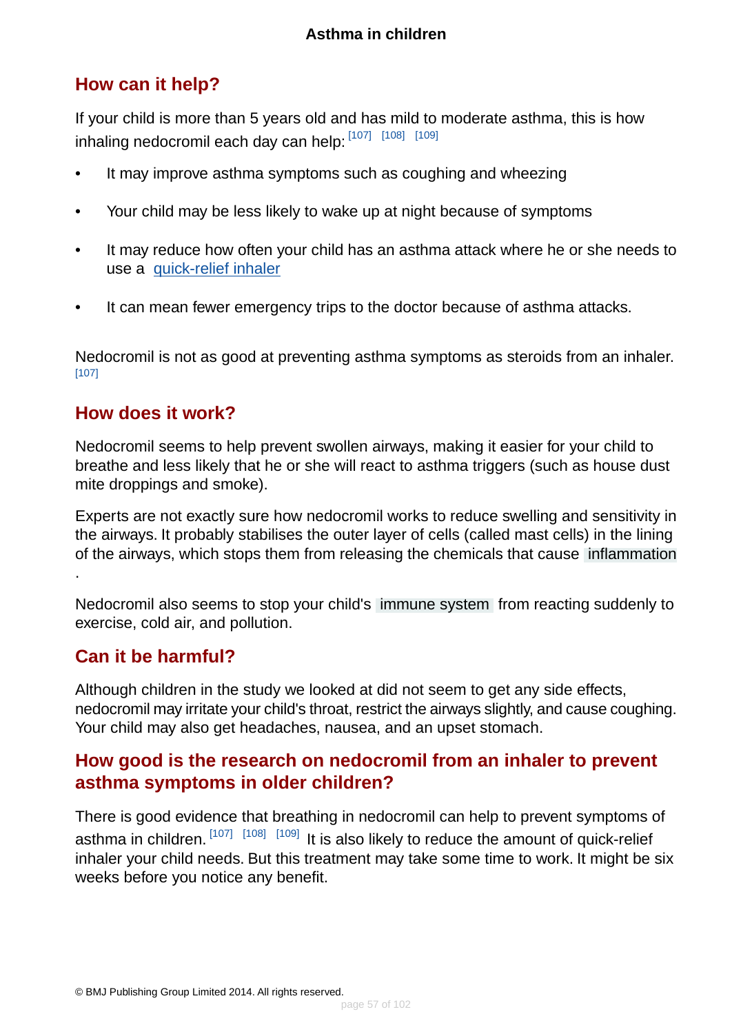## How can it help?

If your child is more than 5 years old and has mild to moderate asthma, this is how inhaling nedocromil each day can help: [107] [108] [109]

- It may improve asthma symptoms such as coughing and wheezing
- Your child may be less likely to wake up at night because of symptoms
- It may reduce how often your child has an asthma attack where he or she needs to use a quick-relief inhaler
- It can mean fewer emergency trips to the doctor because of asthma attacks.

Nedocromil is not as good at preventing asthma symptoms as steroids from an inhaler. [107]

## How does it work?

Nedocromil seems to help prevent swollen airways, making it easier for your child to breathe and less likely that he or she will react to asthma triggers (such as house dust mite droppings and smoke).

Experts are not exactly sure how nedocromil works to reduce swelling and sensitivity in the airways. It probably stabilises the outer layer of cells (called mast cells) in the lining of the airways, which stops them from releasing the chemicals that cause inflammation.

Nedocromil also seems to stop your child's immune system from reacting suddenly to exercise, cold air, and pollution.

## Can it be harmful?

Although children in the study we looked at did not seem to get any side effects, nedocromil may irritate your child's throat, restrict the airways slightly, and cause coughing. Your child may also get headaches, nausea, and an upset stomach.

## How good is the research on nedocromil from an inhaler to prevent asthma symptoms in older children?

There is good evidence that breathing in nedocromil can help to prevent symptoms of asthma in children. [107] [108] [109] It is also likely to reduce the amount of quick-relief inhaler your child needs. But this treatment may take some time to work. It might be six weeks before you notice any benefit.

© BMJ Publishing Group Limited 2014. All rights reserved.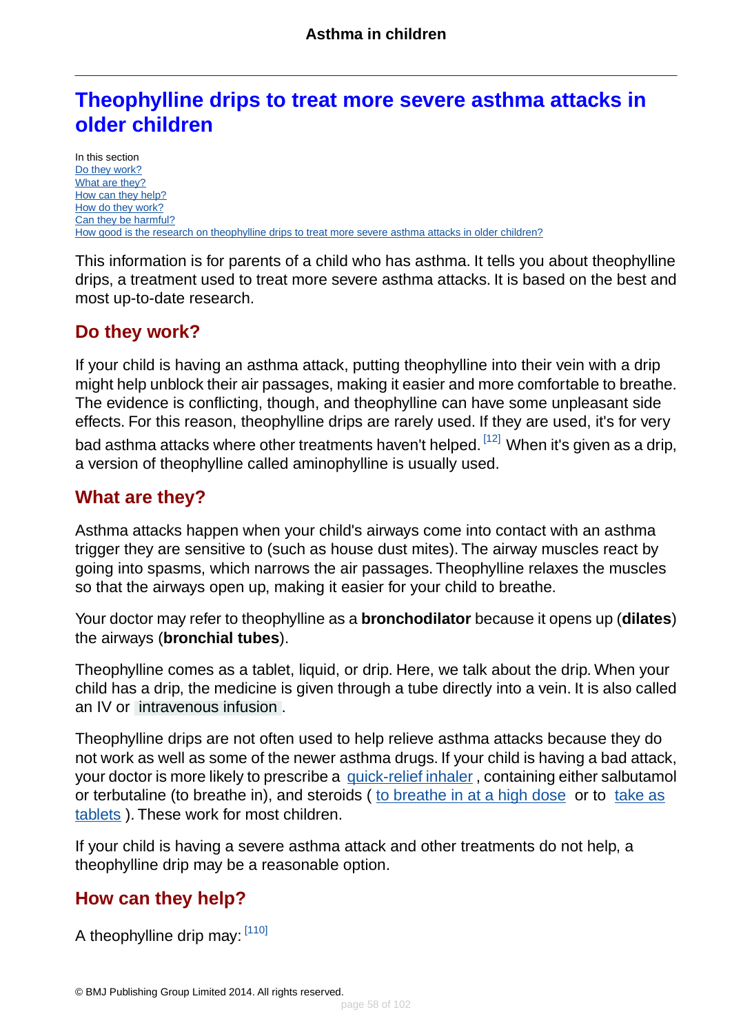# Theophylline drips to treat more severe asthma attacks in older children

In this section
Do they work?
What are they?
How can they help?
How do they work?
Can they be harmful?
How good is the research on theophylline drips to treat more severe asthma attacks in older children?

This information is for parents of a child who has asthma. It tells you about theophylline drips, a treatment used to treat more severe asthma attacks. It is based on the best and most up-to-date research.

## Do they work?

If your child is having an asthma attack, putting theophylline into their vein with a drip might help unblock their air passages, making it easier and more comfortable to breathe. The evidence is conflicting, though, and theophylline can have some unpleasant side effects. For this reason, theophylline drips are rarely used. If they are used, it's for very bad asthma attacks where other treatments haven't helped. [12] When it's given as a drip, a version of theophylline called aminophylline is usually used.

## What are they?

Asthma attacks happen when your child's airways come into contact with an asthma trigger they are sensitive to (such as house dust mites). The airway muscles react by going into spasms, which narrows the air passages. Theophylline relaxes the muscles so that the airways open up, making it easier for your child to breathe.

Your doctor may refer to theophylline as a **bronchodilator** because it opens up (**dilates**) the airways (**bronchial tubes**).

Theophylline comes as a tablet, liquid, or drip. Here, we talk about the drip. When your child has a drip, the medicine is given through a tube directly into a vein. It is also called an IV or intravenous infusion.

Theophylline drips are not often used to help relieve asthma attacks because they do not work as well as some of the newer asthma drugs. If your child is having a bad attack, your doctor is more likely to prescribe a quick-relief inhaler, containing either salbutamol or terbutaline (to breathe in), and steroids ( to breathe in at a high dose or to take as tablets ). These work for most children.

If your child is having a severe asthma attack and other treatments do not help, a theophylline drip may be a reasonable option.

## How can they help?

A theophylline drip may: [110]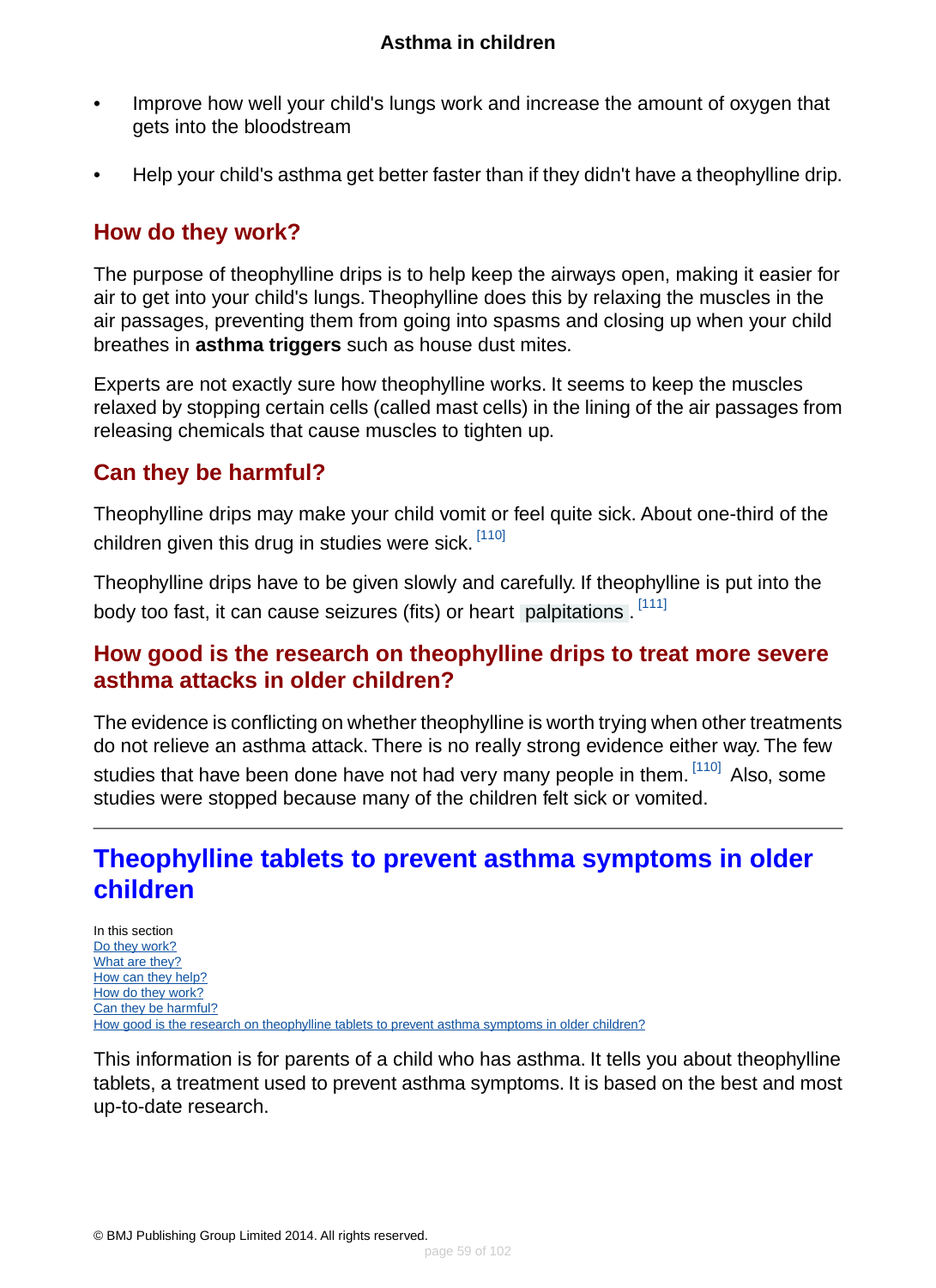- Improve how well your child's lungs work and increase the amount of oxygen that gets into the bloodstream
- Help your child's asthma get better faster than if they didn't have a theophylline drip.

### How do they work?

The purpose of theophylline drips is to help keep the airways open, making it easier for air to get into your child's lungs. Theophylline does this by relaxing the muscles in the air passages, preventing them from going into spasms and closing up when your child breathes in **asthma triggers** such as house dust mites.

Experts are not exactly sure how theophylline works. It seems to keep the muscles relaxed by stopping certain cells (called mast cells) in the lining of the air passages from releasing chemicals that cause muscles to tighten up.

### Can they be harmful?

Theophylline drips may make your child vomit or feel quite sick. About one-third of the children given this drug in studies were sick. [110]

Theophylline drips have to be given slowly and carefully. If theophylline is put into the body too fast, it can cause seizures (fits) or heart palpitations. [111]

### How good is the research on theophylline drips to treat more severe asthma attacks in older children?

The evidence is conflicting on whether theophylline is worth trying when other treatments do not relieve an asthma attack. There is no really strong evidence either way. The few studies that have been done have not had very many people in them. [110] Also, some studies were stopped because many of the children felt sick or vomited.

---

## Theophylline tablets to prevent asthma symptoms in older children

In this section
- Do they work?
- What are they?
- How can they help?
- How do they work?
- Can they be harmful?
- How good is the research on theophylline tablets to prevent asthma symptoms in older children?

This information is for parents of a child who has asthma. It tells you about theophylline tablets, a treatment used to prevent asthma symptoms. It is based on the best and most up-to-date research.

© BMJ Publishing Group Limited 2014. All rights reserved.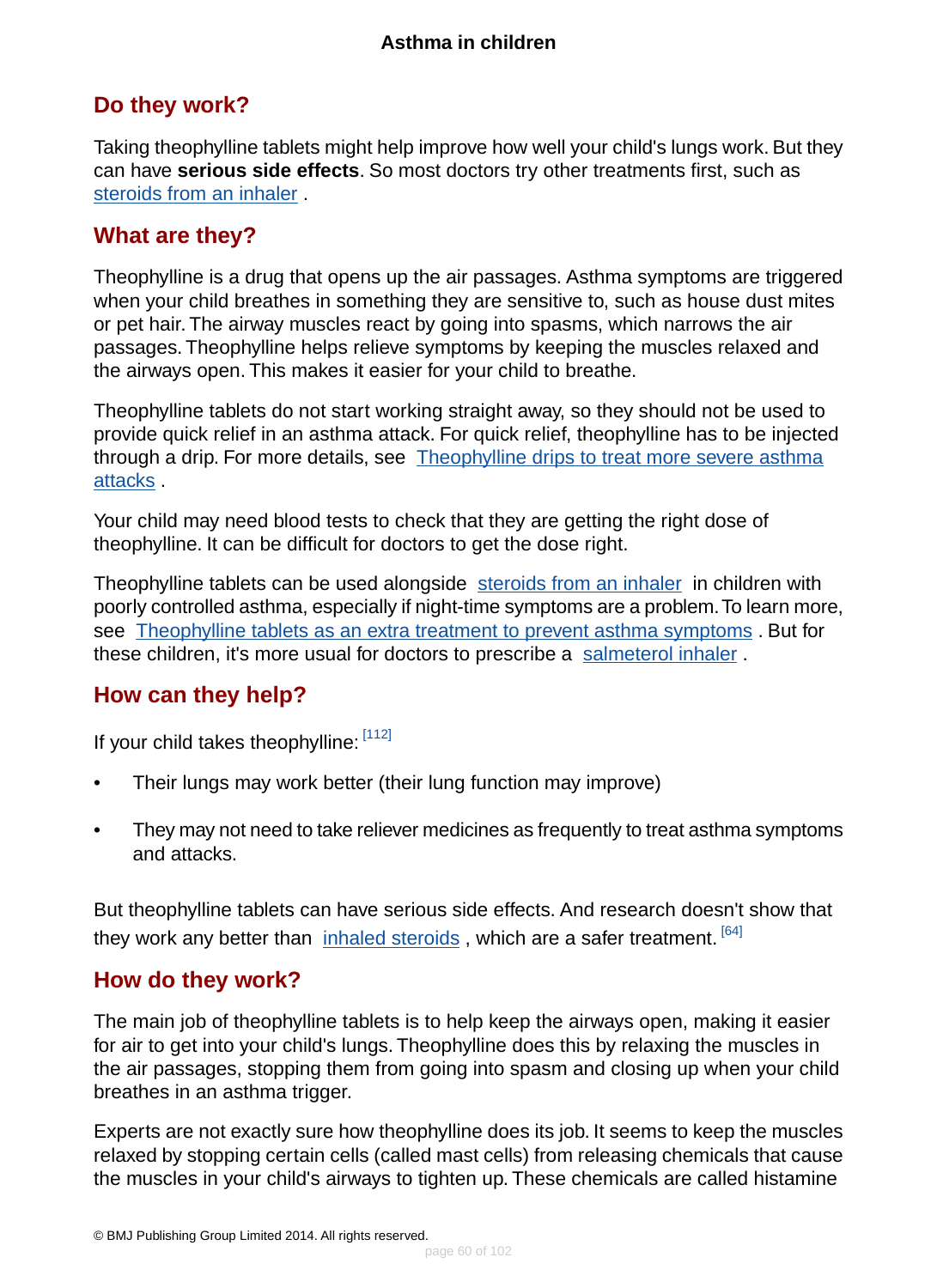## Do they work?

Taking theophylline tablets might help improve how well your child's lungs work. But they can have **serious side effects**. So most doctors try other treatments first, such as steroids from an inhaler .

## What are they?

Theophylline is a drug that opens up the air passages. Asthma symptoms are triggered when your child breathes in something they are sensitive to, such as house dust mites or pet hair. The airway muscles react by going into spasms, which narrows the air passages. Theophylline helps relieve symptoms by keeping the muscles relaxed and the airways open. This makes it easier for your child to breathe.

Theophylline tablets do not start working straight away, so they should not be used to provide quick relief in an asthma attack. For quick relief, theophylline has to be injected through a drip. For more details, see Theophylline drips to treat more severe asthma attacks .

Your child may need blood tests to check that they are getting the right dose of theophylline. It can be difficult for doctors to get the dose right.

Theophylline tablets can be used alongside steroids from an inhaler in children with poorly controlled asthma, especially if night-time symptoms are a problem. To learn more, see Theophylline tablets as an extra treatment to prevent asthma symptoms . But for these children, it's more usual for doctors to prescribe a salmeterol inhaler .

## How can they help?

If your child takes theophylline: [112]

- Their lungs may work better (their lung function may improve)
- They may not need to take reliever medicines as frequently to treat asthma symptoms and attacks.

But theophylline tablets can have serious side effects. And research doesn't show that they work any better than inhaled steroids , which are a safer treatment. [64]

## How do they work?

The main job of theophylline tablets is to help keep the airways open, making it easier for air to get into your child's lungs. Theophylline does this by relaxing the muscles in the air passages, stopping them from going into spasm and closing up when your child breathes in an asthma trigger.

Experts are not exactly sure how theophylline does its job. It seems to keep the muscles relaxed by stopping certain cells (called mast cells) from releasing chemicals that cause the muscles in your child's airways to tighten up. These chemicals are called histamine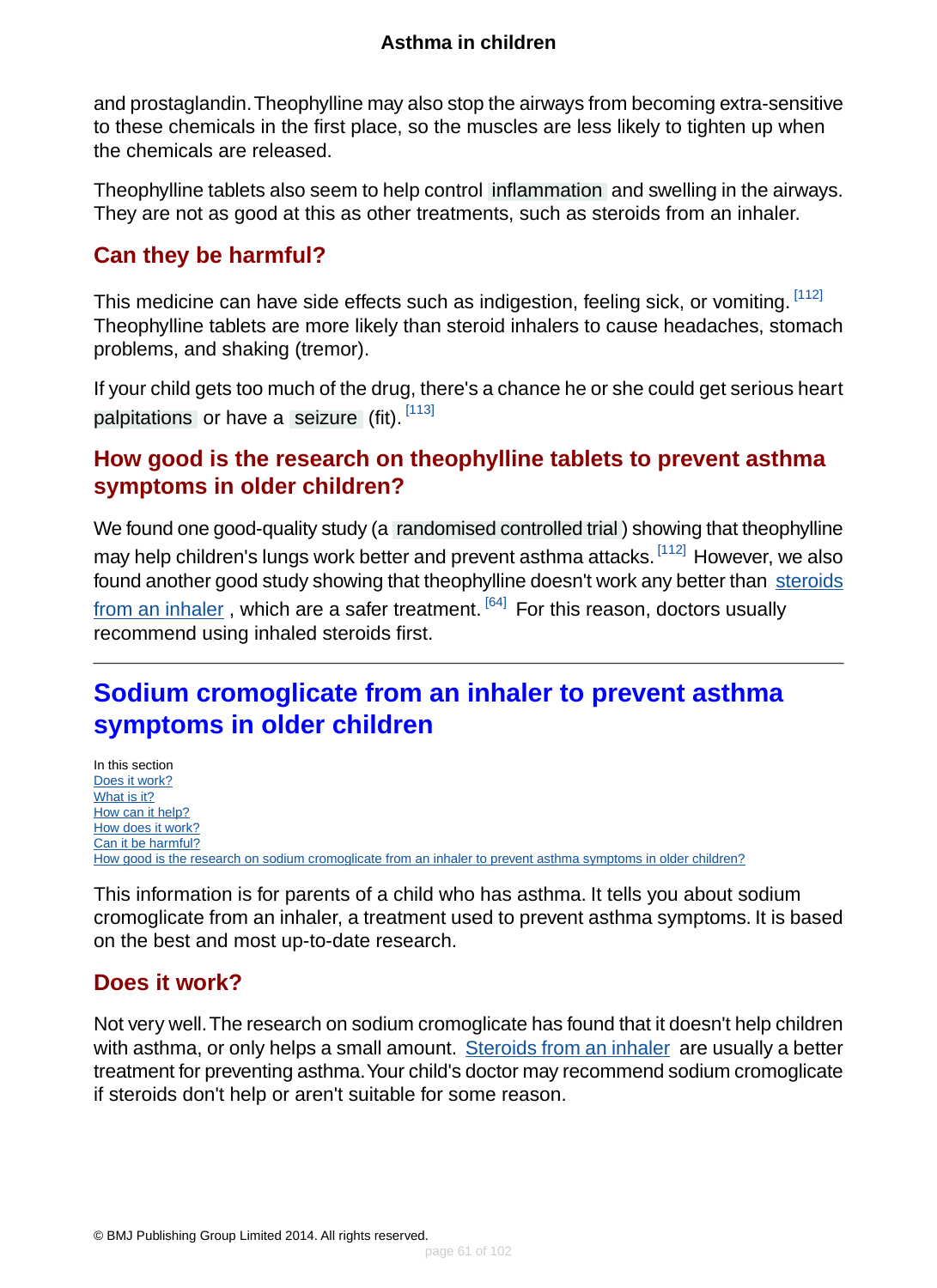and prostaglandin. Theophylline may also stop the airways from becoming extra-sensitive to these chemicals in the first place, so the muscles are less likely to tighten up when the chemicals are released.

Theophylline tablets also seem to help control inflammation and swelling in the airways. They are not as good at this as other treatments, such as steroids from an inhaler.

### Can they be harmful?

This medicine can have side effects such as indigestion, feeling sick, or vomiting. [112] Theophylline tablets are more likely than steroid inhalers to cause headaches, stomach problems, and shaking (tremor).

If your child gets too much of the drug, there's a chance he or she could get serious heart palpitations or have a seizure (fit). [113]

### How good is the research on theophylline tablets to prevent asthma symptoms in older children?

We found one good-quality study (a randomised controlled trial) showing that theophylline may help children's lungs work better and prevent asthma attacks. [112] However, we also found another good study showing that theophylline doesn't work any better than steroids from an inhaler, which are a safer treatment. [64] For this reason, doctors usually recommend using inhaled steroids first.

---

## Sodium cromoglicate from an inhaler to prevent asthma symptoms in older children

In this section
- Does it work?
- What is it?
- How can it help?
- How does it work?
- Can it be harmful?
- How good is the research on sodium cromoglicate from an inhaler to prevent asthma symptoms in older children?

This information is for parents of a child who has asthma. It tells you about sodium cromoglicate from an inhaler, a treatment used to prevent asthma symptoms. It is based on the best and most up-to-date research.

### Does it work?

Not very well. The research on sodium cromoglicate has found that it doesn't help children with asthma, or only helps a small amount. Steroids from an inhaler are usually a better treatment for preventing asthma. Your child's doctor may recommend sodium cromoglicate if steroids don't help or aren't suitable for some reason.

© BMJ Publishing Group Limited 2014. All rights reserved.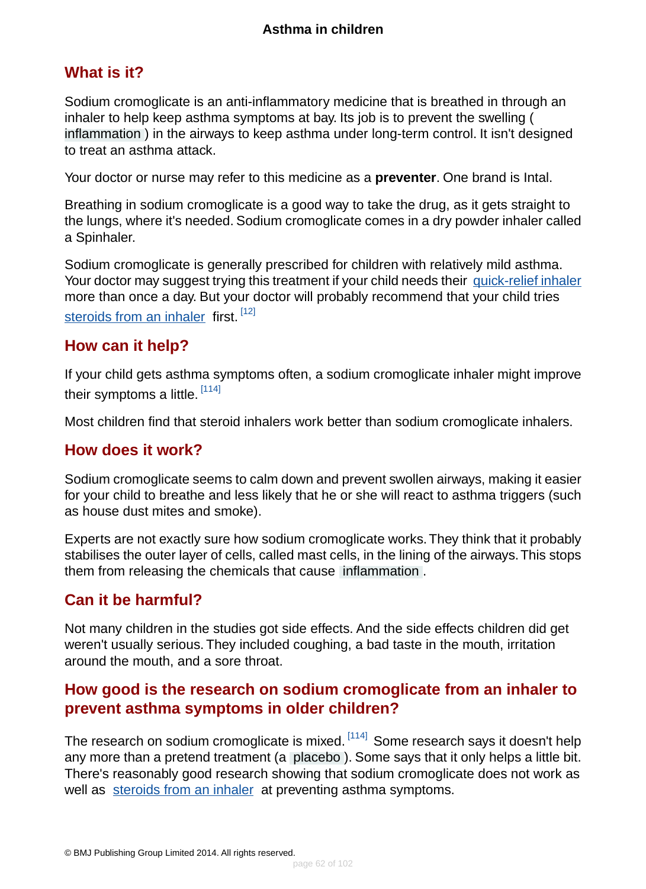## What is it?

Sodium cromoglicate is an anti-inflammatory medicine that is breathed in through an inhaler to help keep asthma symptoms at bay. Its job is to prevent the swelling ( inflammation ) in the airways to keep asthma under long-term control. It isn't designed to treat an asthma attack.

Your doctor or nurse may refer to this medicine as a **preventer**. One brand is Intal.

Breathing in sodium cromoglicate is a good way to take the drug, as it gets straight to the lungs, where it's needed. Sodium cromoglicate comes in a dry powder inhaler called a Spinhaler.

Sodium cromoglicate is generally prescribed for children with relatively mild asthma. Your doctor may suggest trying this treatment if your child needs their quick-relief inhaler more than once a day. But your doctor will probably recommend that your child tries steroids from an inhaler first. [12]

## How can it help?

If your child gets asthma symptoms often, a sodium cromoglicate inhaler might improve their symptoms a little. [114]

Most children find that steroid inhalers work better than sodium cromoglicate inhalers.

## How does it work?

Sodium cromoglicate seems to calm down and prevent swollen airways, making it easier for your child to breathe and less likely that he or she will react to asthma triggers (such as house dust mites and smoke).

Experts are not exactly sure how sodium cromoglicate works. They think that it probably stabilises the outer layer of cells, called mast cells, in the lining of the airways. This stops them from releasing the chemicals that cause inflammation .

## Can it be harmful?

Not many children in the studies got side effects. And the side effects children did get weren't usually serious. They included coughing, a bad taste in the mouth, irritation around the mouth, and a sore throat.

## How good is the research on sodium cromoglicate from an inhaler to prevent asthma symptoms in older children?

The research on sodium cromoglicate is mixed. [114] Some research says it doesn't help any more than a pretend treatment (a placebo ). Some says that it only helps a little bit. There's reasonably good research showing that sodium cromoglicate does not work as well as steroids from an inhaler at preventing asthma symptoms.

© BMJ Publishing Group Limited 2014. All rights reserved.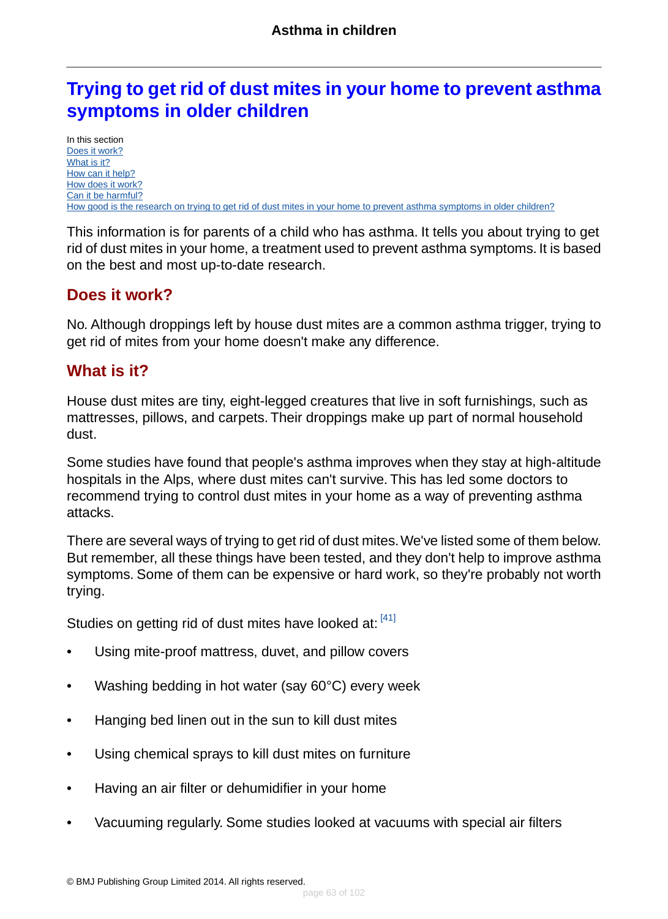# Trying to get rid of dust mites in your home to prevent asthma symptoms in older children

In this section
Does it work?
What is it?
How can it help?
How does it work?
Can it be harmful?
How good is the research on trying to get rid of dust mites in your home to prevent asthma symptoms in older children?

This information is for parents of a child who has asthma. It tells you about trying to get rid of dust mites in your home, a treatment used to prevent asthma symptoms. It is based on the best and most up-to-date research.

## Does it work?

No. Although droppings left by house dust mites are a common asthma trigger, trying to get rid of mites from your home doesn't make any difference.

## What is it?

House dust mites are tiny, eight-legged creatures that live in soft furnishings, such as mattresses, pillows, and carpets. Their droppings make up part of normal household dust.

Some studies have found that people's asthma improves when they stay at high-altitude hospitals in the Alps, where dust mites can't survive. This has led some doctors to recommend trying to control dust mites in your home as a way of preventing asthma attacks.

There are several ways of trying to get rid of dust mites. We've listed some of them below. But remember, all these things have been tested, and they don't help to improve asthma symptoms. Some of them can be expensive or hard work, so they're probably not worth trying.

Studies on getting rid of dust mites have looked at: [41]

- Using mite-proof mattress, duvet, and pillow covers
- Washing bedding in hot water (say 60°C) every week
- Hanging bed linen out in the sun to kill dust mites
- Using chemical sprays to kill dust mites on furniture
- Having an air filter or dehumidifier in your home
- Vacuuming regularly. Some studies looked at vacuums with special air filters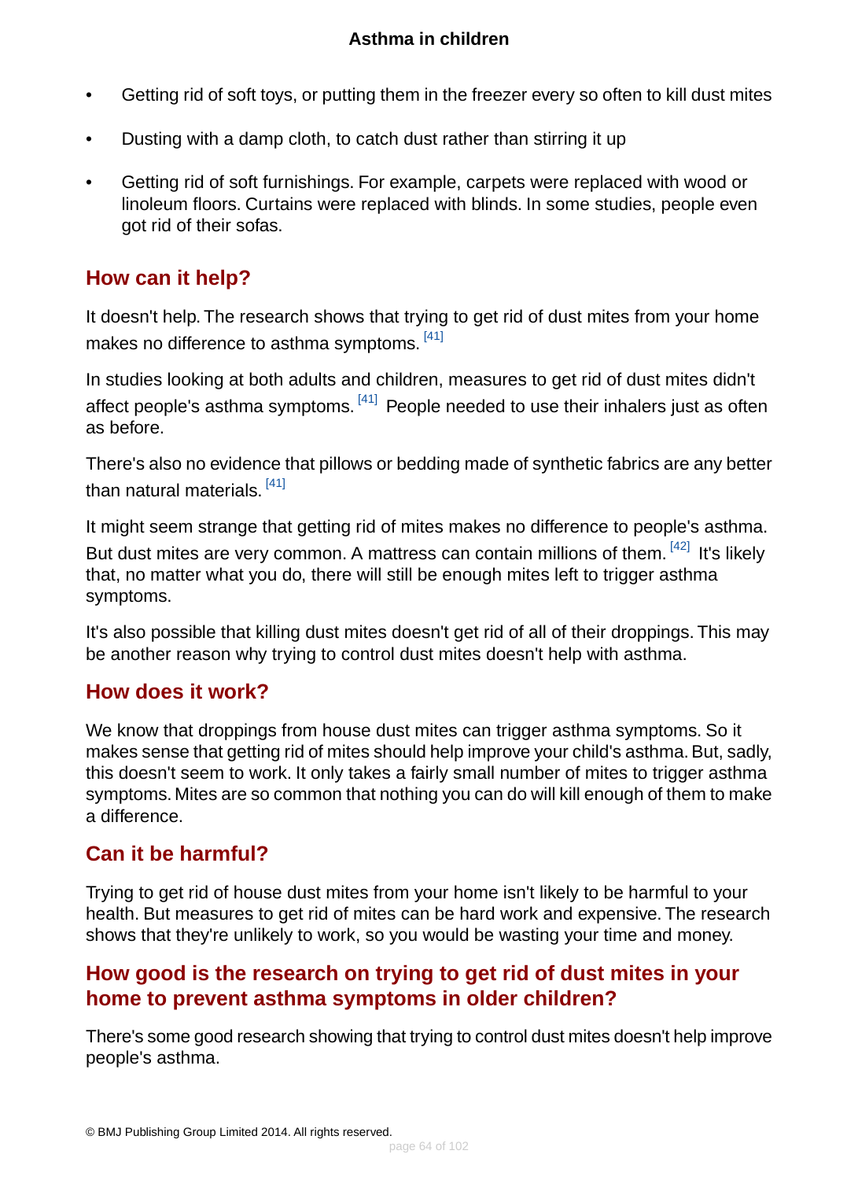- Getting rid of soft toys, or putting them in the freezer every so often to kill dust mites
- Dusting with a damp cloth, to catch dust rather than stirring it up
- Getting rid of soft furnishings. For example, carpets were replaced with wood or linoleum floors. Curtains were replaced with blinds. In some studies, people even got rid of their sofas.

## How can it help?

It doesn't help. The research shows that trying to get rid of dust mites from your home makes no difference to asthma symptoms. [41]

In studies looking at both adults and children, measures to get rid of dust mites didn't affect people's asthma symptoms. [41] People needed to use their inhalers just as often as before.

There's also no evidence that pillows or bedding made of synthetic fabrics are any better than natural materials. [41]

It might seem strange that getting rid of mites makes no difference to people's asthma. But dust mites are very common. A mattress can contain millions of them. [42] It's likely that, no matter what you do, there will still be enough mites left to trigger asthma symptoms.

It's also possible that killing dust mites doesn't get rid of all of their droppings. This may be another reason why trying to control dust mites doesn't help with asthma.

## How does it work?

We know that droppings from house dust mites can trigger asthma symptoms. So it makes sense that getting rid of mites should help improve your child's asthma. But, sadly, this doesn't seem to work. It only takes a fairly small number of mites to trigger asthma symptoms. Mites are so common that nothing you can do will kill enough of them to make a difference.

## Can it be harmful?

Trying to get rid of house dust mites from your home isn't likely to be harmful to your health. But measures to get rid of mites can be hard work and expensive. The research shows that they're unlikely to work, so you would be wasting your time and money.

## How good is the research on trying to get rid of dust mites in your home to prevent asthma symptoms in older children?

There's some good research showing that trying to control dust mites doesn't help improve people's asthma.

© BMJ Publishing Group Limited 2014. All rights reserved.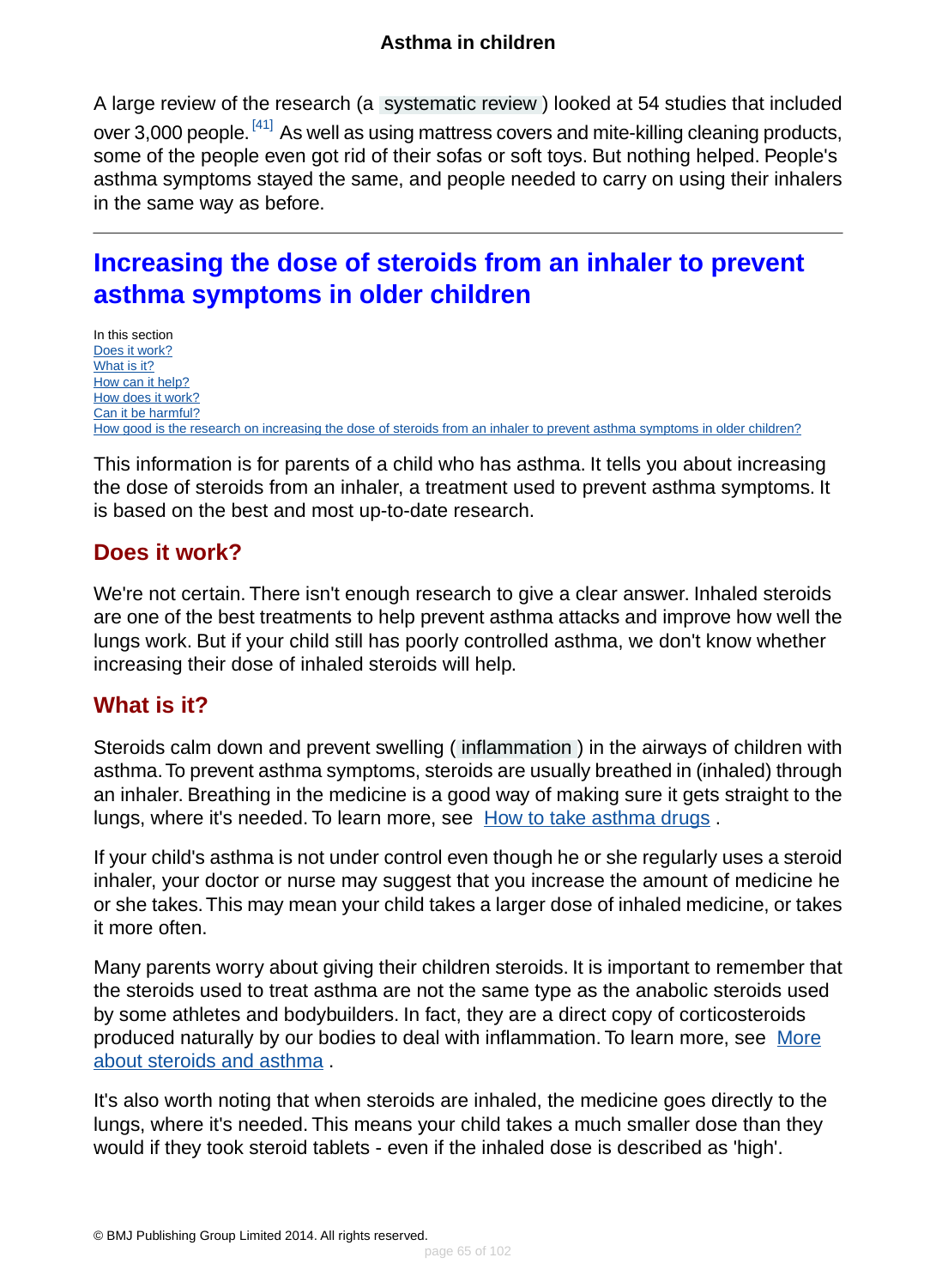A large review of the research (a systematic review ) looked at 54 studies that included over 3,000 people.[41] As well as using mattress covers and mite-killing cleaning products, some of the people even got rid of their sofas or soft toys. But nothing helped. People's asthma symptoms stayed the same, and people needed to carry on using their inhalers in the same way as before.

---

## Increasing the dose of steroids from an inhaler to prevent asthma symptoms in older children

In this section
Does it work?
What is it?
How can it help?
How does it work?
Can it be harmful?
How good is the research on increasing the dose of steroids from an inhaler to prevent asthma symptoms in older children?

This information is for parents of a child who has asthma. It tells you about increasing the dose of steroids from an inhaler, a treatment used to prevent asthma symptoms. It is based on the best and most up-to-date research.

### Does it work?

We're not certain. There isn't enough research to give a clear answer. Inhaled steroids are one of the best treatments to help prevent asthma attacks and improve how well the lungs work. But if your child still has poorly controlled asthma, we don't know whether increasing their dose of inhaled steroids will help.

### What is it?

Steroids calm down and prevent swelling ( inflammation ) in the airways of children with asthma. To prevent asthma symptoms, steroids are usually breathed in (inhaled) through an inhaler. Breathing in the medicine is a good way of making sure it gets straight to the lungs, where it's needed. To learn more, see How to take asthma drugs .

If your child's asthma is not under control even though he or she regularly uses a steroid inhaler, your doctor or nurse may suggest that you increase the amount of medicine he or she takes. This may mean your child takes a larger dose of inhaled medicine, or takes it more often.

Many parents worry about giving their children steroids. It is important to remember that the steroids used to treat asthma are not the same type as the anabolic steroids used by some athletes and bodybuilders. In fact, they are a direct copy of corticosteroids produced naturally by our bodies to deal with inflammation. To learn more, see More about steroids and asthma .

It's also worth noting that when steroids are inhaled, the medicine goes directly to the lungs, where it's needed. This means your child takes a much smaller dose than they would if they took steroid tablets - even if the inhaled dose is described as 'high'.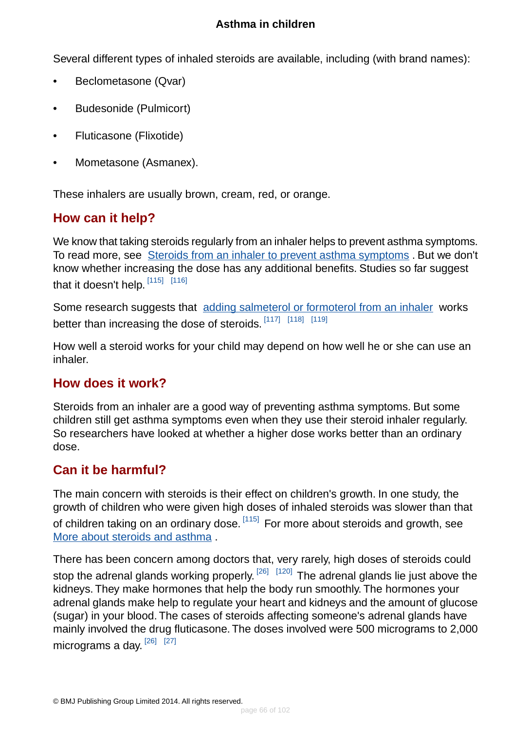Several different types of inhaled steroids are available, including (with brand names):

- Beclometasone (Qvar)
- Budesonide (Pulmicort)
- Fluticasone (Flixotide)
- Mometasone (Asmanex).

These inhalers are usually brown, cream, red, or orange.

## How can it help?

We know that taking steroids regularly from an inhaler helps to prevent asthma symptoms. To read more, see Steroids from an inhaler to prevent asthma symptoms . But we don't know whether increasing the dose has any additional benefits. Studies so far suggest that it doesn't help. [115] [116]

Some research suggests that adding salmeterol or formoterol from an inhaler works better than increasing the dose of steroids. [117] [118] [119]

How well a steroid works for your child may depend on how well he or she can use an inhaler.

## How does it work?

Steroids from an inhaler are a good way of preventing asthma symptoms. But some children still get asthma symptoms even when they use their steroid inhaler regularly. So researchers have looked at whether a higher dose works better than an ordinary dose.

## Can it be harmful?

The main concern with steroids is their effect on children's growth. In one study, the growth of children who were given high doses of inhaled steroids was slower than that of children taking on an ordinary dose. [115] For more about steroids and growth, see More about steroids and asthma .

There has been concern among doctors that, very rarely, high doses of steroids could stop the adrenal glands working properly. [26] [120] The adrenal glands lie just above the kidneys. They make hormones that help the body run smoothly. The hormones your adrenal glands make help to regulate your heart and kidneys and the amount of glucose (sugar) in your blood. The cases of steroids affecting someone's adrenal glands have mainly involved the drug fluticasone. The doses involved were 500 micrograms to 2,000 micrograms a day. [26] [27]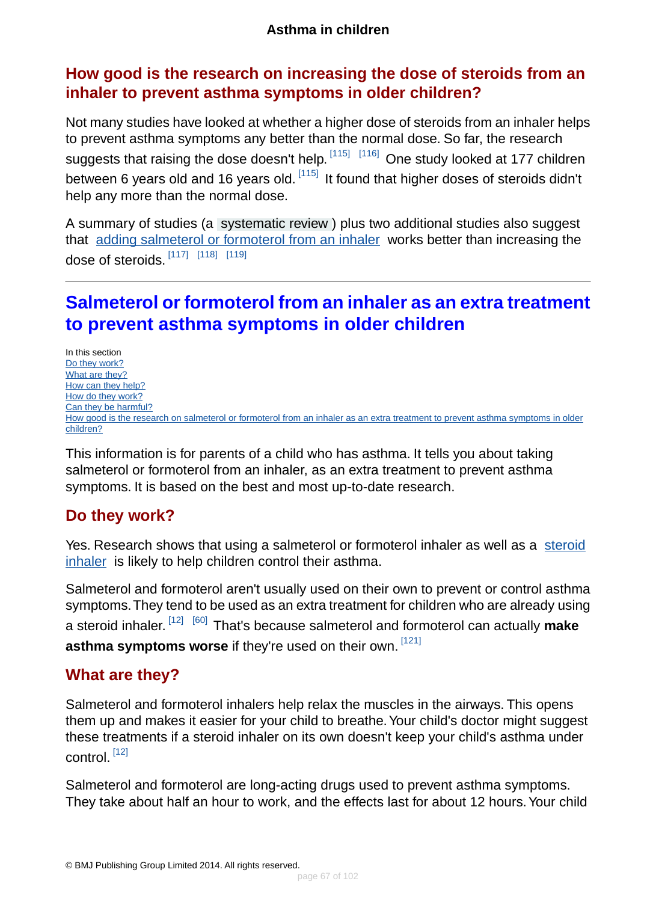## How good is the research on increasing the dose of steroids from an inhaler to prevent asthma symptoms in older children?

Not many studies have looked at whether a higher dose of steroids from an inhaler helps to prevent asthma symptoms any better than the normal dose. So far, the research suggests that raising the dose doesn't help. [115] [116] One study looked at 177 children between 6 years old and 16 years old. [115] It found that higher doses of steroids didn't help any more than the normal dose.

A summary of studies (a systematic review) plus two additional studies also suggest that adding salmeterol or formoterol from an inhaler works better than increasing the dose of steroids. [117] [118] [119]

---

# Salmeterol or formoterol from an inhaler as an extra treatment to prevent asthma symptoms in older children

In this section
- Do they work?
- What are they?
- How can they help?
- How do they work?
- Can they be harmful?
- How good is the research on salmeterol or formoterol from an inhaler as an extra treatment to prevent asthma symptoms in older children?

This information is for parents of a child who has asthma. It tells you about taking salmeterol or formoterol from an inhaler, as an extra treatment to prevent asthma symptoms. It is based on the best and most up-to-date research.

## Do they work?

Yes. Research shows that using a salmeterol or formoterol inhaler as well as a steroid inhaler is likely to help children control their asthma.

Salmeterol and formoterol aren't usually used on their own to prevent or control asthma symptoms. They tend to be used as an extra treatment for children who are already using a steroid inhaler. [12] [60] That's because salmeterol and formoterol can actually **make asthma symptoms worse** if they're used on their own. [121]

## What are they?

Salmeterol and formoterol inhalers help relax the muscles in the airways. This opens them up and makes it easier for your child to breathe. Your child's doctor might suggest these treatments if a steroid inhaler on its own doesn't keep your child's asthma under control. [12]

Salmeterol and formoterol are long-acting drugs used to prevent asthma symptoms. They take about half an hour to work, and the effects last for about 12 hours. Your child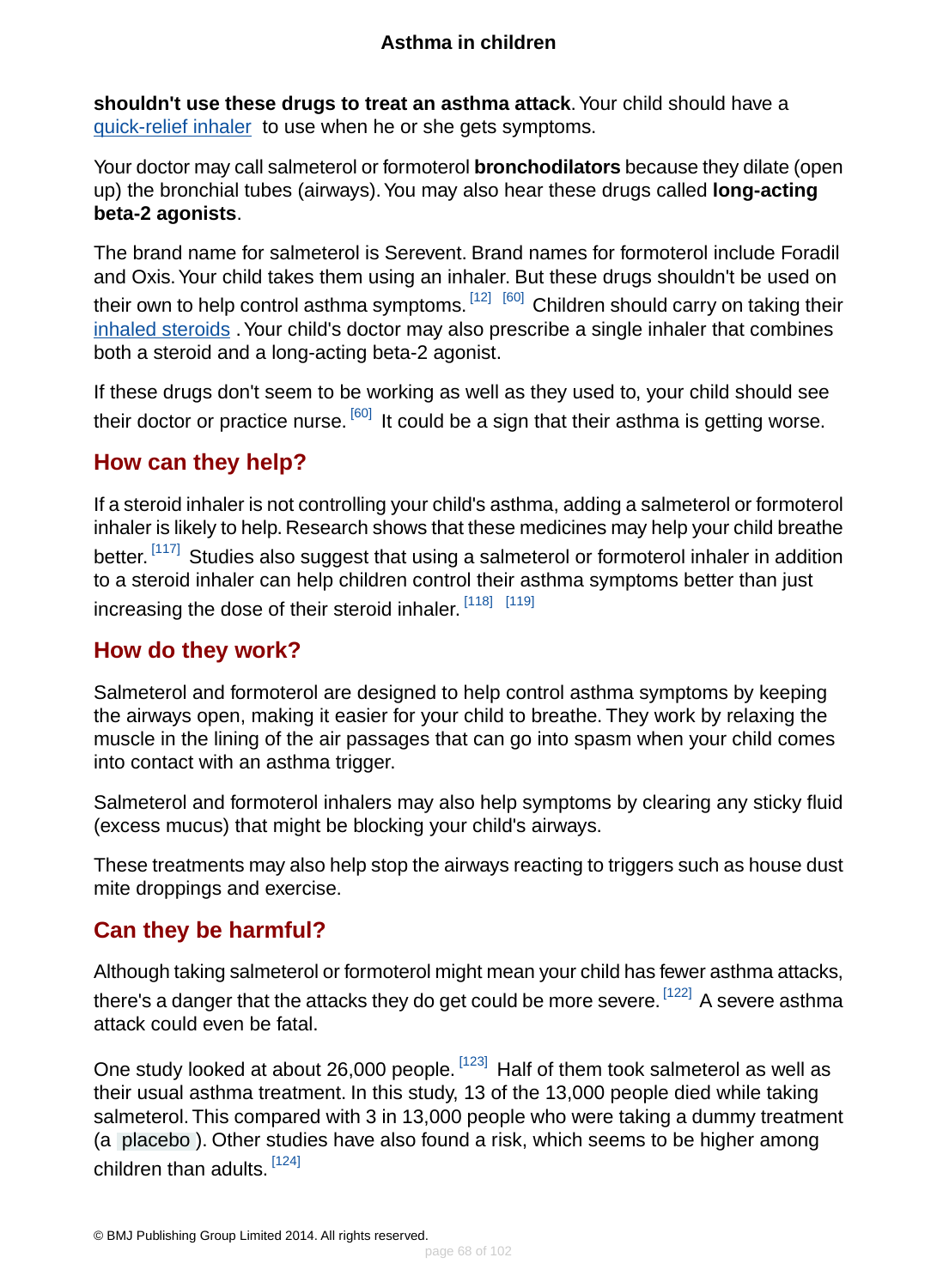**shouldn't use these drugs to treat an asthma attack**. Your child should have a quick-relief inhaler to use when he or she gets symptoms.

Your doctor may call salmeterol or formoterol **bronchodilators** because they dilate (open up) the bronchial tubes (airways). You may also hear these drugs called **long-acting beta-2 agonists**.

The brand name for salmeterol is Serevent. Brand names for formoterol include Foradil and Oxis. Your child takes them using an inhaler. But these drugs shouldn't be used on their own to help control asthma symptoms. [12] [60] Children should carry on taking their inhaled steroids. Your child's doctor may also prescribe a single inhaler that combines both a steroid and a long-acting beta-2 agonist.

If these drugs don't seem to be working as well as they used to, your child should see their doctor or practice nurse. [60] It could be a sign that their asthma is getting worse.

## How can they help?

If a steroid inhaler is not controlling your child's asthma, adding a salmeterol or formoterol inhaler is likely to help. Research shows that these medicines may help your child breathe better. [117] Studies also suggest that using a salmeterol or formoterol inhaler in addition to a steroid inhaler can help children control their asthma symptoms better than just increasing the dose of their steroid inhaler. [118] [119]

## How do they work?

Salmeterol and formoterol are designed to help control asthma symptoms by keeping the airways open, making it easier for your child to breathe. They work by relaxing the muscle in the lining of the air passages that can go into spasm when your child comes into contact with an asthma trigger.

Salmeterol and formoterol inhalers may also help symptoms by clearing any sticky fluid (excess mucus) that might be blocking your child's airways.

These treatments may also help stop the airways reacting to triggers such as house dust mite droppings and exercise.

## Can they be harmful?

Although taking salmeterol or formoterol might mean your child has fewer asthma attacks, there's a danger that the attacks they do get could be more severe. [122] A severe asthma attack could even be fatal.

One study looked at about 26,000 people. [123] Half of them took salmeterol as well as their usual asthma treatment. In this study, 13 of the 13,000 people died while taking salmeterol. This compared with 3 in 13,000 people who were taking a dummy treatment (a placebo). Other studies have also found a risk, which seems to be higher among children than adults. [124]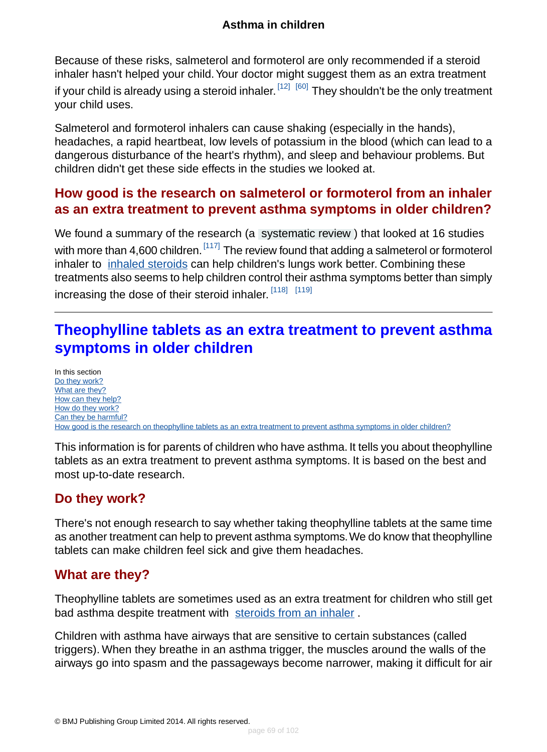Because of these risks, salmeterol and formoterol are only recommended if a steroid inhaler hasn't helped your child. Your doctor might suggest them as an extra treatment if your child is already using a steroid inhaler. [12] [60] They shouldn't be the only treatment your child uses.

Salmeterol and formoterol inhalers can cause shaking (especially in the hands), headaches, a rapid heartbeat, low levels of potassium in the blood (which can lead to a dangerous disturbance of the heart's rhythm), and sleep and behaviour problems. But children didn't get these side effects in the studies we looked at.

### How good is the research on salmeterol or formoterol from an inhaler as an extra treatment to prevent asthma symptoms in older children?

We found a summary of the research (a systematic review) that looked at 16 studies with more than 4,600 children. [117] The review found that adding a salmeterol or formoterol inhaler to inhaled steroids can help children's lungs work better. Combining these treatments also seems to help children control their asthma symptoms better than simply increasing the dose of their steroid inhaler. [118] [119]

---

## Theophylline tablets as an extra treatment to prevent asthma symptoms in older children

In this section
- Do they work?
- What are they?
- How can they help?
- How do they work?
- Can they be harmful?
- How good is the research on theophylline tablets as an extra treatment to prevent asthma symptoms in older children?

This information is for parents of children who have asthma. It tells you about theophylline tablets as an extra treatment to prevent asthma symptoms. It is based on the best and most up-to-date research.

### Do they work?

There's not enough research to say whether taking theophylline tablets at the same time as another treatment can help to prevent asthma symptoms. We do know that theophylline tablets can make children feel sick and give them headaches.

### What are they?

Theophylline tablets are sometimes used as an extra treatment for children who still get bad asthma despite treatment with steroids from an inhaler .

Children with asthma have airways that are sensitive to certain substances (called triggers). When they breathe in an asthma trigger, the muscles around the walls of the airways go into spasm and the passageways become narrower, making it difficult for air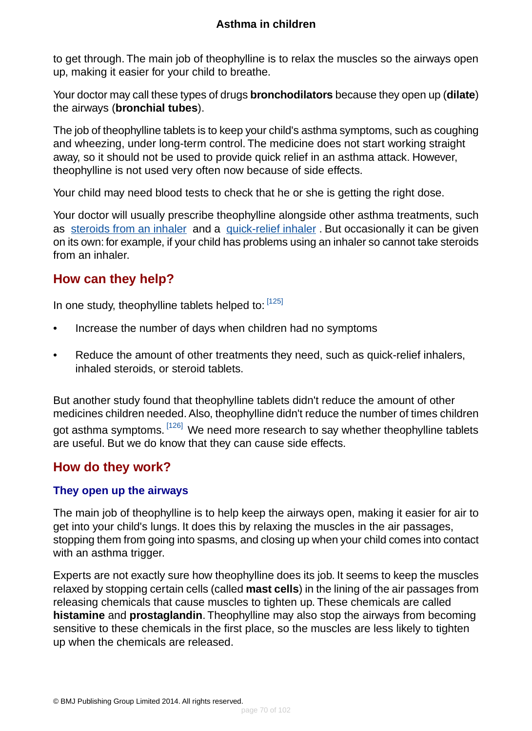to get through. The main job of theophylline is to relax the muscles so the airways open up, making it easier for your child to breathe.

Your doctor may call these types of drugs **bronchodilators** because they open up (**dilate**) the airways (**bronchial tubes**).

The job of theophylline tablets is to keep your child's asthma symptoms, such as coughing and wheezing, under long-term control. The medicine does not start working straight away, so it should not be used to provide quick relief in an asthma attack. However, theophylline is not used very often now because of side effects.

Your child may need blood tests to check that he or she is getting the right dose.

Your doctor will usually prescribe theophylline alongside other asthma treatments, such as steroids from an inhaler and a quick-relief inhaler. But occasionally it can be given on its own: for example, if your child has problems using an inhaler so cannot take steroids from an inhaler.

## How can they help?

In one study, theophylline tablets helped to: [125]

- Increase the number of days when children had no symptoms
- Reduce the amount of other treatments they need, such as quick-relief inhalers, inhaled steroids, or steroid tablets.

But another study found that theophylline tablets didn't reduce the amount of other medicines children needed. Also, theophylline didn't reduce the number of times children got asthma symptoms. [126] We need more research to say whether theophylline tablets are useful. But we do know that they can cause side effects.

## How do they work?

### They open up the airways

The main job of theophylline is to help keep the airways open, making it easier for air to get into your child's lungs. It does this by relaxing the muscles in the air passages, stopping them from going into spasms, and closing up when your child comes into contact with an asthma trigger.

Experts are not exactly sure how theophylline does its job. It seems to keep the muscles relaxed by stopping certain cells (called **mast cells**) in the lining of the air passages from releasing chemicals that cause muscles to tighten up. These chemicals are called **histamine** and **prostaglandin**. Theophylline may also stop the airways from becoming sensitive to these chemicals in the first place, so the muscles are less likely to tighten up when the chemicals are released.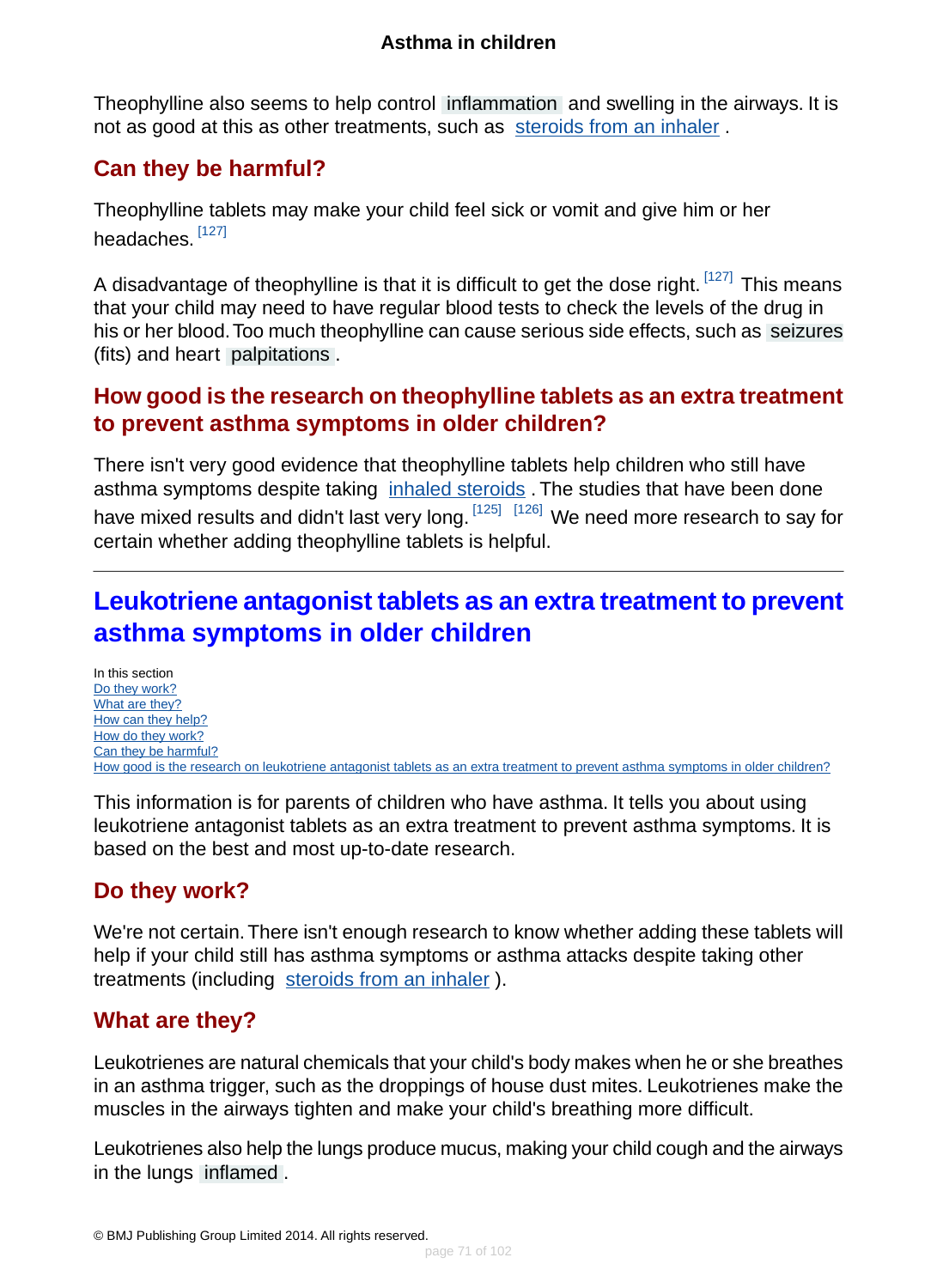Theophylline also seems to help control inflammation and swelling in the airways. It is not as good at this as other treatments, such as steroids from an inhaler .

## Can they be harmful?

Theophylline tablets may make your child feel sick or vomit and give him or her headaches. [127]

A disadvantage of theophylline is that it is difficult to get the dose right. [127] This means that your child may need to have regular blood tests to check the levels of the drug in his or her blood. Too much theophylline can cause serious side effects, such as seizures (fits) and heart palpitations .

## How good is the research on theophylline tablets as an extra treatment to prevent asthma symptoms in older children?

There isn't very good evidence that theophylline tablets help children who still have asthma symptoms despite taking inhaled steroids . The studies that have been done have mixed results and didn't last very long. [125] [126] We need more research to say for certain whether adding theophylline tablets is helpful.

---

# Leukotriene antagonist tablets as an extra treatment to prevent asthma symptoms in older children

In this section
Do they work?
What are they?
How can they help?
How do they work?
Can they be harmful?
How good is the research on leukotriene antagonist tablets as an extra treatment to prevent asthma symptoms in older children?

This information is for parents of children who have asthma. It tells you about using leukotriene antagonist tablets as an extra treatment to prevent asthma symptoms. It is based on the best and most up-to-date research.

## Do they work?

We're not certain. There isn't enough research to know whether adding these tablets will help if your child still has asthma symptoms or asthma attacks despite taking other treatments (including steroids from an inhaler ).

## What are they?

Leukotrienes are natural chemicals that your child's body makes when he or she breathes in an asthma trigger, such as the droppings of house dust mites. Leukotrienes make the muscles in the airways tighten and make your child's breathing more difficult.

Leukotrienes also help the lungs produce mucus, making your child cough and the airways in the lungs inflamed .

© BMJ Publishing Group Limited 2014. All rights reserved.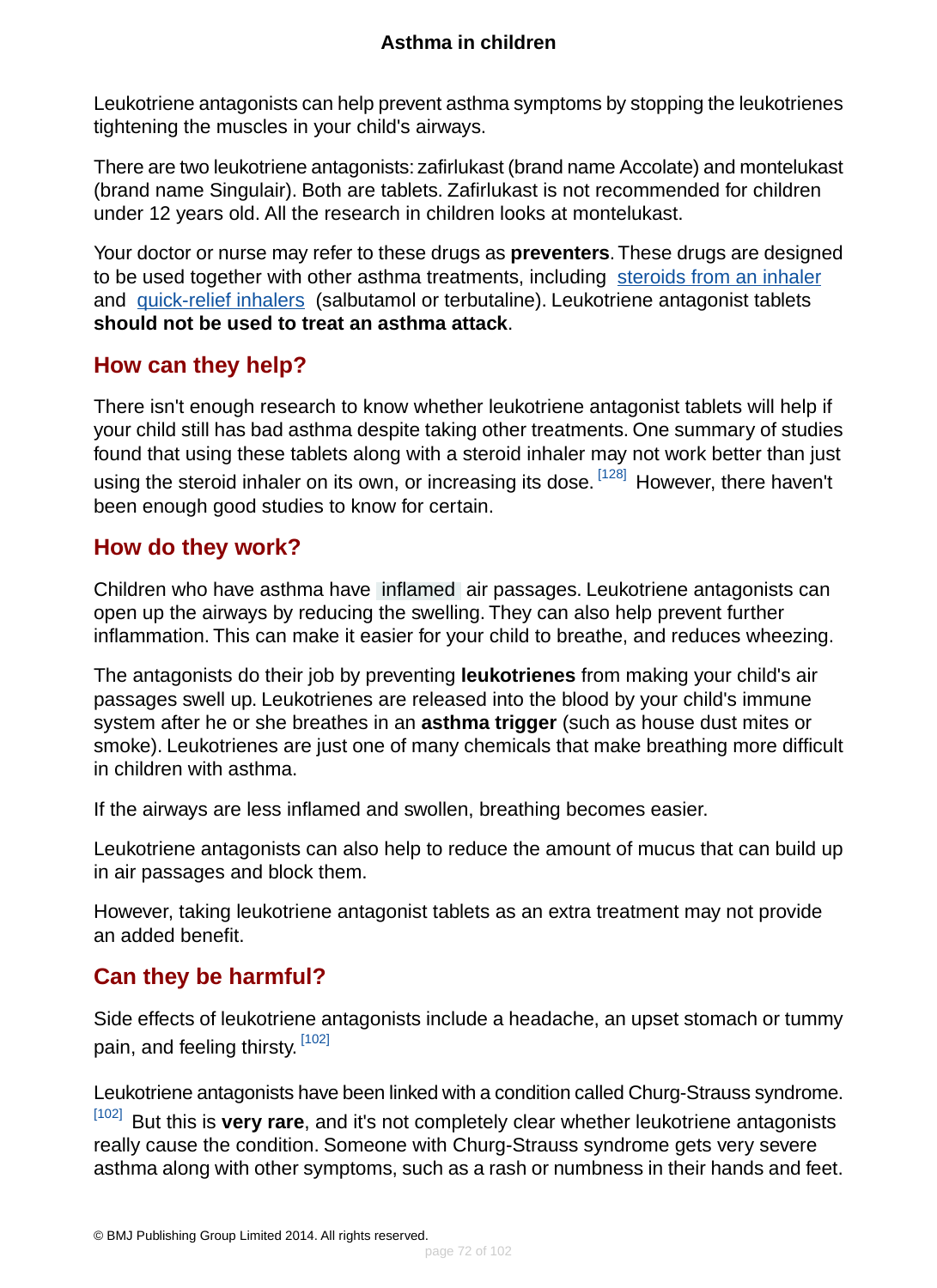Leukotriene antagonists can help prevent asthma symptoms by stopping the leukotrienes tightening the muscles in your child's airways.

There are two leukotriene antagonists: zafirlukast (brand name Accolate) and montelukast (brand name Singulair). Both are tablets. Zafirlukast is not recommended for children under 12 years old. All the research in children looks at montelukast.

Your doctor or nurse may refer to these drugs as **preventers**. These drugs are designed to be used together with other asthma treatments, including steroids from an inhaler and quick-relief inhalers (salbutamol or terbutaline). Leukotriene antagonist tablets **should not be used to treat an asthma attack**.

## How can they help?

There isn't enough research to know whether leukotriene antagonist tablets will help if your child still has bad asthma despite taking other treatments. One summary of studies found that using these tablets along with a steroid inhaler may not work better than just using the steroid inhaler on its own, or increasing its dose. [128] However, there haven't been enough good studies to know for certain.

## How do they work?

Children who have asthma have inflamed air passages. Leukotriene antagonists can open up the airways by reducing the swelling. They can also help prevent further inflammation. This can make it easier for your child to breathe, and reduces wheezing.

The antagonists do their job by preventing **leukotrienes** from making your child's air passages swell up. Leukotrienes are released into the blood by your child's immune system after he or she breathes in an **asthma trigger** (such as house dust mites or smoke). Leukotrienes are just one of many chemicals that make breathing more difficult in children with asthma.

If the airways are less inflamed and swollen, breathing becomes easier.

Leukotriene antagonists can also help to reduce the amount of mucus that can build up in air passages and block them.

However, taking leukotriene antagonist tablets as an extra treatment may not provide an added benefit.

## Can they be harmful?

Side effects of leukotriene antagonists include a headache, an upset stomach or tummy pain, and feeling thirsty. [102]

Leukotriene antagonists have been linked with a condition called Churg-Strauss syndrome. [102] But this is **very rare**, and it's not completely clear whether leukotriene antagonists really cause the condition. Someone with Churg-Strauss syndrome gets very severe asthma along with other symptoms, such as a rash or numbness in their hands and feet.

© BMJ Publishing Group Limited 2014. All rights reserved.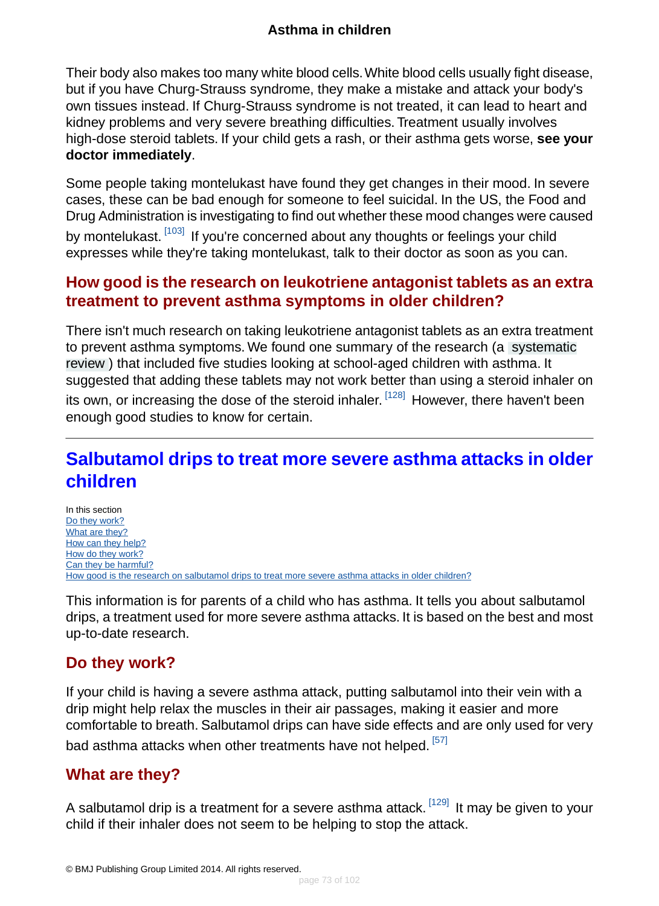Their body also makes too many white blood cells. White blood cells usually fight disease, but if you have Churg-Strauss syndrome, they make a mistake and attack your body's own tissues instead. If Churg-Strauss syndrome is not treated, it can lead to heart and kidney problems and very severe breathing difficulties. Treatment usually involves high-dose steroid tablets. If your child gets a rash, or their asthma gets worse, **see your doctor immediately**.

Some people taking montelukast have found they get changes in their mood. In severe cases, these can be bad enough for someone to feel suicidal. In the US, the Food and Drug Administration is investigating to find out whether these mood changes were caused by montelukast. [103] If you're concerned about any thoughts or feelings your child expresses while they're taking montelukast, talk to their doctor as soon as you can.

### How good is the research on leukotriene antagonist tablets as an extra treatment to prevent asthma symptoms in older children?

There isn't much research on taking leukotriene antagonist tablets as an extra treatment to prevent asthma symptoms. We found one summary of the research (a systematic review) that included five studies looking at school-aged children with asthma. It suggested that adding these tablets may not work better than using a steroid inhaler on its own, or increasing the dose of the steroid inhaler. [128] However, there haven't been enough good studies to know for certain.

---

## Salbutamol drips to treat more severe asthma attacks in older children

In this section
- Do they work?
- What are they?
- How can they help?
- How do they work?
- Can they be harmful?
- How good is the research on salbutamol drips to treat more severe asthma attacks in older children?

This information is for parents of a child who has asthma. It tells you about salbutamol drips, a treatment used for more severe asthma attacks. It is based on the best and most up-to-date research.

### Do they work?

If your child is having a severe asthma attack, putting salbutamol into their vein with a drip might help relax the muscles in their air passages, making it easier and more comfortable to breath. Salbutamol drips can have side effects and are only used for very bad asthma attacks when other treatments have not helped. [57]

### What are they?

A salbutamol drip is a treatment for a severe asthma attack. [129] It may be given to your child if their inhaler does not seem to be helping to stop the attack.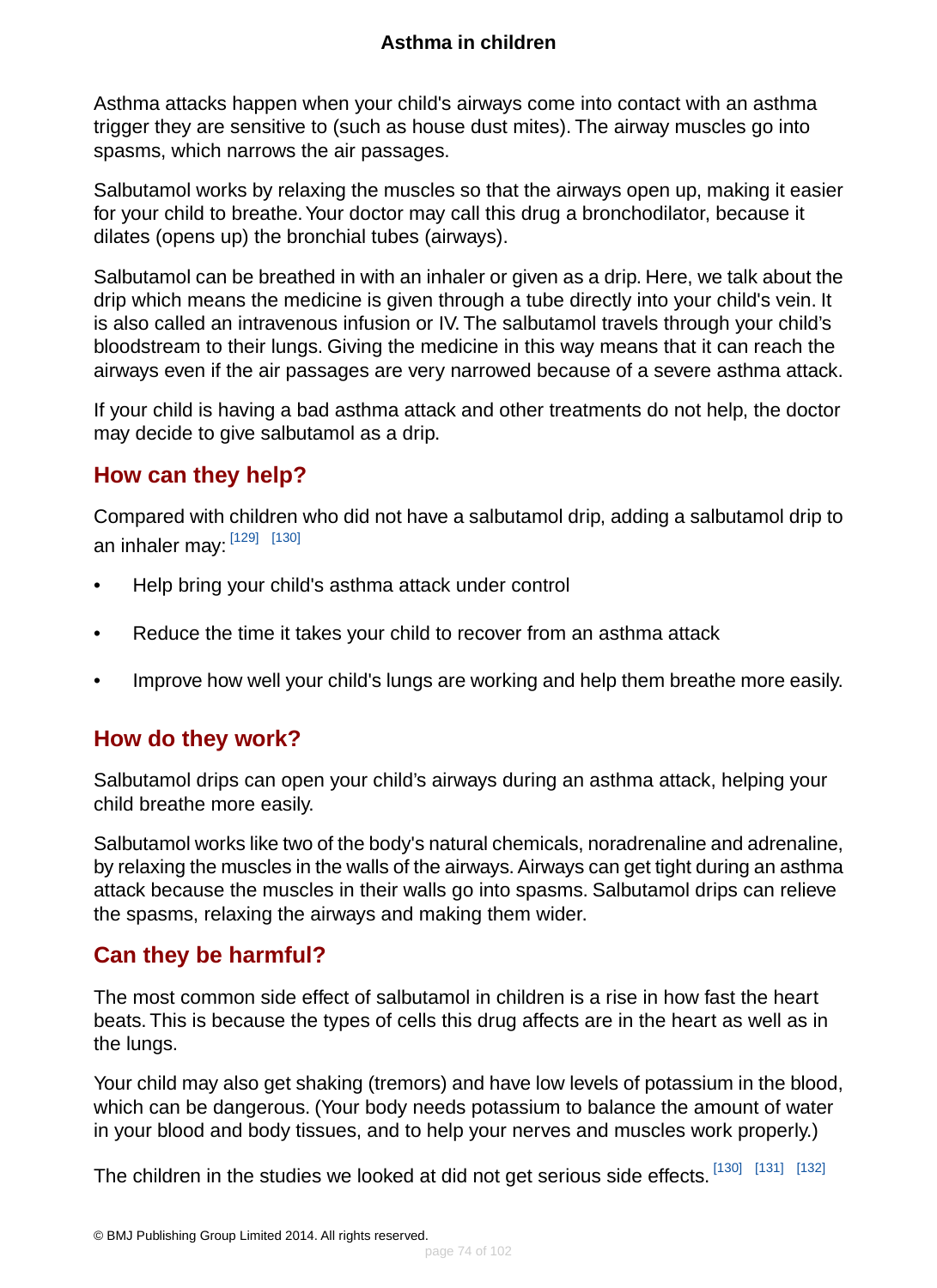Asthma attacks happen when your child's airways come into contact with an asthma trigger they are sensitive to (such as house dust mites). The airway muscles go into spasms, which narrows the air passages.

Salbutamol works by relaxing the muscles so that the airways open up, making it easier for your child to breathe. Your doctor may call this drug a bronchodilator, because it dilates (opens up) the bronchial tubes (airways).

Salbutamol can be breathed in with an inhaler or given as a drip. Here, we talk about the drip which means the medicine is given through a tube directly into your child's vein. It is also called an intravenous infusion or IV. The salbutamol travels through your child's bloodstream to their lungs. Giving the medicine in this way means that it can reach the airways even if the air passages are very narrowed because of a severe asthma attack.

If your child is having a bad asthma attack and other treatments do not help, the doctor may decide to give salbutamol as a drip.

## How can they help?

Compared with children who did not have a salbutamol drip, adding a salbutamol drip to an inhaler may: [129] [130]

- Help bring your child's asthma attack under control
- Reduce the time it takes your child to recover from an asthma attack
- Improve how well your child's lungs are working and help them breathe more easily.

## How do they work?

Salbutamol drips can open your child's airways during an asthma attack, helping your child breathe more easily.

Salbutamol works like two of the body's natural chemicals, noradrenaline and adrenaline, by relaxing the muscles in the walls of the airways. Airways can get tight during an asthma attack because the muscles in their walls go into spasms. Salbutamol drips can relieve the spasms, relaxing the airways and making them wider.

## Can they be harmful?

The most common side effect of salbutamol in children is a rise in how fast the heart beats. This is because the types of cells this drug affects are in the heart as well as in the lungs.

Your child may also get shaking (tremors) and have low levels of potassium in the blood, which can be dangerous. (Your body needs potassium to balance the amount of water in your blood and body tissues, and to help your nerves and muscles work properly.)

The children in the studies we looked at did not get serious side effects. [130] [131] [132]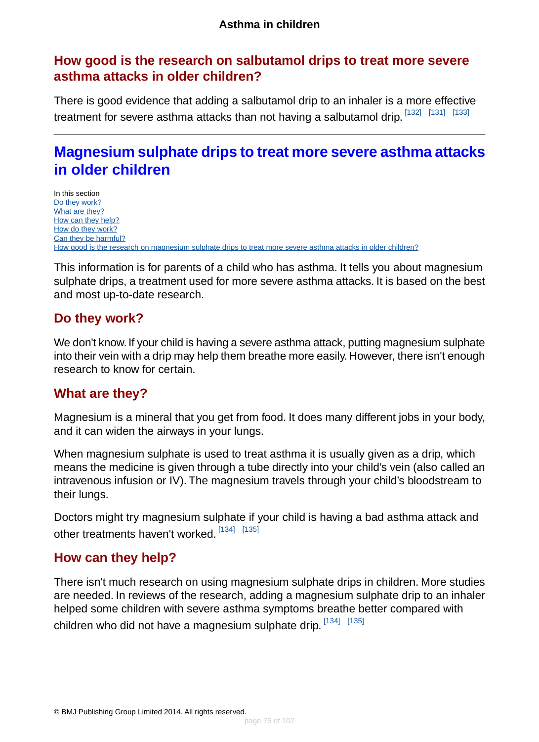## How good is the research on salbutamol drips to treat more severe asthma attacks in older children?

There is good evidence that adding a salbutamol drip to an inhaler is a more effective treatment for severe asthma attacks than not having a salbutamol drip. [132] [131] [133]

---

# Magnesium sulphate drips to treat more severe asthma attacks in older children

In this section
Do they work?
What are they?
How can they help?
How do they work?
Can they be harmful?
How good is the research on magnesium sulphate drips to treat more severe asthma attacks in older children?

This information is for parents of a child who has asthma. It tells you about magnesium sulphate drips, a treatment used for more severe asthma attacks. It is based on the best and most up-to-date research.

## Do they work?

We don't know. If your child is having a severe asthma attack, putting magnesium sulphate into their vein with a drip may help them breathe more easily. However, there isn't enough research to know for certain.

## What are they?

Magnesium is a mineral that you get from food. It does many different jobs in your body, and it can widen the airways in your lungs.

When magnesium sulphate is used to treat asthma it is usually given as a drip, which means the medicine is given through a tube directly into your child's vein (also called an intravenous infusion or IV). The magnesium travels through your child's bloodstream to their lungs.

Doctors might try magnesium sulphate if your child is having a bad asthma attack and other treatments haven't worked. [134] [135]

## How can they help?

There isn't much research on using magnesium sulphate drips in children. More studies are needed. In reviews of the research, adding a magnesium sulphate drip to an inhaler helped some children with severe asthma symptoms breathe better compared with children who did not have a magnesium sulphate drip. [134] [135]

© BMJ Publishing Group Limited 2014. All rights reserved.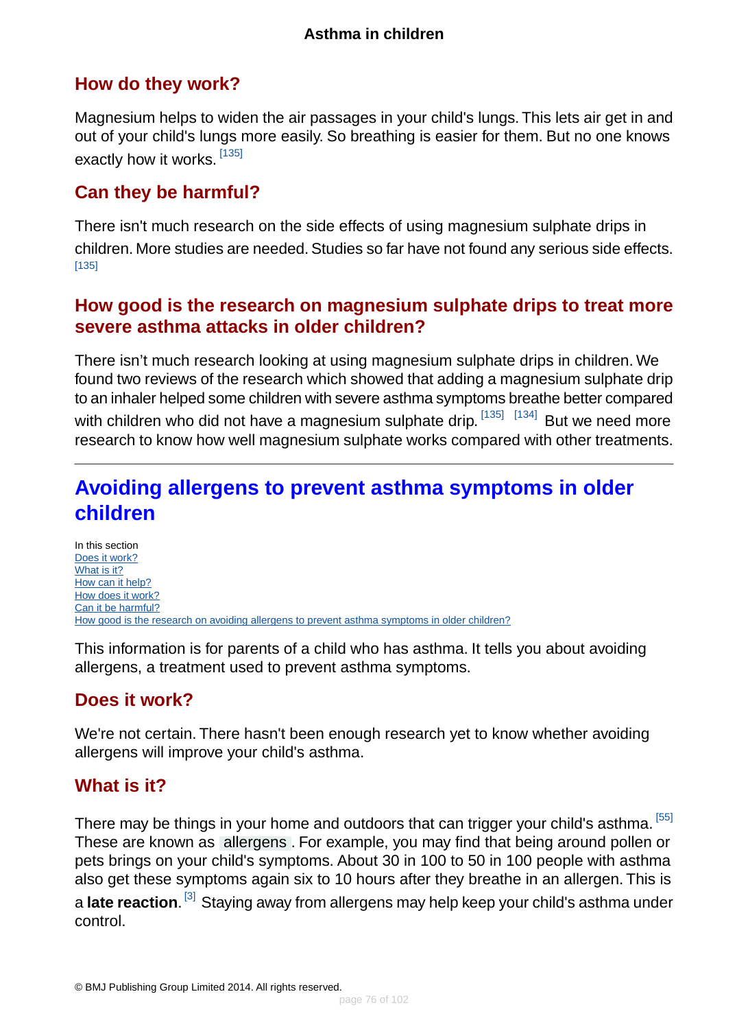## How do they work?

Magnesium helps to widen the air passages in your child's lungs. This lets air get in and out of your child's lungs more easily. So breathing is easier for them. But no one knows exactly how it works. [135]

## Can they be harmful?

There isn't much research on the side effects of using magnesium sulphate drips in children. More studies are needed. Studies so far have not found any serious side effects. [135]

## How good is the research on magnesium sulphate drips to treat more severe asthma attacks in older children?

There isn't much research looking at using magnesium sulphate drips in children. We found two reviews of the research which showed that adding a magnesium sulphate drip to an inhaler helped some children with severe asthma symptoms breathe better compared with children who did not have a magnesium sulphate drip. [135] [134] But we need more research to know how well magnesium sulphate works compared with other treatments.

---

# Avoiding allergens to prevent asthma symptoms in older children

In this section
- Does it work?
- What is it?
- How can it help?
- How does it work?
- Can it be harmful?
- How good is the research on avoiding allergens to prevent asthma symptoms in older children?

This information is for parents of a child who has asthma. It tells you about avoiding allergens, a treatment used to prevent asthma symptoms.

## Does it work?

We're not certain. There hasn't been enough research yet to know whether avoiding allergens will improve your child's asthma.

## What is it?

There may be things in your home and outdoors that can trigger your child's asthma. [55] These are known as allergens. For example, you may find that being around pollen or pets brings on your child's symptoms. About 30 in 100 to 50 in 100 people with asthma also get these symptoms again six to 10 hours after they breathe in an allergen. This is a **late reaction**. [3] Staying away from allergens may help keep your child's asthma under control.

© BMJ Publishing Group Limited 2014. All rights reserved.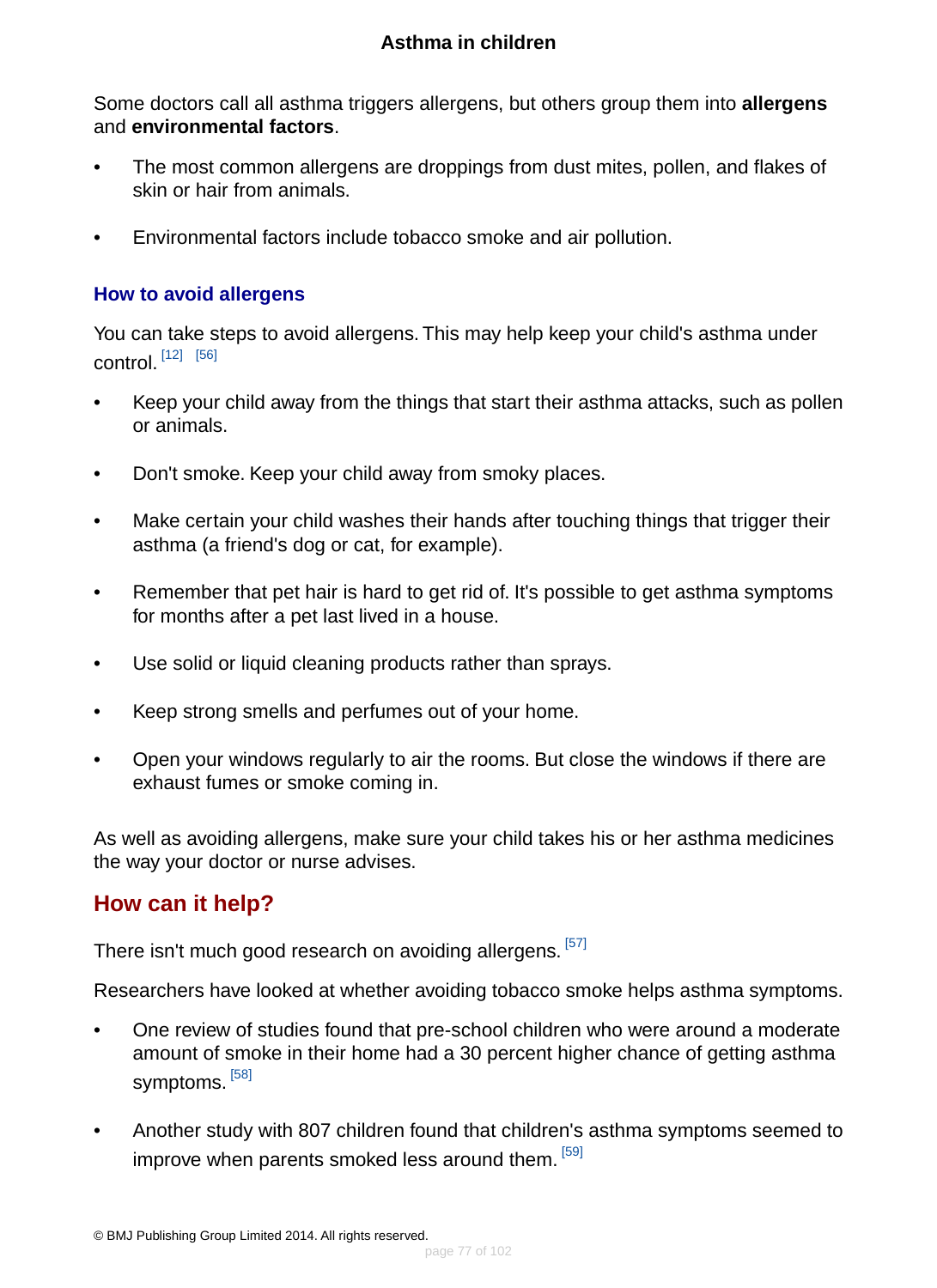Some doctors call all asthma triggers allergens, but others group them into **allergens** and **environmental factors**.

- The most common allergens are droppings from dust mites, pollen, and flakes of skin or hair from animals.
- Environmental factors include tobacco smoke and air pollution.

### How to avoid allergens

You can take steps to avoid allergens. This may help keep your child's asthma under control. [12] [56]

- Keep your child away from the things that start their asthma attacks, such as pollen or animals.
- Don't smoke. Keep your child away from smoky places.
- Make certain your child washes their hands after touching things that trigger their asthma (a friend's dog or cat, for example).
- Remember that pet hair is hard to get rid of. It's possible to get asthma symptoms for months after a pet last lived in a house.
- Use solid or liquid cleaning products rather than sprays.
- Keep strong smells and perfumes out of your home.
- Open your windows regularly to air the rooms. But close the windows if there are exhaust fumes or smoke coming in.

As well as avoiding allergens, make sure your child takes his or her asthma medicines the way your doctor or nurse advises.

## How can it help?

There isn't much good research on avoiding allergens. [57]

Researchers have looked at whether avoiding tobacco smoke helps asthma symptoms.

- One review of studies found that pre-school children who were around a moderate amount of smoke in their home had a 30 percent higher chance of getting asthma symptoms. [58]
- Another study with 807 children found that children's asthma symptoms seemed to improve when parents smoked less around them. [59]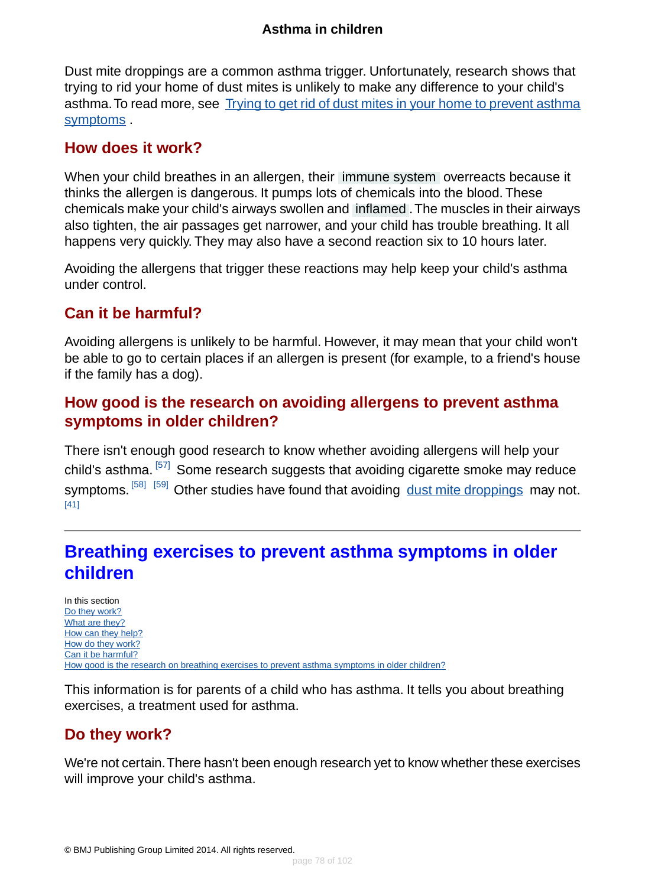Dust mite droppings are a common asthma trigger. Unfortunately, research shows that trying to rid your home of dust mites is unlikely to make any difference to your child's asthma. To read more, see Trying to get rid of dust mites in your home to prevent asthma symptoms .

### How does it work?

When your child breathes in an allergen, their immune system overreacts because it thinks the allergen is dangerous. It pumps lots of chemicals into the blood. These chemicals make your child's airways swollen and inflamed . The muscles in their airways also tighten, the air passages get narrower, and your child has trouble breathing. It all happens very quickly. They may also have a second reaction six to 10 hours later.

Avoiding the allergens that trigger these reactions may help keep your child's asthma under control.

### Can it be harmful?

Avoiding allergens is unlikely to be harmful. However, it may mean that your child won't be able to go to certain places if an allergen is present (for example, to a friend's house if the family has a dog).

### How good is the research on avoiding allergens to prevent asthma symptoms in older children?

There isn't enough good research to know whether avoiding allergens will help your child's asthma. [57] Some research suggests that avoiding cigarette smoke may reduce symptoms. [58] [59] Other studies have found that avoiding dust mite droppings may not. [41]

---

## Breathing exercises to prevent asthma symptoms in older children

In this section
Do they work?
What are they?
How can they help?
How do they work?
Can it be harmful?
How good is the research on breathing exercises to prevent asthma symptoms in older children?

This information is for parents of a child who has asthma. It tells you about breathing exercises, a treatment used for asthma.

### Do they work?

We're not certain. There hasn't been enough research yet to know whether these exercises will improve your child's asthma.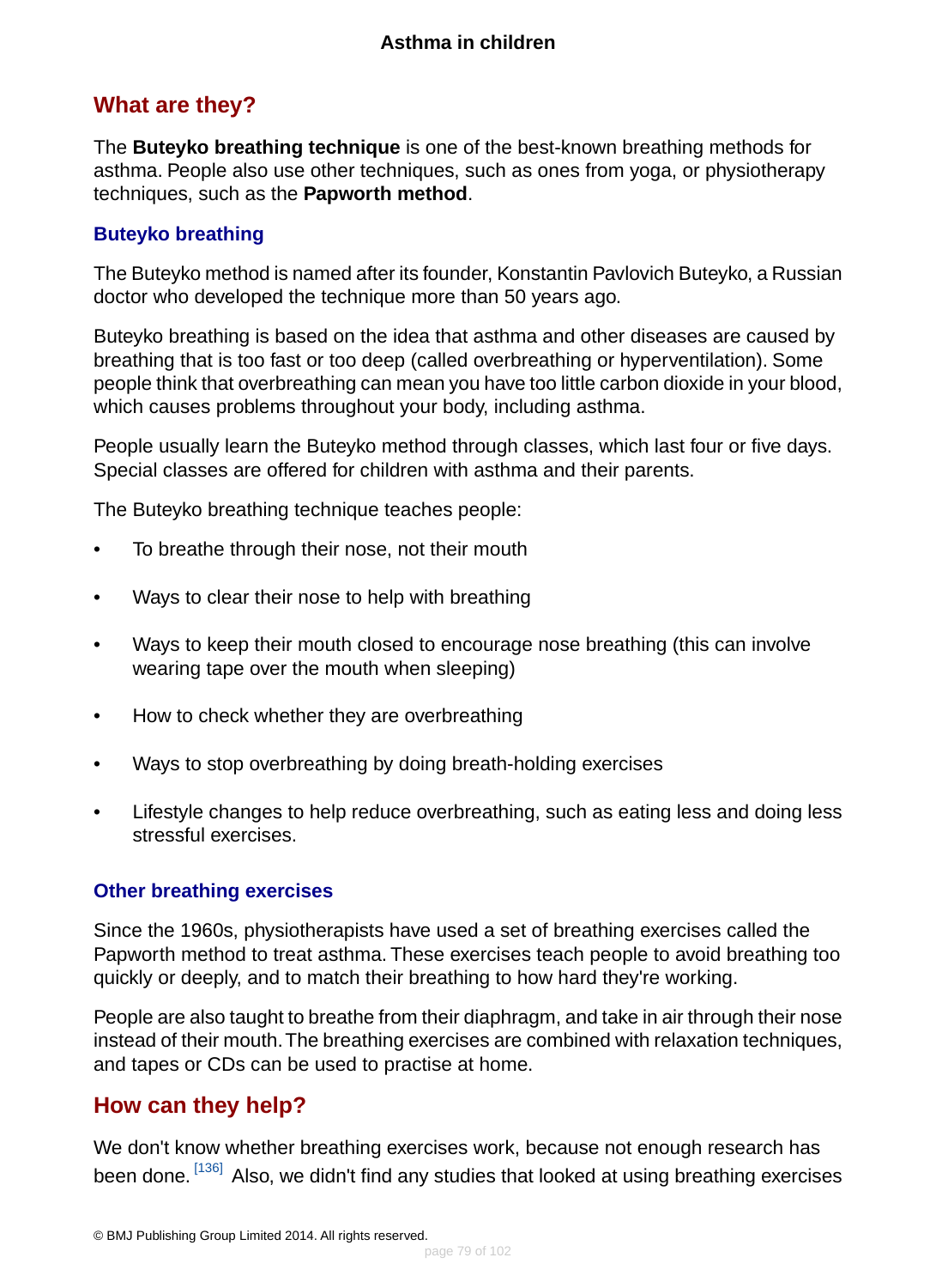## What are they?

The **Buteyko breathing technique** is one of the best-known breathing methods for asthma. People also use other techniques, such as ones from yoga, or physiotherapy techniques, such as the **Papworth method**.

### Buteyko breathing

The Buteyko method is named after its founder, Konstantin Pavlovich Buteyko, a Russian doctor who developed the technique more than 50 years ago.

Buteyko breathing is based on the idea that asthma and other diseases are caused by breathing that is too fast or too deep (called overbreathing or hyperventilation). Some people think that overbreathing can mean you have too little carbon dioxide in your blood, which causes problems throughout your body, including asthma.

People usually learn the Buteyko method through classes, which last four or five days. Special classes are offered for children with asthma and their parents.

The Buteyko breathing technique teaches people:

- To breathe through their nose, not their mouth
- Ways to clear their nose to help with breathing
- Ways to keep their mouth closed to encourage nose breathing (this can involve wearing tape over the mouth when sleeping)
- How to check whether they are overbreathing
- Ways to stop overbreathing by doing breath-holding exercises
- Lifestyle changes to help reduce overbreathing, such as eating less and doing less stressful exercises.

### Other breathing exercises

Since the 1960s, physiotherapists have used a set of breathing exercises called the Papworth method to treat asthma. These exercises teach people to avoid breathing too quickly or deeply, and to match their breathing to how hard they're working.

People are also taught to breathe from their diaphragm, and take in air through their nose instead of their mouth. The breathing exercises are combined with relaxation techniques, and tapes or CDs can be used to practise at home.

## How can they help?

We don't know whether breathing exercises work, because not enough research has been done. [136] Also, we didn't find any studies that looked at using breathing exercises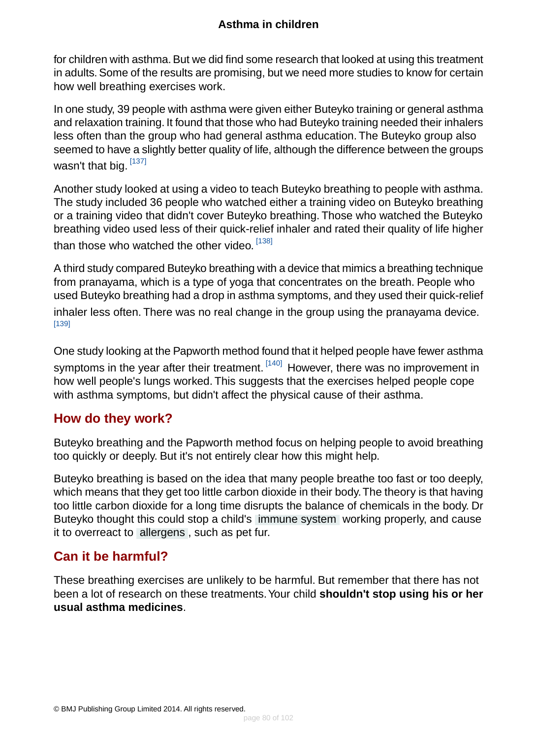for children with asthma. But we did find some research that looked at using this treatment in adults. Some of the results are promising, but we need more studies to know for certain how well breathing exercises work.

In one study, 39 people with asthma were given either Buteyko training or general asthma and relaxation training. It found that those who had Buteyko training needed their inhalers less often than the group who had general asthma education. The Buteyko group also seemed to have a slightly better quality of life, although the difference between the groups wasn't that big. [137]

Another study looked at using a video to teach Buteyko breathing to people with asthma. The study included 36 people who watched either a training video on Buteyko breathing or a training video that didn't cover Buteyko breathing. Those who watched the Buteyko breathing video used less of their quick-relief inhaler and rated their quality of life higher than those who watched the other video. [138]

A third study compared Buteyko breathing with a device that mimics a breathing technique from pranayama, which is a type of yoga that concentrates on the breath. People who used Buteyko breathing had a drop in asthma symptoms, and they used their quick-relief inhaler less often. There was no real change in the group using the pranayama device. [139]

One study looking at the Papworth method found that it helped people have fewer asthma symptoms in the year after their treatment. [140] However, there was no improvement in how well people's lungs worked. This suggests that the exercises helped people cope with asthma symptoms, but didn't affect the physical cause of their asthma.

## How do they work?

Buteyko breathing and the Papworth method focus on helping people to avoid breathing too quickly or deeply. But it's not entirely clear how this might help.

Buteyko breathing is based on the idea that many people breathe too fast or too deeply, which means that they get too little carbon dioxide in their body. The theory is that having too little carbon dioxide for a long time disrupts the balance of chemicals in the body. Dr Buteyko thought this could stop a child's immune system working properly, and cause it to overreact to allergens, such as pet fur.

## Can it be harmful?

These breathing exercises are unlikely to be harmful. But remember that there has not been a lot of research on these treatments. Your child **shouldn't stop using his or her usual asthma medicines**.

© BMJ Publishing Group Limited 2014. All rights reserved.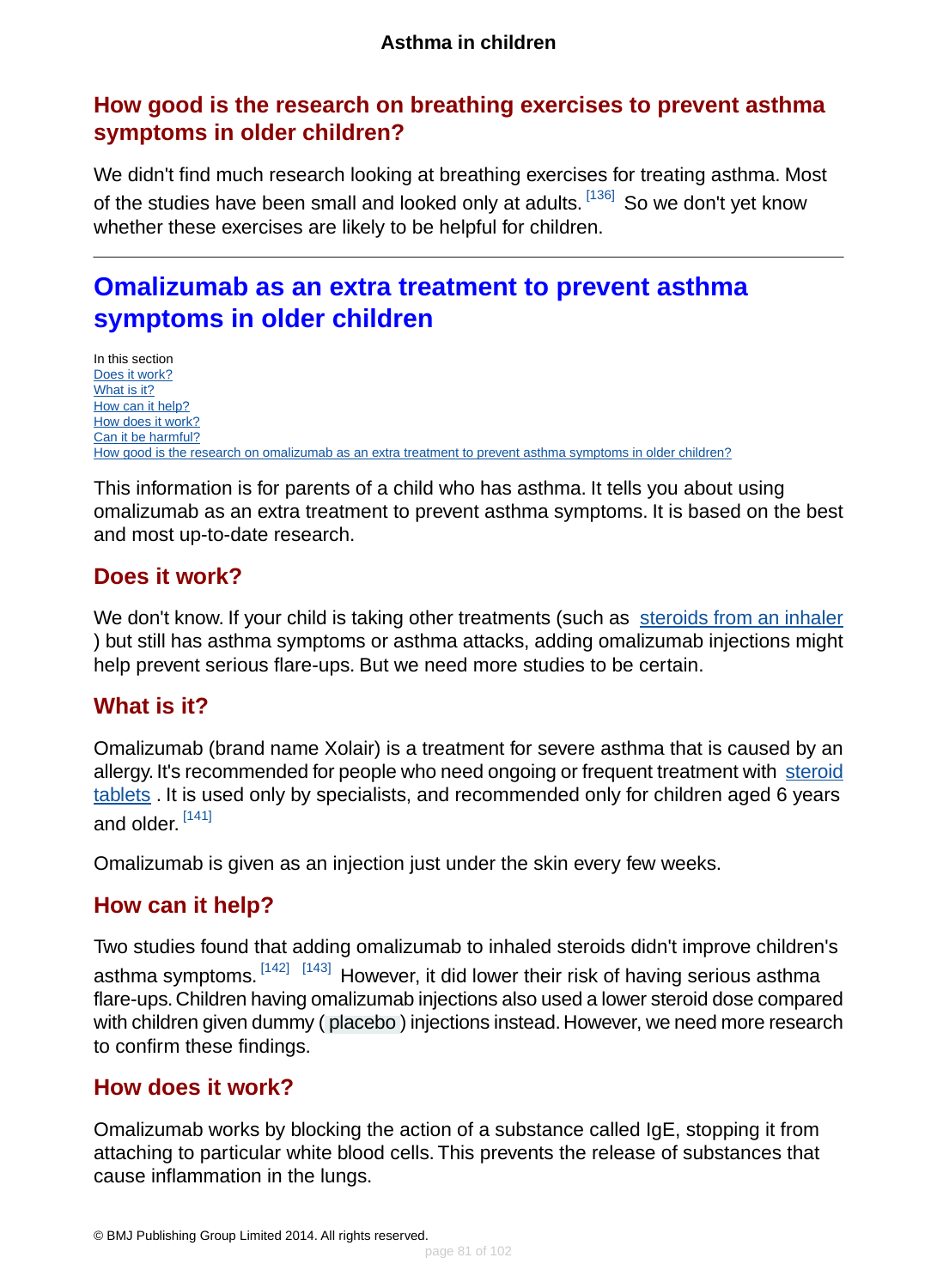## How good is the research on breathing exercises to prevent asthma symptoms in older children?

We didn't find much research looking at breathing exercises for treating asthma. Most of the studies have been small and looked only at adults. [136] So we don't yet know whether these exercises are likely to be helpful for children.

---

# Omalizumab as an extra treatment to prevent asthma symptoms in older children

In this section
- Does it work?
- What is it?
- How can it help?
- How does it work?
- Can it be harmful?
- How good is the research on omalizumab as an extra treatment to prevent asthma symptoms in older children?

This information is for parents of a child who has asthma. It tells you about using omalizumab as an extra treatment to prevent asthma symptoms. It is based on the best and most up-to-date research.

## Does it work?

We don't know. If your child is taking other treatments (such as steroids from an inhaler ) but still has asthma symptoms or asthma attacks, adding omalizumab injections might help prevent serious flare-ups. But we need more studies to be certain.

## What is it?

Omalizumab (brand name Xolair) is a treatment for severe asthma that is caused by an allergy. It's recommended for people who need ongoing or frequent treatment with steroid tablets . It is used only by specialists, and recommended only for children aged 6 years and older. [141]

Omalizumab is given as an injection just under the skin every few weeks.

## How can it help?

Two studies found that adding omalizumab to inhaled steroids didn't improve children's asthma symptoms. [142] [143] However, it did lower their risk of having serious asthma flare-ups. Children having omalizumab injections also used a lower steroid dose compared with children given dummy ( placebo ) injections instead. However, we need more research to confirm these findings.

## How does it work?

Omalizumab works by blocking the action of a substance called IgE, stopping it from attaching to particular white blood cells. This prevents the release of substances that cause inflammation in the lungs.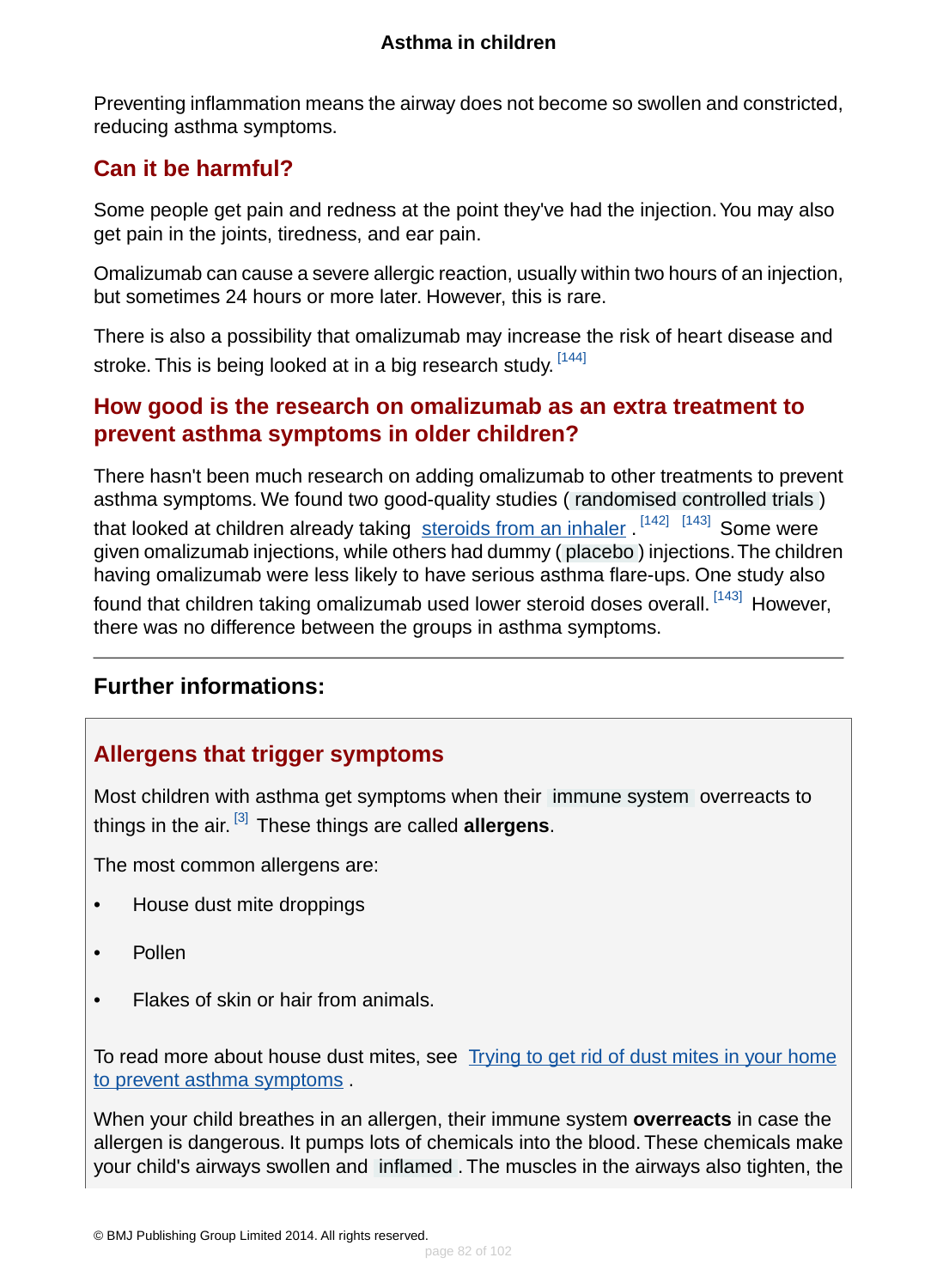Preventing inflammation means the airway does not become so swollen and constricted, reducing asthma symptoms.

## Can it be harmful?

Some people get pain and redness at the point they've had the injection. You may also get pain in the joints, tiredness, and ear pain.

Omalizumab can cause a severe allergic reaction, usually within two hours of an injection, but sometimes 24 hours or more later. However, this is rare.

There is also a possibility that omalizumab may increase the risk of heart disease and stroke. This is being looked at in a big research study. [144]

## How good is the research on omalizumab as an extra treatment to prevent asthma symptoms in older children?

There hasn't been much research on adding omalizumab to other treatments to prevent asthma symptoms. We found two good-quality studies ( randomised controlled trials ) that looked at children already taking steroids from an inhaler . [142] [143] Some were given omalizumab injections, while others had dummy ( placebo ) injections. The children having omalizumab were less likely to have serious asthma flare-ups. One study also found that children taking omalizumab used lower steroid doses overall. [143] However, there was no difference between the groups in asthma symptoms.

---

### Further informations:

## Allergens that trigger symptoms

Most children with asthma get symptoms when their immune system overreacts to things in the air. [3] These things are called **allergens**.

The most common allergens are:

- House dust mite droppings
- Pollen
- Flakes of skin or hair from animals.

To read more about house dust mites, see Trying to get rid of dust mites in your home to prevent asthma symptoms .

When your child breathes in an allergen, their immune system **overreacts** in case the allergen is dangerous. It pumps lots of chemicals into the blood. These chemicals make your child's airways swollen and inflamed . The muscles in the airways also tighten, the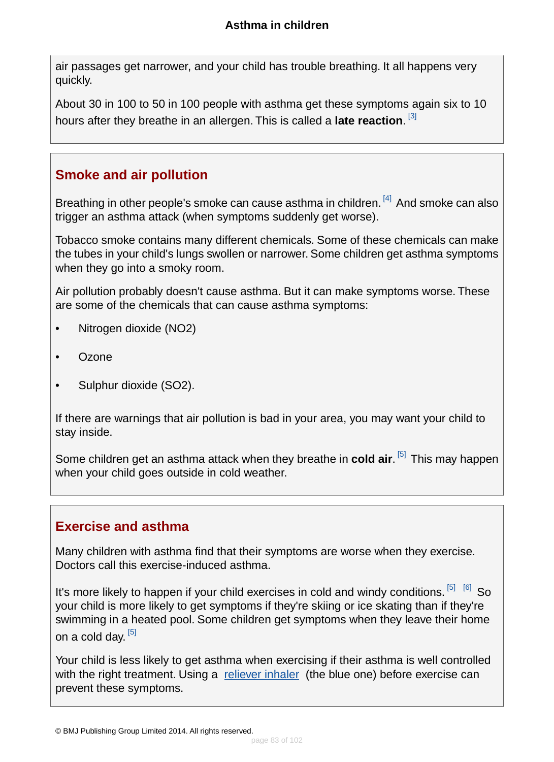air passages get narrower, and your child has trouble breathing. It all happens very quickly.

About 30 in 100 to 50 in 100 people with asthma get these symptoms again six to 10 hours after they breathe in an allergen. This is called a **late reaction**. [3]

## Smoke and air pollution

Breathing in other people's smoke can cause asthma in children. [4] And smoke can also trigger an asthma attack (when symptoms suddenly get worse).

Tobacco smoke contains many different chemicals. Some of these chemicals can make the tubes in your child's lungs swollen or narrower. Some children get asthma symptoms when they go into a smoky room.

Air pollution probably doesn't cause asthma. But it can make symptoms worse. These are some of the chemicals that can cause asthma symptoms:

- Nitrogen dioxide ($NO_2$)
- Ozone
- Sulphur dioxide ($SO_2$).

If there are warnings that air pollution is bad in your area, you may want your child to stay inside.

Some children get an asthma attack when they breathe in **cold air**. [5] This may happen when your child goes outside in cold weather.

## Exercise and asthma

Many children with asthma find that their symptoms are worse when they exercise. Doctors call this exercise-induced asthma.

It's more likely to happen if your child exercises in cold and windy conditions. [5] [6] So your child is more likely to get symptoms if they're skiing or ice skating than if they're swimming in a heated pool. Some children get symptoms when they leave their home on a cold day. [5]

Your child is less likely to get asthma when exercising if their asthma is well controlled with the right treatment. Using a reliever inhaler (the blue one) before exercise can prevent these symptoms.

© BMJ Publishing Group Limited 2014. All rights reserved.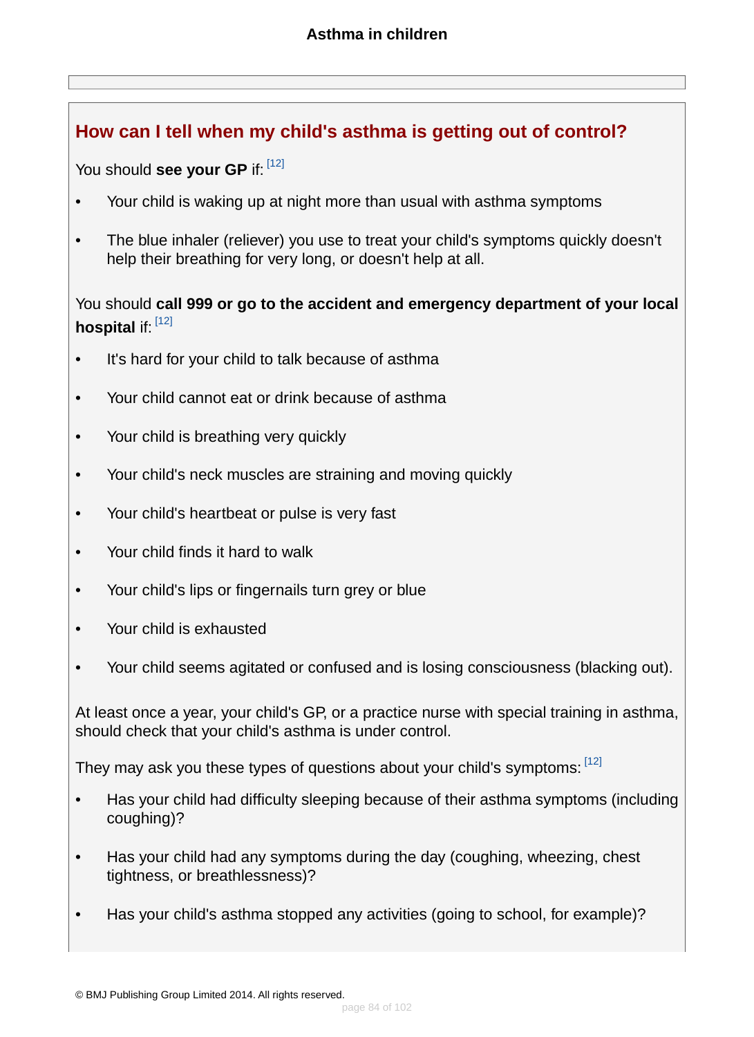## How can I tell when my child's asthma is getting out of control?

You should **see your GP** if: [12]

- Your child is waking up at night more than usual with asthma symptoms
- The blue inhaler (reliever) you use to treat your child's symptoms quickly doesn't help their breathing for very long, or doesn't help at all.

You should **call 999 or go to the accident and emergency department of your local hospital** if: [12]

- It's hard for your child to talk because of asthma
- Your child cannot eat or drink because of asthma
- Your child is breathing very quickly
- Your child's neck muscles are straining and moving quickly
- Your child's heartbeat or pulse is very fast
- Your child finds it hard to walk
- Your child's lips or fingernails turn grey or blue
- Your child is exhausted
- Your child seems agitated or confused and is losing consciousness (blacking out).

At least once a year, your child's GP, or a practice nurse with special training in asthma, should check that your child's asthma is under control.

They may ask you these types of questions about your child's symptoms: [12]

- Has your child had difficulty sleeping because of their asthma symptoms (including coughing)?
- Has your child had any symptoms during the day (coughing, wheezing, chest tightness, or breathlessness)?
- Has your child's asthma stopped any activities (going to school, for example)?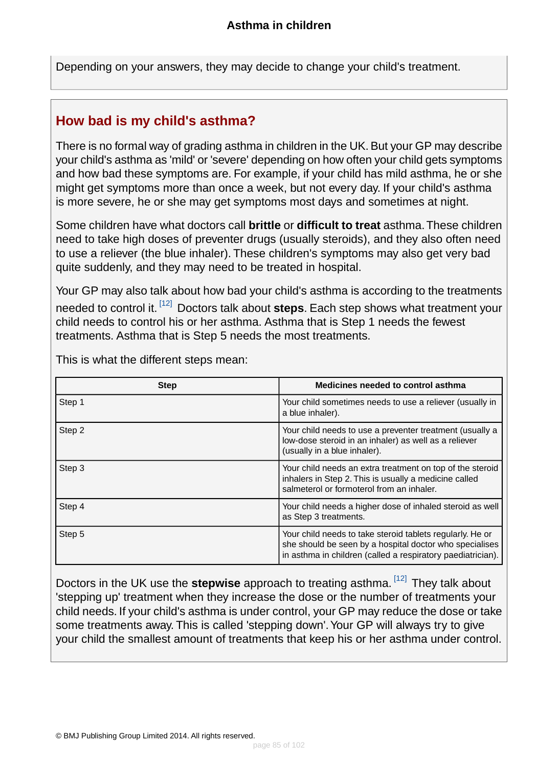Depending on your answers, they may decide to change your child's treatment.

## How bad is my child's asthma?

There is no formal way of grading asthma in children in the UK. But your GP may describe your child's asthma as 'mild' or 'severe' depending on how often your child gets symptoms and how bad these symptoms are. For example, if your child has mild asthma, he or she might get symptoms more than once a week, but not every day. If your child's asthma is more severe, he or she may get symptoms most days and sometimes at night.

Some children have what doctors call **brittle** or **difficult to treat** asthma. These children need to take high doses of preventer drugs (usually steroids), and they also often need to use a reliever (the blue inhaler). These children's symptoms may also get very bad quite suddenly, and they may need to be treated in hospital.

Your GP may also talk about how bad your child's asthma is according to the treatments needed to control it. [12] Doctors talk about **steps**. Each step shows what treatment your child needs to control his or her asthma. Asthma that is Step 1 needs the fewest treatments. Asthma that is Step 5 needs the most treatments.

This is what the different steps mean:

| Step | Medicines needed to control asthma |
|---|---|
| Step 1 | Your child sometimes needs to use a reliever (usually in a blue inhaler). |
| Step 2 | Your child needs to use a preventer treatment (usually a low-dose steroid in an inhaler) as well as a reliever (usually in a blue inhaler). |
| Step 3 | Your child needs an extra treatment on top of the steroid inhalers in Step 2. This is usually a medicine called salmeterol or formoterol from an inhaler. |
| Step 4 | Your child needs a higher dose of inhaled steroid as well as Step 3 treatments. |
| Step 5 | Your child needs to take steroid tablets regularly. He or she should be seen by a hospital doctor who specialises in asthma in children (called a respiratory paediatrician). |

Doctors in the UK use the **stepwise** approach to treating asthma. [12] They talk about 'stepping up' treatment when they increase the dose or the number of treatments your child needs. If your child's asthma is under control, your GP may reduce the dose or take some treatments away. This is called 'stepping down'. Your GP will always try to give your child the smallest amount of treatments that keep his or her asthma under control.

© BMJ Publishing Group Limited 2014. All rights reserved.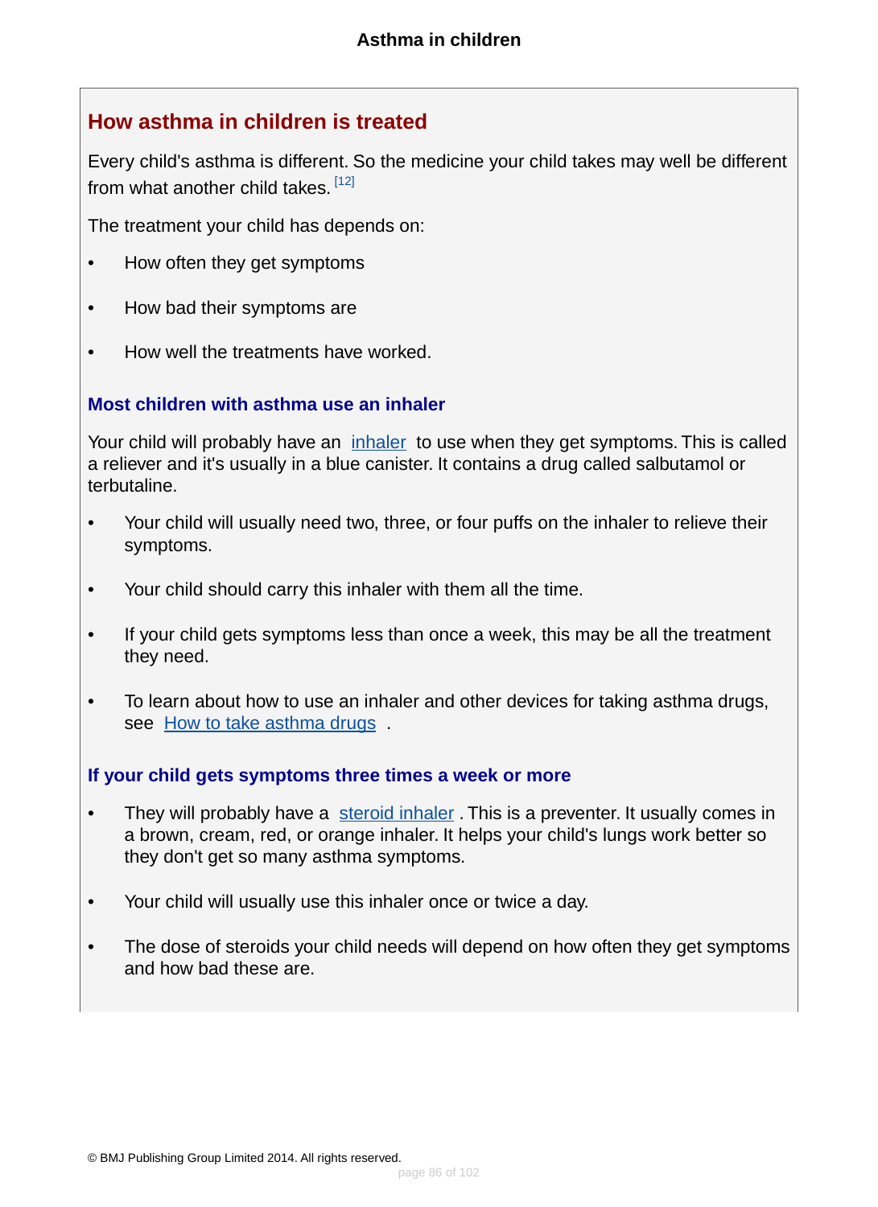## How asthma in children is treated

Every child's asthma is different. So the medicine your child takes may well be different from what another child takes. [12]

The treatment your child has depends on:

- How often they get symptoms
- How bad their symptoms are
- How well the treatments have worked.

### Most children with asthma use an inhaler

Your child will probably have an inhaler to use when they get symptoms. This is called a reliever and it's usually in a blue canister. It contains a drug called salbutamol or terbutaline.

- Your child will usually need two, three, or four puffs on the inhaler to relieve their symptoms.
- Your child should carry this inhaler with them all the time.
- If your child gets symptoms less than once a week, this may be all the treatment they need.
- To learn about how to use an inhaler and other devices for taking asthma drugs, see How to take asthma drugs .

### If your child gets symptoms three times a week or more

- They will probably have a steroid inhaler . This is a preventer. It usually comes in a brown, cream, red, or orange inhaler. It helps your child's lungs work better so they don't get so many asthma symptoms.
- Your child will usually use this inhaler once or twice a day.
- The dose of steroids your child needs will depend on how often they get symptoms and how bad these are.

© BMJ Publishing Group Limited 2014. All rights reserved.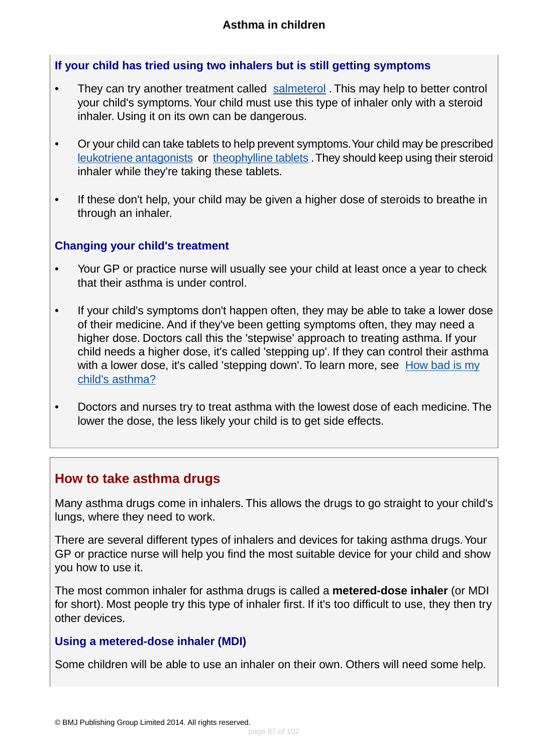### If your child has tried using two inhalers but is still getting symptoms

- They can try another treatment called salmeterol . This may help to better control your child's symptoms. Your child must use this type of inhaler only with a steroid inhaler. Using it on its own can be dangerous.
- Or your child can take tablets to help prevent symptoms. Your child may be prescribed leukotriene antagonists or theophylline tablets . They should keep using their steroid inhaler while they're taking these tablets.
- If these don't help, your child may be given a higher dose of steroids to breathe in through an inhaler.

### Changing your child's treatment

- Your GP or practice nurse will usually see your child at least once a year to check that their asthma is under control.
- If your child's symptoms don't happen often, they may be able to take a lower dose of their medicine. And if they've been getting symptoms often, they may need a higher dose. Doctors call this the 'stepwise' approach to treating asthma. If your child needs a higher dose, it's called 'stepping up'. If they can control their asthma with a lower dose, it's called 'stepping down'. To learn more, see How bad is my child's asthma?
- Doctors and nurses try to treat asthma with the lowest dose of each medicine. The lower the dose, the less likely your child is to get side effects.

## How to take asthma drugs

Many asthma drugs come in inhalers. This allows the drugs to go straight to your child's lungs, where they need to work.

There are several different types of inhalers and devices for taking asthma drugs. Your GP or practice nurse will help you find the most suitable device for your child and show you how to use it.

The most common inhaler for asthma drugs is called a **metered-dose inhaler** (or MDI for short). Most people try this type of inhaler first. If it's too difficult to use, they then try other devices.

### Using a metered-dose inhaler (MDI)

Some children will be able to use an inhaler on their own. Others will need some help.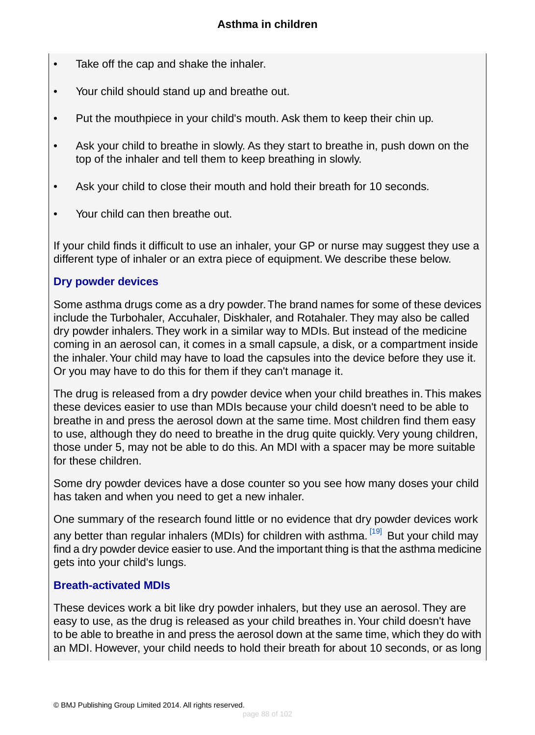- Take off the cap and shake the inhaler.
- Your child should stand up and breathe out.
- Put the mouthpiece in your child's mouth. Ask them to keep their chin up.
- Ask your child to breathe in slowly. As they start to breathe in, push down on the top of the inhaler and tell them to keep breathing in slowly.
- Ask your child to close their mouth and hold their breath for 10 seconds.
- Your child can then breathe out.

If your child finds it difficult to use an inhaler, your GP or nurse may suggest they use a different type of inhaler or an extra piece of equipment. We describe these below.

### Dry powder devices

Some asthma drugs come as a dry powder. The brand names for some of these devices include the Turbohaler, Accuhaler, Diskhaler, and Rotahaler. They may also be called dry powder inhalers. They work in a similar way to MDIs. But instead of the medicine coming in an aerosol can, it comes in a small capsule, a disk, or a compartment inside the inhaler. Your child may have to load the capsules into the device before they use it. Or you may have to do this for them if they can't manage it.

The drug is released from a dry powder device when your child breathes in. This makes these devices easier to use than MDIs because your child doesn't need to be able to breathe in and press the aerosol down at the same time. Most children find them easy to use, although they do need to breathe in the drug quite quickly. Very young children, those under 5, may not be able to do this. An MDI with a spacer may be more suitable for these children.

Some dry powder devices have a dose counter so you see how many doses your child has taken and when you need to get a new inhaler.

One summary of the research found little or no evidence that dry powder devices work any better than regular inhalers (MDIs) for children with asthma. [19] But your child may find a dry powder device easier to use. And the important thing is that the asthma medicine gets into your child's lungs.

### Breath-activated MDIs

These devices work a bit like dry powder inhalers, but they use an aerosol. They are easy to use, as the drug is released as your child breathes in. Your child doesn't have to be able to breathe in and press the aerosol down at the same time, which they do with an MDI. However, your child needs to hold their breath for about 10 seconds, or as long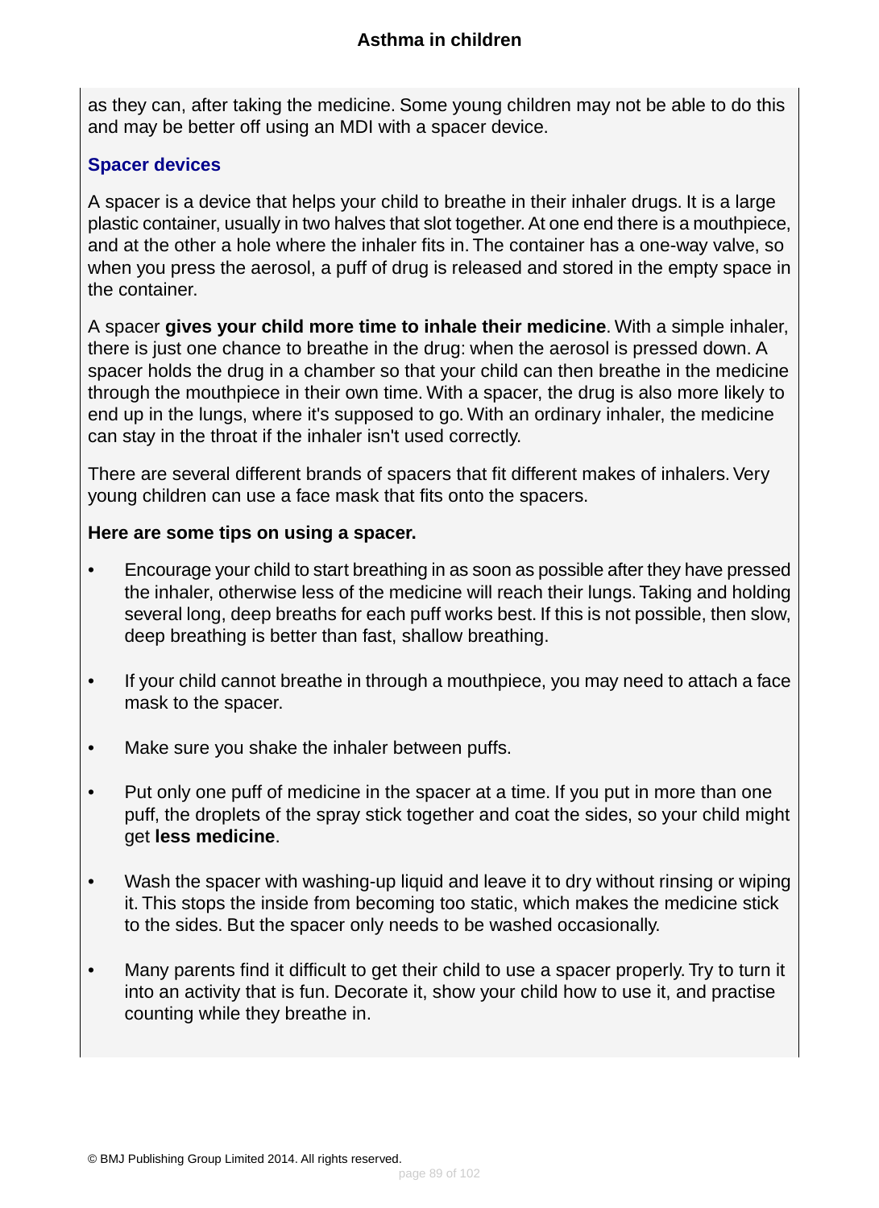as they can, after taking the medicine. Some young children may not be able to do this and may be better off using an MDI with a spacer device.

## Spacer devices

A spacer is a device that helps your child to breathe in their inhaler drugs. It is a large plastic container, usually in two halves that slot together. At one end there is a mouthpiece, and at the other a hole where the inhaler fits in. The container has a one-way valve, so when you press the aerosol, a puff of drug is released and stored in the empty space in the container.

A spacer **gives your child more time to inhale their medicine**. With a simple inhaler, there is just one chance to breathe in the drug: when the aerosol is pressed down. A spacer holds the drug in a chamber so that your child can then breathe in the medicine through the mouthpiece in their own time. With a spacer, the drug is also more likely to end up in the lungs, where it's supposed to go. With an ordinary inhaler, the medicine can stay in the throat if the inhaler isn't used correctly.

There are several different brands of spacers that fit different makes of inhalers. Very young children can use a face mask that fits onto the spacers.

**Here are some tips on using a spacer.**

- Encourage your child to start breathing in as soon as possible after they have pressed the inhaler, otherwise less of the medicine will reach their lungs. Taking and holding several long, deep breaths for each puff works best. If this is not possible, then slow, deep breathing is better than fast, shallow breathing.
- If your child cannot breathe in through a mouthpiece, you may need to attach a face mask to the spacer.
- Make sure you shake the inhaler between puffs.
- Put only one puff of medicine in the spacer at a time. If you put in more than one puff, the droplets of the spray stick together and coat the sides, so your child might get **less medicine**.
- Wash the spacer with washing-up liquid and leave it to dry without rinsing or wiping it. This stops the inside from becoming too static, which makes the medicine stick to the sides. But the spacer only needs to be washed occasionally.
- Many parents find it difficult to get their child to use a spacer properly. Try to turn it into an activity that is fun. Decorate it, show your child how to use it, and practise counting while they breathe in.

© BMJ Publishing Group Limited 2014. All rights reserved.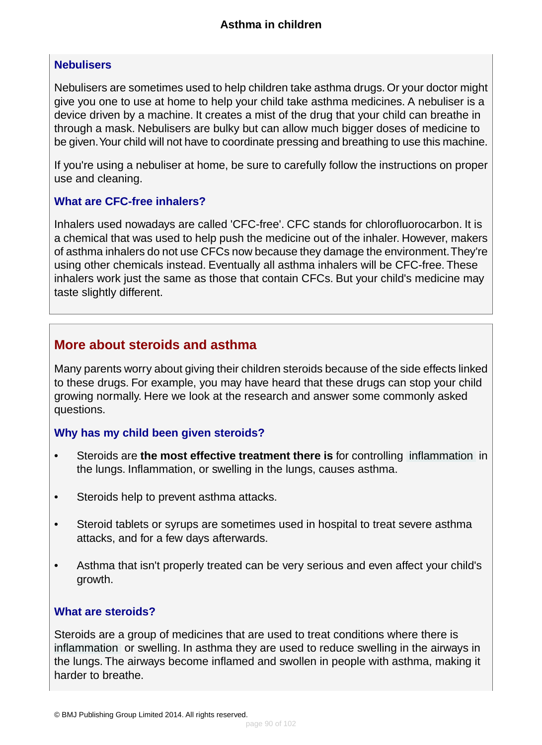### Nebulisers

Nebulisers are sometimes used to help children take asthma drugs. Or your doctor might give you one to use at home to help your child take asthma medicines. A nebuliser is a device driven by a machine. It creates a mist of the drug that your child can breathe in through a mask. Nebulisers are bulky but can allow much bigger doses of medicine to be given. Your child will not have to coordinate pressing and breathing to use this machine.

If you're using a nebuliser at home, be sure to carefully follow the instructions on proper use and cleaning.

### What are CFC-free inhalers?

Inhalers used nowadays are called 'CFC-free'. CFC stands for chlorofluorocarbon. It is a chemical that was used to help push the medicine out of the inhaler. However, makers of asthma inhalers do not use CFCs now because they damage the environment. They're using other chemicals instead. Eventually all asthma inhalers will be CFC-free. These inhalers work just the same as those that contain CFCs. But your child's medicine may taste slightly different.

## More about steroids and asthma

Many parents worry about giving their children steroids because of the side effects linked to these drugs. For example, you may have heard that these drugs can stop your child growing normally. Here we look at the research and answer some commonly asked questions.

### Why has my child been given steroids?

- Steroids are **the most effective treatment there is** for controlling inflammation in the lungs. Inflammation, or swelling in the lungs, causes asthma.
- Steroids help to prevent asthma attacks.
- Steroid tablets or syrups are sometimes used in hospital to treat severe asthma attacks, and for a few days afterwards.
- Asthma that isn't properly treated can be very serious and even affect your child's growth.

### What are steroids?

Steroids are a group of medicines that are used to treat conditions where there is inflammation or swelling. In asthma they are used to reduce swelling in the airways in the lungs. The airways become inflamed and swollen in people with asthma, making it harder to breathe.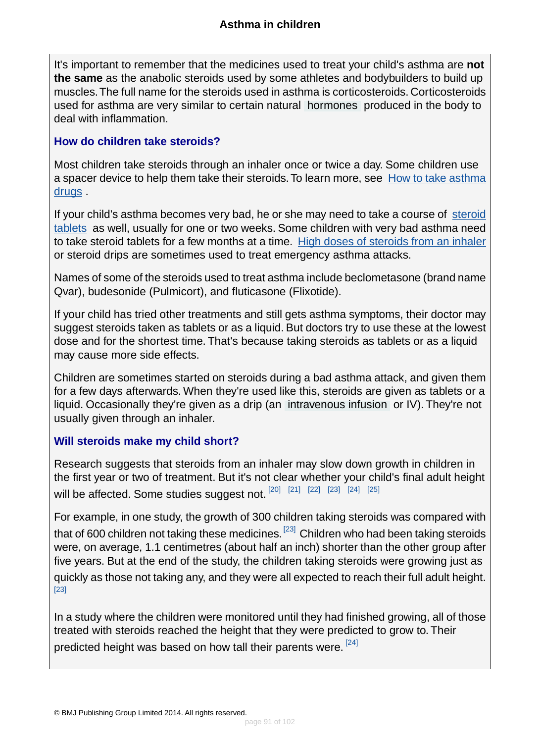It's important to remember that the medicines used to treat your child's asthma are **not the same** as the anabolic steroids used by some athletes and bodybuilders to build up muscles. The full name for the steroids used in asthma is corticosteroids. Corticosteroids used for asthma are very similar to certain natural hormones produced in the body to deal with inflammation.

### How do children take steroids?

Most children take steroids through an inhaler once or twice a day. Some children use a spacer device to help them take their steroids. To learn more, see How to take asthma drugs .

If your child's asthma becomes very bad, he or she may need to take a course of steroid tablets as well, usually for one or two weeks. Some children with very bad asthma need to take steroid tablets for a few months at a time. High doses of steroids from an inhaler or steroid drips are sometimes used to treat emergency asthma attacks.

Names of some of the steroids used to treat asthma include beclometasone (brand name Qvar), budesonide (Pulmicort), and fluticasone (Flixotide).

If your child has tried other treatments and still gets asthma symptoms, their doctor may suggest steroids taken as tablets or as a liquid. But doctors try to use these at the lowest dose and for the shortest time. That's because taking steroids as tablets or as a liquid may cause more side effects.

Children are sometimes started on steroids during a bad asthma attack, and given them for a few days afterwards. When they're used like this, steroids are given as tablets or a liquid. Occasionally they're given as a drip (an intravenous infusion or IV). They're not usually given through an inhaler.

### Will steroids make my child short?

Research suggests that steroids from an inhaler may slow down growth in children in the first year or two of treatment. But it's not clear whether your child's final adult height will be affected. Some studies suggest not. [20] [21] [22] [23] [24] [25]

For example, in one study, the growth of 300 children taking steroids was compared with that of 600 children not taking these medicines. [23] Children who had been taking steroids were, on average, 1.1 centimetres (about half an inch) shorter than the other group after five years. But at the end of the study, the children taking steroids were growing just as quickly as those not taking any, and they were all expected to reach their full adult height. [23]

In a study where the children were monitored until they had finished growing, all of those treated with steroids reached the height that they were predicted to grow to. Their predicted height was based on how tall their parents were. [24]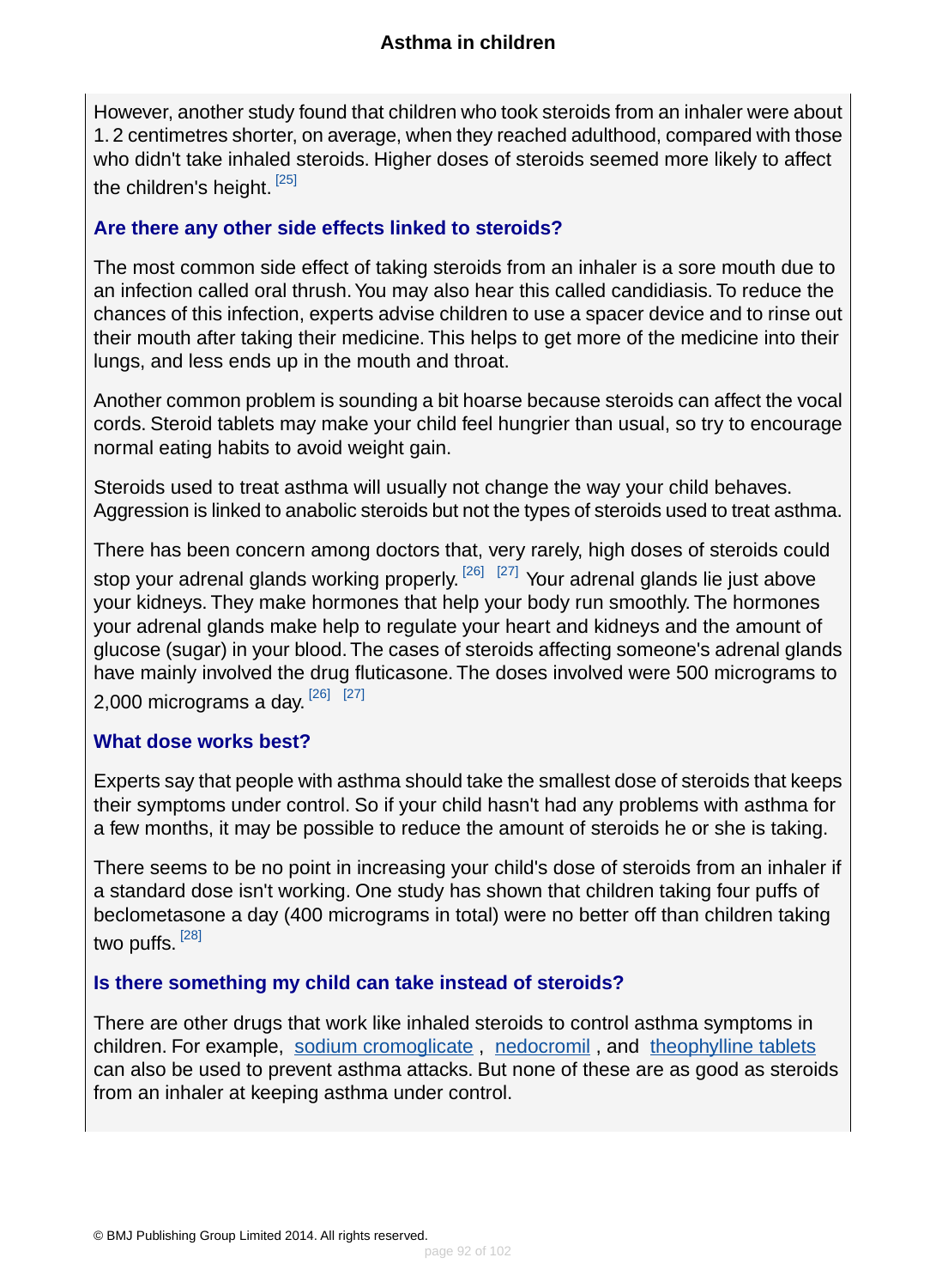However, another study found that children who took steroids from an inhaler were about 1. 2 centimetres shorter, on average, when they reached adulthood, compared with those who didn't take inhaled steroids. Higher doses of steroids seemed more likely to affect the children's height. [25]

### Are there any other side effects linked to steroids?

The most common side effect of taking steroids from an inhaler is a sore mouth due to an infection called oral thrush. You may also hear this called candidiasis. To reduce the chances of this infection, experts advise children to use a spacer device and to rinse out their mouth after taking their medicine. This helps to get more of the medicine into their lungs, and less ends up in the mouth and throat.

Another common problem is sounding a bit hoarse because steroids can affect the vocal cords. Steroid tablets may make your child feel hungrier than usual, so try to encourage normal eating habits to avoid weight gain.

Steroids used to treat asthma will usually not change the way your child behaves. Aggression is linked to anabolic steroids but not the types of steroids used to treat asthma.

There has been concern among doctors that, very rarely, high doses of steroids could stop your adrenal glands working properly. [26] [27] Your adrenal glands lie just above your kidneys. They make hormones that help your body run smoothly. The hormones your adrenal glands make help to regulate your heart and kidneys and the amount of glucose (sugar) in your blood. The cases of steroids affecting someone's adrenal glands have mainly involved the drug fluticasone. The doses involved were 500 micrograms to 2,000 micrograms a day. [26] [27]

### What dose works best?

Experts say that people with asthma should take the smallest dose of steroids that keeps their symptoms under control. So if your child hasn't had any problems with asthma for a few months, it may be possible to reduce the amount of steroids he or she is taking.

There seems to be no point in increasing your child's dose of steroids from an inhaler if a standard dose isn't working. One study has shown that children taking four puffs of beclometasone a day (400 micrograms in total) were no better off than children taking two puffs. [28]

### Is there something my child can take instead of steroids?

There are other drugs that work like inhaled steroids to control asthma symptoms in children. For example, sodium cromoglicate , nedocromil , and theophylline tablets can also be used to prevent asthma attacks. But none of these are as good as steroids from an inhaler at keeping asthma under control.

© BMJ Publishing Group Limited 2014. All rights reserved.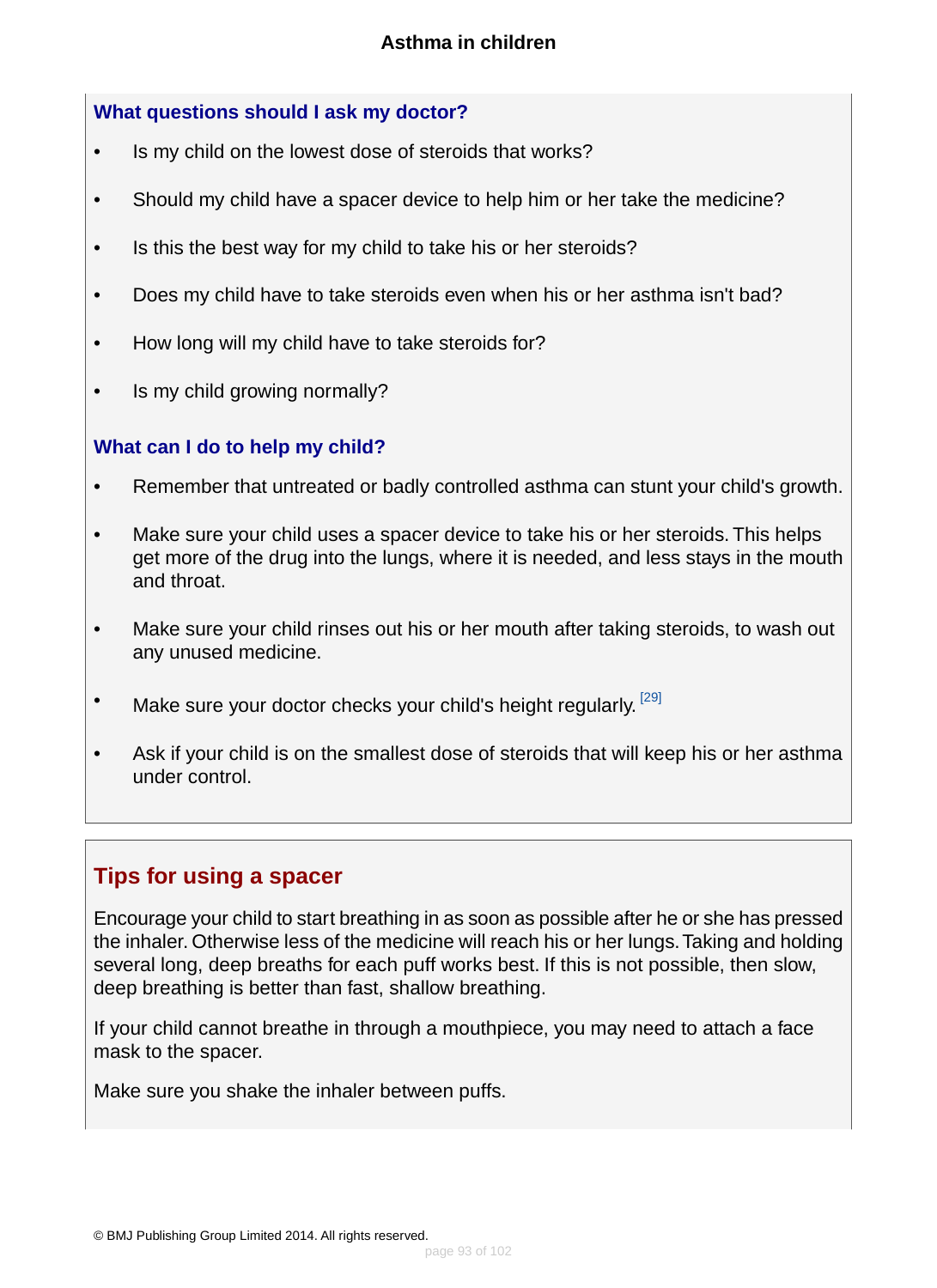### What questions should I ask my doctor?

- Is my child on the lowest dose of steroids that works?
- Should my child have a spacer device to help him or her take the medicine?
- Is this the best way for my child to take his or her steroids?
- Does my child have to take steroids even when his or her asthma isn't bad?
- How long will my child have to take steroids for?
- Is my child growing normally?

### What can I do to help my child?

- Remember that untreated or badly controlled asthma can stunt your child's growth.
- Make sure your child uses a spacer device to take his or her steroids. This helps get more of the drug into the lungs, where it is needed, and less stays in the mouth and throat.
- Make sure your child rinses out his or her mouth after taking steroids, to wash out any unused medicine.
- Make sure your doctor checks your child's height regularly. [29]
- Ask if your child is on the smallest dose of steroids that will keep his or her asthma under control.

## Tips for using a spacer

Encourage your child to start breathing in as soon as possible after he or she has pressed the inhaler. Otherwise less of the medicine will reach his or her lungs. Taking and holding several long, deep breaths for each puff works best. If this is not possible, then slow, deep breathing is better than fast, shallow breathing.

If your child cannot breathe in through a mouthpiece, you may need to attach a face mask to the spacer.

Make sure you shake the inhaler between puffs.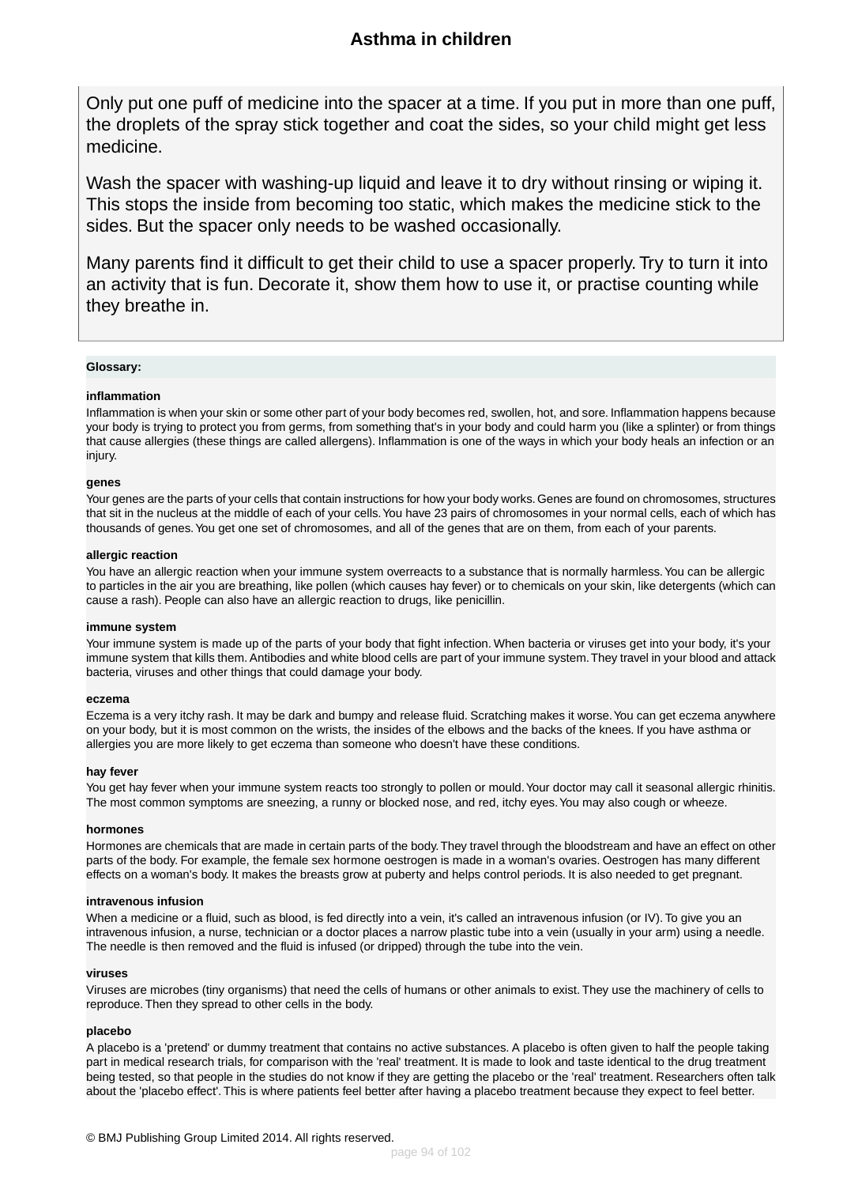Only put one puff of medicine into the spacer at a time. If you put in more than one puff, the droplets of the spray stick together and coat the sides, so your child might get less medicine.

Wash the spacer with washing-up liquid and leave it to dry without rinsing or wiping it. This stops the inside from becoming too static, which makes the medicine stick to the sides. But the spacer only needs to be washed occasionally.

Many parents find it difficult to get their child to use a spacer properly. Try to turn it into an activity that is fun. Decorate it, show them how to use it, or practise counting while they breathe in.

**Glossary:**

**inflammation**

Inflammation is when your skin or some other part of your body becomes red, swollen, hot, and sore. Inflammation happens because your body is trying to protect you from germs, from something that's in your body and could harm you (like a splinter) or from things that cause allergies (these things are called allergens). Inflammation is one of the ways in which your body heals an infection or an injury.

**genes**

Your genes are the parts of your cells that contain instructions for how your body works. Genes are found on chromosomes, structures that sit in the nucleus at the middle of each of your cells. You have 23 pairs of chromosomes in your normal cells, each of which has thousands of genes. You get one set of chromosomes, and all of the genes that are on them, from each of your parents.

**allergic reaction**

You have an allergic reaction when your immune system overreacts to a substance that is normally harmless. You can be allergic to particles in the air you are breathing, like pollen (which causes hay fever) or to chemicals on your skin, like detergents (which can cause a rash). People can also have an allergic reaction to drugs, like penicillin.

**immune system**

Your immune system is made up of the parts of your body that fight infection. When bacteria or viruses get into your body, it's your immune system that kills them. Antibodies and white blood cells are part of your immune system. They travel in your blood and attack bacteria, viruses and other things that could damage your body.

**eczema**

Eczema is a very itchy rash. It may be dark and bumpy and release fluid. Scratching makes it worse. You can get eczema anywhere on your body, but it is most common on the wrists, the insides of the elbows and the backs of the knees. If you have asthma or allergies you are more likely to get eczema than someone who doesn't have these conditions.

**hay fever**

You get hay fever when your immune system reacts too strongly to pollen or mould. Your doctor may call it seasonal allergic rhinitis. The most common symptoms are sneezing, a runny or blocked nose, and red, itchy eyes. You may also cough or wheeze.

**hormones**

Hormones are chemicals that are made in certain parts of the body. They travel through the bloodstream and have an effect on other parts of the body. For example, the female sex hormone oestrogen is made in a woman's ovaries. Oestrogen has many different effects on a woman's body. It makes the breasts grow at puberty and helps control periods. It is also needed to get pregnant.

**intravenous infusion**

When a medicine or a fluid, such as blood, is fed directly into a vein, it's called an intravenous infusion (or IV). To give you an intravenous infusion, a nurse, technician or a doctor places a narrow plastic tube into a vein (usually in your arm) using a needle. The needle is then removed and the fluid is infused (or dripped) through the tube into the vein.

**viruses**

Viruses are microbes (tiny organisms) that need the cells of humans or other animals to exist. They use the machinery of cells to reproduce. Then they spread to other cells in the body.

**placebo**

A placebo is a 'pretend' or dummy treatment that contains no active substances. A placebo is often given to half the people taking part in medical research trials, for comparison with the 'real' treatment. It is made to look and taste identical to the drug treatment being tested, so that people in the studies do not know if they are getting the placebo or the 'real' treatment. Researchers often talk about the 'placebo effect'. This is where patients feel better after having a placebo treatment because they expect to feel better.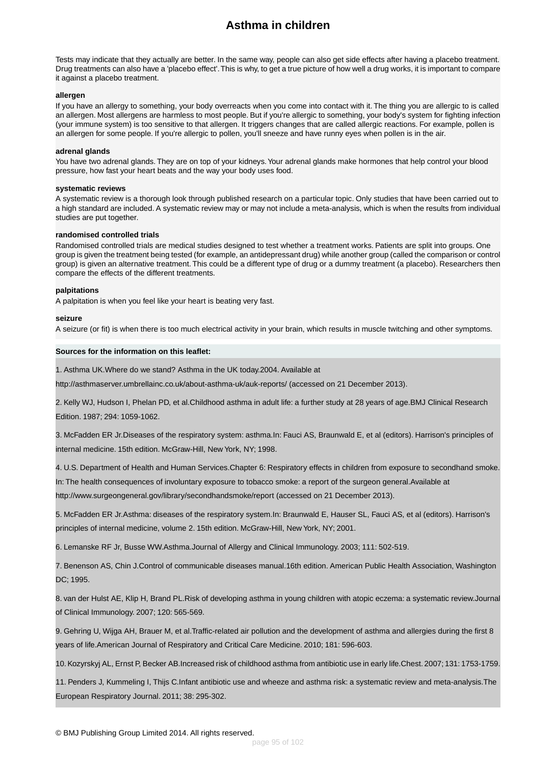Tests may indicate that they actually are better. In the same way, people can also get side effects after having a placebo treatment. Drug treatments can also have a 'placebo effect'. This is why, to get a true picture of how well a drug works, it is important to compare it against a placebo treatment.

**allergen**

If you have an allergy to something, your body overreacts when you come into contact with it. The thing you are allergic to is called an allergen. Most allergens are harmless to most people. But if you're allergic to something, your body's system for fighting infection (your immune system) is too sensitive to that allergen. It triggers changes that are called allergic reactions. For example, pollen is an allergen for some people. If you're allergic to pollen, you'll sneeze and have runny eyes when pollen is in the air.

**adrenal glands**

You have two adrenal glands. They are on top of your kidneys. Your adrenal glands make hormones that help control your blood pressure, how fast your heart beats and the way your body uses food.

**systematic reviews**

A systematic review is a thorough look through published research on a particular topic. Only studies that have been carried out to a high standard are included. A systematic review may or may not include a meta-analysis, which is when the results from individual studies are put together.

**randomised controlled trials**

Randomised controlled trials are medical studies designed to test whether a treatment works. Patients are split into groups. One group is given the treatment being tested (for example, an antidepressant drug) while another group (called the comparison or control group) is given an alternative treatment. This could be a different type of drug or a dummy treatment (a placebo). Researchers then compare the effects of the different treatments.

**palpitations**

A palpitation is when you feel like your heart is beating very fast.

**seizure**

A seizure (or fit) is when there is too much electrical activity in your brain, which results in muscle twitching and other symptoms.

**Sources for the information on this leaflet:**

1. Asthma UK.Where do we stand? Asthma in the UK today.2004. Available at http://asthmaserver.umbrellainc.co.uk/about-asthma-uk/auk-reports/ (accessed on 21 December 2013).

2. Kelly WJ, Hudson I, Phelan PD, et al.Childhood asthma in adult life: a further study at 28 years of age.BMJ Clinical Research Edition. 1987; 294: 1059-1062.

3. McFadden ER Jr.Diseases of the respiratory system: asthma.In: Fauci AS, Braunwald E, et al (editors). Harrison's principles of internal medicine. 15th edition. McGraw-Hill, New York, NY; 1998.

4. U.S. Department of Health and Human Services.Chapter 6: Respiratory effects in children from exposure to secondhand smoke. In: The health consequences of involuntary exposure to tobacco smoke: a report of the surgeon general.Available at http://www.surgeongeneral.gov/library/secondhandsmoke/report (accessed on 21 December 2013).

5. McFadden ER Jr.Asthma: diseases of the respiratory system.In: Braunwald E, Hauser SL, Fauci AS, et al (editors). Harrison's principles of internal medicine, volume 2. 15th edition. McGraw-Hill, New York, NY; 2001.

6. Lemanske RF Jr, Busse WW.Asthma.Journal of Allergy and Clinical Immunology. 2003; 111: 502-519.

7. Benenson AS, Chin J.Control of communicable diseases manual.16th edition. American Public Health Association, Washington DC; 1995.

8. van der Hulst AE, Klip H, Brand PL.Risk of developing asthma in young children with atopic eczema: a systematic review.Journal of Clinical Immunology. 2007; 120: 565-569.

9. Gehring U, Wijga AH, Brauer M, et al.Traffic-related air pollution and the development of asthma and allergies during the first 8 years of life.American Journal of Respiratory and Critical Care Medicine. 2010; 181: 596-603.

10. Kozyrskyj AL, Ernst P, Becker AB.Increased risk of childhood asthma from antibiotic use in early life.Chest. 2007; 131: 1753-1759.

11. Penders J, Kummeling I, Thijs C.Infant antibiotic use and wheeze and asthma risk: a systematic review and meta-analysis.The European Respiratory Journal. 2011; 38: 295-302.

© BMJ Publishing Group Limited 2014. All rights reserved.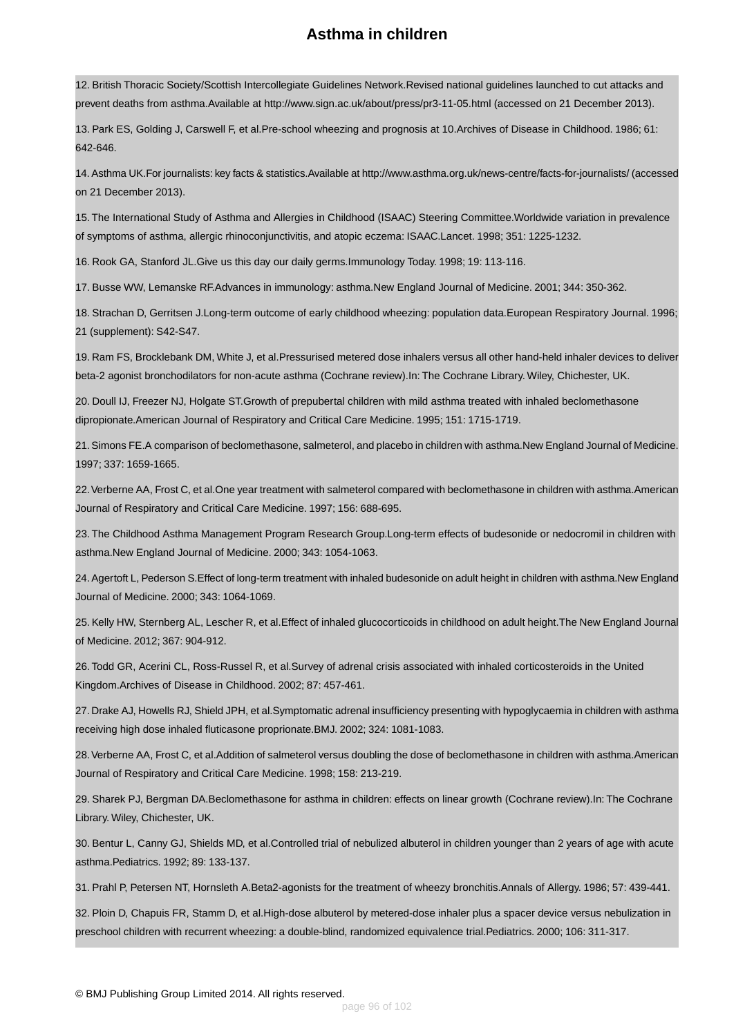12. British Thoracic Society/Scottish Intercollegiate Guidelines Network.Revised national guidelines launched to cut attacks and prevent deaths from asthma.Available at http://www.sign.ac.uk/about/press/pr3-11-05.html (accessed on 21 December 2013).

13. Park ES, Golding J, Carswell F, et al.Pre-school wheezing and prognosis at 10.Archives of Disease in Childhood. 1986; 61: 642-646.

14. Asthma UK.For journalists: key facts & statistics.Available at http://www.asthma.org.uk/news-centre/facts-for-journalists/ (accessed on 21 December 2013).

15. The International Study of Asthma and Allergies in Childhood (ISAAC) Steering Committee.Worldwide variation in prevalence of symptoms of asthma, allergic rhinoconjunctivitis, and atopic eczema: ISAAC.Lancet. 1998; 351: 1225-1232.

16. Rook GA, Stanford JL.Give us this day our daily germs.Immunology Today. 1998; 19: 113-116.

17. Busse WW, Lemanske RF.Advances in immunology: asthma.New England Journal of Medicine. 2001; 344: 350-362.

18. Strachan D, Gerritsen J.Long-term outcome of early childhood wheezing: population data.European Respiratory Journal. 1996; 21 (supplement): S42-S47.

19. Ram FS, Brocklebank DM, White J, et al.Pressurised metered dose inhalers versus all other hand-held inhaler devices to deliver beta-2 agonist bronchodilators for non-acute asthma (Cochrane review).In: The Cochrane Library. Wiley, Chichester, UK.

20. Doull IJ, Freezer NJ, Holgate ST.Growth of prepubertal children with mild asthma treated with inhaled beclomethasone dipropionate.American Journal of Respiratory and Critical Care Medicine. 1995; 151: 1715-1719.

21. Simons FE.A comparison of beclomethasone, salmeterol, and placebo in children with asthma.New England Journal of Medicine. 1997; 337: 1659-1665.

22. Verberne AA, Frost C, et al.One year treatment with salmeterol compared with beclomethasone in children with asthma.American Journal of Respiratory and Critical Care Medicine. 1997; 156: 688-695.

23. The Childhood Asthma Management Program Research Group.Long-term effects of budesonide or nedocromil in children with asthma.New England Journal of Medicine. 2000; 343: 1054-1063.

24. Agertoft L, Pederson S.Effect of long-term treatment with inhaled budesonide on adult height in children with asthma.New England Journal of Medicine. 2000; 343: 1064-1069.

25. Kelly HW, Sternberg AL, Lescher R, et al.Effect of inhaled glucocorticoids in childhood on adult height.The New England Journal of Medicine. 2012; 367: 904-912.

26. Todd GR, Acerini CL, Ross-Russel R, et al.Survey of adrenal crisis associated with inhaled corticosteroids in the United Kingdom.Archives of Disease in Childhood. 2002; 87: 457-461.

27. Drake AJ, Howells RJ, Shield JPH, et al.Symptomatic adrenal insufficiency presenting with hypoglycaemia in children with asthma receiving high dose inhaled fluticasone proprionate.BMJ. 2002; 324: 1081-1083.

28. Verberne AA, Frost C, et al.Addition of salmeterol versus doubling the dose of beclomethasone in children with asthma.American Journal of Respiratory and Critical Care Medicine. 1998; 158: 213-219.

29. Sharek PJ, Bergman DA.Beclomethasone for asthma in children: effects on linear growth (Cochrane review).In: The Cochrane Library. Wiley, Chichester, UK.

30. Bentur L, Canny GJ, Shields MD, et al.Controlled trial of nebulized albuterol in children younger than 2 years of age with acute asthma.Pediatrics. 1992; 89: 133-137.

31. Prahl P, Petersen NT, Hornsleth A.Beta2-agonists for the treatment of wheezy bronchitis.Annals of Allergy. 1986; 57: 439-441.

32. Ploin D, Chapuis FR, Stamm D, et al.High-dose albuterol by metered-dose inhaler plus a spacer device versus nebulization in preschool children with recurrent wheezing: a double-blind, randomized equivalence trial.Pediatrics. 2000; 106: 311-317.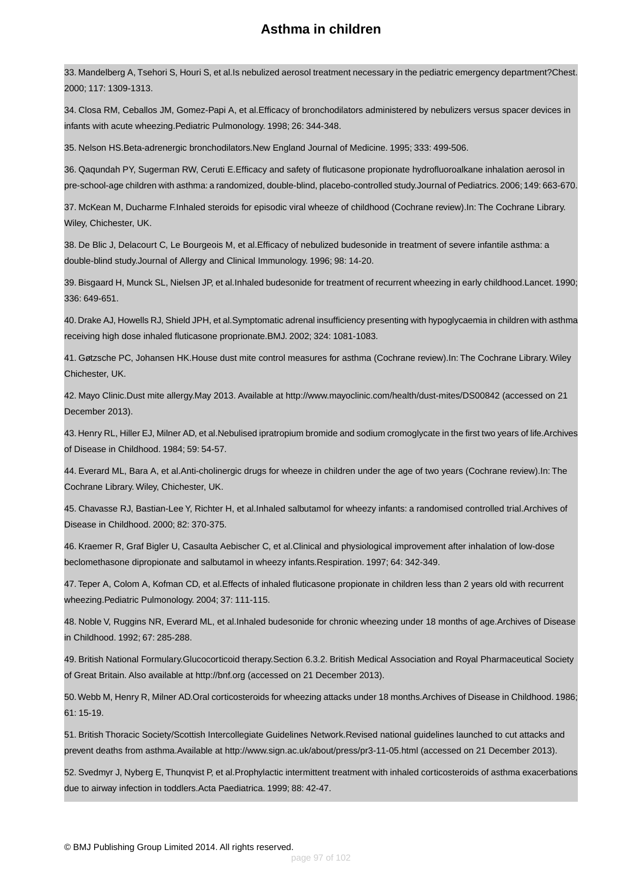33. Mandelberg A, Tsehori S, Houri S, et al.Is nebulized aerosol treatment necessary in the pediatric emergency department?Chest. 2000; 117: 1309-1313.

34. Closa RM, Ceballos JM, Gomez-Papi A, et al.Efficacy of bronchodilators administered by nebulizers versus spacer devices in infants with acute wheezing.Pediatric Pulmonology. 1998; 26: 344-348.

35. Nelson HS.Beta-adrenergic bronchodilators.New England Journal of Medicine. 1995; 333: 499-506.

36. Qaqundah PY, Sugerman RW, Ceruti E.Efficacy and safety of fluticasone propionate hydrofluoroalkane inhalation aerosol in pre-school-age children with asthma: a randomized, double-blind, placebo-controlled study.Journal of Pediatrics. 2006; 149: 663-670.

37. McKean M, Ducharme F.Inhaled steroids for episodic viral wheeze of childhood (Cochrane review).In: The Cochrane Library. Wiley, Chichester, UK.

38. De Blic J, Delacourt C, Le Bourgeois M, et al.Efficacy of nebulized budesonide in treatment of severe infantile asthma: a double-blind study.Journal of Allergy and Clinical Immunology. 1996; 98: 14-20.

39. Bisgaard H, Munck SL, Nielsen JP, et al.Inhaled budesonide for treatment of recurrent wheezing in early childhood.Lancet. 1990; 336: 649-651.

40. Drake AJ, Howells RJ, Shield JPH, et al.Symptomatic adrenal insufficiency presenting with hypoglycaemia in children with asthma receiving high dose inhaled fluticasone proprionate.BMJ. 2002; 324: 1081-1083.

41. Gøtzsche PC, Johansen HK.House dust mite control measures for asthma (Cochrane review).In: The Cochrane Library. Wiley Chichester, UK.

42. Mayo Clinic.Dust mite allergy.May 2013. Available at http://www.mayoclinic.com/health/dust-mites/DS00842 (accessed on 21 December 2013).

43. Henry RL, Hiller EJ, Milner AD, et al.Nebulised ipratropium bromide and sodium cromoglycate in the first two years of life.Archives of Disease in Childhood. 1984; 59: 54-57.

44. Everard ML, Bara A, et al.Anti-cholinergic drugs for wheeze in children under the age of two years (Cochrane review).In: The Cochrane Library. Wiley, Chichester, UK.

45. Chavasse RJ, Bastian-Lee Y, Richter H, et al.Inhaled salbutamol for wheezy infants: a randomised controlled trial.Archives of Disease in Childhood. 2000; 82: 370-375.

46. Kraemer R, Graf Bigler U, Casaulta Aebischer C, et al.Clinical and physiological improvement after inhalation of low-dose beclomethasone dipropionate and salbutamol in wheezy infants.Respiration. 1997; 64: 342-349.

47. Teper A, Colom A, Kofman CD, et al.Effects of inhaled fluticasone propionate in children less than 2 years old with recurrent wheezing.Pediatric Pulmonology. 2004; 37: 111-115.

48. Noble V, Ruggins NR, Everard ML, et al.Inhaled budesonide for chronic wheezing under 18 months of age.Archives of Disease in Childhood. 1992; 67: 285-288.

49. British National Formulary.Glucocorticoid therapy.Section 6.3.2. British Medical Association and Royal Pharmaceutical Society of Great Britain. Also available at http://bnf.org (accessed on 21 December 2013).

50. Webb M, Henry R, Milner AD.Oral corticosteroids for wheezing attacks under 18 months.Archives of Disease in Childhood. 1986; 61: 15-19.

51. British Thoracic Society/Scottish Intercollegiate Guidelines Network.Revised national guidelines launched to cut attacks and prevent deaths from asthma.Available at http://www.sign.ac.uk/about/press/pr3-11-05.html (accessed on 21 December 2013).

52. Svedmyr J, Nyberg E, Thunqvist P, et al.Prophylactic intermittent treatment with inhaled corticosteroids of asthma exacerbations due to airway infection in toddlers.Acta Paediatrica. 1999; 88: 42-47.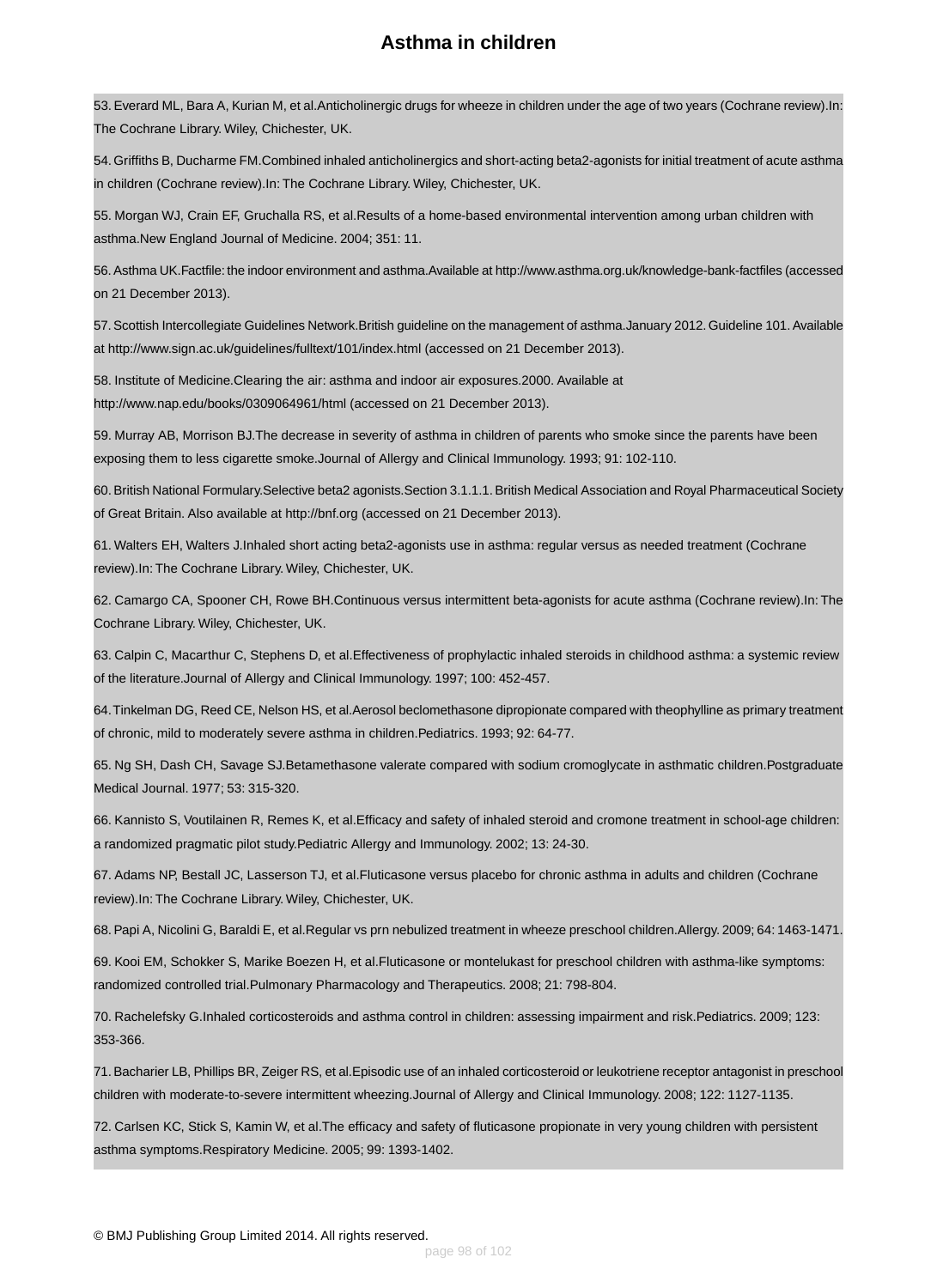53. Everard ML, Bara A, Kurian M, et al.Anticholinergic drugs for wheeze in children under the age of two years (Cochrane review).In: The Cochrane Library. Wiley, Chichester, UK.

54. Griffiths B, Ducharme FM.Combined inhaled anticholinergics and short-acting beta2-agonists for initial treatment of acute asthma in children (Cochrane review).In: The Cochrane Library. Wiley, Chichester, UK.

55. Morgan WJ, Crain EF, Gruchalla RS, et al.Results of a home-based environmental intervention among urban children with asthma.New England Journal of Medicine. 2004; 351: 11.

56. Asthma UK.Factfile: the indoor environment and asthma.Available at http://www.asthma.org.uk/knowledge-bank-factfiles (accessed on 21 December 2013).

57. Scottish Intercollegiate Guidelines Network.British guideline on the management of asthma.January 2012. Guideline 101. Available at http://www.sign.ac.uk/guidelines/fulltext/101/index.html (accessed on 21 December 2013).

58. Institute of Medicine.Clearing the air: asthma and indoor air exposures.2000. Available at http://www.nap.edu/books/0309064961/html (accessed on 21 December 2013).

59. Murray AB, Morrison BJ.The decrease in severity of asthma in children of parents who smoke since the parents have been exposing them to less cigarette smoke.Journal of Allergy and Clinical Immunology. 1993; 91: 102-110.

60. British National Formulary.Selective beta2 agonists.Section 3.1.1.1. British Medical Association and Royal Pharmaceutical Society of Great Britain. Also available at http://bnf.org (accessed on 21 December 2013).

61. Walters EH, Walters J.Inhaled short acting beta2-agonists use in asthma: regular versus as needed treatment (Cochrane review).In: The Cochrane Library. Wiley, Chichester, UK.

62. Camargo CA, Spooner CH, Rowe BH.Continuous versus intermittent beta-agonists for acute asthma (Cochrane review).In: The Cochrane Library. Wiley, Chichester, UK.

63. Calpin C, Macarthur C, Stephens D, et al.Effectiveness of prophylactic inhaled steroids in childhood asthma: a systemic review of the literature.Journal of Allergy and Clinical Immunology. 1997; 100: 452-457.

64. Tinkelman DG, Reed CE, Nelson HS, et al.Aerosol beclomethasone dipropionate compared with theophylline as primary treatment of chronic, mild to moderately severe asthma in children.Pediatrics. 1993; 92: 64-77.

65. Ng SH, Dash CH, Savage SJ.Betamethasone valerate compared with sodium cromoglycate in asthmatic children.Postgraduate Medical Journal. 1977; 53: 315-320.

66. Kannisto S, Voutilainen R, Remes K, et al.Efficacy and safety of inhaled steroid and cromone treatment in school-age children: a randomized pragmatic pilot study.Pediatric Allergy and Immunology. 2002; 13: 24-30.

67. Adams NP, Bestall JC, Lasserson TJ, et al.Fluticasone versus placebo for chronic asthma in adults and children (Cochrane review).In: The Cochrane Library. Wiley, Chichester, UK.

68. Papi A, Nicolini G, Baraldi E, et al.Regular vs prn nebulized treatment in wheeze preschool children.Allergy. 2009; 64: 1463-1471.

69. Kooi EM, Schokker S, Marike Boezen H, et al.Fluticasone or montelukast for preschool children with asthma-like symptoms: randomized controlled trial.Pulmonary Pharmacology and Therapeutics. 2008; 21: 798-804.

70. Rachelefsky G.Inhaled corticosteroids and asthma control in children: assessing impairment and risk.Pediatrics. 2009; 123: 353-366.

71. Bacharier LB, Phillips BR, Zeiger RS, et al.Episodic use of an inhaled corticosteroid or leukotriene receptor antagonist in preschool children with moderate-to-severe intermittent wheezing.Journal of Allergy and Clinical Immunology. 2008; 122: 1127-1135.

72. Carlsen KC, Stick S, Kamin W, et al.The efficacy and safety of fluticasone propionate in very young children with persistent asthma symptoms.Respiratory Medicine. 2005; 99: 1393-1402.

© BMJ Publishing Group Limited 2014. All rights reserved.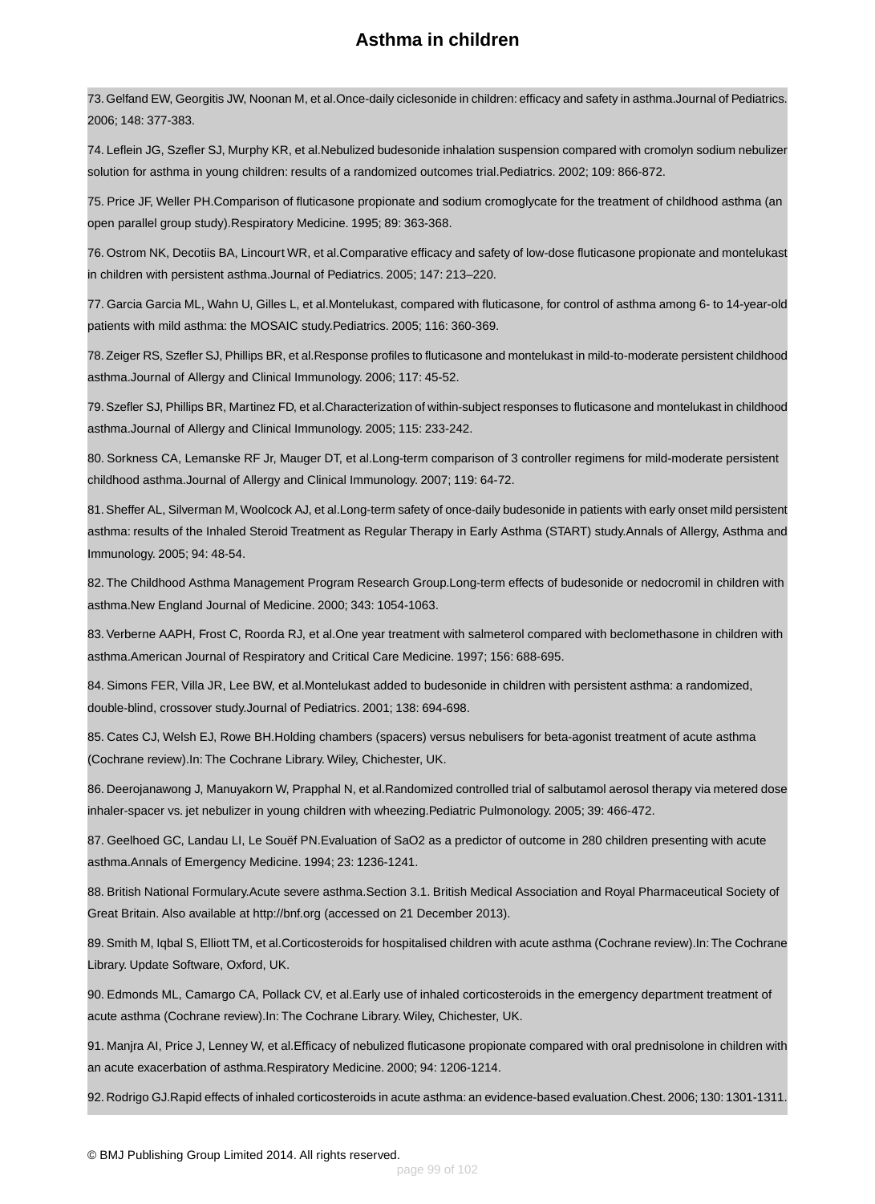73. Gelfand EW, Georgitis JW, Noonan M, et al.Once-daily ciclesonide in children: efficacy and safety in asthma.Journal of Pediatrics. 2006; 148: 377-383.

74. Leflein JG, Szefler SJ, Murphy KR, et al.Nebulized budesonide inhalation suspension compared with cromolyn sodium nebulizer solution for asthma in young children: results of a randomized outcomes trial.Pediatrics. 2002; 109: 866-872.

75. Price JF, Weller PH.Comparison of fluticasone propionate and sodium cromoglycate for the treatment of childhood asthma (an open parallel group study).Respiratory Medicine. 1995; 89: 363-368.

76. Ostrom NK, Decotiis BA, Lincourt WR, et al.Comparative efficacy and safety of low-dose fluticasone propionate and montelukast in children with persistent asthma.Journal of Pediatrics. 2005; 147: 213–220.

77. Garcia Garcia ML, Wahn U, Gilles L, et al.Montelukast, compared with fluticasone, for control of asthma among 6- to 14-year-old patients with mild asthma: the MOSAIC study.Pediatrics. 2005; 116: 360-369.

78. Zeiger RS, Szefler SJ, Phillips BR, et al.Response profiles to fluticasone and montelukast in mild-to-moderate persistent childhood asthma.Journal of Allergy and Clinical Immunology. 2006; 117: 45-52.

79. Szefler SJ, Phillips BR, Martinez FD, et al.Characterization of within-subject responses to fluticasone and montelukast in childhood asthma.Journal of Allergy and Clinical Immunology. 2005; 115: 233-242.

80. Sorkness CA, Lemanske RF Jr, Mauger DT, et al.Long-term comparison of 3 controller regimens for mild-moderate persistent childhood asthma.Journal of Allergy and Clinical Immunology. 2007; 119: 64-72.

81. Sheffer AL, Silverman M, Woolcock AJ, et al.Long-term safety of once-daily budesonide in patients with early onset mild persistent asthma: results of the Inhaled Steroid Treatment as Regular Therapy in Early Asthma (START) study.Annals of Allergy, Asthma and Immunology. 2005; 94: 48-54.

82. The Childhood Asthma Management Program Research Group.Long-term effects of budesonide or nedocromil in children with asthma.New England Journal of Medicine. 2000; 343: 1054-1063.

83. Verberne AAPH, Frost C, Roorda RJ, et al.One year treatment with salmeterol compared with beclomethasone in children with asthma.American Journal of Respiratory and Critical Care Medicine. 1997; 156: 688-695.

84. Simons FER, Villa JR, Lee BW, et al.Montelukast added to budesonide in children with persistent asthma: a randomized, double-blind, crossover study.Journal of Pediatrics. 2001; 138: 694-698.

85. Cates CJ, Welsh EJ, Rowe BH.Holding chambers (spacers) versus nebulisers for beta-agonist treatment of acute asthma (Cochrane review).In: The Cochrane Library. Wiley, Chichester, UK.

86. Deerojanawong J, Manuyakorn W, Prapphal N, et al.Randomized controlled trial of salbutamol aerosol therapy via metered dose inhaler-spacer vs. jet nebulizer in young children with wheezing.Pediatric Pulmonology. 2005; 39: 466-472.

87. Geelhoed GC, Landau LI, Le Souëf PN.Evaluation of SaO2 as a predictor of outcome in 280 children presenting with acute asthma.Annals of Emergency Medicine. 1994; 23: 1236-1241.

88. British National Formulary.Acute severe asthma.Section 3.1. British Medical Association and Royal Pharmaceutical Society of Great Britain. Also available at http://bnf.org (accessed on 21 December 2013).

89. Smith M, Iqbal S, Elliott TM, et al.Corticosteroids for hospitalised children with acute asthma (Cochrane review).In: The Cochrane Library. Update Software, Oxford, UK.

90. Edmonds ML, Camargo CA, Pollack CV, et al.Early use of inhaled corticosteroids in the emergency department treatment of acute asthma (Cochrane review).In: The Cochrane Library. Wiley, Chichester, UK.

91. Manjra AI, Price J, Lenney W, et al.Efficacy of nebulized fluticasone propionate compared with oral prednisolone in children with an acute exacerbation of asthma.Respiratory Medicine. 2000; 94: 1206-1214.

92. Rodrigo GJ.Rapid effects of inhaled corticosteroids in acute asthma: an evidence-based evaluation.Chest. 2006; 130: 1301-1311.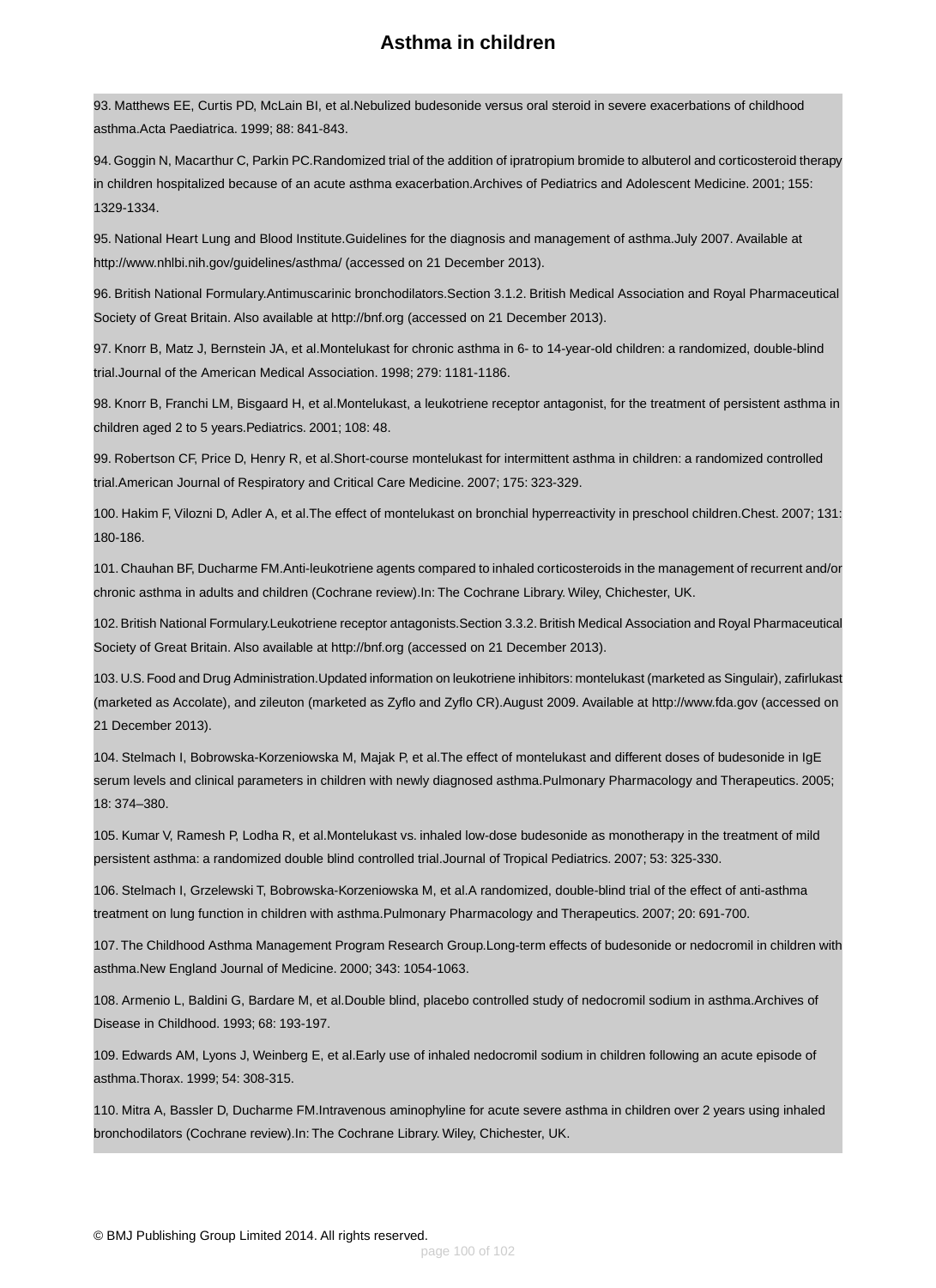93. Matthews EE, Curtis PD, McLain BI, et al.Nebulized budesonide versus oral steroid in severe exacerbations of childhood asthma.Acta Paediatrica. 1999; 88: 841-843.

94. Goggin N, Macarthur C, Parkin PC.Randomized trial of the addition of ipratropium bromide to albuterol and corticosteroid therapy in children hospitalized because of an acute asthma exacerbation.Archives of Pediatrics and Adolescent Medicine. 2001; 155: 1329-1334.

95. National Heart Lung and Blood Institute.Guidelines for the diagnosis and management of asthma.July 2007. Available at http://www.nhlbi.nih.gov/guidelines/asthma/ (accessed on 21 December 2013).

96. British National Formulary.Antimuscarinic bronchodilators.Section 3.1.2. British Medical Association and Royal Pharmaceutical Society of Great Britain. Also available at http://bnf.org (accessed on 21 December 2013).

97. Knorr B, Matz J, Bernstein JA, et al.Montelukast for chronic asthma in 6- to 14-year-old children: a randomized, double-blind trial.Journal of the American Medical Association. 1998; 279: 1181-1186.

98. Knorr B, Franchi LM, Bisgaard H, et al.Montelukast, a leukotriene receptor antagonist, for the treatment of persistent asthma in children aged 2 to 5 years.Pediatrics. 2001; 108: 48.

99. Robertson CF, Price D, Henry R, et al.Short-course montelukast for intermittent asthma in children: a randomized controlled trial.American Journal of Respiratory and Critical Care Medicine. 2007; 175: 323-329.

100. Hakim F, Vilozni D, Adler A, et al.The effect of montelukast on bronchial hyperreactivity in preschool children.Chest. 2007; 131: 180-186.

101. Chauhan BF, Ducharme FM.Anti-leukotriene agents compared to inhaled corticosteroids in the management of recurrent and/or chronic asthma in adults and children (Cochrane review).In: The Cochrane Library. Wiley, Chichester, UK.

102. British National Formulary.Leukotriene receptor antagonists.Section 3.3.2. British Medical Association and Royal Pharmaceutical Society of Great Britain. Also available at http://bnf.org (accessed on 21 December 2013).

103. U.S. Food and Drug Administration.Updated information on leukotriene inhibitors: montelukast (marketed as Singulair), zafirlukast (marketed as Accolate), and zileuton (marketed as Zyflo and Zyflo CR).August 2009. Available at http://www.fda.gov (accessed on 21 December 2013).

104. Stelmach I, Bobrowska-Korzeniowska M, Majak P, et al.The effect of montelukast and different doses of budesonide in IgE serum levels and clinical parameters in children with newly diagnosed asthma.Pulmonary Pharmacology and Therapeutics. 2005; 18: 374–380.

105. Kumar V, Ramesh P, Lodha R, et al.Montelukast vs. inhaled low-dose budesonide as monotherapy in the treatment of mild persistent asthma: a randomized double blind controlled trial.Journal of Tropical Pediatrics. 2007; 53: 325-330.

106. Stelmach I, Grzelewski T, Bobrowska-Korzeniowska M, et al.A randomized, double-blind trial of the effect of anti-asthma treatment on lung function in children with asthma.Pulmonary Pharmacology and Therapeutics. 2007; 20: 691-700.

107. The Childhood Asthma Management Program Research Group.Long-term effects of budesonide or nedocromil in children with asthma.New England Journal of Medicine. 2000; 343: 1054-1063.

108. Armenio L, Baldini G, Bardare M, et al.Double blind, placebo controlled study of nedocromil sodium in asthma.Archives of Disease in Childhood. 1993; 68: 193-197.

109. Edwards AM, Lyons J, Weinberg E, et al.Early use of inhaled nedocromil sodium in children following an acute episode of asthma.Thorax. 1999; 54: 308-315.

110. Mitra A, Bassler D, Ducharme FM.Intravenous aminophyline for acute severe asthma in children over 2 years using inhaled bronchodilators (Cochrane review).In: The Cochrane Library. Wiley, Chichester, UK.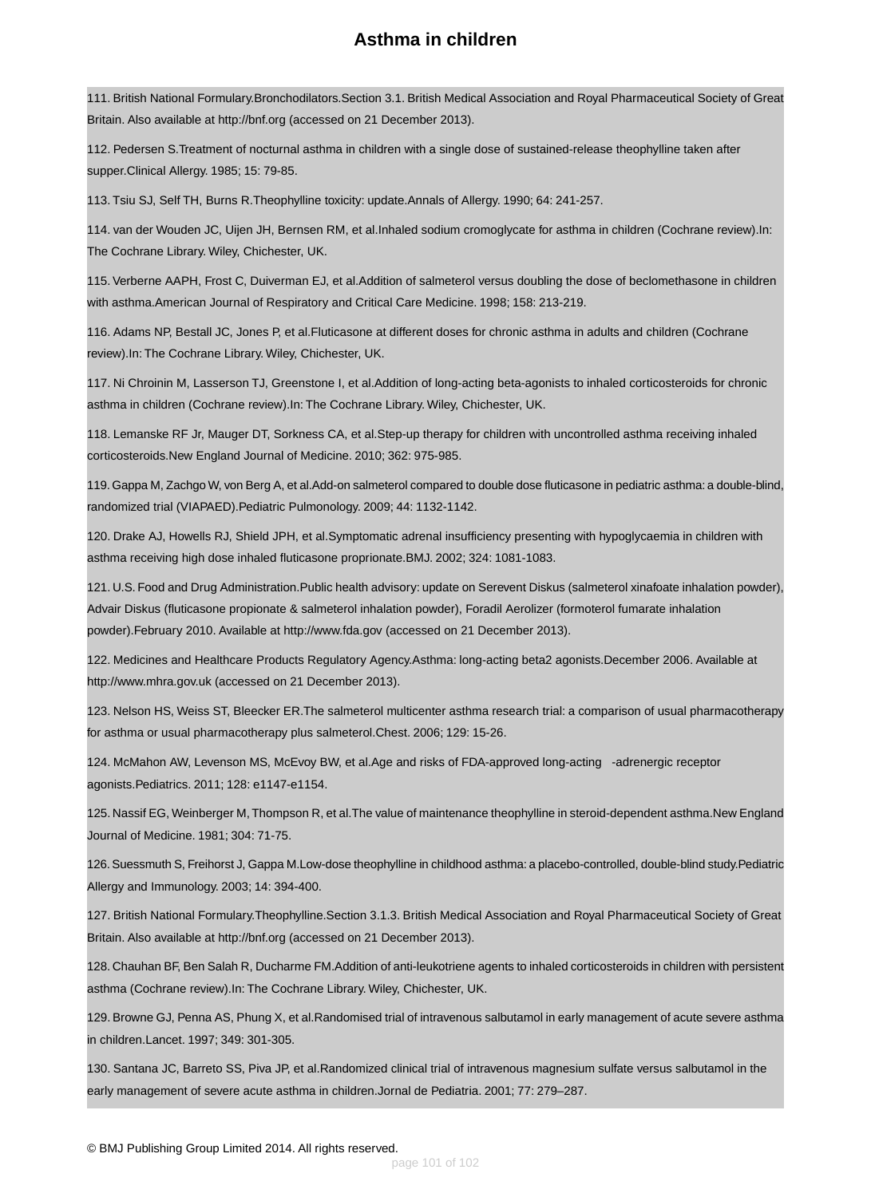111. British National Formulary.Bronchodilators.Section 3.1. British Medical Association and Royal Pharmaceutical Society of Great Britain. Also available at http://bnf.org (accessed on 21 December 2013).

112. Pedersen S.Treatment of nocturnal asthma in children with a single dose of sustained-release theophylline taken after supper.Clinical Allergy. 1985; 15: 79-85.

113. Tsiu SJ, Self TH, Burns R.Theophylline toxicity: update.Annals of Allergy. 1990; 64: 241-257.

114. van der Wouden JC, Uijen JH, Bernsen RM, et al.Inhaled sodium cromoglycate for asthma in children (Cochrane review).In: The Cochrane Library. Wiley, Chichester, UK.

115. Verberne AAPH, Frost C, Duiverman EJ, et al.Addition of salmeterol versus doubling the dose of beclomethasone in children with asthma.American Journal of Respiratory and Critical Care Medicine. 1998; 158: 213-219.

116. Adams NP, Bestall JC, Jones P, et al.Fluticasone at different doses for chronic asthma in adults and children (Cochrane review).In: The Cochrane Library. Wiley, Chichester, UK.

117. Ni Chroinin M, Lasserson TJ, Greenstone I, et al.Addition of long-acting beta-agonists to inhaled corticosteroids for chronic asthma in children (Cochrane review).In: The Cochrane Library. Wiley, Chichester, UK.

118. Lemanske RF Jr, Mauger DT, Sorkness CA, et al.Step-up therapy for children with uncontrolled asthma receiving inhaled corticosteroids.New England Journal of Medicine. 2010; 362: 975-985.

119. Gappa M, Zachgo W, von Berg A, et al.Add-on salmeterol compared to double dose fluticasone in pediatric asthma: a double-blind, randomized trial (VIAPAED).Pediatric Pulmonology. 2009; 44: 1132-1142.

120. Drake AJ, Howells RJ, Shield JPH, et al.Symptomatic adrenal insufficiency presenting with hypoglycaemia in children with asthma receiving high dose inhaled fluticasone proprionate.BMJ. 2002; 324: 1081-1083.

121. U.S. Food and Drug Administration.Public health advisory: update on Serevent Diskus (salmeterol xinafoate inhalation powder), Advair Diskus (fluticasone propionate & salmeterol inhalation powder), Foradil Aerolizer (formoterol fumarate inhalation powder).February 2010. Available at http://www.fda.gov (accessed on 21 December 2013).

122. Medicines and Healthcare Products Regulatory Agency.Asthma: long-acting beta2 agonists.December 2006. Available at http://www.mhra.gov.uk (accessed on 21 December 2013).

123. Nelson HS, Weiss ST, Bleecker ER.The salmeterol multicenter asthma research trial: a comparison of usual pharmacotherapy for asthma or usual pharmacotherapy plus salmeterol.Chest. 2006; 129: 15-26.

124. McMahon AW, Levenson MS, McEvoy BW, et al.Age and risks of FDA-approved long-acting  -adrenergic receptor agonists.Pediatrics. 2011; 128: e1147-e1154.

125. Nassif EG, Weinberger M, Thompson R, et al.The value of maintenance theophylline in steroid-dependent asthma.New England Journal of Medicine. 1981; 304: 71-75.

126. Suessmuth S, Freihorst J, Gappa M.Low-dose theophylline in childhood asthma: a placebo-controlled, double-blind study.Pediatric Allergy and Immunology. 2003; 14: 394-400.

127. British National Formulary.Theophylline.Section 3.1.3. British Medical Association and Royal Pharmaceutical Society of Great Britain. Also available at http://bnf.org (accessed on 21 December 2013).

128. Chauhan BF, Ben Salah R, Ducharme FM.Addition of anti-leukotriene agents to inhaled corticosteroids in children with persistent asthma (Cochrane review).In: The Cochrane Library. Wiley, Chichester, UK.

129. Browne GJ, Penna AS, Phung X, et al.Randomised trial of intravenous salbutamol in early management of acute severe asthma in children.Lancet. 1997; 349: 301-305.

130. Santana JC, Barreto SS, Piva JP, et al.Randomized clinical trial of intravenous magnesium sulfate versus salbutamol in the early management of severe acute asthma in children.Jornal de Pediatria. 2001; 77: 279–287.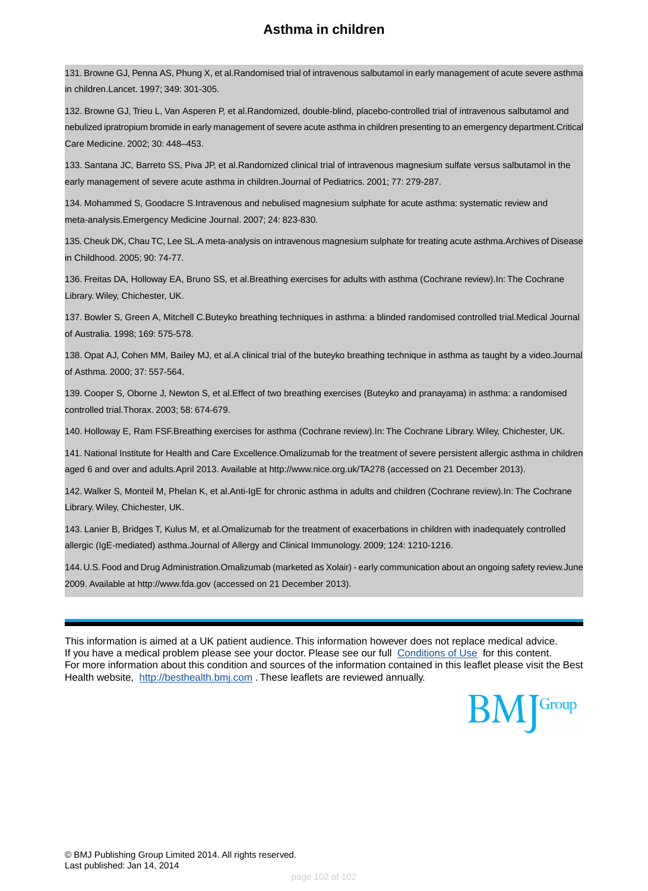131. Browne GJ, Penna AS, Phung X, et al.Randomised trial of intravenous salbutamol in early management of acute severe asthma in children.Lancet. 1997; 349: 301-305.

132. Browne GJ, Trieu L, Van Asperen P, et al.Randomized, double-blind, placebo-controlled trial of intravenous salbutamol and nebulized ipratropium bromide in early management of severe acute asthma in children presenting to an emergency department.Critical Care Medicine. 2002; 30: 448–453.

133. Santana JC, Barreto SS, Piva JP, et al.Randomized clinical trial of intravenous magnesium sulfate versus salbutamol in the early management of severe acute asthma in children.Journal of Pediatrics. 2001; 77: 279-287.

134. Mohammed S, Goodacre S.Intravenous and nebulised magnesium sulphate for acute asthma: systematic review and meta-analysis.Emergency Medicine Journal. 2007; 24: 823-830.

135. Cheuk DK, Chau TC, Lee SL.A meta-analysis on intravenous magnesium sulphate for treating acute asthma.Archives of Disease in Childhood. 2005; 90: 74-77.

136. Freitas DA, Holloway EA, Bruno SS, et al.Breathing exercises for adults with asthma (Cochrane review).In: The Cochrane Library. Wiley, Chichester, UK.

137. Bowler S, Green A, Mitchell C.Buteyko breathing techniques in asthma: a blinded randomised controlled trial.Medical Journal of Australia. 1998; 169: 575-578.

138. Opat AJ, Cohen MM, Bailey MJ, et al.A clinical trial of the buteyko breathing technique in asthma as taught by a video.Journal of Asthma. 2000; 37: 557-564.

139. Cooper S, Oborne J, Newton S, et al.Effect of two breathing exercises (Buteyko and pranayama) in asthma: a randomised controlled trial.Thorax. 2003; 58: 674-679.

140. Holloway E, Ram FSF.Breathing exercises for asthma (Cochrane review).In: The Cochrane Library. Wiley, Chichester, UK.

141. National Institute for Health and Care Excellence.Omalizumab for the treatment of severe persistent allergic asthma in children aged 6 and over and adults.April 2013. Available at http://www.nice.org.uk/TA278 (accessed on 21 December 2013).

142. Walker S, Monteil M, Phelan K, et al.Anti-IgE for chronic asthma in adults and children (Cochrane review).In: The Cochrane Library. Wiley, Chichester, UK.

143. Lanier B, Bridges T, Kulus M, et al.Omalizumab for the treatment of exacerbations in children with inadequately controlled allergic (IgE-mediated) asthma.Journal of Allergy and Clinical Immunology. 2009; 124: 1210-1216.

144. U.S. Food and Drug Administration.Omalizumab (marketed as Xolair) - early communication about an ongoing safety review.June 2009. Available at http://www.fda.gov (accessed on 21 December 2013).

---

This information is aimed at a UK patient audience. This information however does not replace medical advice. If you have a medical problem please see your doctor. Please see our full Conditions of Use for this content. For more information about this condition and sources of the information contained in this leaflet please visit the Best Health website, http://besthealth.bmj.com . These leaflets are reviewed annually.

BMJ Group

© BMJ Publishing Group Limited 2014. All rights reserved.
Last published: Jan 14, 2014